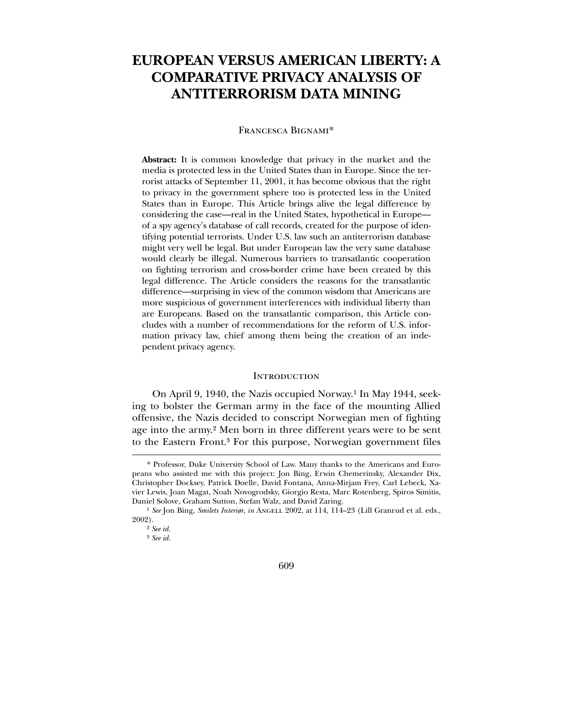# EUROPEAN VERSUS AMERICAN LIBERTY: A COMPARATIVE PRIVACY ANALYSIS OF ANTITERRORISM DATA MINING

Francesca Bignami*

**Abstract:** It is common knowledge that privacy in the market and the media is protected less in the United States than in Europe. Since the terrorist attacks of September 11, 2001, it has become obvious that the right to privacy in the government sphere too is protected less in the United States than in Europe. This Article brings alive the legal difference by considering the case—real in the United States, hypothetical in Europe—of a spy agency's database of call records, created for the purpose of identifying potential terrorists. Under U.S. law such an antiterrorism database might very well be legal. But under European law the very same database would clearly be illegal. Numerous barriers to transatlantic cooperation on fighting terrorism and cross-border crime have been created by this legal difference. The Article considers the reasons for the transatlantic difference—surprising in view of the common wisdom that Americans are more suspicious of government interferences with individual liberty than are Europeans. Based on the transatlantic comparison, this Article concludes with a number of recommendations for the reform of U.S. information privacy law, chief among them being the creation of an independent privacy agency.

## Introduction

On April 9, 1940, the Nazis occupied Norway.[1] In May 1944, seeking to bolster the German army in the face of the mounting Allied offensive, the Nazis decided to conscript Norwegian men of fighting age into the army.[2] Men born in three different years were to be sent to the Eastern Front.[3] For this purpose, Norwegian government files

---

\* Professor, Duke University School of Law. Many thanks to the Americans and Europeans who assisted me with this project: Jon Bing, Erwin Chemerinsky, Alexander Dix, Christopher Docksey, Patrick Doelle, David Fontana, Anna-Mirjam Frey, Carl Lebeck, Xavier Lewis, Joan Magat, Noah Novogrodsky, Giorgio Resta, Marc Rotenberg, Spiros Simitis, Daniel Solove, Graham Sutton, Stefan Walz, and David Zaring.

[1] *See* Jon Bing, *Smilets Interiør*, *in* Angell 2002, at 114, 114–23 (Lill Granrud et al. eds., 2002).

[2] *See id.*

[3] *See id.*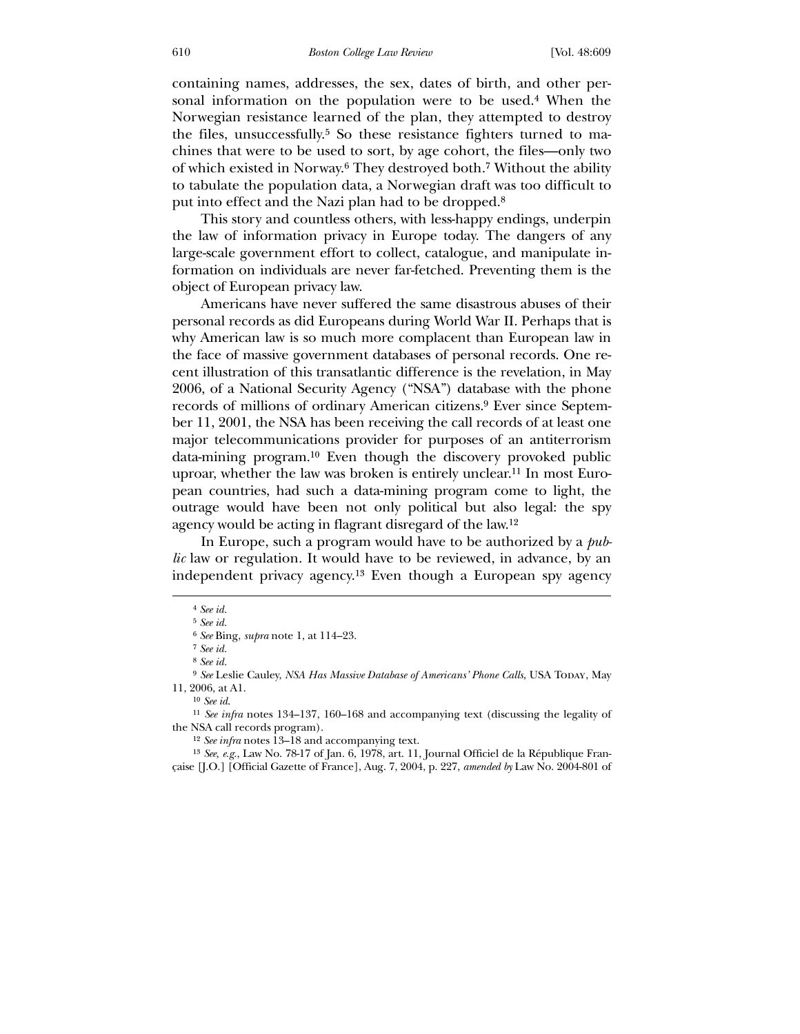containing names, addresses, the sex, dates of birth, and other personal information on the population were to be used.[4] When the Norwegian resistance learned of the plan, they attempted to destroy the files, unsuccessfully.[5] So these resistance fighters turned to machines that were to be used to sort, by age cohort, the files—only two of which existed in Norway.[6] They destroyed both.[7] Without the ability to tabulate the population data, a Norwegian draft was too difficult to put into effect and the Nazi plan had to be dropped.[8]

This story and countless others, with less-happy endings, underpin the law of information privacy in Europe today. The dangers of any large-scale government effort to collect, catalogue, and manipulate information on individuals are never far-fetched. Preventing them is the object of European privacy law.

Americans have never suffered the same disastrous abuses of their personal records as did Europeans during World War II. Perhaps that is why American law is so much more complacent than European law in the face of massive government databases of personal records. One recent illustration of this transatlantic difference is the revelation, in May 2006, of a National Security Agency ("NSA") database with the phone records of millions of ordinary American citizens.[9] Ever since September 11, 2001, the NSA has been receiving the call records of at least one major telecommunications provider for purposes of an antiterrorism data-mining program.[10] Even though the discovery provoked public uproar, whether the law was broken is entirely unclear.[11] In most European countries, had such a data-mining program come to light, the outrage would have been not only political but also legal: the spy agency would be acting in flagrant disregard of the law.[12]

In Europe, such a program would have to be authorized by a *public* law or regulation. It would have to be reviewed, in advance, by an independent privacy agency.[13] Even though a European spy agency

---

[4] *See id.*

[5] *See id.*

[6] *See* Bing, *supra* note 1, at 114–23.

[7] *See id.*

[8] *See id.*

[9] *See* Leslie Cauley, *NSA Has Massive Database of Americans' Phone Calls*, USA TODAY, May 11, 2006, at A1.

[10] *See id.*

[11] *See infra* notes 134–137, 160–168 and accompanying text (discussing the legality of the NSA call records program).

[12] *See infra* notes 13–18 and accompanying text.

[13] *See, e.g.*, Law No. 78-17 of Jan. 6, 1978, art. 11, Journal Officiel de la République Française [J.O.] [Official Gazette of France], Aug. 7, 2004, p. 227, *amended by* Law No. 2004-801 of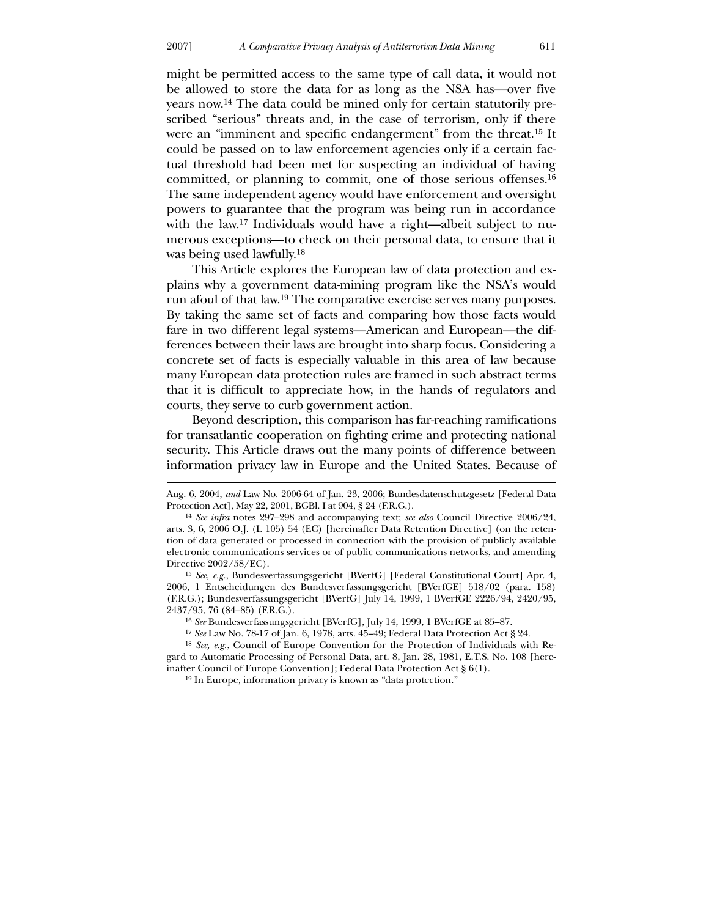might be permitted access to the same type of call data, it would not be allowed to store the data for as long as the NSA has—over five years now.[14] The data could be mined only for certain statutorily prescribed "serious" threats and, in the case of terrorism, only if there were an "imminent and specific endangerment" from the threat.[15] It could be passed on to law enforcement agencies only if a certain factual threshold had been met for suspecting an individual of having committed, or planning to commit, one of those serious offenses.[16] The same independent agency would have enforcement and oversight powers to guarantee that the program was being run in accordance with the law.[17] Individuals would have a right—albeit subject to numerous exceptions—to check on their personal data, to ensure that it was being used lawfully.[18]

This Article explores the European law of data protection and explains why a government data-mining program like the NSA's would run afoul of that law.[19] The comparative exercise serves many purposes. By taking the same set of facts and comparing how those facts would fare in two different legal systems—American and European—the differences between their laws are brought into sharp focus. Considering a concrete set of facts is especially valuable in this area of law because many European data protection rules are framed in such abstract terms that it is difficult to appreciate how, in the hands of regulators and courts, they serve to curb government action.

Beyond description, this comparison has far-reaching ramifications for transatlantic cooperation on fighting crime and protecting national security. This Article draws out the many points of difference between information privacy law in Europe and the United States. Because of

---

Aug. 6, 2004, *and* Law No. 2006-64 of Jan. 23, 2006; Bundesdatenschutzgesetz [Federal Data Protection Act], May 22, 2001, BGBl. I at 904, § 24 (F.R.G.).

[14] *See infra* notes 297–298 and accompanying text; *see also* Council Directive 2006/24, arts. 3, 6, 2006 O.J. (L 105) 54 (EC) [hereinafter Data Retention Directive] (on the retention of data generated or processed in connection with the provision of publicly available electronic communications services or of public communications networks, and amending Directive 2002/58/EC).

[15] *See, e.g.*, Bundesverfassungsgericht [BVerfG] [Federal Constitutional Court] Apr. 4, 2006, 1 Entscheidungen des Bundesverfassungsgericht [BVerfGE] 518/02 (para. 158) (F.R.G.); Bundesverfassungsgericht [BVerfG] July 14, 1999, 1 BVerfGE 2226/94, 2420/95, 2437/95, 76 (84–85) (F.R.G.).

[16] *See* Bundesverfassungsgericht [BVerfG], July 14, 1999, 1 BVerfGE at 85–87.

[17] *See* Law No. 78-17 of Jan. 6, 1978, arts. 45–49; Federal Data Protection Act § 24.

[18] *See, e.g.*, Council of Europe Convention for the Protection of Individuals with Regard to Automatic Processing of Personal Data, art. 8, Jan. 28, 1981, E.T.S. No. 108 [hereinafter Council of Europe Convention]; Federal Data Protection Act § 6(1).

[19] In Europe, information privacy is known as "data protection."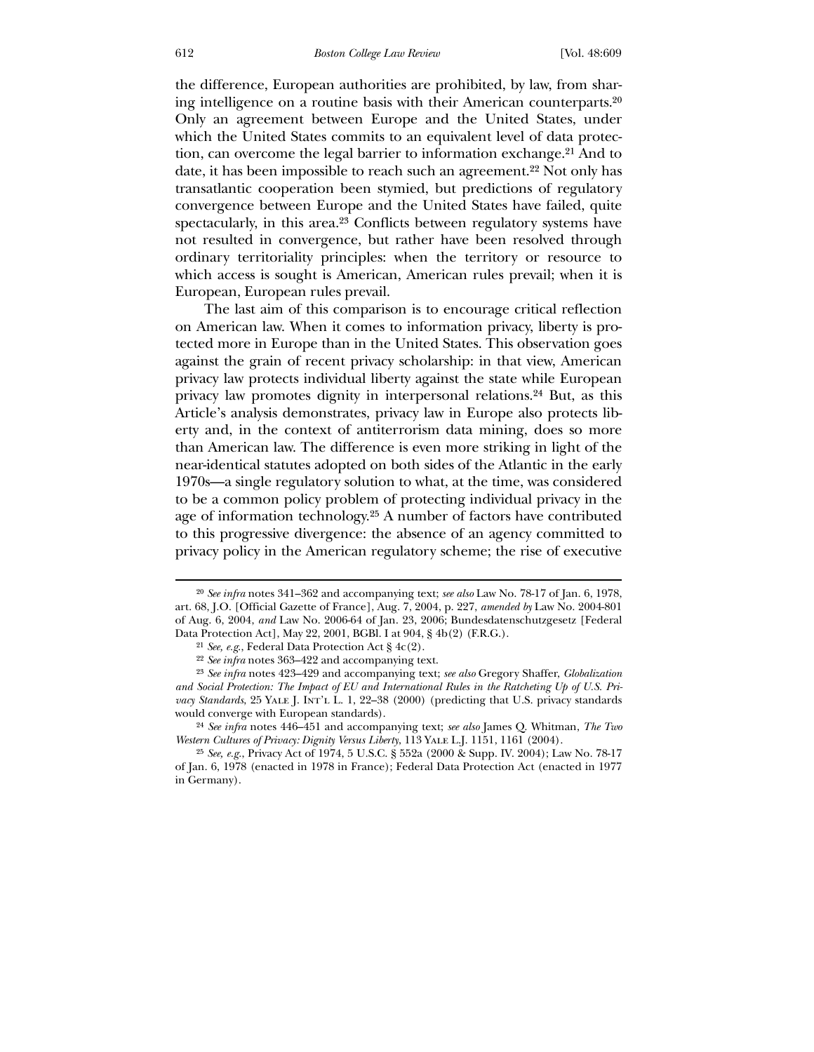the difference, European authorities are prohibited, by law, from sharing intelligence on a routine basis with their American counterparts.[20] Only an agreement between Europe and the United States, under which the United States commits to an equivalent level of data protection, can overcome the legal barrier to information exchange.[21] And to date, it has been impossible to reach such an agreement.[22] Not only has transatlantic cooperation been stymied, but predictions of regulatory convergence between Europe and the United States have failed, quite spectacularly, in this area.[23] Conflicts between regulatory systems have not resulted in convergence, but rather have been resolved through ordinary territoriality principles: when the territory or resource to which access is sought is American, American rules prevail; when it is European, European rules prevail.

The last aim of this comparison is to encourage critical reflection on American law. When it comes to information privacy, liberty is protected more in Europe than in the United States. This observation goes against the grain of recent privacy scholarship: in that view, American privacy law protects individual liberty against the state while European privacy law promotes dignity in interpersonal relations.[24] But, as this Article's analysis demonstrates, privacy law in Europe also protects liberty and, in the context of antiterrorism data mining, does so more than American law. The difference is even more striking in light of the near-identical statutes adopted on both sides of the Atlantic in the early 1970s—a single regulatory solution to what, at the time, was considered to be a common policy problem of protecting individual privacy in the age of information technology.[25] A number of factors have contributed to this progressive divergence: the absence of an agency committed to privacy policy in the American regulatory scheme; the rise of executive

---

[20] *See infra* notes 341–362 and accompanying text; *see also* Law No. 78-17 of Jan. 6, 1978, art. 68, J.O. [Official Gazette of France], Aug. 7, 2004, p. 227, *amended by* Law No. 2004-801 of Aug. 6, 2004, *and* Law No. 2006-64 of Jan. 23, 2006; Bundesdatenschutzgesetz [Federal Data Protection Act], May 22, 2001, BGBl. I at 904, § 4b(2) (F.R.G.).

[21] *See, e.g.*, Federal Data Protection Act § 4c(2).

[22] *See infra* notes 363–422 and accompanying text.

[23] *See infra* notes 423–429 and accompanying text; *see also* Gregory Shaffer, *Globalization and Social Protection: The Impact of EU and International Rules in the Ratcheting Up of U.S. Privacy Standards*, 25 Yale J. Int'l L. 1, 22–38 (2000) (predicting that U.S. privacy standards would converge with European standards).

[24] *See infra* notes 446–451 and accompanying text; *see also* James Q. Whitman, *The Two Western Cultures of Privacy: Dignity Versus Liberty*, 113 Yale L.J. 1151, 1161 (2004).

[25] *See, e.g.*, Privacy Act of 1974, 5 U.S.C. § 552a (2000 & Supp. IV. 2004); Law No. 78-17 of Jan. 6, 1978 (enacted in 1978 in France); Federal Data Protection Act (enacted in 1977 in Germany).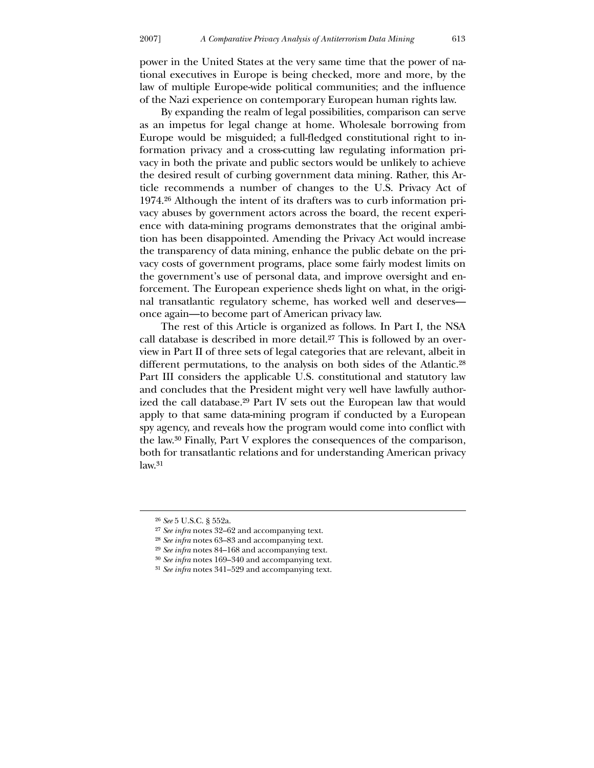power in the United States at the very same time that the power of national executives in Europe is being checked, more and more, by the law of multiple Europe-wide political communities; and the influence of the Nazi experience on contemporary European human rights law.

By expanding the realm of legal possibilities, comparison can serve as an impetus for legal change at home. Wholesale borrowing from Europe would be misguided; a full-fledged constitutional right to information privacy and a cross-cutting law regulating information privacy in both the private and public sectors would be unlikely to achieve the desired result of curbing government data mining. Rather, this Article recommends a number of changes to the U.S. Privacy Act of 1974.[26] Although the intent of its drafters was to curb information privacy abuses by government actors across the board, the recent experience with data-mining programs demonstrates that the original ambition has been disappointed. Amending the Privacy Act would increase the transparency of data mining, enhance the public debate on the privacy costs of government programs, place some fairly modest limits on the government's use of personal data, and improve oversight and enforcement. The European experience sheds light on what, in the original transatlantic regulatory scheme, has worked well and deserves—once again—to become part of American privacy law.

The rest of this Article is organized as follows. In Part I, the NSA call database is described in more detail.[27] This is followed by an overview in Part II of three sets of legal categories that are relevant, albeit in different permutations, to the analysis on both sides of the Atlantic.[28] Part III considers the applicable U.S. constitutional and statutory law and concludes that the President might very well have lawfully authorized the call database.[29] Part IV sets out the European law that would apply to that same data-mining program if conducted by a European spy agency, and reveals how the program would come into conflict with the law.[30] Finally, Part V explores the consequences of the comparison, both for transatlantic relations and for understanding American privacy law.[31]

---

[26] *See* 5 U.S.C. § 552a.

[27] *See infra* notes 32–62 and accompanying text.

[28] *See infra* notes 63–83 and accompanying text.

[29] *See infra* notes 84–168 and accompanying text.

[30] *See infra* notes 169–340 and accompanying text.

[31] *See infra* notes 341–529 and accompanying text.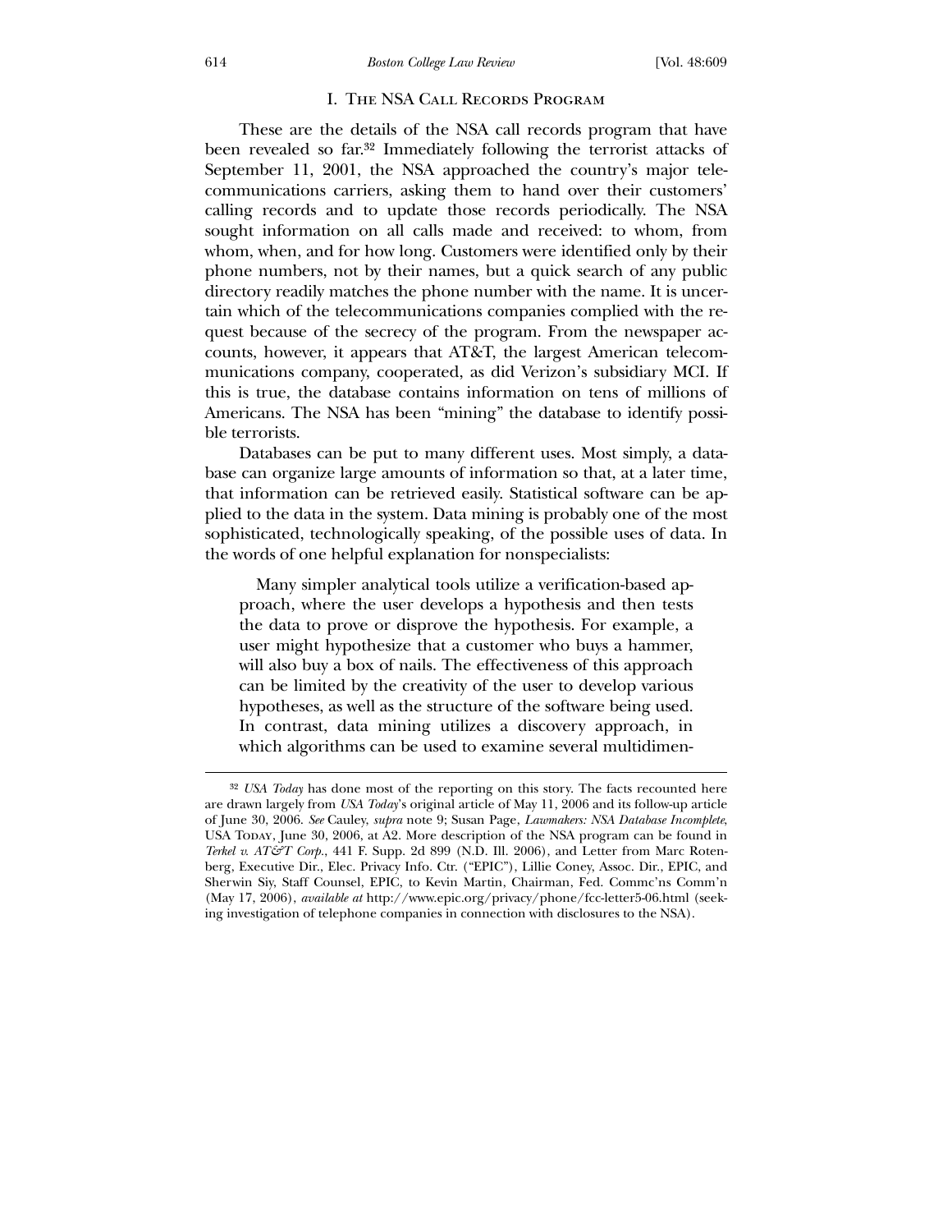## I. The NSA Call Records Program

These are the details of the NSA call records program that have been revealed so far.[32] Immediately following the terrorist attacks of September 11, 2001, the NSA approached the country's major telecommunications carriers, asking them to hand over their customers' calling records and to update those records periodically. The NSA sought information on all calls made and received: to whom, from whom, when, and for how long. Customers were identified only by their phone numbers, not by their names, but a quick search of any public directory readily matches the phone number with the name. It is uncertain which of the telecommunications companies complied with the request because of the secrecy of the program. From the newspaper accounts, however, it appears that AT&T, the largest American telecommunications company, cooperated, as did Verizon's subsidiary MCI. If this is true, the database contains information on tens of millions of Americans. The NSA has been "mining" the database to identify possible terrorists.

Databases can be put to many different uses. Most simply, a database can organize large amounts of information so that, at a later time, that information can be retrieved easily. Statistical software can be applied to the data in the system. Data mining is probably one of the most sophisticated, technologically speaking, of the possible uses of data. In the words of one helpful explanation for nonspecialists:

> Many simpler analytical tools utilize a verification-based approach, where the user develops a hypothesis and then tests the data to prove or disprove the hypothesis. For example, a user might hypothesize that a customer who buys a hammer, will also buy a box of nails. The effectiveness of this approach can be limited by the creativity of the user to develop various hypotheses, as well as the structure of the software being used. In contrast, data mining utilizes a discovery approach, in which algorithms can be used to examine several multidimen-

---

[32] *USA Today* has done most of the reporting on this story. The facts recounted here are drawn largely from *USA Today*'s original article of May 11, 2006 and its follow-up article of June 30, 2006. *See* Cauley, *supra* note 9; Susan Page, *Lawmakers: NSA Database Incomplete*, USA Today, June 30, 2006, at A2. More description of the NSA program can be found in *Terkel v. AT&T Corp.*, 441 F. Supp. 2d 899 (N.D. Ill. 2006), and Letter from Marc Rotenberg, Executive Dir., Elec. Privacy Info. Ctr. ("EPIC"), Lillie Coney, Assoc. Dir., EPIC, and Sherwin Siy, Staff Counsel, EPIC, to Kevin Martin, Chairman, Fed. Commc'ns Comm'n (May 17, 2006), *available at* http://www.epic.org/privacy/phone/fcc-letter5-06.html (seeking investigation of telephone companies in connection with disclosures to the NSA).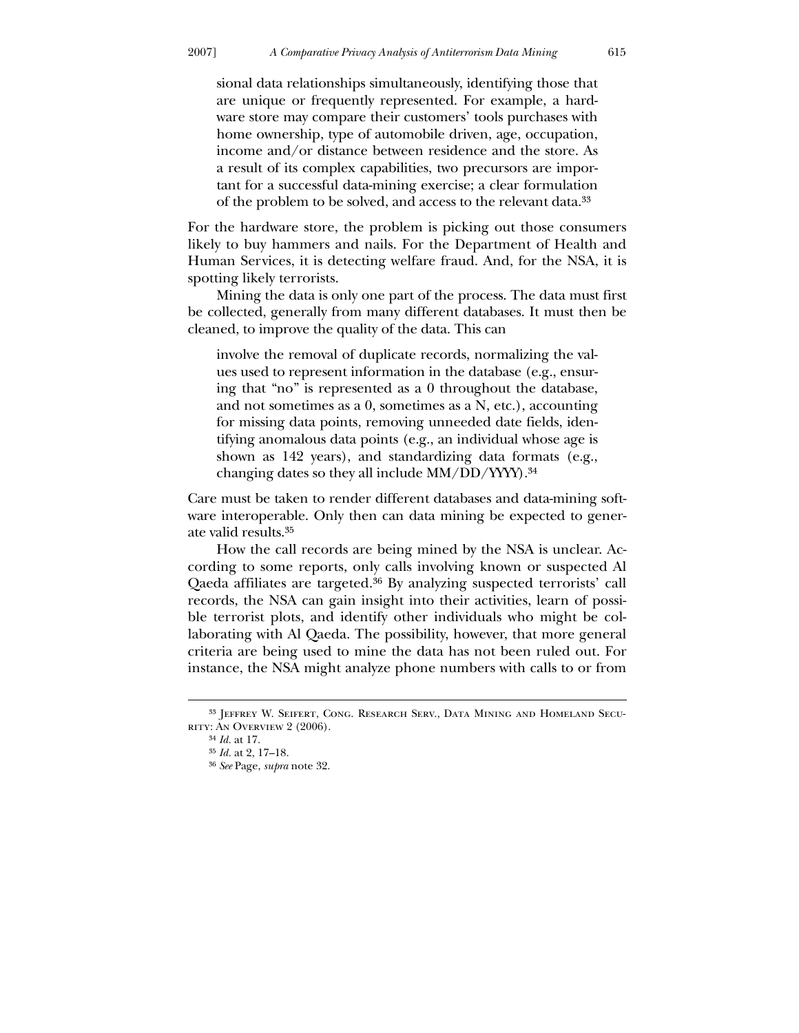> sional data relationships simultaneously, identifying those that are unique or frequently represented. For example, a hardware store may compare their customers' tools purchases with home ownership, type of automobile driven, age, occupation, income and/or distance between residence and the store. As a result of its complex capabilities, two precursors are important for a successful data-mining exercise; a clear formulation of the problem to be solved, and access to the relevant data.[33]

For the hardware store, the problem is picking out those consumers likely to buy hammers and nails. For the Department of Health and Human Services, it is detecting welfare fraud. And, for the NSA, it is spotting likely terrorists.

Mining the data is only one part of the process. The data must first be collected, generally from many different databases. It must then be cleaned, to improve the quality of the data. This can

> involve the removal of duplicate records, normalizing the values used to represent information in the database (e.g., ensuring that "no" is represented as a 0 throughout the database, and not sometimes as a 0, sometimes as a N, etc.), accounting for missing data points, removing unneeded date fields, identifying anomalous data points (e.g., an individual whose age is shown as 142 years), and standardizing data formats (e.g., changing dates so they all include MM/DD/YYYY).[34]

Care must be taken to render different databases and data-mining software interoperable. Only then can data mining be expected to generate valid results.[35]

How the call records are being mined by the NSA is unclear. According to some reports, only calls involving known or suspected Al Qaeda affiliates are targeted.[36] By analyzing suspected terrorists' call records, the NSA can gain insight into their activities, learn of possible terrorist plots, and identify other individuals who might be collaborating with Al Qaeda. The possibility, however, that more general criteria are being used to mine the data has not been ruled out. For instance, the NSA might analyze phone numbers with calls to or from

---

[33] Jeffrey W. Seifert, Cong. Research Serv., Data Mining and Homeland Security: An Overview 2 (2006).

[34] *Id.* at 17.

[35] *Id.* at 2, 17–18.

[36] *See* Page, *supra* note 32.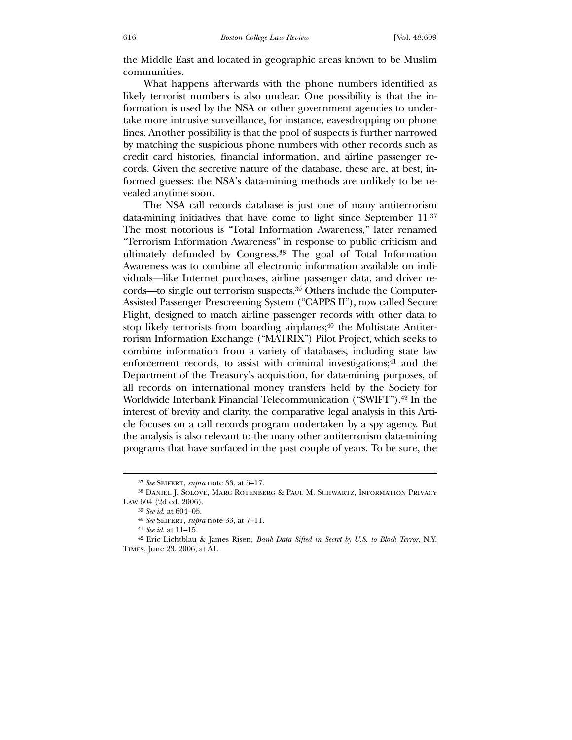the Middle East and located in geographic areas known to be Muslim communities.

What happens afterwards with the phone numbers identified as likely terrorist numbers is also unclear. One possibility is that the information is used by the NSA or other government agencies to undertake more intrusive surveillance, for instance, eavesdropping on phone lines. Another possibility is that the pool of suspects is further narrowed by matching the suspicious phone numbers with other records such as credit card histories, financial information, and airline passenger records. Given the secretive nature of the database, these are, at best, informed guesses; the NSA's data-mining methods are unlikely to be revealed anytime soon.

The NSA call records database is just one of many antiterrorism data-mining initiatives that have come to light since September 11.[37] The most notorious is "Total Information Awareness," later renamed "Terrorism Information Awareness" in response to public criticism and ultimately defunded by Congress.[38] The goal of Total Information Awareness was to combine all electronic information available on individuals—like Internet purchases, airline passenger data, and driver records—to single out terrorism suspects.[39] Others include the Computer-Assisted Passenger Prescreening System ("CAPPS II"), now called Secure Flight, designed to match airline passenger records with other data to stop likely terrorists from boarding airplanes;[40] the Multistate Antiterrorism Information Exchange ("MATRIX") Pilot Project, which seeks to combine information from a variety of databases, including state law enforcement records, to assist with criminal investigations;[41] and the Department of the Treasury's acquisition, for data-mining purposes, of all records on international money transfers held by the Society for Worldwide Interbank Financial Telecommunication ("SWIFT").[42] In the interest of brevity and clarity, the comparative legal analysis in this Article focuses on a call records program undertaken by a spy agency. But the analysis is also relevant to the many other antiterrorism data-mining programs that have surfaced in the past couple of years. To be sure, the

---

[37] *See* Seifert, *supra* note 33, at 5–17.

[38] Daniel J. Solove, Marc Rotenberg & Paul M. Schwartz, Information Privacy Law 604 (2d ed. 2006).

[39] *See id.* at 604–05.

[40] *See* Seifert, *supra* note 33, at 7–11.

[41] *See id.* at 11–15.

[42] Eric Lichtblau & James Risen, *Bank Data Sifted in Secret by U.S. to Block Terror*, N.Y. Times, June 23, 2006, at A1.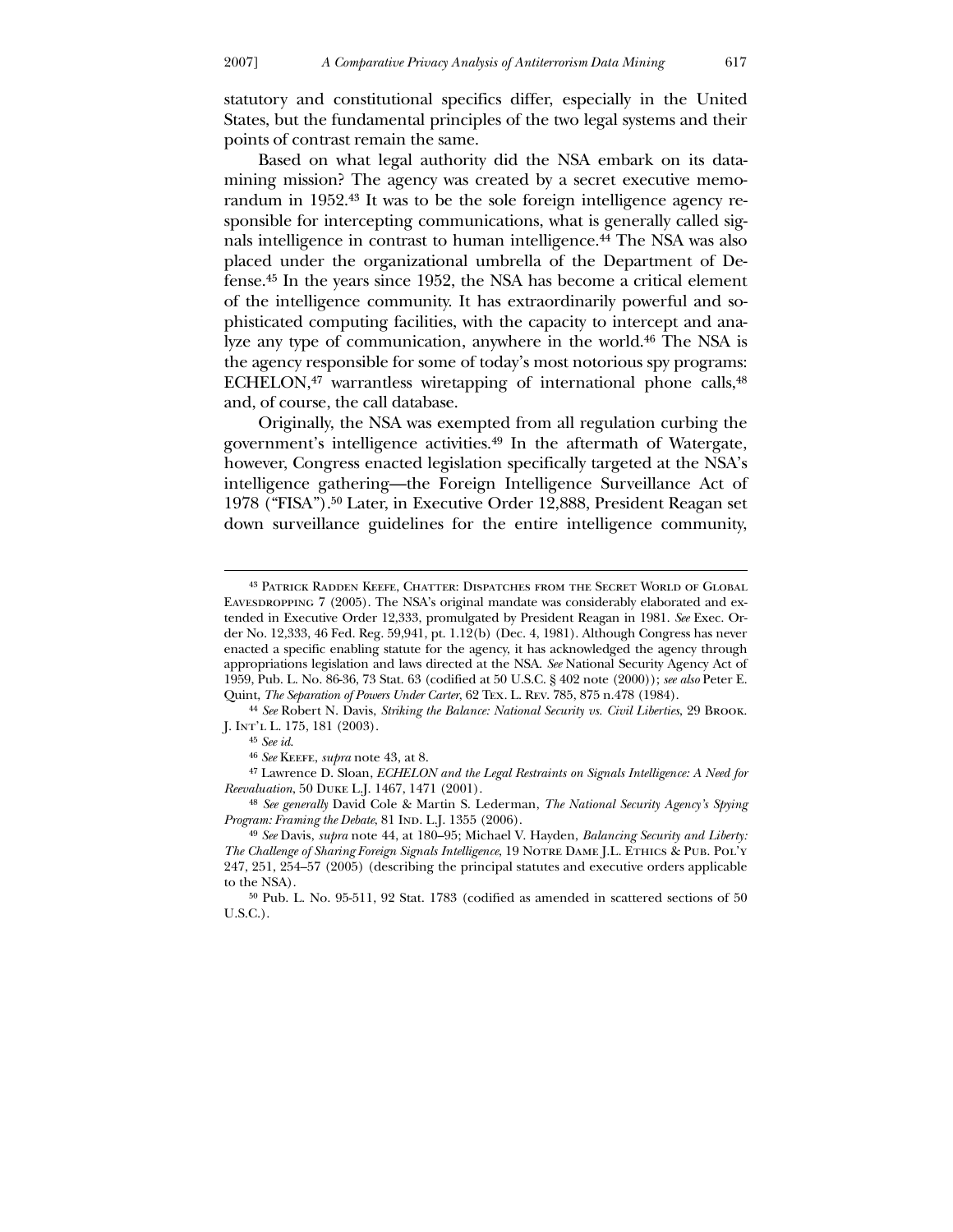statutory and constitutional specifics differ, especially in the United States, but the fundamental principles of the two legal systems and their points of contrast remain the same.

Based on what legal authority did the NSA embark on its data-mining mission? The agency was created by a secret executive memorandum in 1952.[43] It was to be the sole foreign intelligence agency responsible for intercepting communications, what is generally called signals intelligence in contrast to human intelligence.[44] The NSA was also placed under the organizational umbrella of the Department of Defense.[45] In the years since 1952, the NSA has become a critical element of the intelligence community. It has extraordinarily powerful and sophisticated computing facilities, with the capacity to intercept and analyze any type of communication, anywhere in the world.[46] The NSA is the agency responsible for some of today's most notorious spy programs: ECHELON,[47] warrantless wiretapping of international phone calls,[48] and, of course, the call database.

Originally, the NSA was exempted from all regulation curbing the government's intelligence activities.[49] In the aftermath of Watergate, however, Congress enacted legislation specifically targeted at the NSA's intelligence gathering—the Foreign Intelligence Surveillance Act of 1978 ("FISA").[50] Later, in Executive Order 12,888, President Reagan set down surveillance guidelines for the entire intelligence community,

---

[43] Patrick Radden Keefe, Chatter: Dispatches from the Secret World of Global Eavesdropping 7 (2005). The NSA's original mandate was considerably elaborated and extended in Executive Order 12,333, promulgated by President Reagan in 1981. *See* Exec. Order No. 12,333, 46 Fed. Reg. 59,941, pt. 1.12(b) (Dec. 4, 1981). Although Congress has never enacted a specific enabling statute for the agency, it has acknowledged the agency through appropriations legislation and laws directed at the NSA. *See* National Security Agency Act of 1959, Pub. L. No. 86-36, 73 Stat. 63 (codified at 50 U.S.C. § 402 note (2000)); *see also* Peter E. Quint, *The Separation of Powers Under Carter*, 62 Tex. L. Rev. 785, 875 n.478 (1984).

[44] *See* Robert N. Davis, *Striking the Balance: National Security vs. Civil Liberties*, 29 Brook. J. Int'l L. 175, 181 (2003).

[45] *See id.*

[46] *See* Keefe, *supra* note 43, at 8.

[47] Lawrence D. Sloan, *ECHELON and the Legal Restraints on Signals Intelligence: A Need for Reevaluation*, 50 Duke L.J. 1467, 1471 (2001).

[48] *See generally* David Cole & Martin S. Lederman, *The National Security Agency's Spying Program: Framing the Debate*, 81 Ind. L.J. 1355 (2006).

[49] *See* Davis, *supra* note 44, at 180–95; Michael V. Hayden, *Balancing Security and Liberty: The Challenge of Sharing Foreign Signals Intelligence*, 19 Notre Dame J.L. Ethics & Pub. Pol'y 247, 251, 254–57 (2005) (describing the principal statutes and executive orders applicable to the NSA).

[50] Pub. L. No. 95-511, 92 Stat. 1783 (codified as amended in scattered sections of 50 U.S.C.).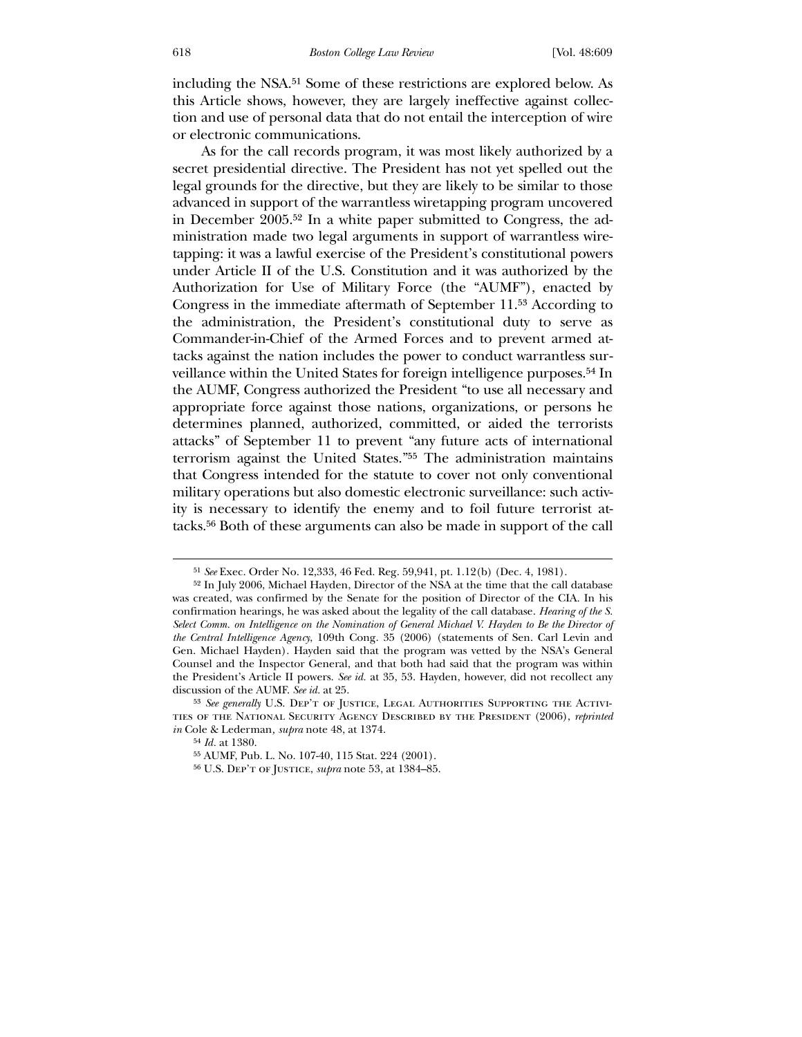including the NSA.[51] Some of these restrictions are explored below. As this Article shows, however, they are largely ineffective against collection and use of personal data that do not entail the interception of wire or electronic communications.

As for the call records program, it was most likely authorized by a secret presidential directive. The President has not yet spelled out the legal grounds for the directive, but they are likely to be similar to those advanced in support of the warrantless wiretapping program uncovered in December 2005.[52] In a white paper submitted to Congress, the administration made two legal arguments in support of warrantless wiretapping: it was a lawful exercise of the President's constitutional powers under Article II of the U.S. Constitution and it was authorized by the Authorization for Use of Military Force (the "AUMF"), enacted by Congress in the immediate aftermath of September 11.[53] According to the administration, the President's constitutional duty to serve as Commander-in-Chief of the Armed Forces and to prevent armed attacks against the nation includes the power to conduct warrantless surveillance within the United States for foreign intelligence purposes.[54] In the AUMF, Congress authorized the President "to use all necessary and appropriate force against those nations, organizations, or persons he determines planned, authorized, committed, or aided the terrorists attacks" of September 11 to prevent "any future acts of international terrorism against the United States."[55] The administration maintains that Congress intended for the statute to cover not only conventional military operations but also domestic electronic surveillance: such activity is necessary to identify the enemy and to foil future terrorist attacks.[56] Both of these arguments can also be made in support of the call

---

[51] *See* Exec. Order No. 12,333, 46 Fed. Reg. 59,941, pt. 1.12(b) (Dec. 4, 1981).

[52] In July 2006, Michael Hayden, Director of the NSA at the time that the call database was created, was confirmed by the Senate for the position of Director of the CIA. In his confirmation hearings, he was asked about the legality of the call database. *Hearing of the S. Select Comm. on Intelligence on the Nomination of General Michael V. Hayden to Be the Director of the Central Intelligence Agency*, 109th Cong. 35 (2006) (statements of Sen. Carl Levin and Gen. Michael Hayden). Hayden said that the program was vetted by the NSA's General Counsel and the Inspector General, and that both had said that the program was within the President's Article II powers. *See id.* at 35, 53. Hayden, however, did not recollect any discussion of the AUMF. *See id.* at 25.

[53] *See generally* U.S. Dep't of Justice, Legal Authorities Supporting the Activities of the National Security Agency Described by the President (2006), *reprinted in* Cole & Lederman, *supra* note 48, at 1374.

[54] *Id.* at 1380.

[55] AUMF, Pub. L. No. 107-40, 115 Stat. 224 (2001).

[56] U.S. Dep't of Justice, *supra* note 53, at 1384–85.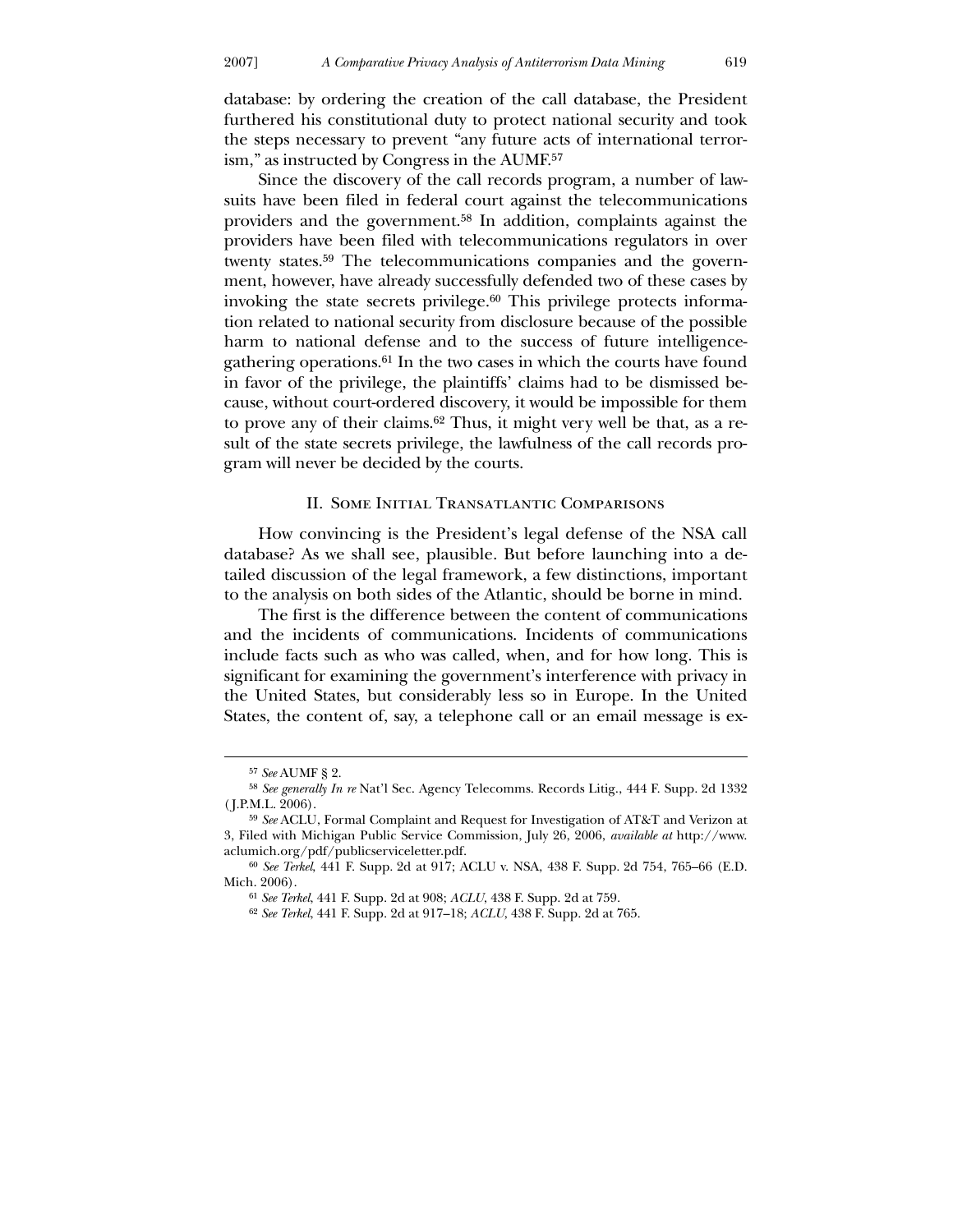database: by ordering the creation of the call database, the President furthered his constitutional duty to protect national security and took the steps necessary to prevent "any future acts of international terrorism," as instructed by Congress in the AUMF.[57]

Since the discovery of the call records program, a number of lawsuits have been filed in federal court against the telecommunications providers and the government.[58] In addition, complaints against the providers have been filed with telecommunications regulators in over twenty states.[59] The telecommunications companies and the government, however, have already successfully defended two of these cases by invoking the state secrets privilege.[60] This privilege protects information related to national security from disclosure because of the possible harm to national defense and to the success of future intelligence-gathering operations.[61] In the two cases in which the courts have found in favor of the privilege, the plaintiffs' claims had to be dismissed because, without court-ordered discovery, it would be impossible for them to prove any of their claims.[62] Thus, it might very well be that, as a result of the state secrets privilege, the lawfulness of the call records program will never be decided by the courts.

## II. Some Initial Transatlantic Comparisons

How convincing is the President's legal defense of the NSA call database? As we shall see, plausible. But before launching into a detailed discussion of the legal framework, a few distinctions, important to the analysis on both sides of the Atlantic, should be borne in mind.

The first is the difference between the content of communications and the incidents of communications. Incidents of communications include facts such as who was called, when, and for how long. This is significant for examining the government's interference with privacy in the United States, but considerably less so in Europe. In the United States, the content of, say, a telephone call or an email message is ex-

---

[57] *See* AUMF § 2.

[58] *See generally In re* Nat'l Sec. Agency Telecomms. Records Litig., 444 F. Supp. 2d 1332 (J.P.M.L. 2006).

[59] *See* ACLU, Formal Complaint and Request for Investigation of AT&T and Verizon at 3, Filed with Michigan Public Service Commission, July 26, 2006, *available at* http://www.aclumich.org/pdf/publicserviceletter.pdf.

[60] *See Terkel*, 441 F. Supp. 2d at 917; ACLU v. NSA, 438 F. Supp. 2d 754, 765–66 (E.D. Mich. 2006).

[61] *See Terkel*, 441 F. Supp. 2d at 908; *ACLU*, 438 F. Supp. 2d at 759.

[62] *See Terkel*, 441 F. Supp. 2d at 917–18; *ACLU*, 438 F. Supp. 2d at 765.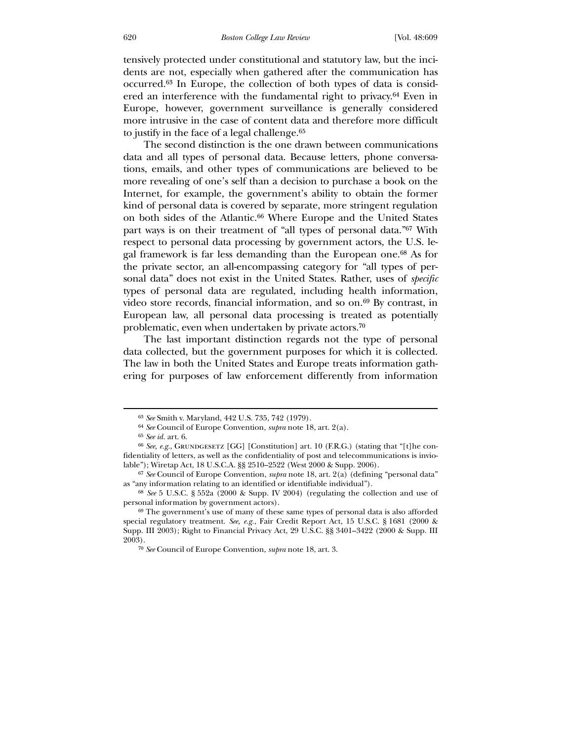tensively protected under constitutional and statutory law, but the incidents are not, especially when gathered after the communication has occurred.[63] In Europe, the collection of both types of data is considered an interference with the fundamental right to privacy.[64] Even in Europe, however, government surveillance is generally considered more intrusive in the case of content data and therefore more difficult to justify in the face of a legal challenge.[65]

The second distinction is the one drawn between communications data and all types of personal data. Because letters, phone conversations, emails, and other types of communications are believed to be more revealing of one's self than a decision to purchase a book on the Internet, for example, the government's ability to obtain the former kind of personal data is covered by separate, more stringent regulation on both sides of the Atlantic.[66] Where Europe and the United States part ways is on their treatment of "all types of personal data."[67] With respect to personal data processing by government actors, the U.S. legal framework is far less demanding than the European one.[68] As for the private sector, an all-encompassing category for "all types of personal data" does not exist in the United States. Rather, uses of *specific* types of personal data are regulated, including health information, video store records, financial information, and so on.[69] By contrast, in European law, all personal data processing is treated as potentially problematic, even when undertaken by private actors.[70]

The last important distinction regards not the type of personal data collected, but the government purposes for which it is collected. The law in both the United States and Europe treats information gathering for purposes of law enforcement differently from information

---

[63] *See* Smith v. Maryland, 442 U.S. 735, 742 (1979).

[64] *See* Council of Europe Convention, *supra* note 18, art. 2(a).

[65] *See id.* art. 6.

[66] *See, e.g.*, GRUNDGESETZ [GG] [Constitution] art. 10 (F.R.G.) (stating that "[t]he confidentiality of letters, as well as the confidentiality of post and telecommunications is inviolable"); Wiretap Act, 18 U.S.C.A. §§ 2510–2522 (West 2000 & Supp. 2006).

[67] *See* Council of Europe Convention, *supra* note 18, art. 2(a) (defining "personal data" as "any information relating to an identified or identifiable individual").

[68] *See* 5 U.S.C. § 552a (2000 & Supp. IV 2004) (regulating the collection and use of personal information by government actors).

[69] The government's use of many of these same types of personal data is also afforded special regulatory treatment. *See, e.g.*, Fair Credit Report Act, 15 U.S.C. § 1681 (2000 & Supp. III 2003); Right to Financial Privacy Act, 29 U.S.C. §§ 3401–3422 (2000 & Supp. III 2003).

[70] *See* Council of Europe Convention, *supra* note 18, art. 3.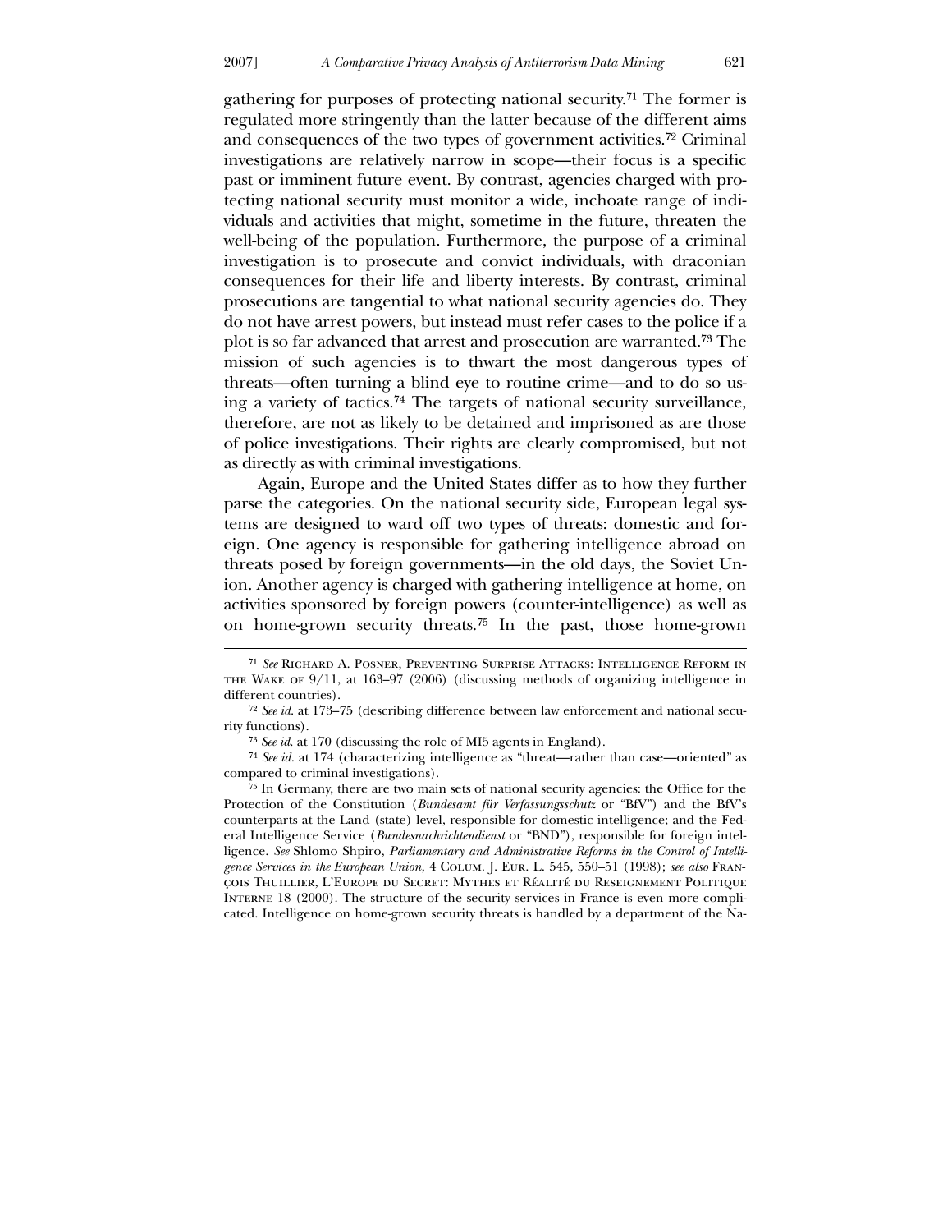gathering for purposes of protecting national security.[71] The former is regulated more stringently than the latter because of the different aims and consequences of the two types of government activities.[72] Criminal investigations are relatively narrow in scope—their focus is a specific past or imminent future event. By contrast, agencies charged with protecting national security must monitor a wide, inchoate range of individuals and activities that might, sometime in the future, threaten the well-being of the population. Furthermore, the purpose of a criminal investigation is to prosecute and convict individuals, with draconian consequences for their life and liberty interests. By contrast, criminal prosecutions are tangential to what national security agencies do. They do not have arrest powers, but instead must refer cases to the police if a plot is so far advanced that arrest and prosecution are warranted.[73] The mission of such agencies is to thwart the most dangerous types of threats—often turning a blind eye to routine crime—and to do so using a variety of tactics.[74] The targets of national security surveillance, therefore, are not as likely to be detained and imprisoned as are those of police investigations. Their rights are clearly compromised, but not as directly as with criminal investigations.

Again, Europe and the United States differ as to how they further parse the categories. On the national security side, European legal systems are designed to ward off two types of threats: domestic and foreign. One agency is responsible for gathering intelligence abroad on threats posed by foreign governments—in the old days, the Soviet Union. Another agency is charged with gathering intelligence at home, on activities sponsored by foreign powers (counter-intelligence) as well as on home-grown security threats.[75] In the past, those home-grown

---

[71] *See* Richard A. Posner, Preventing Surprise Attacks: Intelligence Reform in the Wake of 9/11, at 163–97 (2006) (discussing methods of organizing intelligence in different countries).

[72] *See id.* at 173–75 (describing difference between law enforcement and national security functions).

[73] *See id.* at 170 (discussing the role of MI5 agents in England).

[74] *See id.* at 174 (characterizing intelligence as "threat—rather than case—oriented" as compared to criminal investigations).

[75] In Germany, there are two main sets of national security agencies: the Office for the Protection of the Constitution (*Bundesamt für Verfassungsschutz* or "BfV") and the BfV's counterparts at the Land (state) level, responsible for domestic intelligence; and the Federal Intelligence Service (*Bundesnachrichtendienst* or "BND"), responsible for foreign intelligence. *See* Shlomo Shpiro, *Parliamentary and Administrative Reforms in the Control of Intelligence Services in the European Union*, 4 Colum. J. Eur. L. 545, 550–51 (1998); *see also* François Thuillier, L'Europe du Secret: Mythes et Réalité du Reseignement Politique Interne 18 (2000). The structure of the security services in France is even more complicated. Intelligence on home-grown security threats is handled by a department of the Na-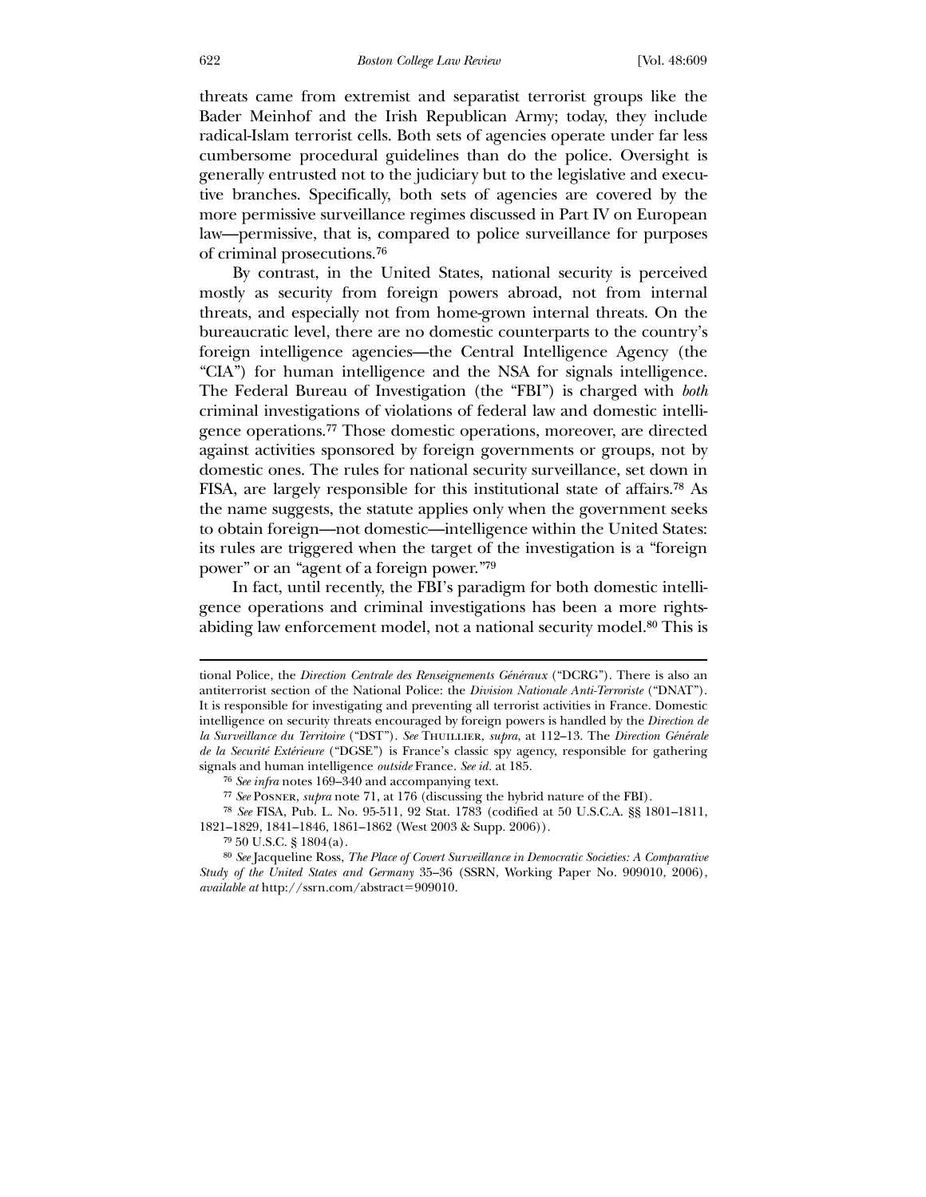threats came from extremist and separatist terrorist groups like the Bader Meinhof and the Irish Republican Army; today, they include radical-Islam terrorist cells. Both sets of agencies operate under far less cumbersome procedural guidelines than do the police. Oversight is generally entrusted not to the judiciary but to the legislative and executive branches. Specifically, both sets of agencies are covered by the more permissive surveillance regimes discussed in Part IV on European law—permissive, that is, compared to police surveillance for purposes of criminal prosecutions.[76]

By contrast, in the United States, national security is perceived mostly as security from foreign powers abroad, not from internal threats, and especially not from home-grown internal threats. On the bureaucratic level, there are no domestic counterparts to the country's foreign intelligence agencies—the Central Intelligence Agency (the "CIA") for human intelligence and the NSA for signals intelligence. The Federal Bureau of Investigation (the "FBI") is charged with *both* criminal investigations of violations of federal law and domestic intelligence operations.[77] Those domestic operations, moreover, are directed against activities sponsored by foreign governments or groups, not by domestic ones. The rules for national security surveillance, set down in FISA, are largely responsible for this institutional state of affairs.[78] As the name suggests, the statute applies only when the government seeks to obtain foreign—not domestic—intelligence within the United States: its rules are triggered when the target of the investigation is a "foreign power" or an "agent of a foreign power."[79]

In fact, until recently, the FBI's paradigm for both domestic intelligence operations and criminal investigations has been a more rights-abiding law enforcement model, not a national security model.[80] This is

---

tional Police, the *Direction Centrale des Renseignements Généraux* ("DCRG"). There is also an antiterrorist section of the National Police: the *Division Nationale Anti-Terroriste* ("DNAT"). It is responsible for investigating and preventing all terrorist activities in France. Domestic intelligence on security threats encouraged by foreign powers is handled by the *Direction de la Surveillance du Territoire* ("DST"). *See* Thuillier, *supra*, at 112–13. The *Direction Générale de la Securité Extérieure* ("DGSE") is France's classic spy agency, responsible for gathering signals and human intelligence *outside* France. *See id.* at 185.

[76] *See infra* notes 169–340 and accompanying text.

[77] *See* Posner, *supra* note 71, at 176 (discussing the hybrid nature of the FBI).

[78] *See* FISA, Pub. L. No. 95-511, 92 Stat. 1783 (codified at 50 U.S.C.A. §§ 1801–1811, 1821–1829, 1841–1846, 1861–1862 (West 2003 & Supp. 2006)).

[79] 50 U.S.C. § 1804(a).

[80] *See* Jacqueline Ross, *The Place of Covert Surveillance in Democratic Societies: A Comparative Study of the United States and Germany* 35–36 (SSRN, Working Paper No. 909010, 2006), *available at* http://ssrn.com/abstract=909010.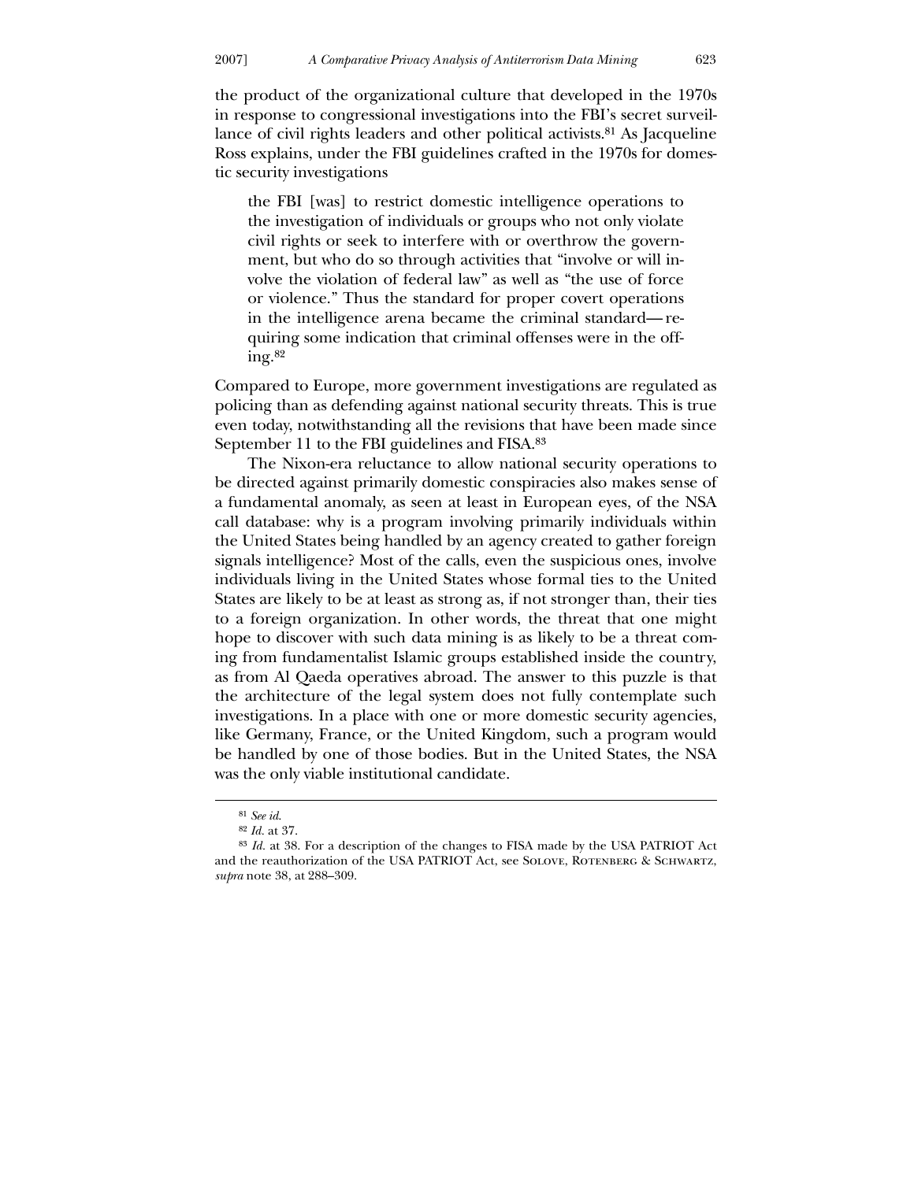the product of the organizational culture that developed in the 1970s in response to congressional investigations into the FBI's secret surveillance of civil rights leaders and other political activists.[81] As Jacqueline Ross explains, under the FBI guidelines crafted in the 1970s for domestic security investigations

> the FBI [was] to restrict domestic intelligence operations to the investigation of individuals or groups who not only violate civil rights or seek to interfere with or overthrow the government, but who do so through activities that "involve or will involve the violation of federal law" as well as "the use of force or violence." Thus the standard for proper covert operations in the intelligence arena became the criminal standard—requiring some indication that criminal offenses were in the offing.[82]

Compared to Europe, more government investigations are regulated as policing than as defending against national security threats. This is true even today, notwithstanding all the revisions that have been made since September 11 to the FBI guidelines and FISA.[83]

The Nixon-era reluctance to allow national security operations to be directed against primarily domestic conspiracies also makes sense of a fundamental anomaly, as seen at least in European eyes, of the NSA call database: why is a program involving primarily individuals within the United States being handled by an agency created to gather foreign signals intelligence? Most of the calls, even the suspicious ones, involve individuals living in the United States whose formal ties to the United States are likely to be at least as strong as, if not stronger than, their ties to a foreign organization. In other words, the threat that one might hope to discover with such data mining is as likely to be a threat coming from fundamentalist Islamic groups established inside the country, as from Al Qaeda operatives abroad. The answer to this puzzle is that the architecture of the legal system does not fully contemplate such investigations. In a place with one or more domestic security agencies, like Germany, France, or the United Kingdom, such a program would be handled by one of those bodies. But in the United States, the NSA was the only viable institutional candidate.

---

[81] *See id.*

[82] *Id.* at 37.

[83] *Id.* at 38. For a description of the changes to FISA made by the USA PATRIOT Act and the reauthorization of the USA PATRIOT Act, see Solove, Rotenberg & Schwartz, *supra* note 38, at 288–309.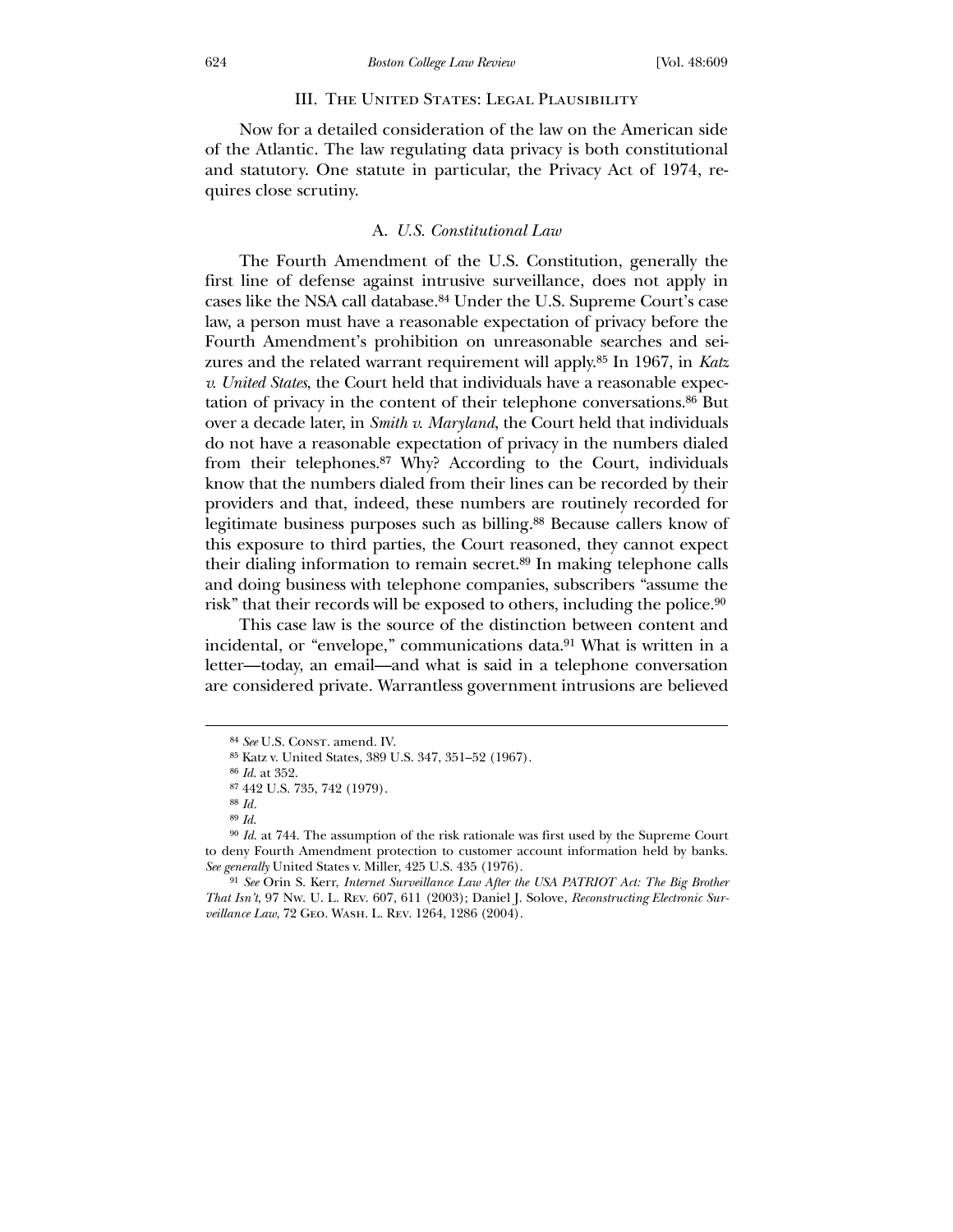## III. The United States: Legal Plausibility

Now for a detailed consideration of the law on the American side of the Atlantic. The law regulating data privacy is both constitutional and statutory. One statute in particular, the Privacy Act of 1974, requires close scrutiny.

### A. *U.S. Constitutional Law*

The Fourth Amendment of the U.S. Constitution, generally the first line of defense against intrusive surveillance, does not apply in cases like the NSA call database.[84] Under the U.S. Supreme Court's case law, a person must have a reasonable expectation of privacy before the Fourth Amendment's prohibition on unreasonable searches and seizures and the related warrant requirement will apply.[85] In 1967, in *Katz v. United States*, the Court held that individuals have a reasonable expectation of privacy in the content of their telephone conversations.[86] But over a decade later, in *Smith v. Maryland*, the Court held that individuals do not have a reasonable expectation of privacy in the numbers dialed from their telephones.[87] Why? According to the Court, individuals know that the numbers dialed from their lines can be recorded by their providers and that, indeed, these numbers are routinely recorded for legitimate business purposes such as billing.[88] Because callers know of this exposure to third parties, the Court reasoned, they cannot expect their dialing information to remain secret.[89] In making telephone calls and doing business with telephone companies, subscribers "assume the risk" that their records will be exposed to others, including the police.[90]

This case law is the source of the distinction between content and incidental, or "envelope," communications data.[91] What is written in a letter—today, an email—and what is said in a telephone conversation are considered private. Warrantless government intrusions are believed

---

[84] *See* U.S. Const. amend. IV.

[85] Katz v. United States, 389 U.S. 347, 351–52 (1967).

[86] *Id.* at 352.

[87] 442 U.S. 735, 742 (1979).

[88] *Id.*

[89] *Id.*

[90] *Id.* at 744. The assumption of the risk rationale was first used by the Supreme Court to deny Fourth Amendment protection to customer account information held by banks. *See generally* United States v. Miller, 425 U.S. 435 (1976).

[91] *See* Orin S. Kerr, *Internet Surveillance Law After the USA PATRIOT Act: The Big Brother That Isn't*, 97 Nw. U. L. Rev. 607, 611 (2003); Daniel J. Solove, *Reconstructing Electronic Surveillance Law*, 72 Geo. Wash. L. Rev. 1264, 1286 (2004).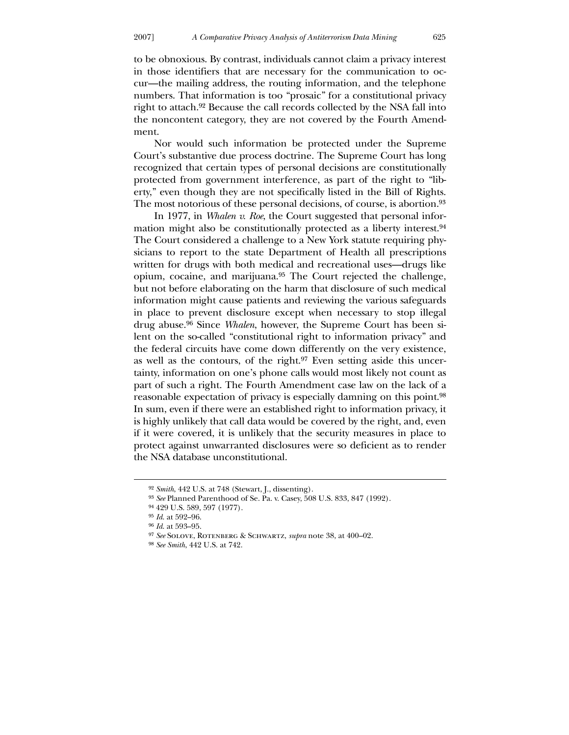to be obnoxious. By contrast, individuals cannot claim a privacy interest in those identifiers that are necessary for the communication to occur—the mailing address, the routing information, and the telephone numbers. That information is too "prosaic" for a constitutional privacy right to attach.[92] Because the call records collected by the NSA fall into the noncontent category, they are not covered by the Fourth Amendment.

Nor would such information be protected under the Supreme Court's substantive due process doctrine. The Supreme Court has long recognized that certain types of personal decisions are constitutionally protected from government interference, as part of the right to "liberty," even though they are not specifically listed in the Bill of Rights. The most notorious of these personal decisions, of course, is abortion.[93]

In 1977, in *Whalen v. Roe*, the Court suggested that personal information might also be constitutionally protected as a liberty interest.[94] The Court considered a challenge to a New York statute requiring physicians to report to the state Department of Health all prescriptions written for drugs with both medical and recreational uses—drugs like opium, cocaine, and marijuana.[95] The Court rejected the challenge, but not before elaborating on the harm that disclosure of such medical information might cause patients and reviewing the various safeguards in place to prevent disclosure except when necessary to stop illegal drug abuse.[96] Since *Whalen*, however, the Supreme Court has been silent on the so-called "constitutional right to information privacy" and the federal circuits have come down differently on the very existence, as well as the contours, of the right.[97] Even setting aside this uncertainty, information on one's phone calls would most likely not count as part of such a right. The Fourth Amendment case law on the lack of a reasonable expectation of privacy is especially damning on this point.[98] In sum, even if there were an established right to information privacy, it is highly unlikely that call data would be covered by the right, and, even if it were covered, it is unlikely that the security measures in place to protect against unwarranted disclosures were so deficient as to render the NSA database unconstitutional.

---

[92] *Smith*, 442 U.S. at 748 (Stewart, J., dissenting).

[93] *See* Planned Parenthood of Se. Pa. v. Casey, 508 U.S. 833, 847 (1992).

[94] 429 U.S. 589, 597 (1977).

[95] *Id.* at 592–96.

[96] *Id.* at 593–95.

[97] *See* Solove, Rotenberg & Schwartz, *supra* note 38, at 400–02.

[98] *See Smith*, 442 U.S. at 742.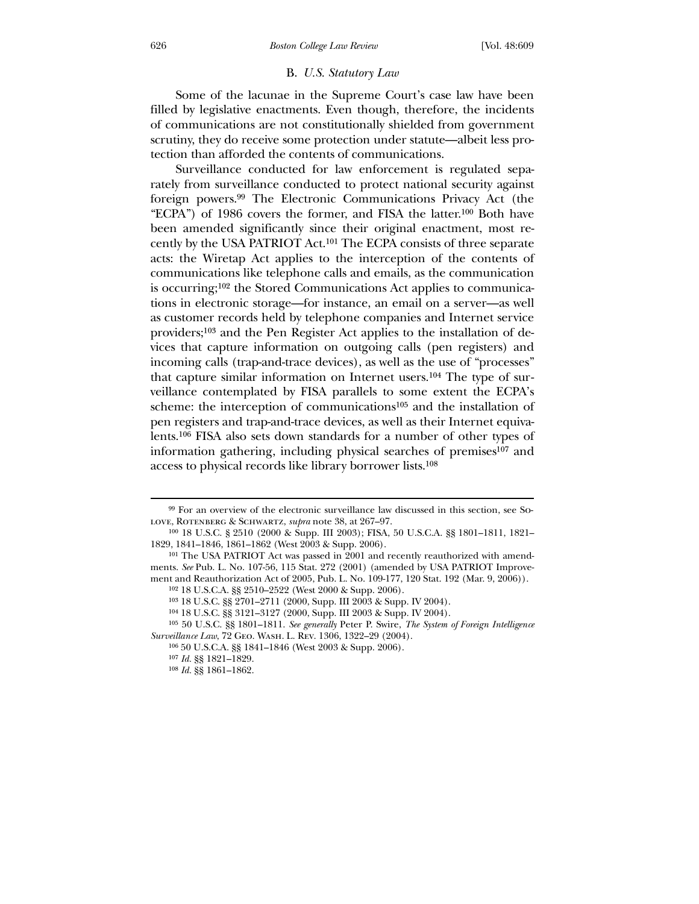### B. *U.S. Statutory Law*

Some of the lacunae in the Supreme Court's case law have been filled by legislative enactments. Even though, therefore, the incidents of communications are not constitutionally shielded from government scrutiny, they do receive some protection under statute—albeit less protection than afforded the contents of communications.

Surveillance conducted for law enforcement is regulated separately from surveillance conducted to protect national security against foreign powers.[99] The Electronic Communications Privacy Act (the "ECPA") of 1986 covers the former, and FISA the latter.[100] Both have been amended significantly since their original enactment, most recently by the USA PATRIOT Act.[101] The ECPA consists of three separate acts: the Wiretap Act applies to the interception of the contents of communications like telephone calls and emails, as the communication is occurring;[102] the Stored Communications Act applies to communications in electronic storage—for instance, an email on a server—as well as customer records held by telephone companies and Internet service providers;[103] and the Pen Register Act applies to the installation of devices that capture information on outgoing calls (pen registers) and incoming calls (trap-and-trace devices), as well as the use of "processes" that capture similar information on Internet users.[104] The type of surveillance contemplated by FISA parallels to some extent the ECPA's scheme: the interception of communications[105] and the installation of pen registers and trap-and-trace devices, as well as their Internet equivalents.[106] FISA also sets down standards for a number of other types of information gathering, including physical searches of premises[107] and access to physical records like library borrower lists.[108]

---

[99] For an overview of the electronic surveillance law discussed in this section, see SOLOVE, ROTENBERG & SCHWARTZ, *supra* note 38, at 267–97.

[100] 18 U.S.C. § 2510 (2000 & Supp. III 2003); FISA, 50 U.S.C.A. §§ 1801–1811, 1821–1829, 1841–1846, 1861–1862 (West 2003 & Supp. 2006).

[101] The USA PATRIOT Act was passed in 2001 and recently reauthorized with amendments. *See* Pub. L. No. 107-56, 115 Stat. 272 (2001) (amended by USA PATRIOT Improvement and Reauthorization Act of 2005, Pub. L. No. 109-177, 120 Stat. 192 (Mar. 9, 2006)).

[102] 18 U.S.C.A. §§ 2510–2522 (West 2000 & Supp. 2006).

[103] 18 U.S.C. §§ 2701–2711 (2000, Supp. III 2003 & Supp. IV 2004).

[104] 18 U.S.C. §§ 3121–3127 (2000, Supp. III 2003 & Supp. IV 2004).

[105] 50 U.S.C. §§ 1801–1811. *See generally* Peter P. Swire, *The System of Foreign Intelligence Surveillance Law*, 72 GEO. WASH. L. REV. 1306, 1322–29 (2004).

[106] 50 U.S.C.A. §§ 1841–1846 (West 2003 & Supp. 2006).

[107] *Id.* §§ 1821–1829.

[108] *Id.* §§ 1861–1862.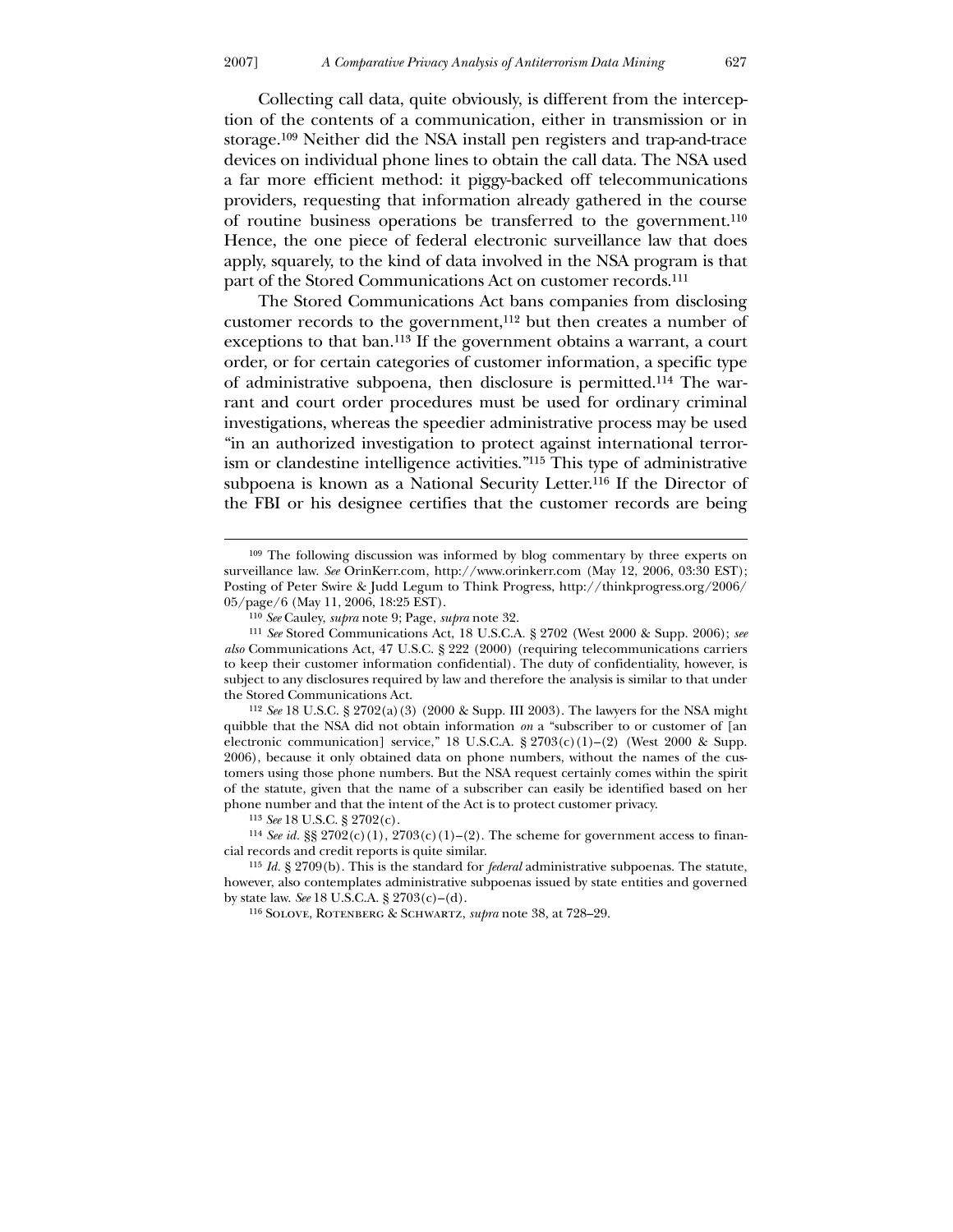Collecting call data, quite obviously, is different from the interception of the contents of a communication, either in transmission or in storage.[109] Neither did the NSA install pen registers and trap-and-trace devices on individual phone lines to obtain the call data. The NSA used a far more efficient method: it piggy-backed off telecommunications providers, requesting that information already gathered in the course of routine business operations be transferred to the government.[110] Hence, the one piece of federal electronic surveillance law that does apply, squarely, to the kind of data involved in the NSA program is that part of the Stored Communications Act on customer records.[111]

The Stored Communications Act bans companies from disclosing customer records to the government,[112] but then creates a number of exceptions to that ban.[113] If the government obtains a warrant, a court order, or for certain categories of customer information, a specific type of administrative subpoena, then disclosure is permitted.[114] The warrant and court order procedures must be used for ordinary criminal investigations, whereas the speedier administrative process may be used "in an authorized investigation to protect against international terrorism or clandestine intelligence activities."[115] This type of administrative subpoena is known as a National Security Letter.[116] If the Director of the FBI or his designee certifies that the customer records are being

---

[109] The following discussion was informed by blog commentary by three experts on surveillance law. *See* OrinKerr.com, http://www.orinkerr.com (May 12, 2006, 03:30 EST); Posting of Peter Swire & Judd Legum to Think Progress, http://thinkprogress.org/2006/05/page/6 (May 11, 2006, 18:25 EST).

[110] *See* Cauley, *supra* note 9; Page, *supra* note 32.

[111] *See* Stored Communications Act, 18 U.S.C.A. § 2702 (West 2000 & Supp. 2006); *see also* Communications Act, 47 U.S.C. § 222 (2000) (requiring telecommunications carriers to keep their customer information confidential). The duty of confidentiality, however, is subject to any disclosures required by law and therefore the analysis is similar to that under the Stored Communications Act.

[112] *See* 18 U.S.C. § 2702(a)(3) (2000 & Supp. III 2003). The lawyers for the NSA might quibble that the NSA did not obtain information *on* a "subscriber to or customer of [an electronic communication] service," 18 U.S.C.A. § 2703(c)(1)–(2) (West 2000 & Supp. 2006), because it only obtained data on phone numbers, without the names of the customers using those phone numbers. But the NSA request certainly comes within the spirit of the statute, given that the name of a subscriber can easily be identified based on her phone number and that the intent of the Act is to protect customer privacy.

[113] *See* 18 U.S.C. § 2702(c).

[114] *See id.* §§ 2702(c)(1), 2703(c)(1)–(2). The scheme for government access to financial records and credit reports is quite similar.

[115] *Id.* § 2709(b). This is the standard for *federal* administrative subpoenas. The statute, however, also contemplates administrative subpoenas issued by state entities and governed by state law. *See* 18 U.S.C.A. § 2703(c)–(d).

[116] Solove, Rotenberg & Schwartz, *supra* note 38, at 728–29.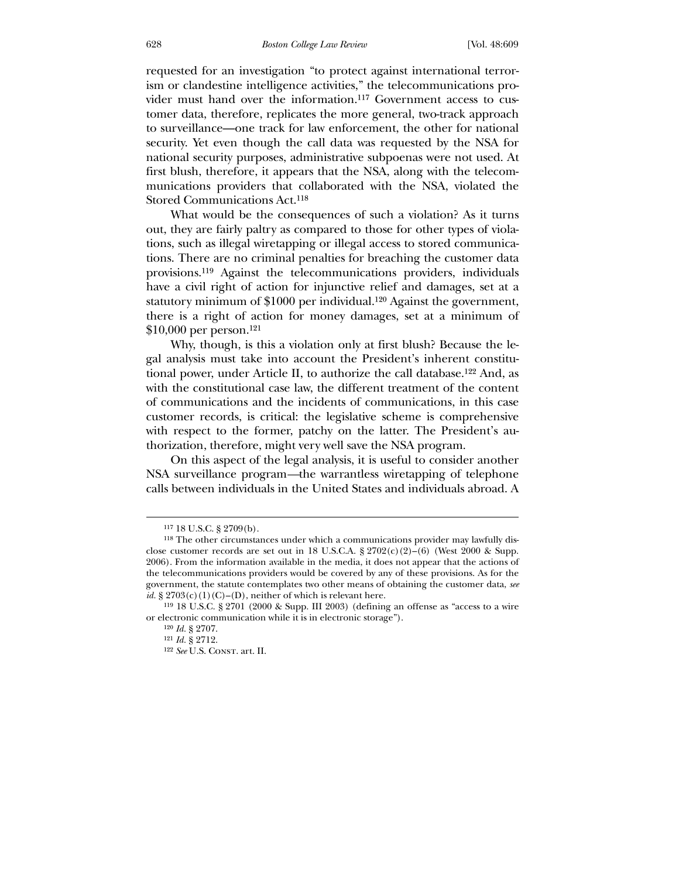requested for an investigation "to protect against international terrorism or clandestine intelligence activities," the telecommunications provider must hand over the information.[117] Government access to customer data, therefore, replicates the more general, two-track approach to surveillance—one track for law enforcement, the other for national security. Yet even though the call data was requested by the NSA for national security purposes, administrative subpoenas were not used. At first blush, therefore, it appears that the NSA, along with the telecommunications providers that collaborated with the NSA, violated the Stored Communications Act.[118]

What would be the consequences of such a violation? As it turns out, they are fairly paltry as compared to those for other types of violations, such as illegal wiretapping or illegal access to stored communications. There are no criminal penalties for breaching the customer data provisions.[119] Against the telecommunications providers, individuals have a civil right of action for injunctive relief and damages, set at a statutory minimum of $1000 per individual.[120] Against the government, there is a right of action for money damages, set at a minimum of $10,000 per person.[121]

Why, though, is this a violation only at first blush? Because the legal analysis must take into account the President's inherent constitutional power, under Article II, to authorize the call database.[122] And, as with the constitutional case law, the different treatment of the content of communications and the incidents of communications, in this case customer records, is critical: the legislative scheme is comprehensive with respect to the former, patchy on the latter. The President's authorization, therefore, might very well save the NSA program.

On this aspect of the legal analysis, it is useful to consider another NSA surveillance program—the warrantless wiretapping of telephone calls between individuals in the United States and individuals abroad. A

---

[117] 18 U.S.C. § 2709(b).

[118] The other circumstances under which a communications provider may lawfully disclose customer records are set out in 18 U.S.C.A. § 2702(c)(2)–(6) (West 2000 & Supp. 2006). From the information available in the media, it does not appear that the actions of the telecommunications providers would be covered by any of these provisions. As for the government, the statute contemplates two other means of obtaining the customer data, *see id.* § 2703(c)(1)(C)–(D), neither of which is relevant here.

[119] 18 U.S.C. § 2701 (2000 & Supp. III 2003) (defining an offense as "access to a wire or electronic communication while it is in electronic storage").

[120] *Id.* § 2707.

[121] *Id.* § 2712.

[122] *See* U.S. CONST. art. II.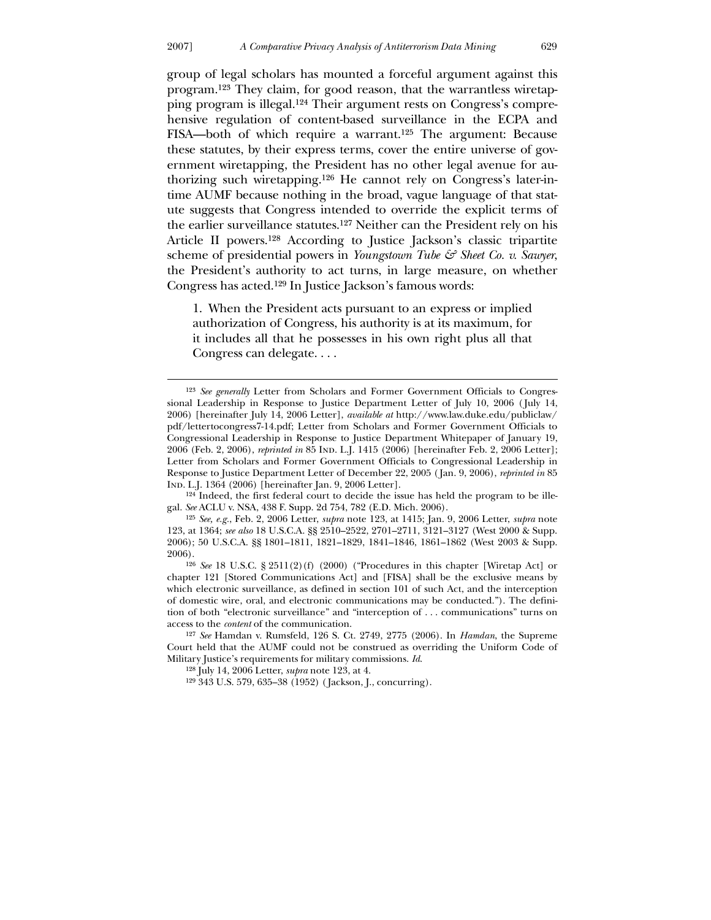group of legal scholars has mounted a forceful argument against this program.[123] They claim, for good reason, that the warrantless wiretapping program is illegal.[124] Their argument rests on Congress's comprehensive regulation of content-based surveillance in the ECPA and FISA—both of which require a warrant.[125] The argument: Because these statutes, by their express terms, cover the entire universe of government wiretapping, the President has no other legal avenue for authorizing such wiretapping.[126] He cannot rely on Congress's later-in-time AUMF because nothing in the broad, vague language of that statute suggests that Congress intended to override the explicit terms of the earlier surveillance statutes.[127] Neither can the President rely on his Article II powers.[128] According to Justice Jackson's classic tripartite scheme of presidential powers in *Youngstown Tube & Sheet Co. v. Sawyer*, the President's authority to act turns, in large measure, on whether Congress has acted.[129] In Justice Jackson's famous words:

> 1. When the President acts pursuant to an express or implied authorization of Congress, his authority is at its maximum, for it includes all that he possesses in his own right plus all that Congress can delegate. . . .

---

[123] *See generally* Letter from Scholars and Former Government Officials to Congressional Leadership in Response to Justice Department Letter of July 10, 2006 (July 14, 2006) [hereinafter July 14, 2006 Letter], *available at* http://www.law.duke.edu/publiclaw/pdf/lettertocongress7-14.pdf; Letter from Scholars and Former Government Officials to Congressional Leadership in Response to Justice Department Whitepaper of January 19, 2006 (Feb. 2, 2006), *reprinted in* 85 IND. L.J. 1415 (2006) [hereinafter Feb. 2, 2006 Letter]; Letter from Scholars and Former Government Officials to Congressional Leadership in Response to Justice Department Letter of December 22, 2005 (Jan. 9, 2006), *reprinted in* 85 IND. L.J. 1364 (2006) [hereinafter Jan. 9, 2006 Letter].

[124] Indeed, the first federal court to decide the issue has held the program to be illegal. *See* ACLU v. NSA, 438 F. Supp. 2d 754, 782 (E.D. Mich. 2006).

[125] *See, e.g.*, Feb. 2, 2006 Letter, *supra* note 123, at 1415; Jan. 9, 2006 Letter, *supra* note 123, at 1364; *see also* 18 U.S.C.A. §§ 2510–2522, 2701–2711, 3121–3127 (West 2000 & Supp. 2006); 50 U.S.C.A. §§ 1801–1811, 1821–1829, 1841–1846, 1861–1862 (West 2003 & Supp. 2006).

[126] *See* 18 U.S.C. § 2511(2)(f) (2000) ("Procedures in this chapter [Wiretap Act] or chapter 121 [Stored Communications Act] and [FISA] shall be the exclusive means by which electronic surveillance, as defined in section 101 of such Act, and the interception of domestic wire, oral, and electronic communications may be conducted."). The definition of both "electronic surveillance" and "interception of . . . communications" turns on access to the *content* of the communication.

[127] *See* Hamdan v. Rumsfeld, 126 S. Ct. 2749, 2775 (2006). In *Hamdan*, the Supreme Court held that the AUMF could not be construed as overriding the Uniform Code of Military Justice's requirements for military commissions. *Id.*

[128] July 14, 2006 Letter, *supra* note 123, at 4.

[129] 343 U.S. 579, 635–38 (1952) (Jackson, J., concurring).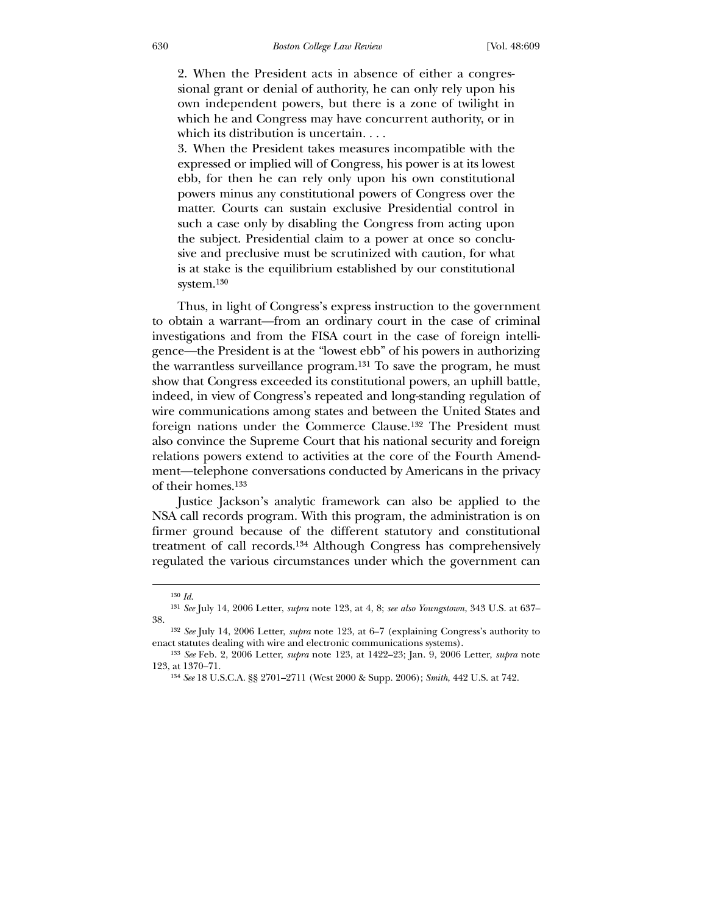> 2. When the President acts in absence of either a congressional grant or denial of authority, he can only rely upon his own independent powers, but there is a zone of twilight in which he and Congress may have concurrent authority, or in which its distribution is uncertain. . . .
>
> 3. When the President takes measures incompatible with the expressed or implied will of Congress, his power is at its lowest ebb, for then he can rely only upon his own constitutional powers minus any constitutional powers of Congress over the matter. Courts can sustain exclusive Presidential control in such a case only by disabling the Congress from acting upon the subject. Presidential claim to a power at once so conclusive and preclusive must be scrutinized with caution, for what is at stake is the equilibrium established by our constitutional system.[130]

Thus, in light of Congress's express instruction to the government to obtain a warrant—from an ordinary court in the case of criminal investigations and from the FISA court in the case of foreign intelligence—the President is at the "lowest ebb" of his powers in authorizing the warrantless surveillance program.[131] To save the program, he must show that Congress exceeded its constitutional powers, an uphill battle, indeed, in view of Congress's repeated and long-standing regulation of wire communications among states and between the United States and foreign nations under the Commerce Clause.[132] The President must also convince the Supreme Court that his national security and foreign relations powers extend to activities at the core of the Fourth Amendment—telephone conversations conducted by Americans in the privacy of their homes.[133]

Justice Jackson's analytic framework can also be applied to the NSA call records program. With this program, the administration is on firmer ground because of the different statutory and constitutional treatment of call records.[134] Although Congress has comprehensively regulated the various circumstances under which the government can

---

[130] *Id.*

[131] *See* July 14, 2006 Letter, *supra* note 123, at 4, 8; *see also Youngstown*, 343 U.S. at 637–38.

[132] *See* July 14, 2006 Letter, *supra* note 123, at 6–7 (explaining Congress's authority to enact statutes dealing with wire and electronic communications systems).

[133] *See* Feb. 2, 2006 Letter, *supra* note 123, at 1422–23; Jan. 9, 2006 Letter, *supra* note 123, at 1370–71.

[134] *See* 18 U.S.C.A. §§ 2701–2711 (West 2000 & Supp. 2006); *Smith*, 442 U.S. at 742.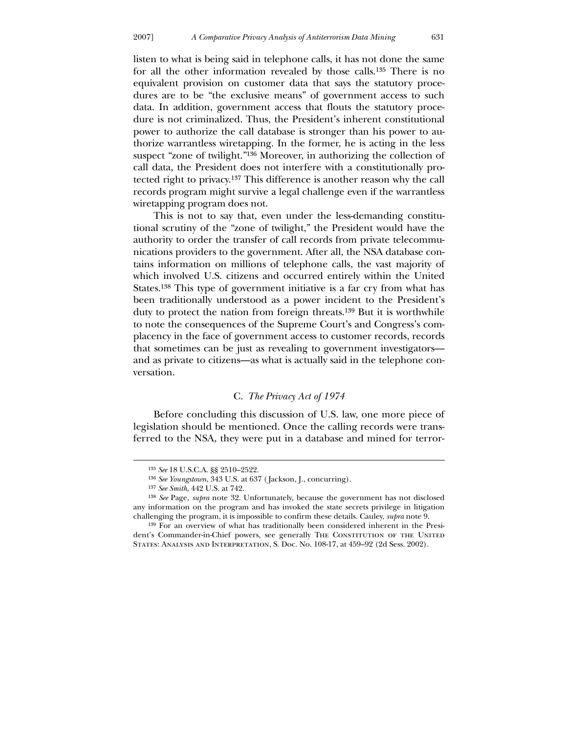listen to what is being said in telephone calls, it has not done the same for all the other information revealed by those calls.[135] There is no equivalent provision on customer data that says the statutory procedures are to be "the exclusive means" of government access to such data. In addition, government access that flouts the statutory procedure is not criminalized. Thus, the President's inherent constitutional power to authorize the call database is stronger than his power to authorize warrantless wiretapping. In the former, he is acting in the less suspect "zone of twilight."[136] Moreover, in authorizing the collection of call data, the President does not interfere with a constitutionally protected right to privacy.[137] This difference is another reason why the call records program might survive a legal challenge even if the warrantless wiretapping program does not.

This is not to say that, even under the less-demanding constitutional scrutiny of the "zone of twilight," the President would have the authority to order the transfer of call records from private telecommunications providers to the government. After all, the NSA database contains information on millions of telephone calls, the vast majority of which involved U.S. citizens and occurred entirely within the United States.[138] This type of government initiative is a far cry from what has been traditionally understood as a power incident to the President's duty to protect the nation from foreign threats.[139] But it is worthwhile to note the consequences of the Supreme Court's and Congress's complacency in the face of government access to customer records, records that sometimes can be just as revealing to government investigators—and as private to citizens—as what is actually said in the telephone conversation.

### C. *The Privacy Act of 1974*

Before concluding this discussion of U.S. law, one more piece of legislation should be mentioned. Once the calling records were transferred to the NSA, they were put in a database and mined for terror-

---

[135] *See* 18 U.S.C.A. §§ 2510–2522.

[136] *See Youngstown*, 343 U.S. at 637 (Jackson, J., concurring).

[137] *See Smith*, 442 U.S. at 742.

[138] *See* Page, *supra* note 32. Unfortunately, because the government has not disclosed any information on the program and has invoked the state secrets privilege in litigation challenging the program, it is impossible to confirm these details. Cauley, *supra* note 9.

[139] For an overview of what has traditionally been considered inherent in the President's Commander-in-Chief powers, see generally THE CONSTITUTION OF THE UNITED STATES: ANALYSIS AND INTERPRETATION, S. Doc. No. 108-17, at 459–92 (2d Sess. 2002).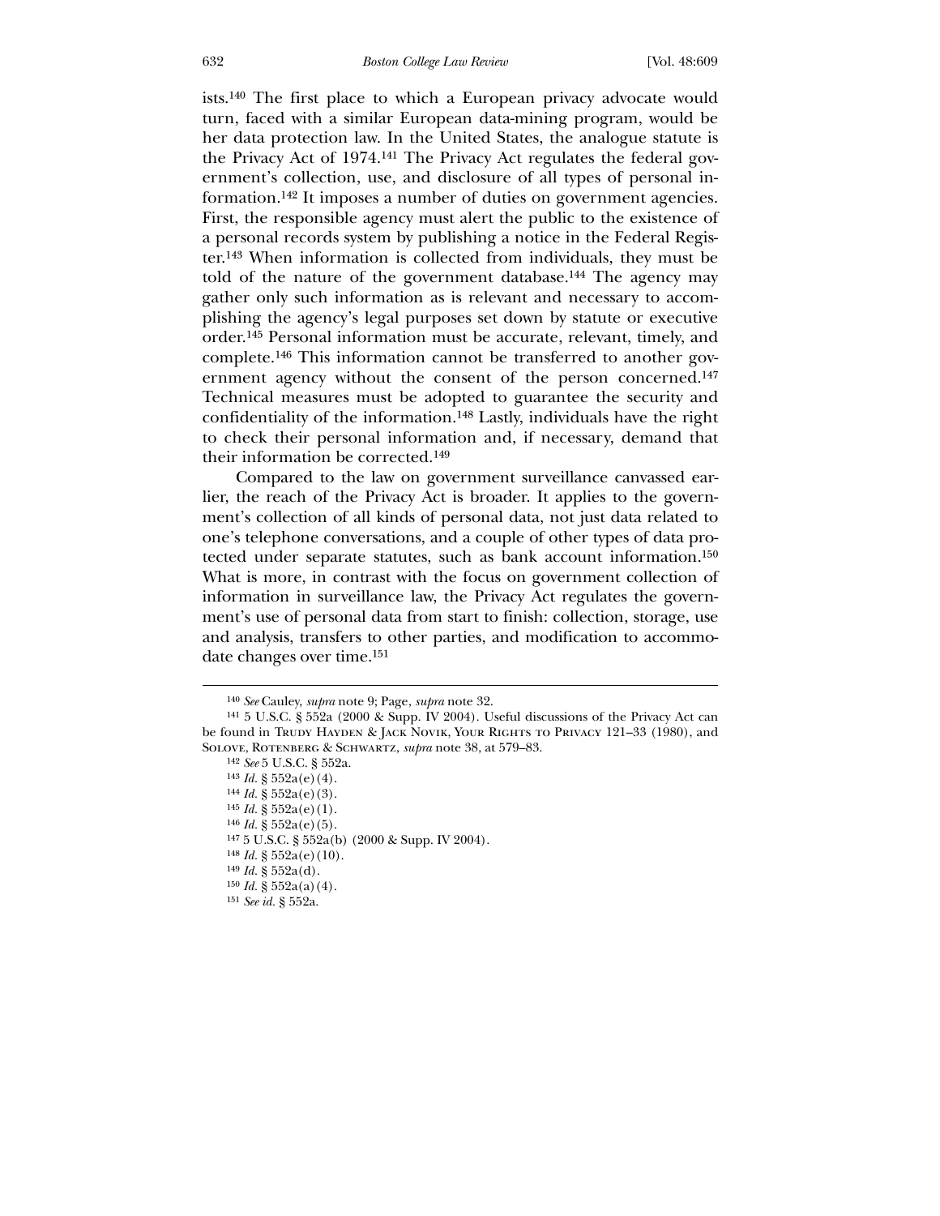ists.[140] The first place to which a European privacy advocate would turn, faced with a similar European data-mining program, would be her data protection law. In the United States, the analogue statute is the Privacy Act of 1974.[141] The Privacy Act regulates the federal government's collection, use, and disclosure of all types of personal information.[142] It imposes a number of duties on government agencies. First, the responsible agency must alert the public to the existence of a personal records system by publishing a notice in the Federal Register.[143] When information is collected from individuals, they must be told of the nature of the government database.[144] The agency may gather only such information as is relevant and necessary to accomplishing the agency's legal purposes set down by statute or executive order.[145] Personal information must be accurate, relevant, timely, and complete.[146] This information cannot be transferred to another government agency without the consent of the person concerned.[147] Technical measures must be adopted to guarantee the security and confidentiality of the information.[148] Lastly, individuals have the right to check their personal information and, if necessary, demand that their information be corrected.[149]

Compared to the law on government surveillance canvassed earlier, the reach of the Privacy Act is broader. It applies to the government's collection of all kinds of personal data, not just data related to one's telephone conversations, and a couple of other types of data protected under separate statutes, such as bank account information.[150] What is more, in contrast with the focus on government collection of information in surveillance law, the Privacy Act regulates the government's use of personal data from start to finish: collection, storage, use and analysis, transfers to other parties, and modification to accommodate changes over time.[151]

---

[140] *See* Cauley, *supra* note 9; Page, *supra* note 32.

[141] 5 U.S.C. § 552a (2000 & Supp. IV 2004). Useful discussions of the Privacy Act can be found in Trudy Hayden & Jack Novik, Your Rights to Privacy 121–33 (1980), and Solove, Rotenberg & Schwartz, *supra* note 38, at 579–83.

[142] *See* 5 U.S.C. § 552a.

[143] *Id.* § 552a(e)(4).

[144] *Id.* § 552a(e)(3).

[145] *Id.* § 552a(e)(1).

[146] *Id.* § 552a(e)(5).

[147] 5 U.S.C. § 552a(b) (2000 & Supp. IV 2004).

[148] *Id.* § 552a(e)(10).

[149] *Id.* § 552a(d).

[150] *Id.* § 552a(a)(4).

[151] *See id.* § 552a.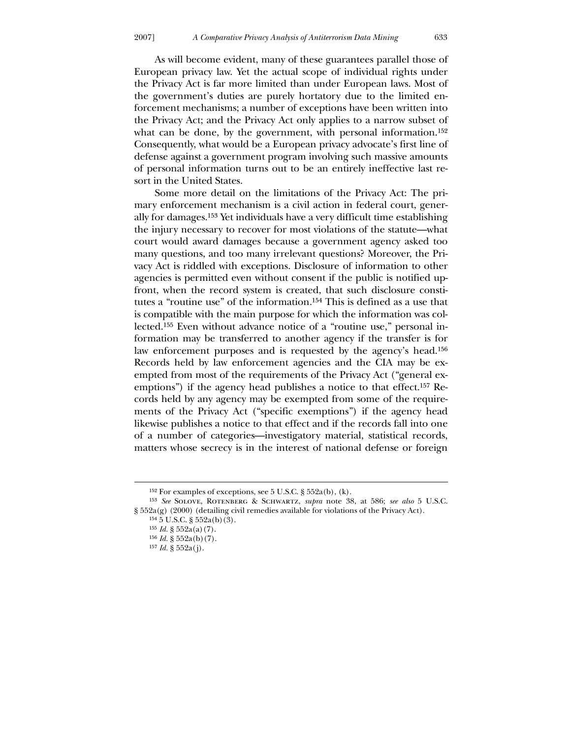As will become evident, many of these guarantees parallel those of European privacy law. Yet the actual scope of individual rights under the Privacy Act is far more limited than under European laws. Most of the government's duties are purely hortatory due to the limited enforcement mechanisms; a number of exceptions have been written into the Privacy Act; and the Privacy Act only applies to a narrow subset of what can be done, by the government, with personal information.[152] Consequently, what would be a European privacy advocate's first line of defense against a government program involving such massive amounts of personal information turns out to be an entirely ineffective last resort in the United States.

Some more detail on the limitations of the Privacy Act: The primary enforcement mechanism is a civil action in federal court, generally for damages.[153] Yet individuals have a very difficult time establishing the injury necessary to recover for most violations of the statute—what court would award damages because a government agency asked too many questions, and too many irrelevant questions? Moreover, the Privacy Act is riddled with exceptions. Disclosure of information to other agencies is permitted even without consent if the public is notified upfront, when the record system is created, that such disclosure constitutes a "routine use" of the information.[154] This is defined as a use that is compatible with the main purpose for which the information was collected.[155] Even without advance notice of a "routine use," personal information may be transferred to another agency if the transfer is for law enforcement purposes and is requested by the agency's head.[156] Records held by law enforcement agencies and the CIA may be exempted from most of the requirements of the Privacy Act ("general exemptions") if the agency head publishes a notice to that effect.[157] Records held by any agency may be exempted from some of the requirements of the Privacy Act ("specific exemptions") if the agency head likewise publishes a notice to that effect and if the records fall into one of a number of categories—investigatory material, statistical records, matters whose secrecy is in the interest of national defense or foreign

---

[152] For examples of exceptions, see 5 U.S.C. § 552a(b), (k).

[153] *See* Solove, Rotenberg & Schwartz, *supra* note 38, at 586; *see also* 5 U.S.C. § 552a(g) (2000) (detailing civil remedies available for violations of the Privacy Act).

[154] 5 U.S.C. § 552a(b)(3).

[155] *Id.* § 552a(a)(7).

[156] *Id.* § 552a(b)(7).

[157] *Id.* § 552a(j).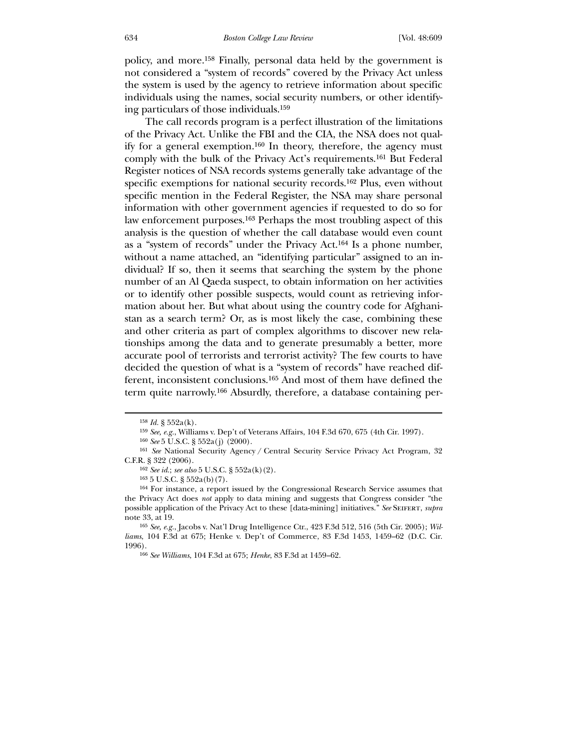policy, and more.[158] Finally, personal data held by the government is not considered a "system of records" covered by the Privacy Act unless the system is used by the agency to retrieve information about specific individuals using the names, social security numbers, or other identifying particulars of those individuals.[159]

The call records program is a perfect illustration of the limitations of the Privacy Act. Unlike the FBI and the CIA, the NSA does not qualify for a general exemption.[160] In theory, therefore, the agency must comply with the bulk of the Privacy Act's requirements.[161] But Federal Register notices of NSA records systems generally take advantage of the specific exemptions for national security records.[162] Plus, even without specific mention in the Federal Register, the NSA may share personal information with other government agencies if requested to do so for law enforcement purposes.[163] Perhaps the most troubling aspect of this analysis is the question of whether the call database would even count as a "system of records" under the Privacy Act.[164] Is a phone number, without a name attached, an "identifying particular" assigned to an individual? If so, then it seems that searching the system by the phone number of an Al Qaeda suspect, to obtain information on her activities or to identify other possible suspects, would count as retrieving information about her. But what about using the country code for Afghanistan as a search term? Or, as is most likely the case, combining these and other criteria as part of complex algorithms to discover new relationships among the data and to generate presumably a better, more accurate pool of terrorists and terrorist activity? The few courts to have decided the question of what is a "system of records" have reached different, inconsistent conclusions.[165] And most of them have defined the term quite narrowly.[166] Absurdly, therefore, a database containing per-

---

[158] *Id.* § 552a(k).

[159] *See, e.g.*, Williams v. Dep't of Veterans Affairs, 104 F.3d 670, 675 (4th Cir. 1997).

[160] *See* 5 U.S.C. § 552a(j) (2000).

[161] *See* National Security Agency / Central Security Service Privacy Act Program, 32 C.F.R. § 322 (2006).

[162] *See id.*; *see also* 5 U.S.C. § 552a(k)(2).

[163] 5 U.S.C. § 552a(b)(7).

[164] For instance, a report issued by the Congressional Research Service assumes that the Privacy Act does *not* apply to data mining and suggests that Congress consider "the possible application of the Privacy Act to these [data-mining] initiatives." *See* SEIFERT, *supra* note 33, at 19.

[165] *See, e.g.*, Jacobs v. Nat'l Drug Intelligence Ctr., 423 F.3d 512, 516 (5th Cir. 2005); *Williams*, 104 F.3d at 675; Henke v. Dep't of Commerce, 83 F.3d 1453, 1459–62 (D.C. Cir. 1996).

[166] *See Williams*, 104 F.3d at 675; *Henke*, 83 F.3d at 1459–62.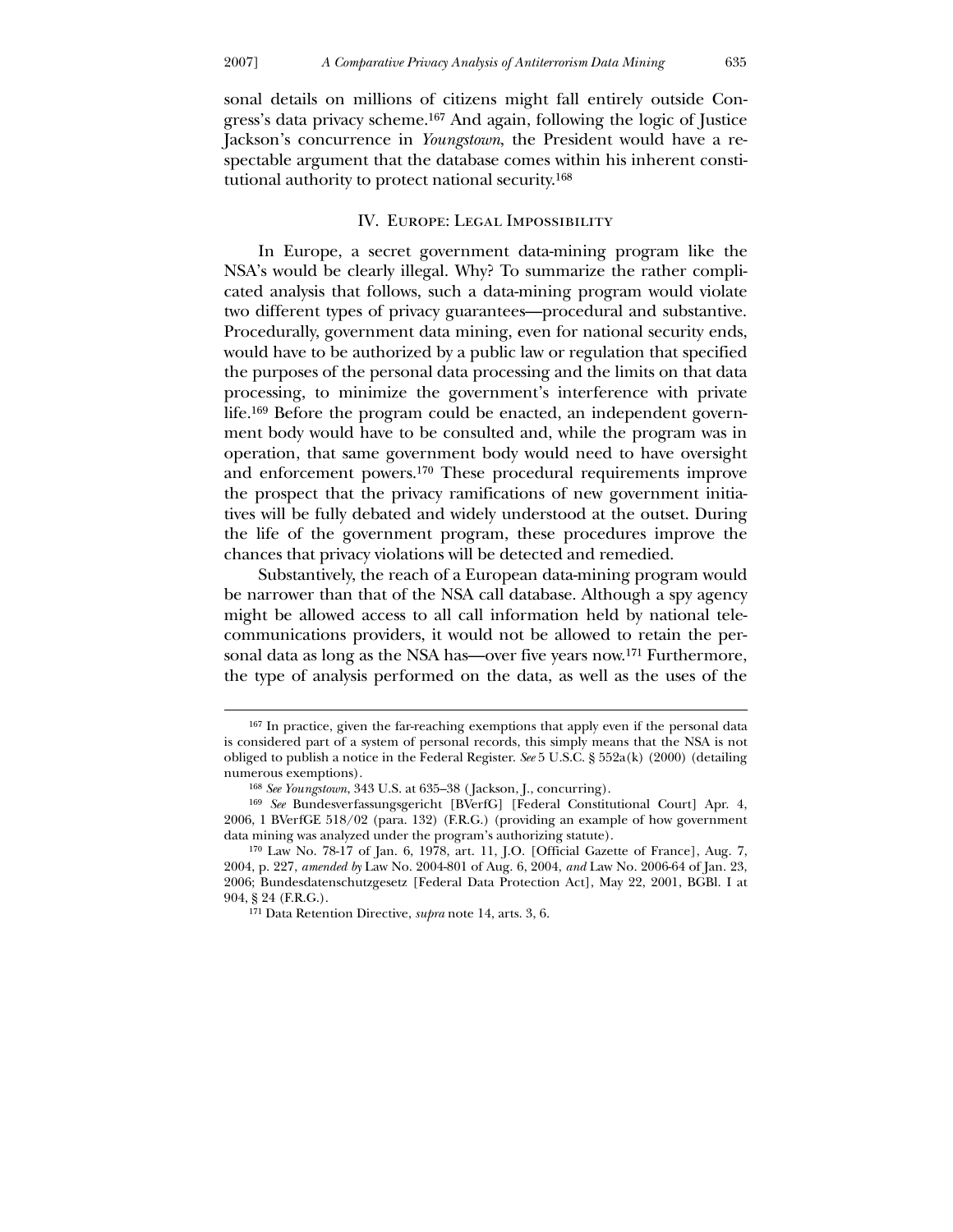sonal details on millions of citizens might fall entirely outside Congress's data privacy scheme.[167] And again, following the logic of Justice Jackson's concurrence in *Youngstown*, the President would have a respectable argument that the database comes within his inherent constitutional authority to protect national security.[168]

## IV. Europe: Legal Impossibility

In Europe, a secret government data-mining program like the NSA's would be clearly illegal. Why? To summarize the rather complicated analysis that follows, such a data-mining program would violate two different types of privacy guarantees—procedural and substantive. Procedurally, government data mining, even for national security ends, would have to be authorized by a public law or regulation that specified the purposes of the personal data processing and the limits on that data processing, to minimize the government's interference with private life.[169] Before the program could be enacted, an independent government body would have to be consulted and, while the program was in operation, that same government body would need to have oversight and enforcement powers.[170] These procedural requirements improve the prospect that the privacy ramifications of new government initiatives will be fully debated and widely understood at the outset. During the life of the government program, these procedures improve the chances that privacy violations will be detected and remedied.

Substantively, the reach of a European data-mining program would be narrower than that of the NSA call database. Although a spy agency might be allowed access to all call information held by national telecommunications providers, it would not be allowed to retain the personal data as long as the NSA has—over five years now.[171] Furthermore, the type of analysis performed on the data, as well as the uses of the

---

[167] In practice, given the far-reaching exemptions that apply even if the personal data is considered part of a system of personal records, this simply means that the NSA is not obliged to publish a notice in the Federal Register. *See* 5 U.S.C. § 552a(k) (2000) (detailing numerous exemptions).

[168] *See Youngstown*, 343 U.S. at 635–38 (Jackson, J., concurring).

[169] *See* Bundesverfassungsgericht [BVerfG] [Federal Constitutional Court] Apr. 4, 2006, 1 BVerfGE 518/02 (para. 132) (F.R.G.) (providing an example of how government data mining was analyzed under the program's authorizing statute).

[170] Law No. 78-17 of Jan. 6, 1978, art. 11, J.O. [Official Gazette of France], Aug. 7, 2004, p. 227, *amended by* Law No. 2004-801 of Aug. 6, 2004, *and* Law No. 2006-64 of Jan. 23, 2006; Bundesdatenschutzgesetz [Federal Data Protection Act], May 22, 2001, BGBl. I at 904, § 24 (F.R.G.).

[171] Data Retention Directive, *supra* note 14, arts. 3, 6.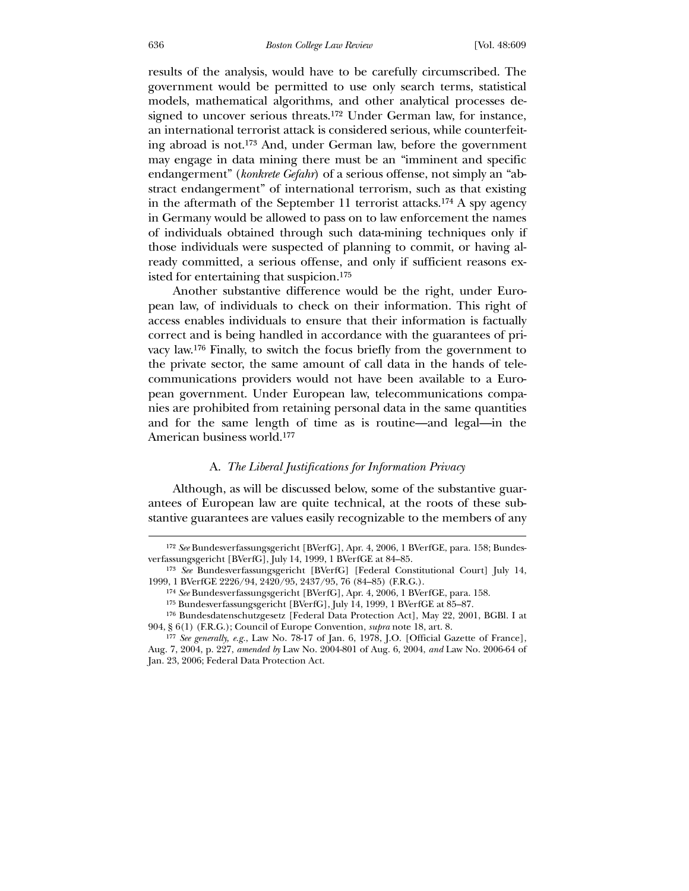results of the analysis, would have to be carefully circumscribed. The government would be permitted to use only search terms, statistical models, mathematical algorithms, and other analytical processes designed to uncover serious threats.[172] Under German law, for instance, an international terrorist attack is considered serious, while counterfeiting abroad is not.[173] And, under German law, before the government may engage in data mining there must be an "imminent and specific endangerment" (*konkrete Gefahr*) of a serious offense, not simply an "abstract endangerment" of international terrorism, such as that existing in the aftermath of the September 11 terrorist attacks.[174] A spy agency in Germany would be allowed to pass on to law enforcement the names of individuals obtained through such data-mining techniques only if those individuals were suspected of planning to commit, or having already committed, a serious offense, and only if sufficient reasons existed for entertaining that suspicion.[175]

Another substantive difference would be the right, under European law, of individuals to check on their information. This right of access enables individuals to ensure that their information is factually correct and is being handled in accordance with the guarantees of privacy law.[176] Finally, to switch the focus briefly from the government to the private sector, the same amount of call data in the hands of telecommunications providers would not have been available to a European government. Under European law, telecommunications companies are prohibited from retaining personal data in the same quantities and for the same length of time as is routine—and legal—in the American business world.[177]

### A. *The Liberal Justifications for Information Privacy*

Although, as will be discussed below, some of the substantive guarantees of European law are quite technical, at the roots of these substantive guarantees are values easily recognizable to the members of any

---

[172] *See* Bundesverfassungsgericht [BVerfG], Apr. 4, 2006, 1 BVerfGE, para. 158; Bundesverfassungsgericht [BVerfG], July 14, 1999, 1 BVerfGE at 84–85.

[173] *See* Bundesverfassungsgericht [BVerfG] [Federal Constitutional Court] July 14, 1999, 1 BVerfGE 2226/94, 2420/95, 2437/95, 76 (84–85) (F.R.G.).

[174] *See* Bundesverfassungsgericht [BVerfG], Apr. 4, 2006, 1 BVerfGE, para. 158.

[175] Bundesverfassungsgericht [BVerfG], July 14, 1999, 1 BVerfGE at 85–87.

[176] Bundesdatenschutzgesetz [Federal Data Protection Act], May 22, 2001, BGBl. I at 904, § 6(1) (F.R.G.); Council of Europe Convention, *supra* note 18, art. 8.

[177] *See generally, e.g.*, Law No. 78-17 of Jan. 6, 1978, J.O. [Official Gazette of France], Aug. 7, 2004, p. 227, *amended by* Law No. 2004-801 of Aug. 6, 2004, *and* Law No. 2006-64 of Jan. 23, 2006; Federal Data Protection Act.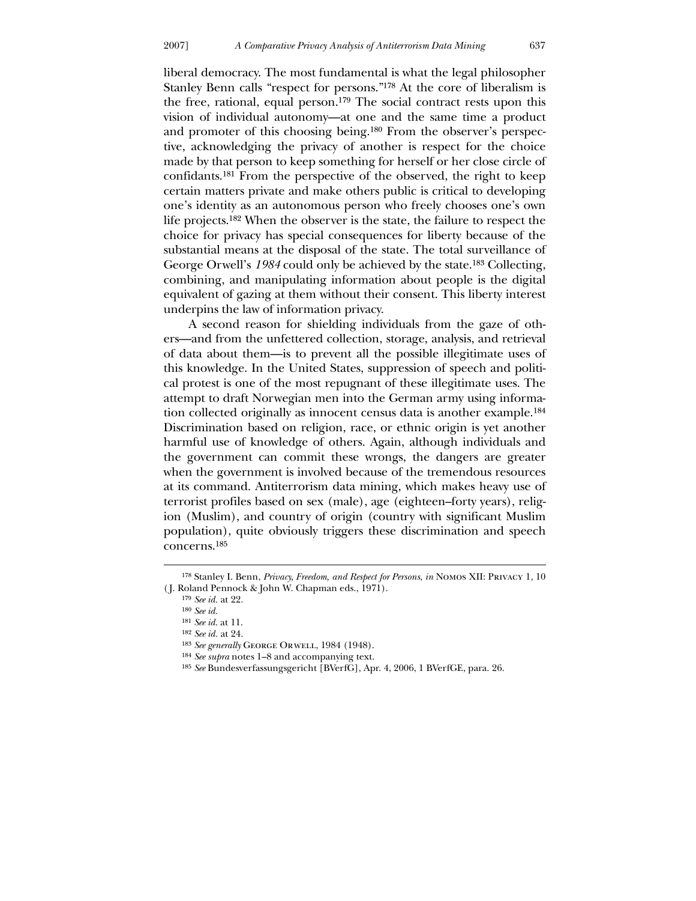liberal democracy. The most fundamental is what the legal philosopher Stanley Benn calls "respect for persons."[178] At the core of liberalism is the free, rational, equal person.[179] The social contract rests upon this vision of individual autonomy—at one and the same time a product and promoter of this choosing being.[180] From the observer's perspective, acknowledging the privacy of another is respect for the choice made by that person to keep something for herself or her close circle of confidants.[181] From the perspective of the observed, the right to keep certain matters private and make others public is critical to developing one's identity as an autonomous person who freely chooses one's own life projects.[182] When the observer is the state, the failure to respect the choice for privacy has special consequences for liberty because of the substantial means at the disposal of the state. The total surveillance of George Orwell's *1984* could only be achieved by the state.[183] Collecting, combining, and manipulating information about people is the digital equivalent of gazing at them without their consent. This liberty interest underpins the law of information privacy.

A second reason for shielding individuals from the gaze of others—and from the unfettered collection, storage, analysis, and retrieval of data about them—is to prevent all the possible illegitimate uses of this knowledge. In the United States, suppression of speech and political protest is one of the most repugnant of these illegitimate uses. The attempt to draft Norwegian men into the German army using information collected originally as innocent census data is another example.[184] Discrimination based on religion, race, or ethnic origin is yet another harmful use of knowledge of others. Again, although individuals and the government can commit these wrongs, the dangers are greater when the government is involved because of the tremendous resources at its command. Antiterrorism data mining, which makes heavy use of terrorist profiles based on sex (male), age (eighteen–forty years), religion (Muslim), and country of origin (country with significant Muslim population), quite obviously triggers these discrimination and speech concerns.[185]

---

[178] Stanley I. Benn, *Privacy, Freedom, and Respect for Persons*, *in* NOMOS XII: PRIVACY 1, 10 (J. Roland Pennock & John W. Chapman eds., 1971).

[179] *See id.* at 22.

[180] *See id.*

[181] *See id.* at 11.

[182] *See id.* at 24.

[183] *See generally* GEORGE ORWELL, 1984 (1948).

[184] *See supra* notes 1–8 and accompanying text.

[185] *See* Bundesverfassungsgericht [BVerfG], Apr. 4, 2006, 1 BVerfGE, para. 26.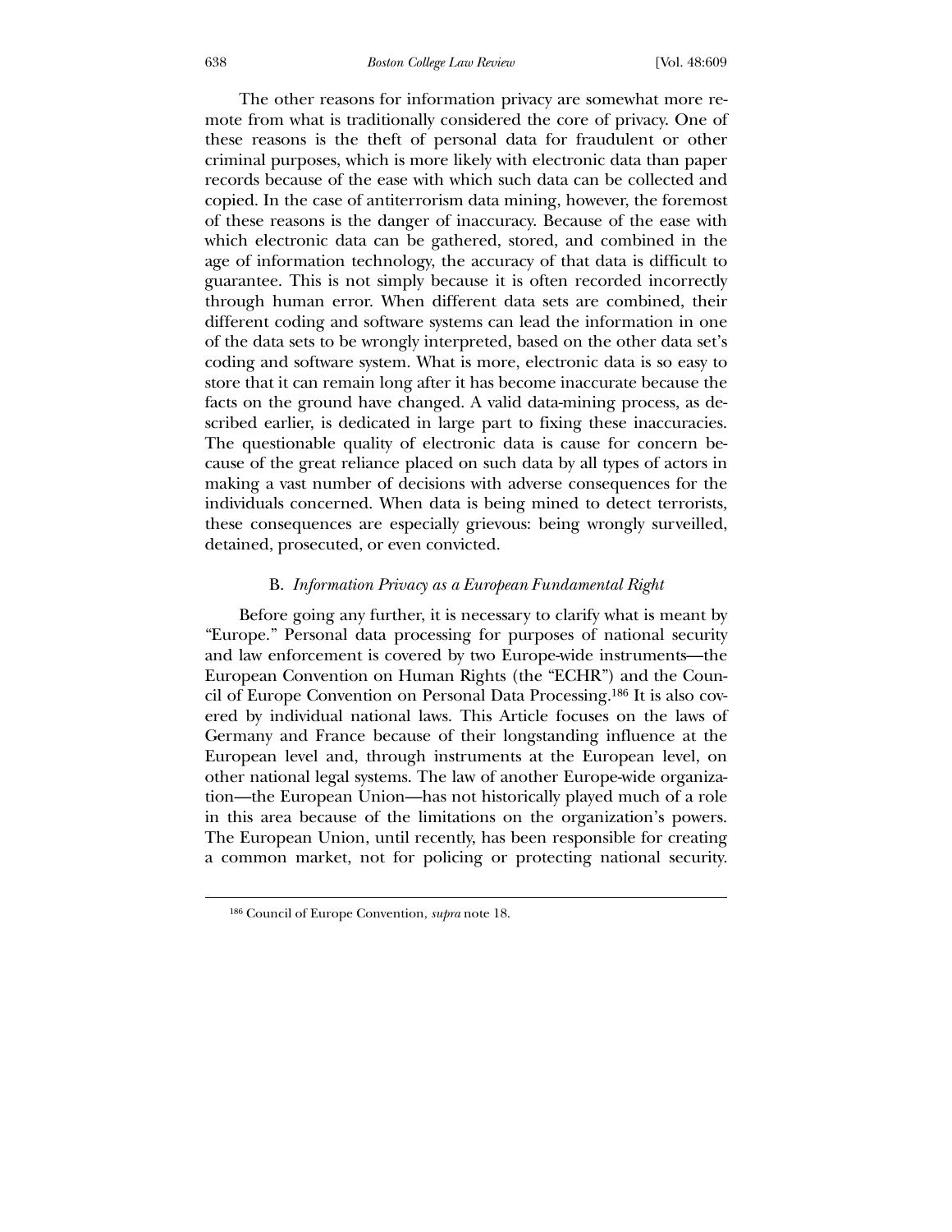The other reasons for information privacy are somewhat more remote from what is traditionally considered the core of privacy. One of these reasons is the theft of personal data for fraudulent or other criminal purposes, which is more likely with electronic data than paper records because of the ease with which such data can be collected and copied. In the case of antiterrorism data mining, however, the foremost of these reasons is the danger of inaccuracy. Because of the ease with which electronic data can be gathered, stored, and combined in the age of information technology, the accuracy of that data is difficult to guarantee. This is not simply because it is often recorded incorrectly through human error. When different data sets are combined, their different coding and software systems can lead the information in one of the data sets to be wrongly interpreted, based on the other data set's coding and software system. What is more, electronic data is so easy to store that it can remain long after it has become inaccurate because the facts on the ground have changed. A valid data-mining process, as described earlier, is dedicated in large part to fixing these inaccuracies. The questionable quality of electronic data is cause for concern because of the great reliance placed on such data by all types of actors in making a vast number of decisions with adverse consequences for the individuals concerned. When data is being mined to detect terrorists, these consequences are especially grievous: being wrongly surveilled, detained, prosecuted, or even convicted.

### B. *Information Privacy as a European Fundamental Right*

Before going any further, it is necessary to clarify what is meant by "Europe." Personal data processing for purposes of national security and law enforcement is covered by two Europe-wide instruments—the European Convention on Human Rights (the "ECHR") and the Council of Europe Convention on Personal Data Processing.[186] It is also covered by individual national laws. This Article focuses on the laws of Germany and France because of their longstanding influence at the European level and, through instruments at the European level, on other national legal systems. The law of another Europe-wide organization—the European Union—has not historically played much of a role in this area because of the limitations on the organization's powers. The European Union, until recently, has been responsible for creating a common market, not for policing or protecting national security.

---

[186] Council of Europe Convention, *supra* note 18.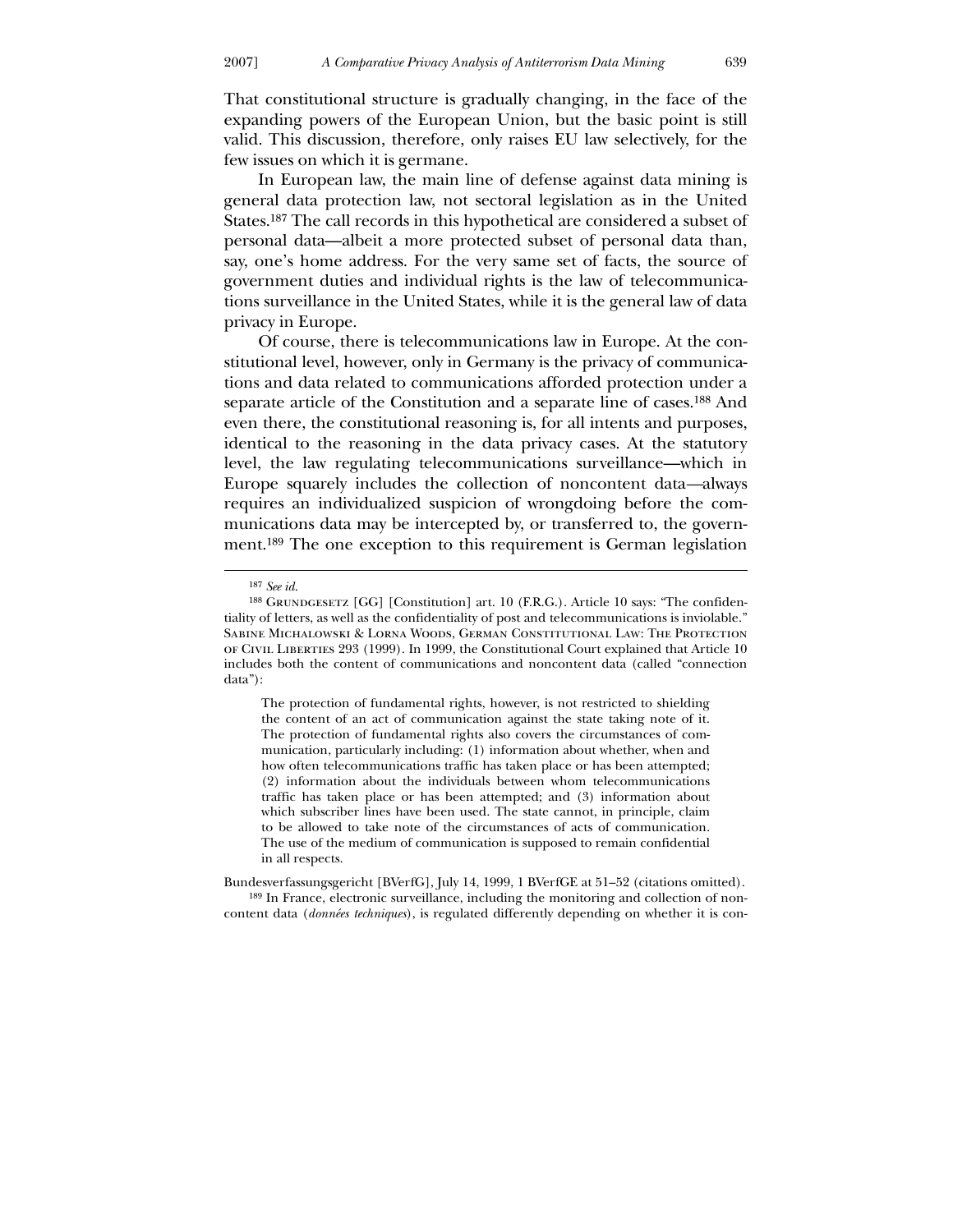That constitutional structure is gradually changing, in the face of the expanding powers of the European Union, but the basic point is still valid. This discussion, therefore, only raises EU law selectively, for the few issues on which it is germane.

In European law, the main line of defense against data mining is general data protection law, not sectoral legislation as in the United States.[187] The call records in this hypothetical are considered a subset of personal data—albeit a more protected subset of personal data than, say, one's home address. For the very same set of facts, the source of government duties and individual rights is the law of telecommunications surveillance in the United States, while it is the general law of data privacy in Europe.

Of course, there is telecommunications law in Europe. At the constitutional level, however, only in Germany is the privacy of communications and data related to communications afforded protection under a separate article of the Constitution and a separate line of cases.[188] And even there, the constitutional reasoning is, for all intents and purposes, identical to the reasoning in the data privacy cases. At the statutory level, the law regulating telecommunications surveillance—which in Europe squarely includes the collection of noncontent data—always requires an individualized suspicion of wrongdoing before the communications data may be intercepted by, or transferred to, the government.[189] The one exception to this requirement is German legislation

---

[187] *See id.*

[188] Grundgesetz [GG] [Constitution] art. 10 (F.R.G.). Article 10 says: "The confidentiality of letters, as well as the confidentiality of post and telecommunications is inviolable." Sabine Michalowski & Lorna Woods, German Constitutional Law: The Protection of Civil Liberties 293 (1999). In 1999, the Constitutional Court explained that Article 10 includes both the content of communications and noncontent data (called "connection data"):

> The protection of fundamental rights, however, is not restricted to shielding the content of an act of communication against the state taking note of it. The protection of fundamental rights also covers the circumstances of communication, particularly including: (1) information about whether, when and how often telecommunications traffic has taken place or has been attempted; (2) information about the individuals between whom telecommunications traffic has taken place or has been attempted; and (3) information about which subscriber lines have been used. The state cannot, in principle, claim to be allowed to take note of the circumstances of acts of communication. The use of the medium of communication is supposed to remain confidential in all respects.

Bundesverfassungsgericht [BVerfG], July 14, 1999, 1 BVerfGE at 51–52 (citations omitted).

[189] In France, electronic surveillance, including the monitoring and collection of noncontent data (*données techniques*), is regulated differently depending on whether it is con-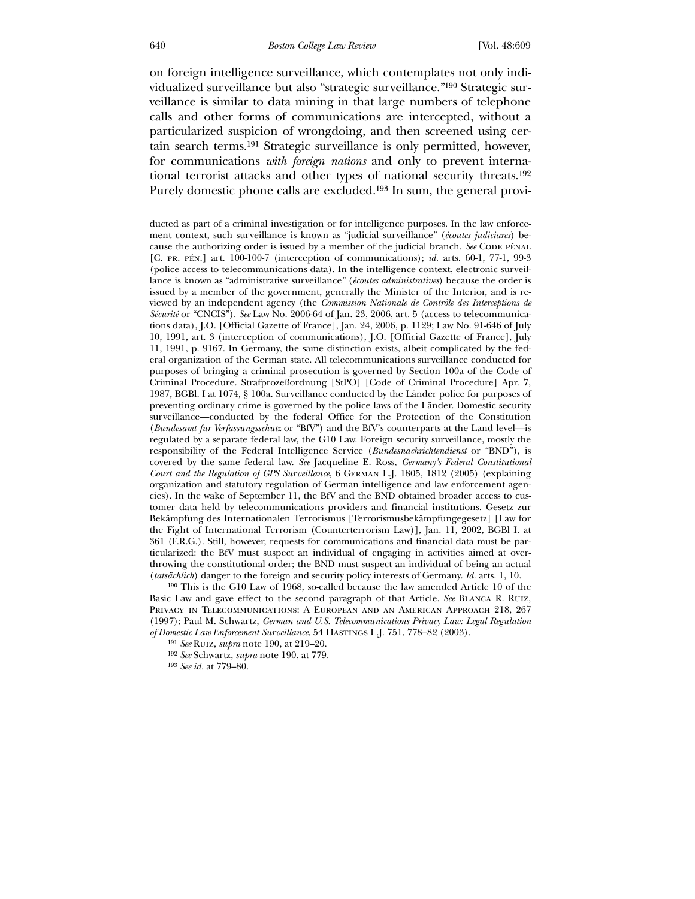on foreign intelligence surveillance, which contemplates not only individualized surveillance but also "strategic surveillance."[190] Strategic surveillance is similar to data mining in that large numbers of telephone calls and other forms of communications are intercepted, without a particularized suspicion of wrongdoing, and then screened using certain search terms.[191] Strategic surveillance is only permitted, however, for communications *with foreign nations* and only to prevent international terrorist attacks and other types of national security threats.[192] Purely domestic phone calls are excluded.[193] In sum, the general provi-

---

ducted as part of a criminal investigation or for intelligence purposes. In the law enforcement context, such surveillance is known as "judicial surveillance" (*écoutes judiciares*) because the authorizing order is issued by a member of the judicial branch. *See* Code pénal [C. pr. pén.] art. 100-100-7 (interception of communications); *id.* arts. 60-1, 77-1, 99-3 (police access to telecommunications data). In the intelligence context, electronic surveillance is known as "administrative surveillance" (*écoutes administratives*) because the order is issued by a member of the government, generally the Minister of the Interior, and is reviewed by an independent agency (the *Commission Nationale de Contrôle des Interceptions de Sécurité* or "CNCIS"). *See* Law No. 2006-64 of Jan. 23, 2006, art. 5 (access to telecommunications data), J.O. [Official Gazette of France], Jan. 24, 2006, p. 1129; Law No. 91-646 of July 10, 1991, art. 3 (interception of communications), J.O. [Official Gazette of France], July 11, 1991, p. 9167. In Germany, the same distinction exists, albeit complicated by the federal organization of the German state. All telecommunications surveillance conducted for purposes of bringing a criminal prosecution is governed by Section 100a of the Code of Criminal Procedure. Strafprozeßordnung [StPO] [Code of Criminal Procedure] Apr. 7, 1987, BGBl. I at 1074, § 100a. Surveillance conducted by the Länder police for purposes of preventing ordinary crime is governed by the police laws of the Länder. Domestic security surveillance—conducted by the federal Office for the Protection of the Constitution (*Bundesamt fur Verfassungsschutz* or "BfV") and the BfV's counterparts at the Land level—is regulated by a separate federal law, the G10 Law. Foreign security surveillance, mostly the responsibility of the Federal Intelligence Service (*Bundesnachrichtendienst* or "BND"), is covered by the same federal law. *See* Jacqueline E. Ross, *Germany's Federal Constitutional Court and the Regulation of GPS Surveillance*, 6 German L.J. 1805, 1812 (2005) (explaining organization and statutory regulation of German intelligence and law enforcement agencies). In the wake of September 11, the BfV and the BND obtained broader access to customer data held by telecommunications providers and financial institutions. Gesetz zur Bekämpfung des Internationalen Terrorismus [Terrorismusbekämpfungegesetz] [Law for the Fight of International Terrorism (Counterterrorism Law)], Jan. 11, 2002, BGBl I. at 361 (F.R.G.). Still, however, requests for communications and financial data must be particularized: the BfV must suspect an individual of engaging in activities aimed at overthrowing the constitutional order; the BND must suspect an individual of being an actual (*tatsächlich*) danger to the foreign and security policy interests of Germany. *Id.* arts. 1, 10.

[190] This is the G10 Law of 1968, so-called because the law amended Article 10 of the Basic Law and gave effect to the second paragraph of that Article. *See* Blanca R. Ruiz, Privacy in Telecommunications: A European and an American Approach 218, 267 (1997); Paul M. Schwartz, *German and U.S. Telecommunications Privacy Law: Legal Regulation of Domestic Law Enforcement Surveillance*, 54 Hastings L.J. 751, 778–82 (2003).

[191] *See* Ruiz, *supra* note 190, at 219–20.

[192] *See* Schwartz, *supra* note 190, at 779.

[193] *See id.* at 779–80.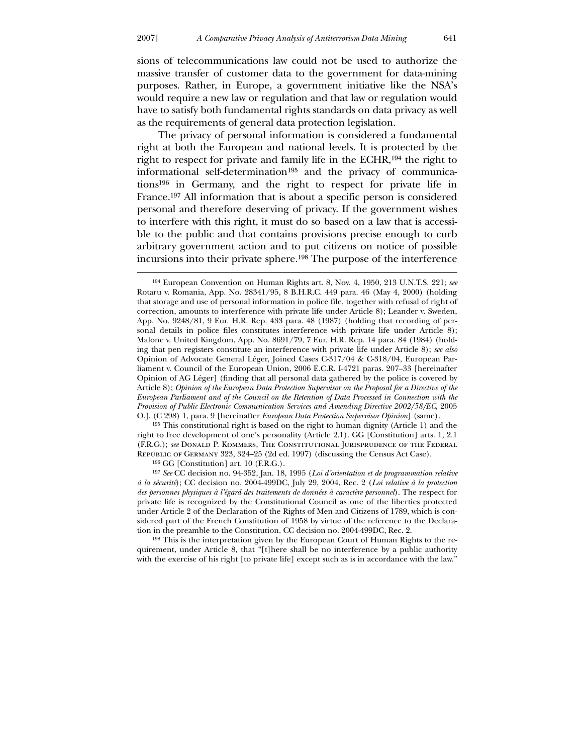sions of telecommunications law could not be used to authorize the massive transfer of customer data to the government for data-mining purposes. Rather, in Europe, a government initiative like the NSA's would require a new law or regulation and that law or regulation would have to satisfy both fundamental rights standards on data privacy as well as the requirements of general data protection legislation.

The privacy of personal information is considered a fundamental right at both the European and national levels. It is protected by the right to respect for private and family life in the ECHR,[194] the right to informational self-determination[195] and the privacy of communications[196] in Germany, and the right to respect for private life in France.[197] All information that is about a specific person is considered personal and therefore deserving of privacy. If the government wishes to interfere with this right, it must do so based on a law that is accessible to the public and that contains provisions precise enough to curb arbitrary government action and to put citizens on notice of possible incursions into their private sphere.[198] The purpose of the interference

---

[194] European Convention on Human Rights art. 8, Nov. 4, 1950, 213 U.N.T.S. 221; *see* Rotaru v. Romania, App. No. 28341/95, 8 B.H.R.C. 449 para. 46 (May 4, 2000) (holding that storage and use of personal information in police file, together with refusal of right of correction, amounts to interference with private life under Article 8); Leander v. Sweden, App. No. 9248/81, 9 Eur. H.R. Rep. 433 para. 48 (1987) (holding that recording of personal details in police files constitutes interference with private life under Article 8); Malone v. United Kingdom, App. No. 8691/79, 7 Eur. H.R. Rep. 14 para. 84 (1984) (holding that pen registers constitute an interference with private life under Article 8); *see also* Opinion of Advocate General Léger, Joined Cases C-317/04 & C-318/04, European Parliament v. Council of the European Union, 2006 E.C.R. I-4721 paras. 207–33 [hereinafter Opinion of AG Léger] (finding that all personal data gathered by the police is covered by Article 8); *Opinion of the European Data Protection Supervisor on the Proposal for a Directive of the European Parliament and of the Council on the Retention of Data Processed in Connection with the Provision of Public Electronic Communication Services and Amending Directive 2002/58/EC*, 2005 O.J. (C 298) 1, para. 9 [hereinafter *European Data Protection Supervisor Opinion*] (same).

[195] This constitutional right is based on the right to human dignity (Article 1) and the right to free development of one's personality (Article 2.1). GG [Constitution] arts. 1, 2.1 (F.R.G.); *see* Donald P. Kommers, The Constitutional Jurisprudence of the Federal Republic of Germany 323, 324–25 (2d ed. 1997) (discussing the Census Act Case).

[196] GG [Constitution] art. 10 (F.R.G.).

[197] *See* CC decision no. 94-352, Jan. 18, 1995 (*Loi d'orientation et de programmation relative à la sécurité*); CC decision no. 2004-499DC, July 29, 2004, Rec. 2 (*Loi relative à la protection des personnes physiques à l'égard des traitements de données à caractère personnel*). The respect for private life is recognized by the Constitutional Council as one of the liberties protected under Article 2 of the Declaration of the Rights of Men and Citizens of 1789, which is considered part of the French Constitution of 1958 by virtue of the reference to the Declaration in the preamble to the Constitution. CC decision no. 2004-499DC, Rec. 2.

[198] This is the interpretation given by the European Court of Human Rights to the requirement, under Article 8, that "[t]here shall be no interference by a public authority with the exercise of his right [to private life] except such as is in accordance with the law."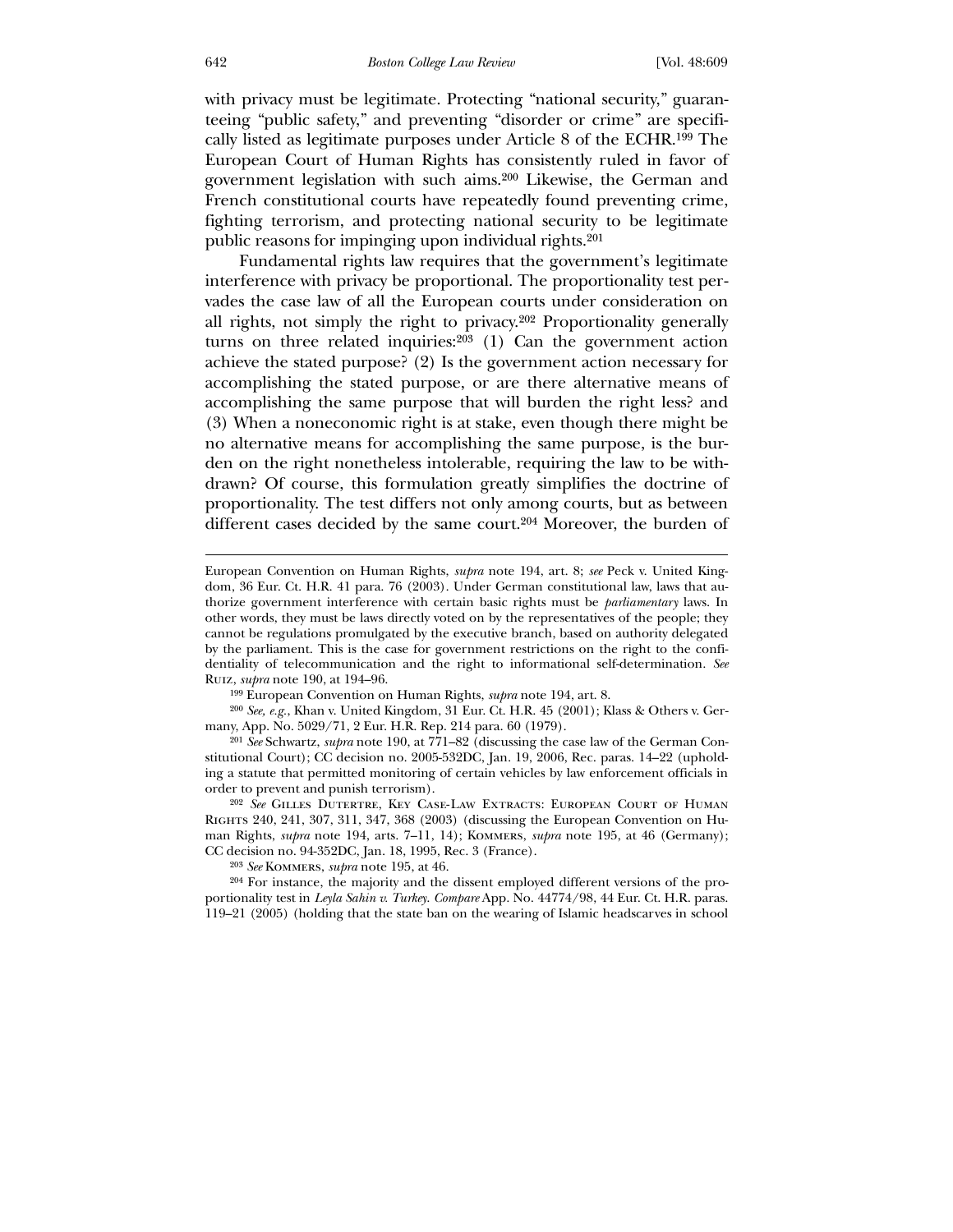with privacy must be legitimate. Protecting "national security," guaranteeing "public safety," and preventing "disorder or crime" are specifically listed as legitimate purposes under Article 8 of the ECHR.[199] The European Court of Human Rights has consistently ruled in favor of government legislation with such aims.[200] Likewise, the German and French constitutional courts have repeatedly found preventing crime, fighting terrorism, and protecting national security to be legitimate public reasons for impinging upon individual rights.[201]

Fundamental rights law requires that the government's legitimate interference with privacy be proportional. The proportionality test pervades the case law of all the European courts under consideration on all rights, not simply the right to privacy.[202] Proportionality generally turns on three related inquiries:[203] (1) Can the government action achieve the stated purpose? (2) Is the government action necessary for accomplishing the stated purpose, or are there alternative means of accomplishing the same purpose that will burden the right less? and (3) When a noneconomic right is at stake, even though there might be no alternative means for accomplishing the same purpose, is the burden on the right nonetheless intolerable, requiring the law to be withdrawn? Of course, this formulation greatly simplifies the doctrine of proportionality. The test differs not only among courts, but as between different cases decided by the same court.[204] Moreover, the burden of

---

European Convention on Human Rights, *supra* note 194, art. 8; *see* Peck v. United Kingdom, 36 Eur. Ct. H.R. 41 para. 76 (2003). Under German constitutional law, laws that authorize government interference with certain basic rights must be *parliamentary* laws. In other words, they must be laws directly voted on by the representatives of the people; they cannot be regulations promulgated by the executive branch, based on authority delegated by the parliament. This is the case for government restrictions on the right to the confidentiality of telecommunication and the right to informational self-determination. *See* Ruiz, *supra* note 190, at 194–96.

[199] European Convention on Human Rights, *supra* note 194, art. 8.

[200] *See, e.g.*, Khan v. United Kingdom, 31 Eur. Ct. H.R. 45 (2001); Klass & Others v. Germany, App. No. 5029/71, 2 Eur. H.R. Rep. 214 para. 60 (1979).

[201] *See* Schwartz, *supra* note 190, at 771–82 (discussing the case law of the German Constitutional Court); CC decision no. 2005-532DC, Jan. 19, 2006, Rec. paras. 14–22 (upholding a statute that permitted monitoring of certain vehicles by law enforcement officials in order to prevent and punish terrorism).

[202] *See* Gilles Dutertre, Key Case-Law Extracts: European Court of Human Rights 240, 241, 307, 311, 347, 368 (2003) (discussing the European Convention on Human Rights, *supra* note 194, arts. 7–11, 14); Kommers, *supra* note 195, at 46 (Germany); CC decision no. 94-352DC, Jan. 18, 1995, Rec. 3 (France).

[203] *See* Kommers, *supra* note 195, at 46.

[204] For instance, the majority and the dissent employed different versions of the proportionality test in *Leyla Sahin v. Turkey*. *Compare* App. No. 44774/98, 44 Eur. Ct. H.R. paras. 119–21 (2005) (holding that the state ban on the wearing of Islamic headscarves in school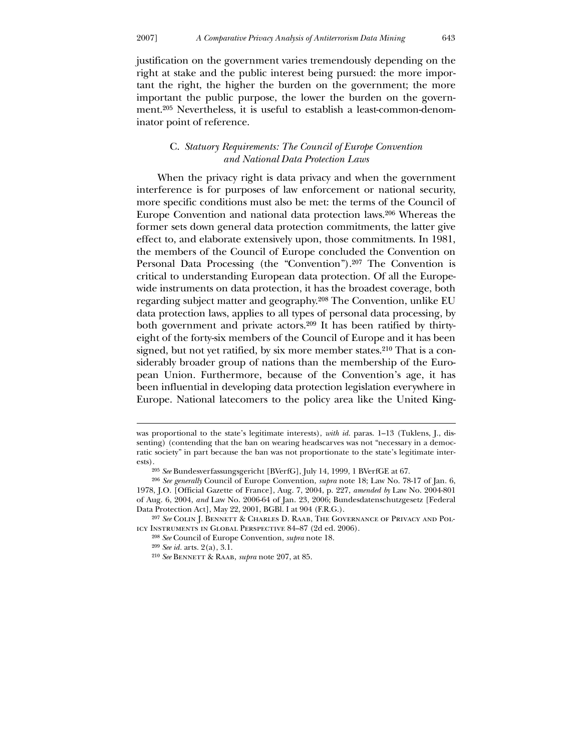justification on the government varies tremendously depending on the right at stake and the public interest being pursued: the more important the right, the higher the burden on the government; the more important the public purpose, the lower the burden on the government.[205] Nevertheless, it is useful to establish a least-common-denominator point of reference.

### C. *Statuory Requirements: The Council of Europe Convention and National Data Protection Laws*

When the privacy right is data privacy and when the government interference is for purposes of law enforcement or national security, more specific conditions must also be met: the terms of the Council of Europe Convention and national data protection laws.[206] Whereas the former sets down general data protection commitments, the latter give effect to, and elaborate extensively upon, those commitments. In 1981, the members of the Council of Europe concluded the Convention on Personal Data Processing (the "Convention").[207] The Convention is critical to understanding European data protection. Of all the Europe-wide instruments on data protection, it has the broadest coverage, both regarding subject matter and geography.[208] The Convention, unlike EU data protection laws, applies to all types of personal data processing, by both government and private actors.[209] It has been ratified by thirty-eight of the forty-six members of the Council of Europe and it has been signed, but not yet ratified, by six more member states.[210] That is a considerably broader group of nations than the membership of the European Union. Furthermore, because of the Convention's age, it has been influential in developing data protection legislation everywhere in Europe. National latecomers to the policy area like the United King-

---

was proportional to the state's legitimate interests), *with id.* paras. 1–13 (Tuklens, J., dissenting) (contending that the ban on wearing headscarves was not "necessary in a democratic society" in part because the ban was not proportionate to the state's legitimate interests).

[205] *See* Bundesverfassungsgericht [BVerfG], July 14, 1999, 1 BVerfGE at 67.

[206] *See generally* Council of Europe Convention, *supra* note 18; Law No. 78-17 of Jan. 6, 1978, J.O. [Official Gazette of France], Aug. 7, 2004, p. 227, *amended by* Law No. 2004-801 of Aug. 6, 2004, *and* Law No. 2006-64 of Jan. 23, 2006; Bundesdatenschutzgesetz [Federal Data Protection Act], May 22, 2001, BGBl. I at 904 (F.R.G.).

[207] *See* Colin J. Bennett & Charles D. Raab, The Governance of Privacy and Policy Instruments in Global Perspective 84–87 (2d ed. 2006).

[208] *See* Council of Europe Convention, *supra* note 18.

[209] *See id.* arts. 2(a), 3.1.

[210] *See* Bennett & Raab, *supra* note 207, at 85.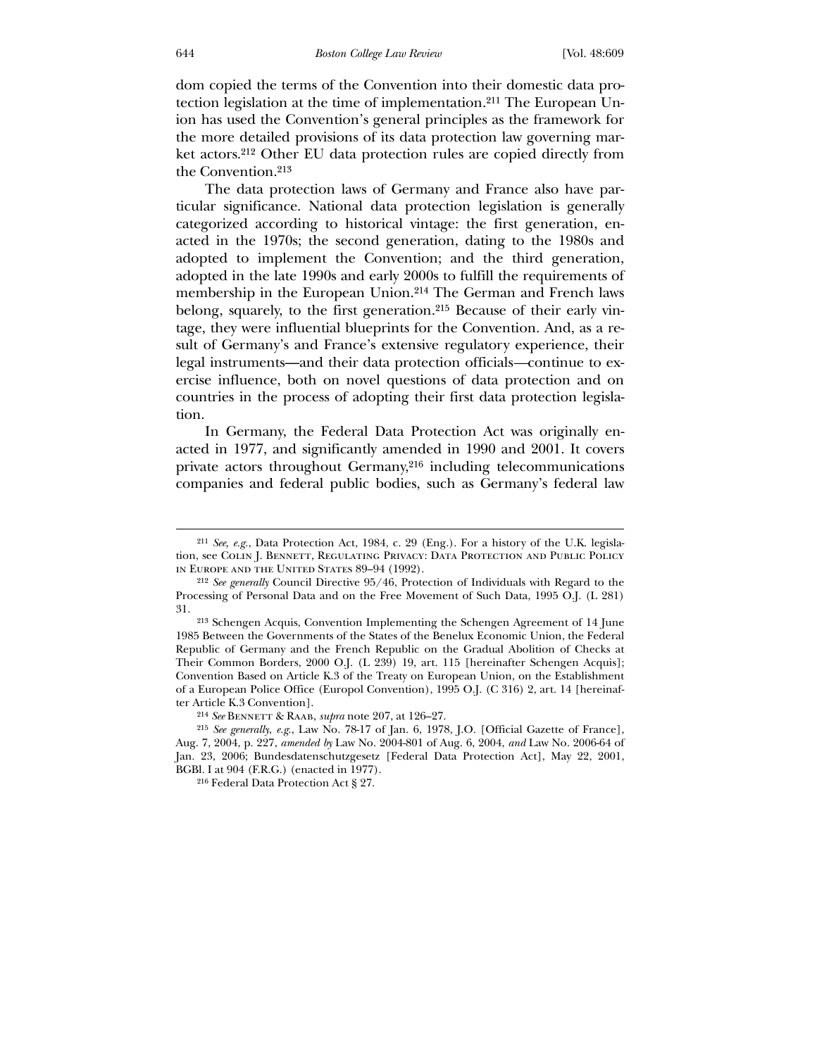dom copied the terms of the Convention into their domestic data protection legislation at the time of implementation.[211] The European Union has used the Convention's general principles as the framework for the more detailed provisions of its data protection law governing market actors.[212] Other EU data protection rules are copied directly from the Convention.[213]

The data protection laws of Germany and France also have particular significance. National data protection legislation is generally categorized according to historical vintage: the first generation, enacted in the 1970s; the second generation, dating to the 1980s and adopted to implement the Convention; and the third generation, adopted in the late 1990s and early 2000s to fulfill the requirements of membership in the European Union.[214] The German and French laws belong, squarely, to the first generation.[215] Because of their early vintage, they were influential blueprints for the Convention. And, as a result of Germany's and France's extensive regulatory experience, their legal instruments—and their data protection officials—continue to exercise influence, both on novel questions of data protection and on countries in the process of adopting their first data protection legislation.

In Germany, the Federal Data Protection Act was originally enacted in 1977, and significantly amended in 1990 and 2001. It covers private actors throughout Germany,[216] including telecommunications companies and federal public bodies, such as Germany's federal law

---

[211] *See, e.g.*, Data Protection Act, 1984, c. 29 (Eng.). For a history of the U.K. legislation, see Colin J. Bennett, Regulating Privacy: Data Protection and Public Policy in Europe and the United States 89–94 (1992).

[212] *See generally* Council Directive 95/46, Protection of Individuals with Regard to the Processing of Personal Data and on the Free Movement of Such Data, 1995 O.J. (L 281) 31.

[213] Schengen Acquis, Convention Implementing the Schengen Agreement of 14 June 1985 Between the Governments of the States of the Benelux Economic Union, the Federal Republic of Germany and the French Republic on the Gradual Abolition of Checks at Their Common Borders, 2000 O.J. (L 239) 19, art. 115 [hereinafter Schengen Acquis]; Convention Based on Article K.3 of the Treaty on European Union, on the Establishment of a European Police Office (Europol Convention), 1995 O.J. (C 316) 2, art. 14 [hereinafter Article K.3 Convention].

[214] *See* Bennett & Raab, *supra* note 207, at 126–27.

[215] *See generally, e.g.*, Law No. 78-17 of Jan. 6, 1978, J.O. [Official Gazette of France], Aug. 7, 2004, p. 227, *amended by* Law No. 2004-801 of Aug. 6, 2004, *and* Law No. 2006-64 of Jan. 23, 2006; Bundesdatenschutzgesetz [Federal Data Protection Act], May 22, 2001, BGBl. I at 904 (F.R.G.) (enacted in 1977).

[216] Federal Data Protection Act § 27.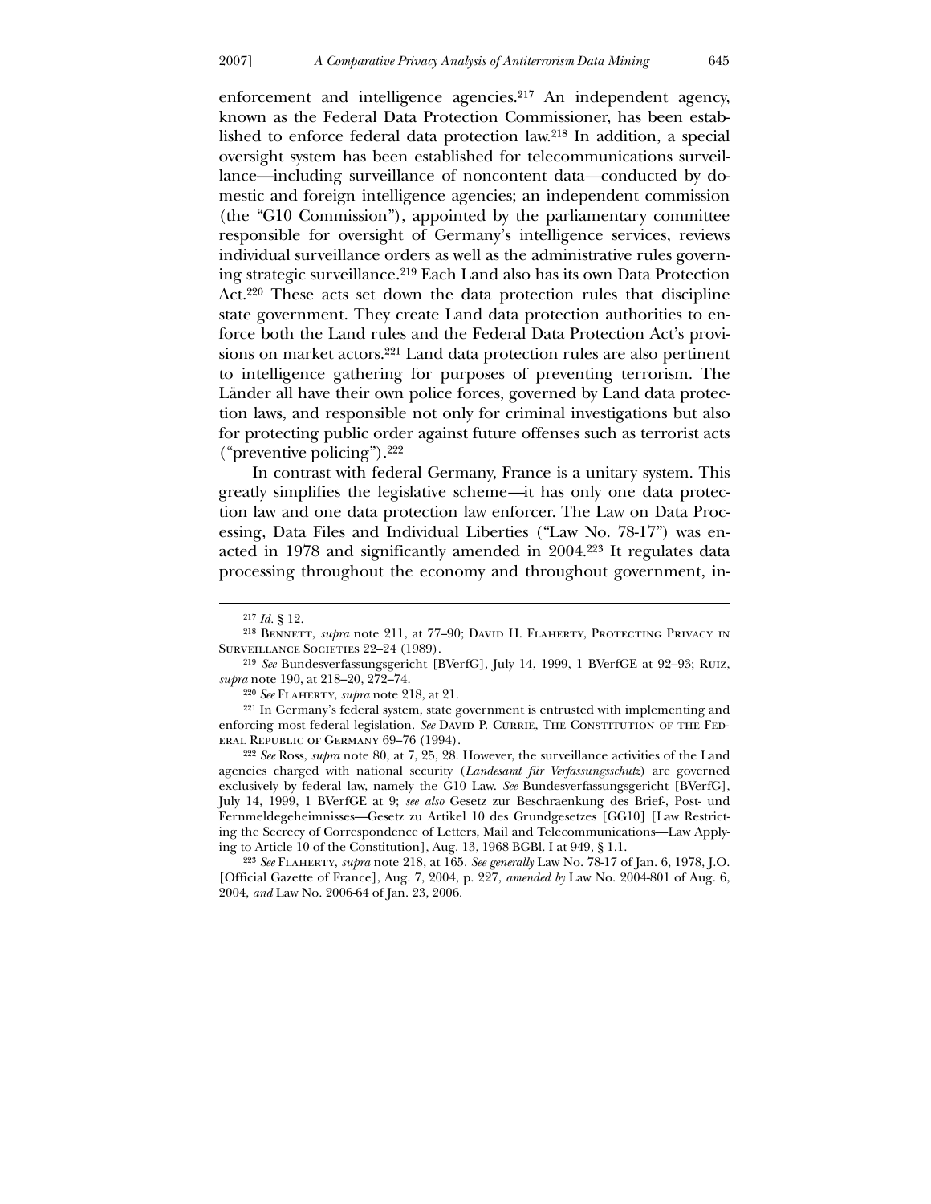enforcement and intelligence agencies.[217] An independent agency, known as the Federal Data Protection Commissioner, has been established to enforce federal data protection law.[218] In addition, a special oversight system has been established for telecommunications surveillance—including surveillance of noncontent data—conducted by domestic and foreign intelligence agencies; an independent commission (the "G10 Commission"), appointed by the parliamentary committee responsible for oversight of Germany's intelligence services, reviews individual surveillance orders as well as the administrative rules governing strategic surveillance.[219] Each Land also has its own Data Protection Act.[220] These acts set down the data protection rules that discipline state government. They create Land data protection authorities to enforce both the Land rules and the Federal Data Protection Act's provisions on market actors.[221] Land data protection rules are also pertinent to intelligence gathering for purposes of preventing terrorism. The Länder all have their own police forces, governed by Land data protection laws, and responsible not only for criminal investigations but also for protecting public order against future offenses such as terrorist acts ("preventive policing").[222]

In contrast with federal Germany, France is a unitary system. This greatly simplifies the legislative scheme—it has only one data protection law and one data protection law enforcer. The Law on Data Processing, Data Files and Individual Liberties ("Law No. 78-17") was enacted in 1978 and significantly amended in 2004.[223] It regulates data processing throughout the economy and throughout government, in-

---

[217] *Id.* § 12.

[218] Bennett, *supra* note 211, at 77–90; David H. Flaherty, Protecting Privacy in Surveillance Societies 22–24 (1989).

[219] *See* Bundesverfassungsgericht [BVerfG], July 14, 1999, 1 BVerfGE at 92–93; Ruiz, *supra* note 190, at 218–20, 272–74.

[220] *See* Flaherty, *supra* note 218, at 21.

[221] In Germany's federal system, state government is entrusted with implementing and enforcing most federal legislation. *See* David P. Currie, The Constitution of the Federal Republic of Germany 69–76 (1994).

[222] *See* Ross, *supra* note 80, at 7, 25, 28. However, the surveillance activities of the Land agencies charged with national security (*Landesamt für Verfassungsschutz*) are governed exclusively by federal law, namely the G10 Law. *See* Bundesverfassungsgericht [BVerfG], July 14, 1999, 1 BVerfGE at 9; *see also* Gesetz zur Beschraenkung des Brief-, Post- und Fernmeldegeheimnisses—Gesetz zu Artikel 10 des Grundgesetzes [GG10] [Law Restricting the Secrecy of Correspondence of Letters, Mail and Telecommunications—Law Applying to Article 10 of the Constitution], Aug. 13, 1968 BGBl. I at 949, § 1.1.

[223] *See* Flaherty, *supra* note 218, at 165. *See generally* Law No. 78-17 of Jan. 6, 1978, J.O. [Official Gazette of France], Aug. 7, 2004, p. 227, *amended by* Law No. 2004-801 of Aug. 6, 2004, *and* Law No. 2006-64 of Jan. 23, 2006.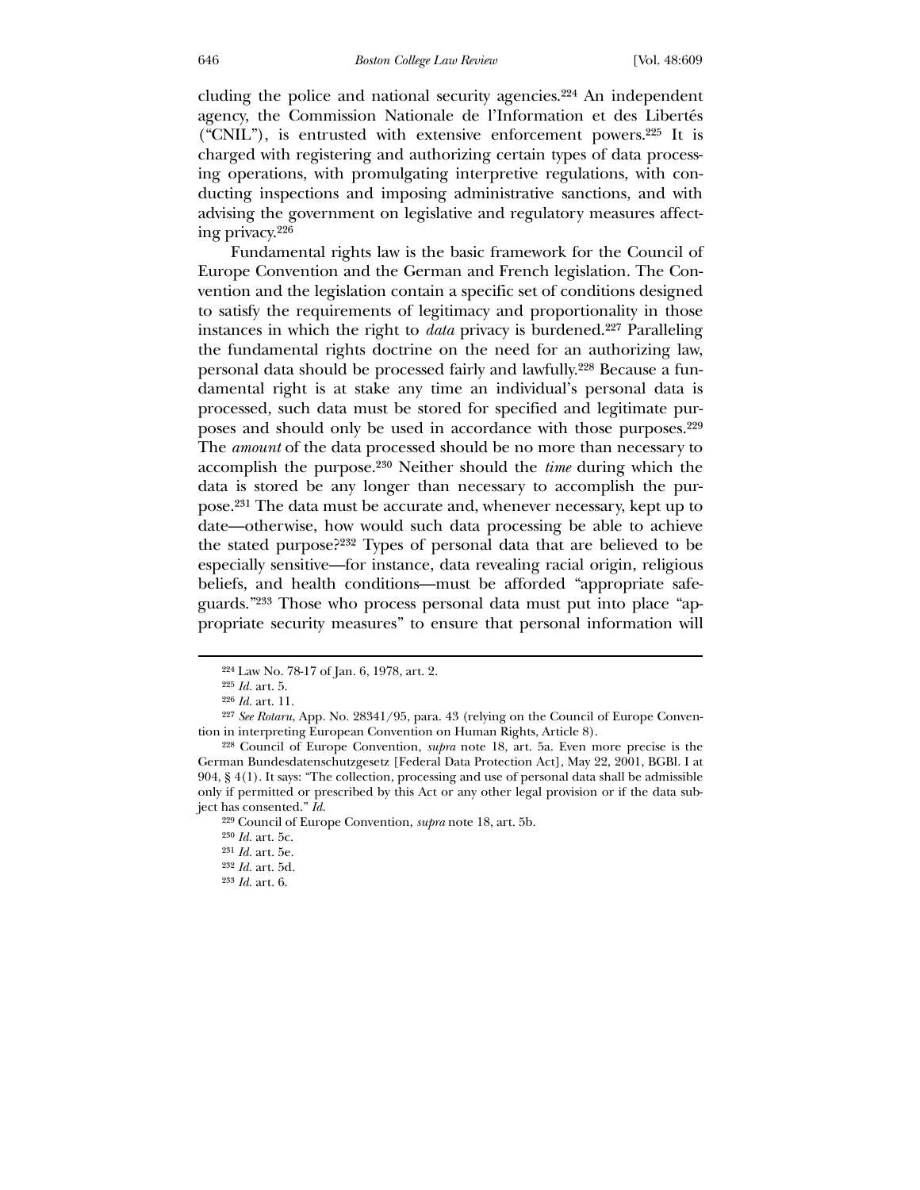cluding the police and national security agencies.[224] An independent agency, the Commission Nationale de l'Information et des Libertés ("CNIL"), is entrusted with extensive enforcement powers.[225] It is charged with registering and authorizing certain types of data processing operations, with promulgating interpretive regulations, with conducting inspections and imposing administrative sanctions, and with advising the government on legislative and regulatory measures affecting privacy.[226]

Fundamental rights law is the basic framework for the Council of Europe Convention and the German and French legislation. The Convention and the legislation contain a specific set of conditions designed to satisfy the requirements of legitimacy and proportionality in those instances in which the right to *data* privacy is burdened.[227] Paralleling the fundamental rights doctrine on the need for an authorizing law, personal data should be processed fairly and lawfully.[228] Because a fundamental right is at stake any time an individual's personal data is processed, such data must be stored for specified and legitimate purposes and should only be used in accordance with those purposes.[229] The *amount* of the data processed should be no more than necessary to accomplish the purpose.[230] Neither should the *time* during which the data is stored be any longer than necessary to accomplish the purpose.[231] The data must be accurate and, whenever necessary, kept up to date—otherwise, how would such data processing be able to achieve the stated purpose?[232] Types of personal data that are believed to be especially sensitive—for instance, data revealing racial origin, religious beliefs, and health conditions—must be afforded "appropriate safeguards."[233] Those who process personal data must put into place "appropriate security measures" to ensure that personal information will

---

[224] Law No. 78-17 of Jan. 6, 1978, art. 2.

[225] *Id.* art. 5.

[226] *Id.* art. 11.

[227] *See Rotaru*, App. No. 28341/95, para. 43 (relying on the Council of Europe Convention in interpreting European Convention on Human Rights, Article 8).

[228] Council of Europe Convention, *supra* note 18, art. 5a. Even more precise is the German Bundesdatenschutzgesetz [Federal Data Protection Act], May 22, 2001, BGBl. I at 904, § 4(1). It says: "The collection, processing and use of personal data shall be admissible only if permitted or prescribed by this Act or any other legal provision or if the data subject has consented." *Id.*

[229] Council of Europe Convention, *supra* note 18, art. 5b.

[230] *Id.* art. 5c.

[231] *Id.* art. 5e.

[232] *Id.* art. 5d.

[233] *Id.* art. 6.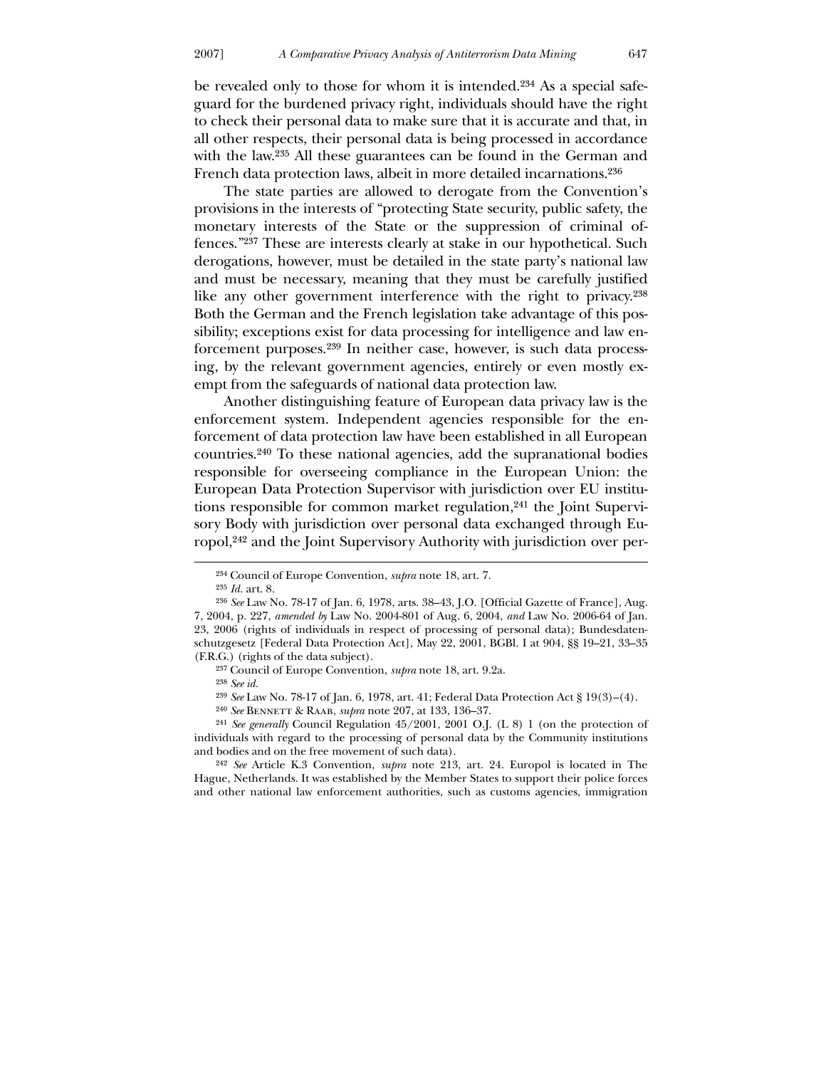be revealed only to those for whom it is intended.[234] As a special safeguard for the burdened privacy right, individuals should have the right to check their personal data to make sure that it is accurate and that, in all other respects, their personal data is being processed in accordance with the law.[235] All these guarantees can be found in the German and French data protection laws, albeit in more detailed incarnations.[236]

The state parties are allowed to derogate from the Convention's provisions in the interests of "protecting State security, public safety, the monetary interests of the State or the suppression of criminal offences."[237] These are interests clearly at stake in our hypothetical. Such derogations, however, must be detailed in the state party's national law and must be necessary, meaning that they must be carefully justified like any other government interference with the right to privacy.[238] Both the German and the French legislation take advantage of this possibility; exceptions exist for data processing for intelligence and law enforcement purposes.[239] In neither case, however, is such data processing, by the relevant government agencies, entirely or even mostly exempt from the safeguards of national data protection law.

Another distinguishing feature of European data privacy law is the enforcement system. Independent agencies responsible for the enforcement of data protection law have been established in all European countries.[240] To these national agencies, add the supranational bodies responsible for overseeing compliance in the European Union: the European Data Protection Supervisor with jurisdiction over EU institutions responsible for common market regulation,[241] the Joint Supervisory Body with jurisdiction over personal data exchanged through Europol,[242] and the Joint Supervisory Authority with jurisdiction over per-

---

[234] Council of Europe Convention, *supra* note 18, art. 7.

[235] *Id.* art. 8.

[236] *See* Law No. 78-17 of Jan. 6, 1978, arts. 38–43, J.O. [Official Gazette of France], Aug. 7, 2004, p. 227, *amended by* Law No. 2004-801 of Aug. 6, 2004, *and* Law No. 2006-64 of Jan. 23, 2006 (rights of individuals in respect of processing of personal data); Bundesdatenschutzgesetz [Federal Data Protection Act], May 22, 2001, BGBl. I at 904, §§ 19–21, 33–35 (F.R.G.) (rights of the data subject).

[237] Council of Europe Convention, *supra* note 18, art. 9.2a.

[238] *See id.*

[239] *See* Law No. 78-17 of Jan. 6, 1978, art. 41; Federal Data Protection Act § 19(3)–(4).

[240] *See* BENNETT & RAAB, *supra* note 207, at 133, 136–37.

[241] *See generally* Council Regulation 45/2001, 2001 O.J. (L 8) 1 (on the protection of individuals with regard to the processing of personal data by the Community institutions and bodies and on the free movement of such data).

[242] *See* Article K.3 Convention, *supra* note 213, art. 24. Europol is located in The Hague, Netherlands. It was established by the Member States to support their police forces and other national law enforcement authorities, such as customs agencies, immigration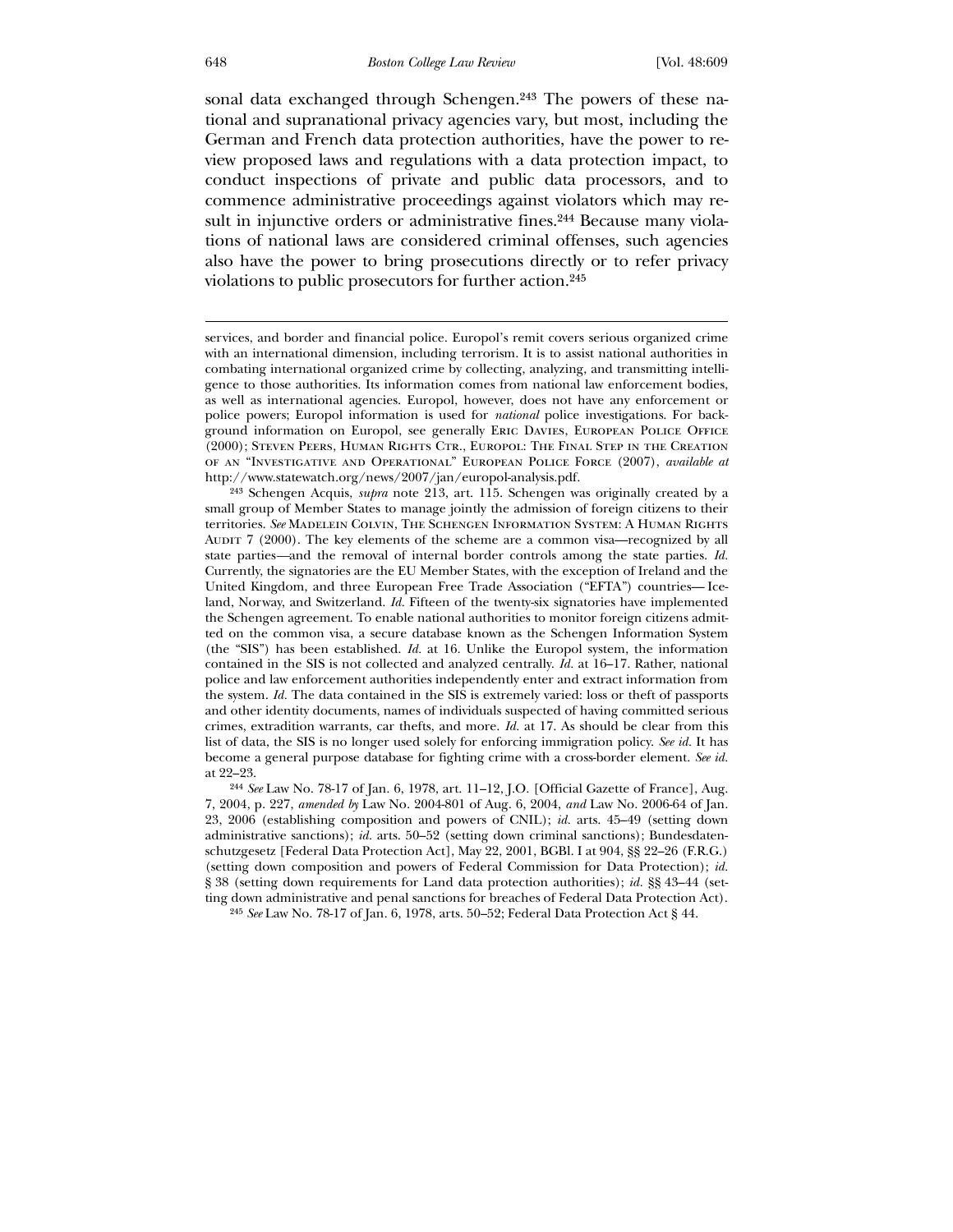sonal data exchanged through Schengen.[243] The powers of these national and supranational privacy agencies vary, but most, including the German and French data protection authorities, have the power to review proposed laws and regulations with a data protection impact, to conduct inspections of private and public data processors, and to commence administrative proceedings against violators which may result in injunctive orders or administrative fines.[244] Because many violations of national laws are considered criminal offenses, such agencies also have the power to bring prosecutions directly or to refer privacy violations to public prosecutors for further action.[245]

---

services, and border and financial police. Europol's remit covers serious organized crime with an international dimension, including terrorism. It is to assist national authorities in combating international organized crime by collecting, analyzing, and transmitting intelligence to those authorities. Its information comes from national law enforcement bodies, as well as international agencies. Europol, however, does not have any enforcement or police powers; Europol information is used for *national* police investigations. For background information on Europol, see generally Eric Davies, European Police Office (2000); Steven Peers, Human Rights Ctr., Europol: The Final Step in the Creation of an "Investigative and Operational" European Police Force (2007), *available at* http://www.statewatch.org/news/2007/jan/europol-analysis.pdf.

[243] Schengen Acquis, *supra* note 213, art. 115. Schengen was originally created by a small group of Member States to manage jointly the admission of foreign citizens to their territories. *See* Madelein Colvin, The Schengen Information System: A Human Rights Audit 7 (2000). The key elements of the scheme are a common visa—recognized by all state parties—and the removal of internal border controls among the state parties. *Id.* Currently, the signatories are the EU Member States, with the exception of Ireland and the United Kingdom, and three European Free Trade Association ("EFTA") countries— Iceland, Norway, and Switzerland. *Id.* Fifteen of the twenty-six signatories have implemented the Schengen agreement. To enable national authorities to monitor foreign citizens admitted on the common visa, a secure database known as the Schengen Information System (the "SIS") has been established. *Id.* at 16. Unlike the Europol system, the information contained in the SIS is not collected and analyzed centrally. *Id.* at 16–17. Rather, national police and law enforcement authorities independently enter and extract information from the system. *Id.* The data contained in the SIS is extremely varied: loss or theft of passports and other identity documents, names of individuals suspected of having committed serious crimes, extradition warrants, car thefts, and more. *Id.* at 17. As should be clear from this list of data, the SIS is no longer used solely for enforcing immigration policy. *See id.* It has become a general purpose database for fighting crime with a cross-border element. *See id.* at 22–23.

[244] *See* Law No. 78-17 of Jan. 6, 1978, art. 11–12, J.O. [Official Gazette of France], Aug. 7, 2004, p. 227, *amended by* Law No. 2004-801 of Aug. 6, 2004, *and* Law No. 2006-64 of Jan. 23, 2006 (establishing composition and powers of CNIL); *id.* arts. 45–49 (setting down administrative sanctions); *id.* arts. 50–52 (setting down criminal sanctions); Bundesdatenschutzgesetz [Federal Data Protection Act], May 22, 2001, BGBl. I at 904, §§ 22–26 (F.R.G.) (setting down composition and powers of Federal Commission for Data Protection); *id.* § 38 (setting down requirements for Land data protection authorities); *id.* §§ 43–44 (setting down administrative and penal sanctions for breaches of Federal Data Protection Act).

[245] *See* Law No. 78-17 of Jan. 6, 1978, arts. 50–52; Federal Data Protection Act § 44.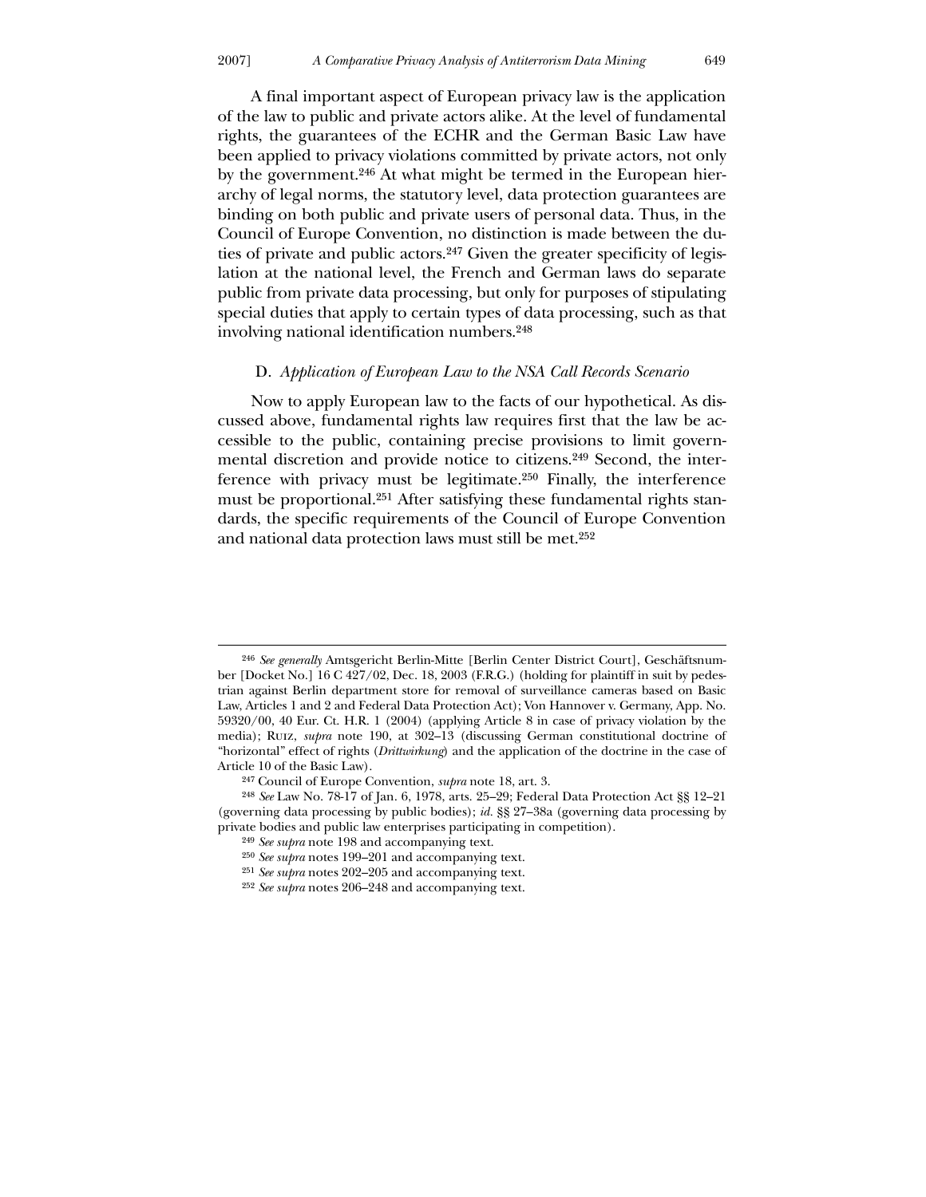A final important aspect of European privacy law is the application of the law to public and private actors alike. At the level of fundamental rights, the guarantees of the ECHR and the German Basic Law have been applied to privacy violations committed by private actors, not only by the government.[246] At what might be termed in the European hierarchy of legal norms, the statutory level, data protection guarantees are binding on both public and private users of personal data. Thus, in the Council of Europe Convention, no distinction is made between the duties of private and public actors.[247] Given the greater specificity of legislation at the national level, the French and German laws do separate public from private data processing, but only for purposes of stipulating special duties that apply to certain types of data processing, such as that involving national identification numbers.[248]

### D. *Application of European Law to the NSA Call Records Scenario*

Now to apply European law to the facts of our hypothetical. As discussed above, fundamental rights law requires first that the law be accessible to the public, containing precise provisions to limit governmental discretion and provide notice to citizens.[249] Second, the interference with privacy must be legitimate.[250] Finally, the interference must be proportional.[251] After satisfying these fundamental rights standards, the specific requirements of the Council of Europe Convention and national data protection laws must still be met.[252]

---

[246] *See generally* Amtsgericht Berlin-Mitte [Berlin Center District Court], Geschäftsnummber [Docket No.] 16 C 427/02, Dec. 18, 2003 (F.R.G.) (holding for plaintiff in suit by pedestrian against Berlin department store for removal of surveillance cameras based on Basic Law, Articles 1 and 2 and Federal Data Protection Act); Von Hannover v. Germany, App. No. 59320/00, 40 Eur. Ct. H.R. 1 (2004) (applying Article 8 in case of privacy violation by the media); RUIZ, *supra* note 190, at 302–13 (discussing German constitutional doctrine of "horizontal" effect of rights (*Drittwirkung*) and the application of the doctrine in the case of Article 10 of the Basic Law).

[247] Council of Europe Convention, *supra* note 18, art. 3.

[248] *See* Law No. 78-17 of Jan. 6, 1978, arts. 25–29; Federal Data Protection Act §§ 12–21 (governing data processing by public bodies); *id.* §§ 27–38a (governing data processing by private bodies and public law enterprises participating in competition).

[249] *See supra* note 198 and accompanying text.

[250] *See supra* notes 199–201 and accompanying text.

[251] *See supra* notes 202–205 and accompanying text.

[252] *See supra* notes 206–248 and accompanying text.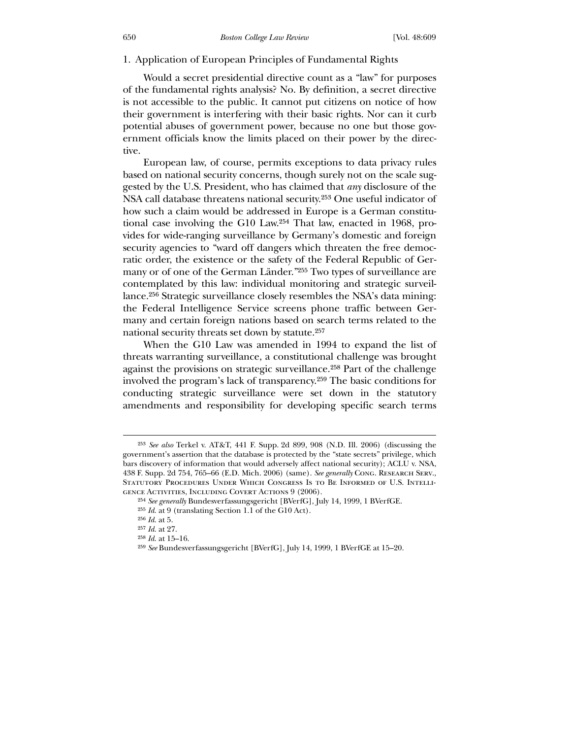### 1. Application of European Principles of Fundamental Rights

Would a secret presidential directive count as a "law" for purposes of the fundamental rights analysis? No. By definition, a secret directive is not accessible to the public. It cannot put citizens on notice of how their government is interfering with their basic rights. Nor can it curb potential abuses of government power, because no one but those government officials know the limits placed on their power by the directive.

European law, of course, permits exceptions to data privacy rules based on national security concerns, though surely not on the scale suggested by the U.S. President, who has claimed that *any* disclosure of the NSA call database threatens national security.[253] One useful indicator of how such a claim would be addressed in Europe is a German constitutional case involving the G10 Law.[254] That law, enacted in 1968, provides for wide-ranging surveillance by Germany's domestic and foreign security agencies to "ward off dangers which threaten the free democratic order, the existence or the safety of the Federal Republic of Germany or of one of the German Länder."[255] Two types of surveillance are contemplated by this law: individual monitoring and strategic surveillance.[256] Strategic surveillance closely resembles the NSA's data mining: the Federal Intelligence Service screens phone traffic between Germany and certain foreign nations based on search terms related to the national security threats set down by statute.[257]

When the G10 Law was amended in 1994 to expand the list of threats warranting surveillance, a constitutional challenge was brought against the provisions on strategic surveillance.[258] Part of the challenge involved the program's lack of transparency.[259] The basic conditions for conducting strategic surveillance were set down in the statutory amendments and responsibility for developing specific search terms

---

[253] *See also* Terkel v. AT&T, 441 F. Supp. 2d 899, 908 (N.D. Ill. 2006) (discussing the government's assertion that the database is protected by the "state secrets" privilege, which bars discovery of information that would adversely affect national security); ACLU v. NSA, 438 F. Supp. 2d 754, 765–66 (E.D. Mich. 2006) (same). *See generally* Cong. Research Serv., Statutory Procedures Under Which Congress Is to Be Informed of U.S. Intelligence Activities, Including Covert Actions 9 (2006).

[254] *See generally* Bundesverfassungsgericht [BVerfG], July 14, 1999, 1 BVerfGE.

[255] *Id.* at 9 (translating Section 1.1 of the G10 Act).

[256] *Id.* at 5.

[257] *Id.* at 27.

[258] *Id.* at 15–16.

[259] *See* Bundesverfassungsgericht [BVerfG], July 14, 1999, 1 BVerfGE at 15–20.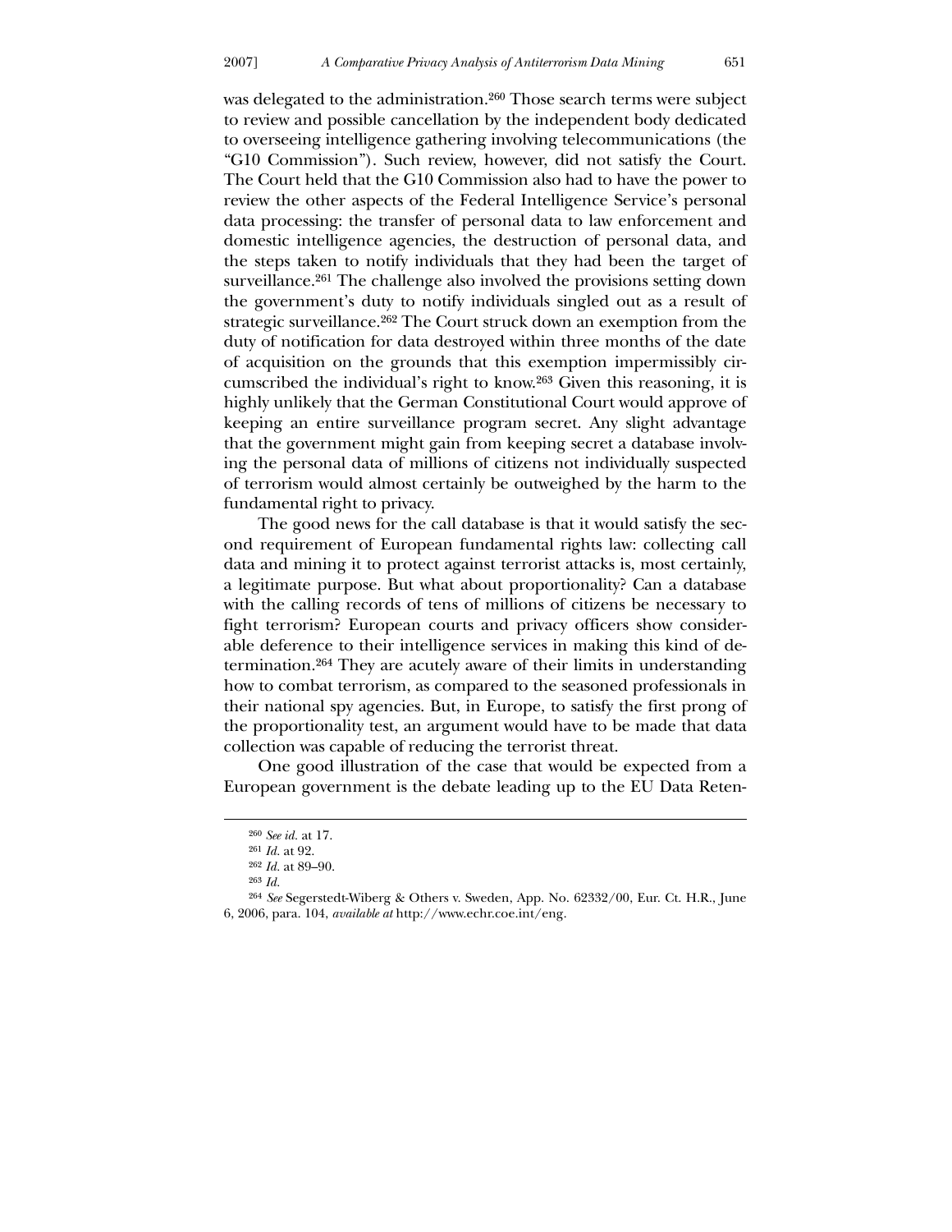was delegated to the administration.[260] Those search terms were subject to review and possible cancellation by the independent body dedicated to overseeing intelligence gathering involving telecommunications (the "G10 Commission"). Such review, however, did not satisfy the Court. The Court held that the G10 Commission also had to have the power to review the other aspects of the Federal Intelligence Service's personal data processing: the transfer of personal data to law enforcement and domestic intelligence agencies, the destruction of personal data, and the steps taken to notify individuals that they had been the target of surveillance.[261] The challenge also involved the provisions setting down the government's duty to notify individuals singled out as a result of strategic surveillance.[262] The Court struck down an exemption from the duty of notification for data destroyed within three months of the date of acquisition on the grounds that this exemption impermissibly circumscribed the individual's right to know.[263] Given this reasoning, it is highly unlikely that the German Constitutional Court would approve of keeping an entire surveillance program secret. Any slight advantage that the government might gain from keeping secret a database involving the personal data of millions of citizens not individually suspected of terrorism would almost certainly be outweighed by the harm to the fundamental right to privacy.

The good news for the call database is that it would satisfy the second requirement of European fundamental rights law: collecting call data and mining it to protect against terrorist attacks is, most certainly, a legitimate purpose. But what about proportionality? Can a database with the calling records of tens of millions of citizens be necessary to fight terrorism? European courts and privacy officers show considerable deference to their intelligence services in making this kind of determination.[264] They are acutely aware of their limits in understanding how to combat terrorism, as compared to the seasoned professionals in their national spy agencies. But, in Europe, to satisfy the first prong of the proportionality test, an argument would have to be made that data collection was capable of reducing the terrorist threat.

One good illustration of the case that would be expected from a European government is the debate leading up to the EU Data Reten-

---

[260] *See id.* at 17.

[261] *Id.* at 92.

[262] *Id.* at 89–90.

[263] *Id.*

[264] *See* Segerstedt-Wiberg & Others v. Sweden, App. No. 62332/00, Eur. Ct. H.R., June 6, 2006, para. 104, *available at* http://www.echr.coe.int/eng.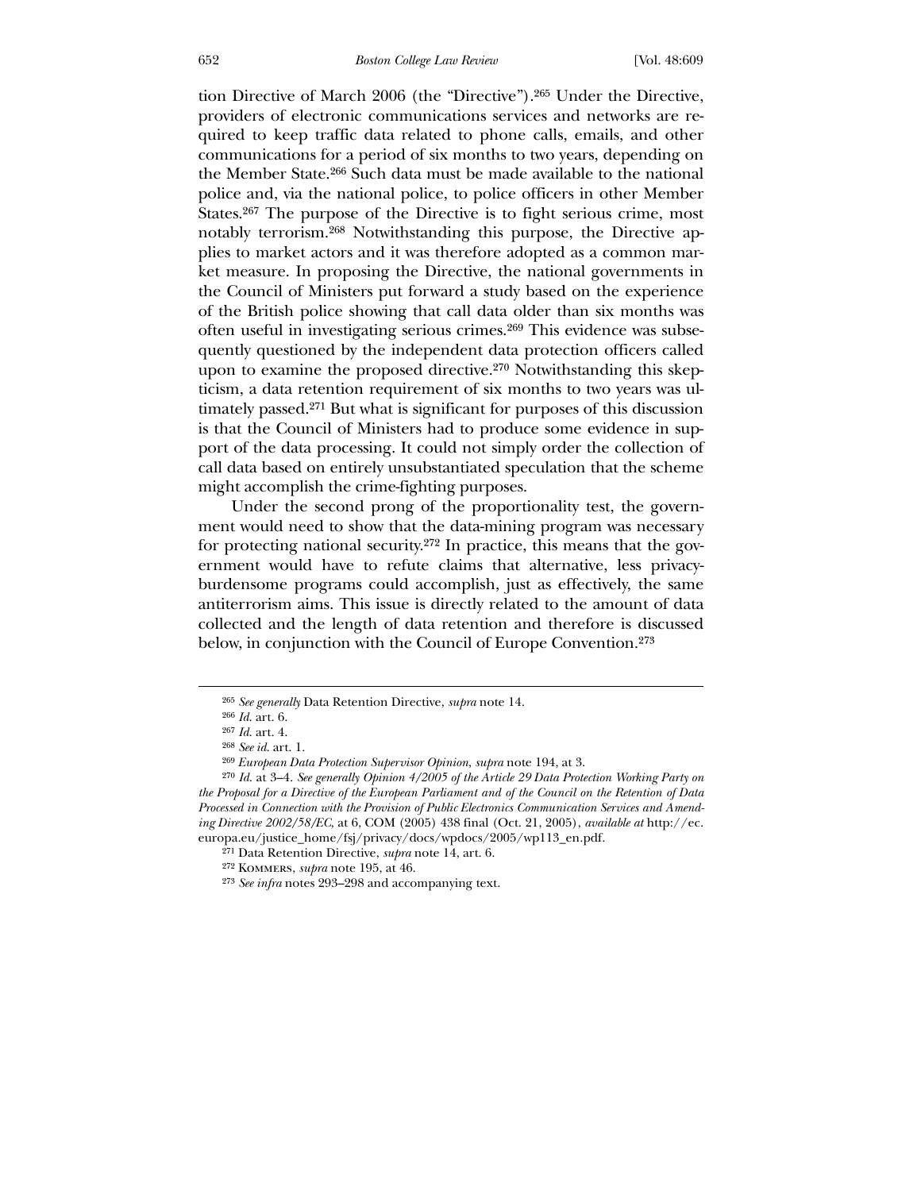tion Directive of March 2006 (the "Directive").[265] Under the Directive, providers of electronic communications services and networks are required to keep traffic data related to phone calls, emails, and other communications for a period of six months to two years, depending on the Member State.[266] Such data must be made available to the national police and, via the national police, to police officers in other Member States.[267] The purpose of the Directive is to fight serious crime, most notably terrorism.[268] Notwithstanding this purpose, the Directive applies to market actors and it was therefore adopted as a common market measure. In proposing the Directive, the national governments in the Council of Ministers put forward a study based on the experience of the British police showing that call data older than six months was often useful in investigating serious crimes.[269] This evidence was subsequently questioned by the independent data protection officers called upon to examine the proposed directive.[270] Notwithstanding this skepticism, a data retention requirement of six months to two years was ultimately passed.[271] But what is significant for purposes of this discussion is that the Council of Ministers had to produce some evidence in support of the data processing. It could not simply order the collection of call data based on entirely unsubstantiated speculation that the scheme might accomplish the crime-fighting purposes.

Under the second prong of the proportionality test, the government would need to show that the data-mining program was necessary for protecting national security.[272] In practice, this means that the government would have to refute claims that alternative, less privacy-burdensome programs could accomplish, just as effectively, the same antiterrorism aims. This issue is directly related to the amount of data collected and the length of data retention and therefore is discussed below, in conjunction with the Council of Europe Convention.[273]

---

[265] *See generally* Data Retention Directive, *supra* note 14.

[266] *Id.* art. 6.

[267] *Id.* art. 4.

[268] *See id.* art. 1.

[269] *European Data Protection Supervisor Opinion*, *supra* note 194, at 3.

[270] *Id.* at 3–4. *See generally Opinion 4/2005 of the Article 29 Data Protection Working Party on the Proposal for a Directive of the European Parliament and of the Council on the Retention of Data Processed in Connection with the Provision of Public Electronics Communication Services and Amending Directive 2002/58/EC*, at 6, COM (2005) 438 final (Oct. 21, 2005), *available at* http://ec.europa.eu/justice_home/fsj/privacy/docs/wpdocs/2005/wp113_en.pdf.

[271] Data Retention Directive, *supra* note 14, art. 6.

[272] Kommers, *supra* note 195, at 46.

[273] *See infra* notes 293–298 and accompanying text.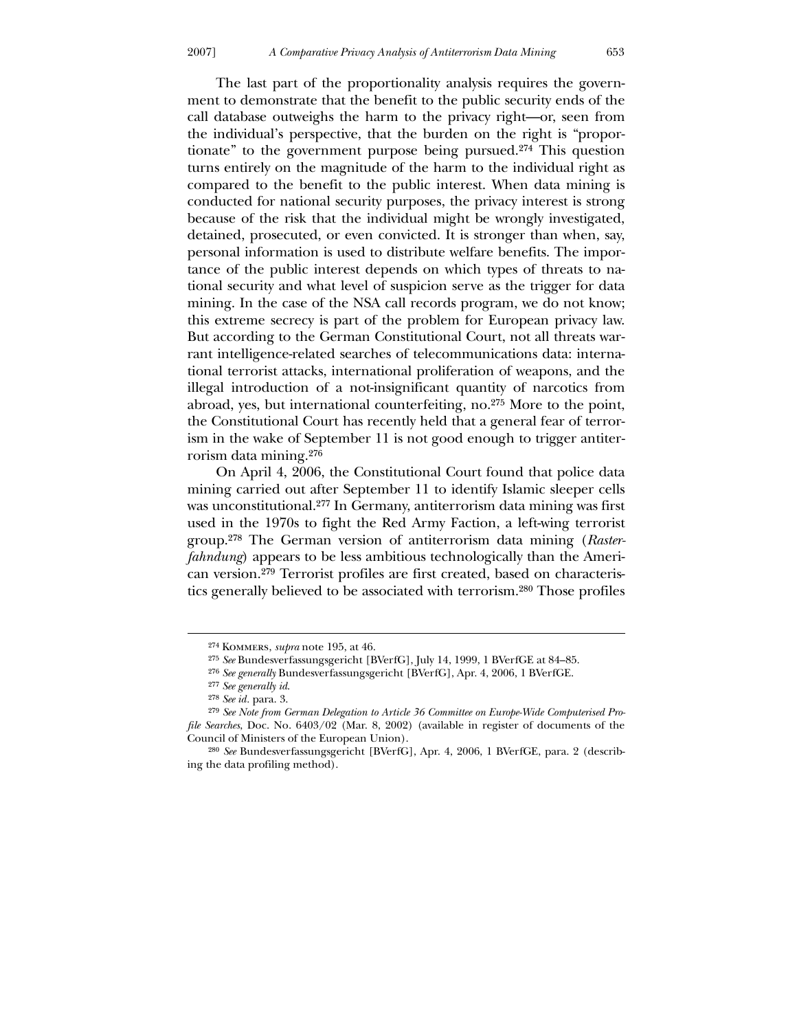The last part of the proportionality analysis requires the government to demonstrate that the benefit to the public security ends of the call database outweighs the harm to the privacy right—or, seen from the individual's perspective, that the burden on the right is "proportionate" to the government purpose being pursued.[274] This question turns entirely on the magnitude of the harm to the individual right as compared to the benefit to the public interest. When data mining is conducted for national security purposes, the privacy interest is strong because of the risk that the individual might be wrongly investigated, detained, prosecuted, or even convicted. It is stronger than when, say, personal information is used to distribute welfare benefits. The importance of the public interest depends on which types of threats to national security and what level of suspicion serve as the trigger for data mining. In the case of the NSA call records program, we do not know; this extreme secrecy is part of the problem for European privacy law. But according to the German Constitutional Court, not all threats warrant intelligence-related searches of telecommunications data: international terrorist attacks, international proliferation of weapons, and the illegal introduction of a not-insignificant quantity of narcotics from abroad, yes, but international counterfeiting, no.[275] More to the point, the Constitutional Court has recently held that a general fear of terrorism in the wake of September 11 is not good enough to trigger antiterrorism data mining.[276]

On April 4, 2006, the Constitutional Court found that police data mining carried out after September 11 to identify Islamic sleeper cells was unconstitutional.[277] In Germany, antiterrorism data mining was first used in the 1970s to fight the Red Army Faction, a left-wing terrorist group.[278] The German version of antiterrorism data mining (*Rasterfahndung*) appears to be less ambitious technologically than the American version.[279] Terrorist profiles are first created, based on characteristics generally believed to be associated with terrorism.[280] Those profiles

---

[274] Kommers, *supra* note 195, at 46.

[275] *See* Bundesverfassungsgericht [BVerfG], July 14, 1999, 1 BVerfGE at 84–85.

[276] *See generally* Bundesverfassungsgericht [BVerfG], Apr. 4, 2006, 1 BVerfGE.

[277] *See generally id.*

[278] *See id.* para. 3.

[279] *See Note from German Delegation to Article 36 Committee on Europe-Wide Computerised Profile Searches*, Doc. No. 6403/02 (Mar. 8, 2002) (available in register of documents of the Council of Ministers of the European Union).

[280] *See* Bundesverfassungsgericht [BVerfG], Apr. 4, 2006, 1 BVerfGE, para. 2 (describing the data profiling method).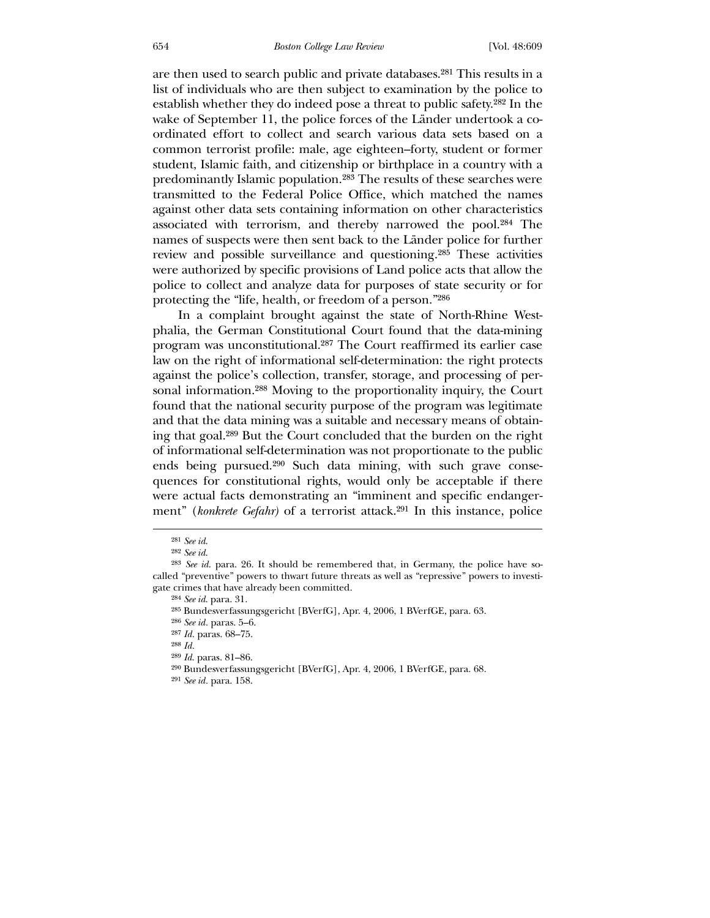are then used to search public and private databases.[281] This results in a list of individuals who are then subject to examination by the police to establish whether they do indeed pose a threat to public safety.[282] In the wake of September 11, the police forces of the Länder undertook a coordinated effort to collect and search various data sets based on a common terrorist profile: male, age eighteen–forty, student or former student, Islamic faith, and citizenship or birthplace in a country with a predominantly Islamic population.[283] The results of these searches were transmitted to the Federal Police Office, which matched the names against other data sets containing information on other characteristics associated with terrorism, and thereby narrowed the pool.[284] The names of suspects were then sent back to the Länder police for further review and possible surveillance and questioning.[285] These activities were authorized by specific provisions of Land police acts that allow the police to collect and analyze data for purposes of state security or for protecting the "life, health, or freedom of a person."[286]

In a complaint brought against the state of North-Rhine Westphalia, the German Constitutional Court found that the data-mining program was unconstitutional.[287] The Court reaffirmed its earlier case law on the right of informational self-determination: the right protects against the police's collection, transfer, storage, and processing of personal information.[288] Moving to the proportionality inquiry, the Court found that the national security purpose of the program was legitimate and that the data mining was a suitable and necessary means of obtaining that goal.[289] But the Court concluded that the burden on the right of informational self-determination was not proportionate to the public ends being pursued.[290] Such data mining, with such grave consequences for constitutional rights, would only be acceptable if there were actual facts demonstrating an "imminent and specific endangerment" (*konkrete Gefahr)* of a terrorist attack.[291] In this instance, police

---

[281] *See id.*

[282] *See id.*

[283] *See id.* para. 26. It should be remembered that, in Germany, the police have so-called "preventive" powers to thwart future threats as well as "repressive" powers to investigate crimes that have already been committed.

[284] *See id.* para. 31.

[285] Bundesverfassungsgericht [BVerfG], Apr. 4, 2006, 1 BVerfGE, para. 63.

[286] *See id.* paras. 5–6.

[287] *Id.* paras. 68–75.

[288] *Id.*

[289] *Id.* paras. 81–86.

[290] Bundesverfassungsgericht [BVerfG], Apr. 4, 2006, 1 BVerfGE, para. 68.

[291] *See id.* para. 158.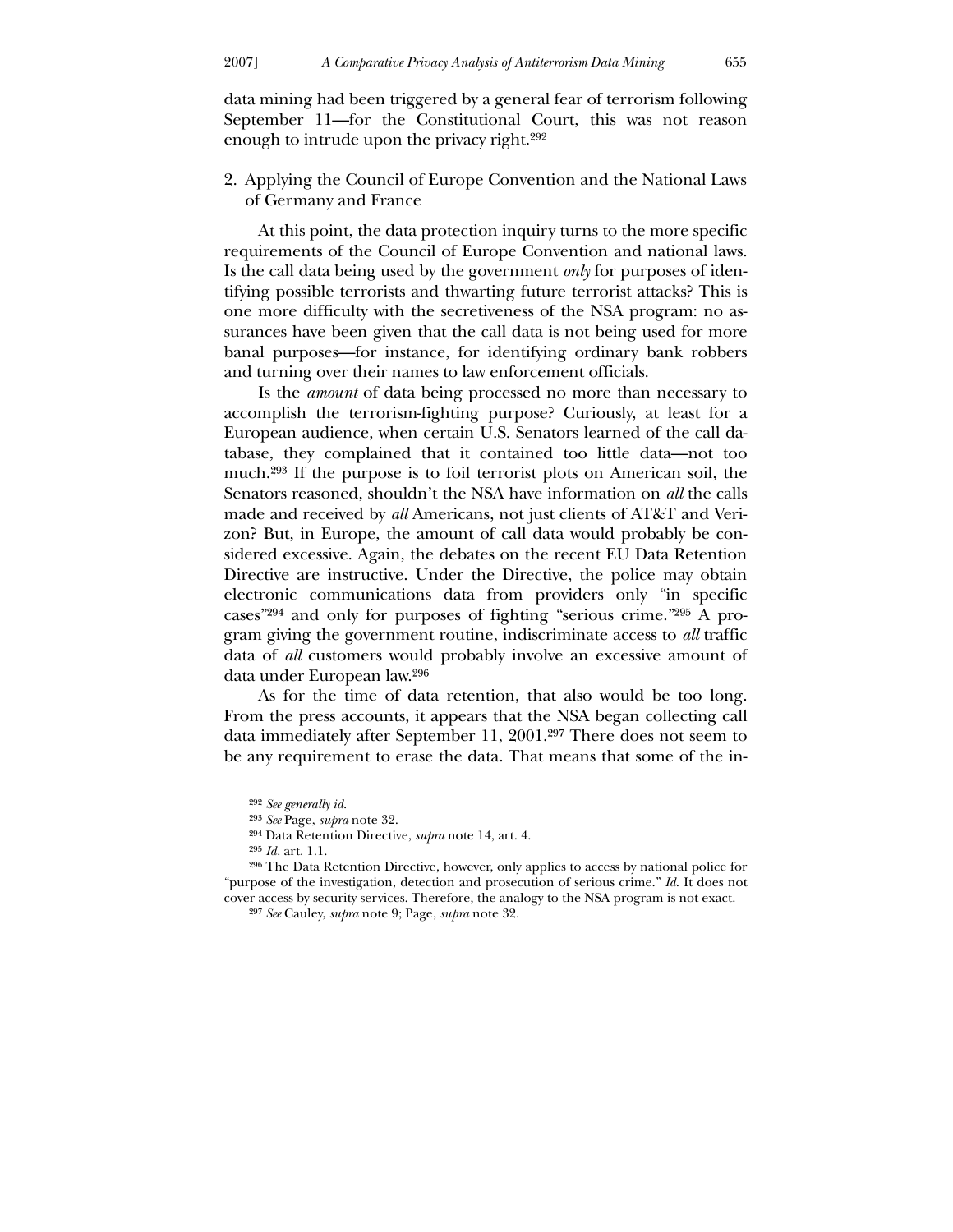data mining had been triggered by a general fear of terrorism following September 11—for the Constitutional Court, this was not reason enough to intrude upon the privacy right.[292]

### 2. Applying the Council of Europe Convention and the National Laws of Germany and France

At this point, the data protection inquiry turns to the more specific requirements of the Council of Europe Convention and national laws. Is the call data being used by the government *only* for purposes of identifying possible terrorists and thwarting future terrorist attacks? This is one more difficulty with the secretiveness of the NSA program: no assurances have been given that the call data is not being used for more banal purposes—for instance, for identifying ordinary bank robbers and turning over their names to law enforcement officials.

Is the *amount* of data being processed no more than necessary to accomplish the terrorism-fighting purpose? Curiously, at least for a European audience, when certain U.S. Senators learned of the call database, they complained that it contained too little data—not too much.[293] If the purpose is to foil terrorist plots on American soil, the Senators reasoned, shouldn't the NSA have information on *all* the calls made and received by *all* Americans, not just clients of AT&T and Verizon? But, in Europe, the amount of call data would probably be considered excessive. Again, the debates on the recent EU Data Retention Directive are instructive. Under the Directive, the police may obtain electronic communications data from providers only "in specific cases"[294] and only for purposes of fighting "serious crime."[295] A program giving the government routine, indiscriminate access to *all* traffic data of *all* customers would probably involve an excessive amount of data under European law.[296]

As for the time of data retention, that also would be too long. From the press accounts, it appears that the NSA began collecting call data immediately after September 11, 2001.[297] There does not seem to be any requirement to erase the data. That means that some of the in-

---

[292] *See generally id.*

[293] *See* Page, *supra* note 32.

[294] Data Retention Directive, *supra* note 14, art. 4.

[295] *Id.* art. 1.1.

[296] The Data Retention Directive, however, only applies to access by national police for "purpose of the investigation, detection and prosecution of serious crime." *Id.* It does not cover access by security services. Therefore, the analogy to the NSA program is not exact.

[297] *See* Cauley, *supra* note 9; Page, *supra* note 32.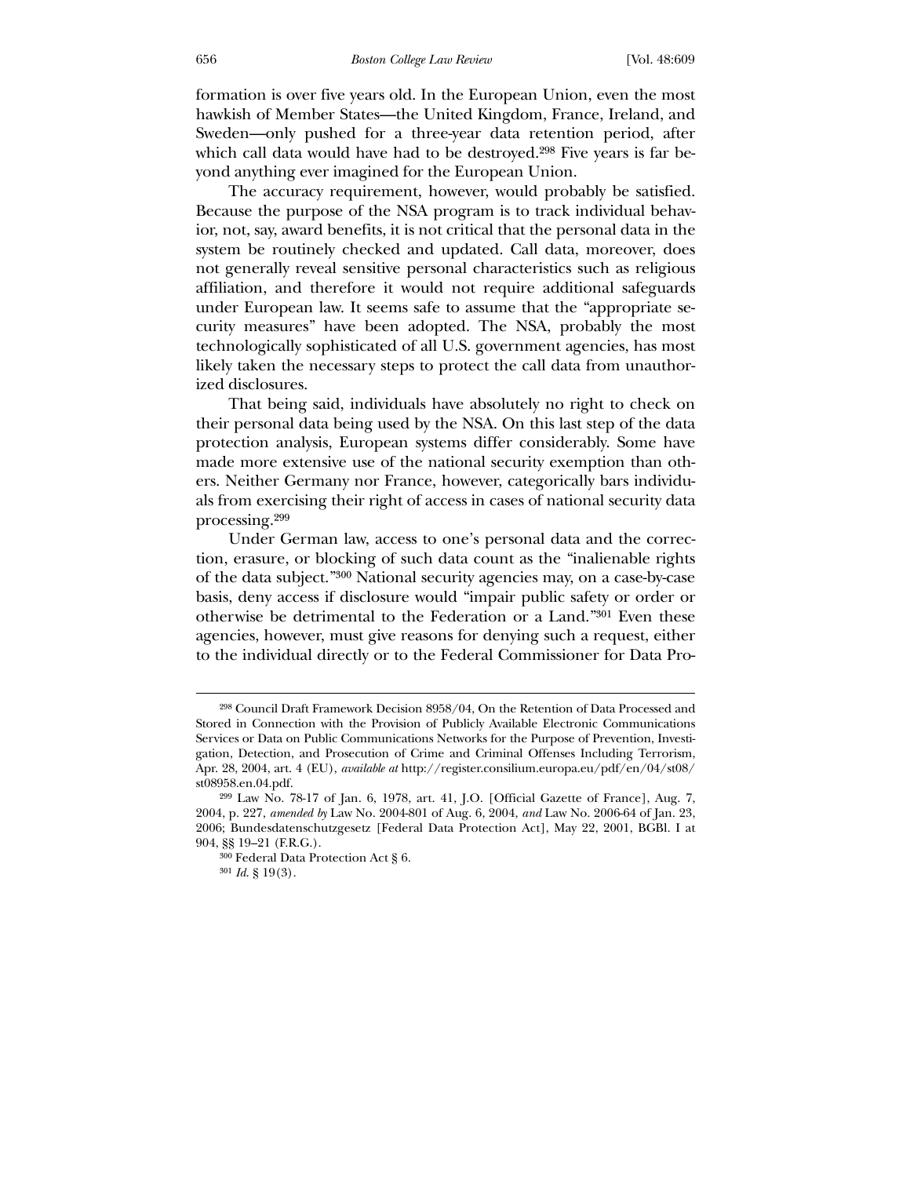formation is over five years old. In the European Union, even the most hawkish of Member States—the United Kingdom, France, Ireland, and Sweden—only pushed for a three-year data retention period, after which call data would have had to be destroyed.[298] Five years is far beyond anything ever imagined for the European Union.

The accuracy requirement, however, would probably be satisfied. Because the purpose of the NSA program is to track individual behavior, not, say, award benefits, it is not critical that the personal data in the system be routinely checked and updated. Call data, moreover, does not generally reveal sensitive personal characteristics such as religious affiliation, and therefore it would not require additional safeguards under European law. It seems safe to assume that the "appropriate security measures" have been adopted. The NSA, probably the most technologically sophisticated of all U.S. government agencies, has most likely taken the necessary steps to protect the call data from unauthorized disclosures.

That being said, individuals have absolutely no right to check on their personal data being used by the NSA. On this last step of the data protection analysis, European systems differ considerably. Some have made more extensive use of the national security exemption than others. Neither Germany nor France, however, categorically bars individuals from exercising their right of access in cases of national security data processing.[299]

Under German law, access to one's personal data and the correction, erasure, or blocking of such data count as the "inalienable rights of the data subject."[300] National security agencies may, on a case-by-case basis, deny access if disclosure would "impair public safety or order or otherwise be detrimental to the Federation or a Land."[301] Even these agencies, however, must give reasons for denying such a request, either to the individual directly or to the Federal Commissioner for Data Pro-

---

[298] Council Draft Framework Decision 8958/04, On the Retention of Data Processed and Stored in Connection with the Provision of Publicly Available Electronic Communications Services or Data on Public Communications Networks for the Purpose of Prevention, Investigation, Detection, and Prosecution of Crime and Criminal Offenses Including Terrorism, Apr. 28, 2004, art. 4 (EU), *available at* http://register.consilium.europa.eu/pdf/en/04/st08/st08958.en.04.pdf.

[299] Law No. 78-17 of Jan. 6, 1978, art. 41, J.O. [Official Gazette of France], Aug. 7, 2004, p. 227, *amended by* Law No. 2004-801 of Aug. 6, 2004, *and* Law No. 2006-64 of Jan. 23, 2006; Bundesdatenschutzgesetz [Federal Data Protection Act], May 22, 2001, BGBl. I at 904, §§ 19–21 (F.R.G.).

[300] Federal Data Protection Act § 6.

[301] *Id.* § 19(3).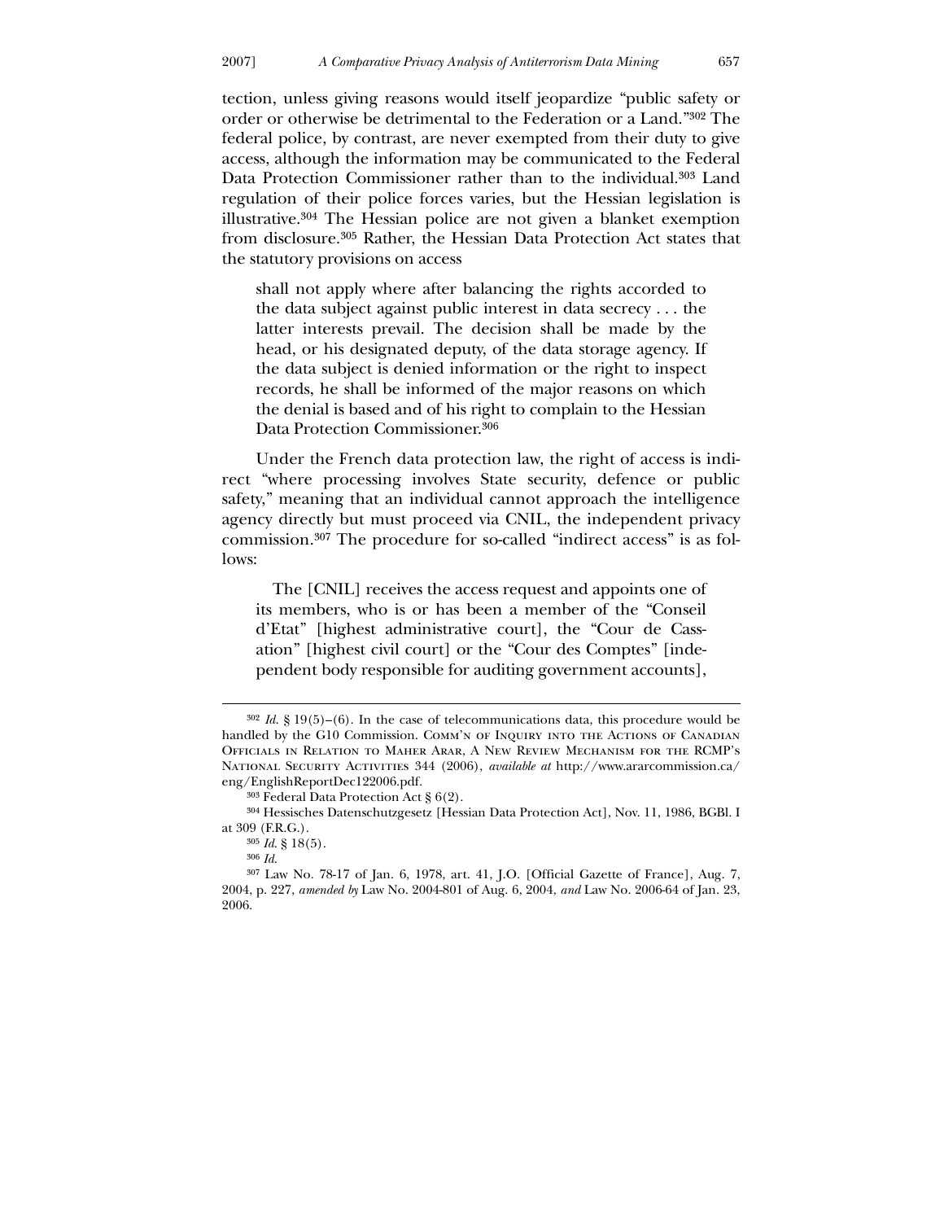tection, unless giving reasons would itself jeopardize "public safety or order or otherwise be detrimental to the Federation or a Land."[302] The federal police, by contrast, are never exempted from their duty to give access, although the information may be communicated to the Federal Data Protection Commissioner rather than to the individual.[303] Land regulation of their police forces varies, but the Hessian legislation is illustrative.[304] The Hessian police are not given a blanket exemption from disclosure.[305] Rather, the Hessian Data Protection Act states that the statutory provisions on access

> shall not apply where after balancing the rights accorded to the data subject against public interest in data secrecy . . . the latter interests prevail. The decision shall be made by the head, or his designated deputy, of the data storage agency. If the data subject is denied information or the right to inspect records, he shall be informed of the major reasons on which the denial is based and of his right to complain to the Hessian Data Protection Commissioner.[306]

Under the French data protection law, the right of access is indirect "where processing involves State security, defence or public safety," meaning that an individual cannot approach the intelligence agency directly but must proceed via CNIL, the independent privacy commission.[307] The procedure for so-called "indirect access" is as follows:

> The [CNIL] receives the access request and appoints one of its members, who is or has been a member of the "Conseil d'Etat" [highest administrative court], the "Cour de Cassation" [highest civil court] or the "Cour des Comptes" [independent body responsible for auditing government accounts],

---

[302] *Id.* § 19(5)–(6). In the case of telecommunications data, this procedure would be handled by the G10 Commission. Comm'n of Inquiry into the Actions of Canadian Officials in Relation to Maher Arar, A New Review Mechanism for the RCMP's National Security Activities 344 (2006), *available at* http://www.ararcommission.ca/eng/EnglishReportDec122006.pdf.

[303] Federal Data Protection Act § 6(2).

[304] Hessisches Datenschutzgesetz [Hessian Data Protection Act], Nov. 11, 1986, BGBl. I at 309 (F.R.G.).

[305] *Id.* § 18(5).

[306] *Id.*

[307] Law No. 78-17 of Jan. 6, 1978, art. 41, J.O. [Official Gazette of France], Aug. 7, 2004, p. 227, *amended by* Law No. 2004-801 of Aug. 6, 2004, *and* Law No. 2006-64 of Jan. 23, 2006.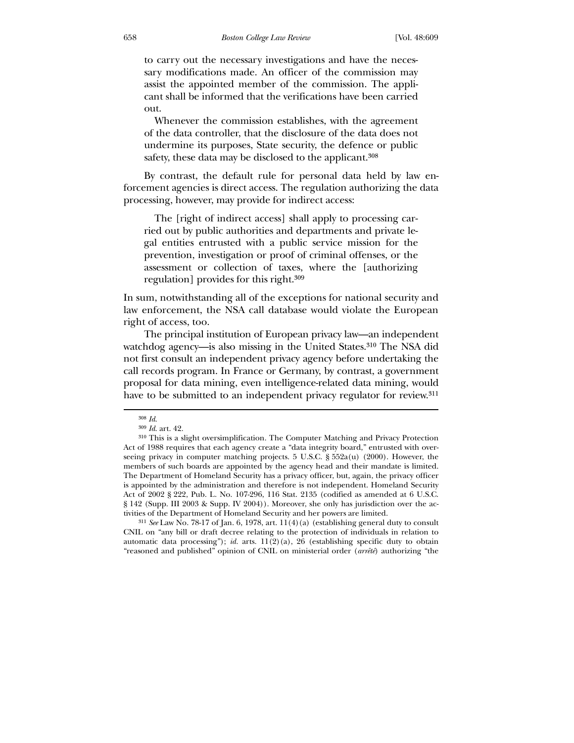> to carry out the necessary investigations and have the necessary modifications made. An officer of the commission may assist the appointed member of the commission. The applicant shall be informed that the verifications have been carried out.
>
> Whenever the commission establishes, with the agreement of the data controller, that the disclosure of the data does not undermine its purposes, State security, the defence or public safety, these data may be disclosed to the applicant.[308]

By contrast, the default rule for personal data held by law enforcement agencies is direct access. The regulation authorizing the data processing, however, may provide for indirect access:

> The [right of indirect access] shall apply to processing carried out by public authorities and departments and private legal entities entrusted with a public service mission for the prevention, investigation or proof of criminal offenses, or the assessment or collection of taxes, where the [authorizing regulation] provides for this right.[309]

In sum, notwithstanding all of the exceptions for national security and law enforcement, the NSA call database would violate the European right of access, too.

The principal institution of European privacy law—an independent watchdog agency—is also missing in the United States.[310] The NSA did not first consult an independent privacy agency before undertaking the call records program. In France or Germany, by contrast, a government proposal for data mining, even intelligence-related data mining, would have to be submitted to an independent privacy regulator for review.[311]

---

[308] *Id.*

[309] *Id.* art. 42.

[310] This is a slight oversimplification. The Computer Matching and Privacy Protection Act of 1988 requires that each agency create a "data integrity board," entrusted with overseeing privacy in computer matching projects. 5 U.S.C. § 552a(u) (2000). However, the members of such boards are appointed by the agency head and their mandate is limited. The Department of Homeland Security has a privacy officer, but, again, the privacy officer is appointed by the administration and therefore is not independent. Homeland Security Act of 2002 § 222, Pub. L. No. 107-296, 116 Stat. 2135 (codified as amended at 6 U.S.C. § 142 (Supp. III 2003 & Supp. IV 2004)). Moreover, she only has jurisdiction over the activities of the Department of Homeland Security and her powers are limited.

[311] *See* Law No. 78-17 of Jan. 6, 1978, art. 11(4)(a) (establishing general duty to consult CNIL on "any bill or draft decree relating to the protection of individuals in relation to automatic data processing"); *id.* arts. 11(2)(a), 26 (establishing specific duty to obtain "reasoned and published" opinion of CNIL on ministerial order (*arrêté*) authorizing "the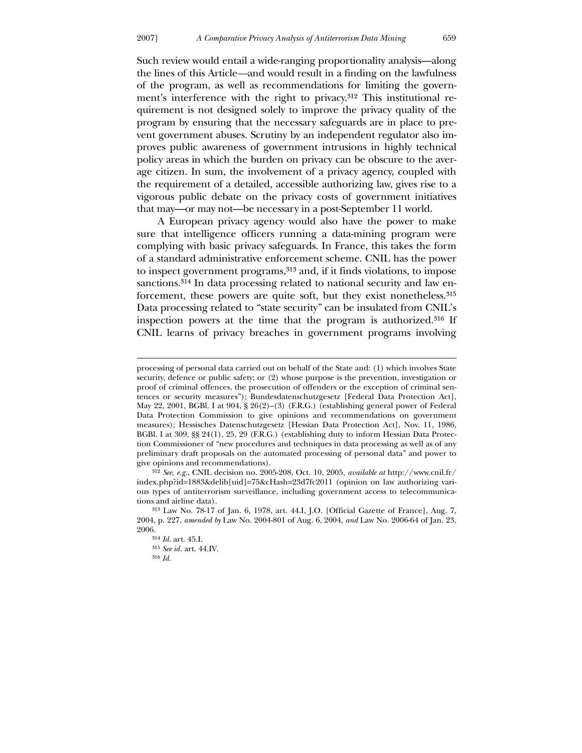Such review would entail a wide-ranging proportionality analysis—along the lines of this Article—and would result in a finding on the lawfulness of the program, as well as recommendations for limiting the government's interference with the right to privacy.[312] This institutional requirement is not designed solely to improve the privacy quality of the program by ensuring that the necessary safeguards are in place to prevent government abuses. Scrutiny by an independent regulator also improves public awareness of government intrusions in highly technical policy areas in which the burden on privacy can be obscure to the average citizen. In sum, the involvement of a privacy agency, coupled with the requirement of a detailed, accessible authorizing law, gives rise to a vigorous public debate on the privacy costs of government initiatives that may—or may not—be necessary in a post-September 11 world.

A European privacy agency would also have the power to make sure that intelligence officers running a data-mining program were complying with basic privacy safeguards. In France, this takes the form of a standard administrative enforcement scheme. CNIL has the power to inspect government programs,[313] and, if it finds violations, to impose sanctions.[314] In data processing related to national security and law enforcement, these powers are quite soft, but they exist nonetheless.[315] Data processing related to "state security" can be insulated from CNIL's inspection powers at the time that the program is authorized.[316] If CNIL learns of privacy breaches in government programs involving

---

processing of personal data carried out on behalf of the State and: (1) which involves State security, defence or public safety; or (2) whose purpose is the prevention, investigation or proof of criminal offences, the prosecution of offenders or the exception of criminal sentences or security measures"); Bundesdatenschutzgesetz [Federal Data Protection Act], May 22, 2001, BGBl. I at 904, § 26(2)–(3) (F.R.G.) (establishing general power of Federal Data Protection Commission to give opinions and recommendations on government measures); Hessisches Datenschutzgesetz [Hessian Data Protection Act], Nov. 11, 1986, BGBl. I at 309, §§ 24(1), 25, 29 (F.R.G.) (establishing duty to inform Hessian Data Protection Commissioner of "new procedures and techniques in data processing as well as of any preliminary draft proposals on the automated processing of personal data" and power to give opinions and recommendations).

[312] *See, e.g.*, CNIL decision no. 2005-208, Oct. 10, 2005, *available at* http://www.cnil.fr/index.php?id=1883&delib[uid]=75&cHash=23d7fc2011 (opinion on law authorizing various types of antiterrorism surveillance, including government access to telecommunications and airline data).

[313] Law No. 78-17 of Jan. 6, 1978, art. 44.I, J.O. [Official Gazette of France], Aug. 7, 2004, p. 227, *amended by* Law No. 2004-801 of Aug. 6, 2004, *and* Law No. 2006-64 of Jan. 23, 2006.

[314] *Id.* art. 45.I.

[315] *See id.* art. 44.IV.

[316] *Id.*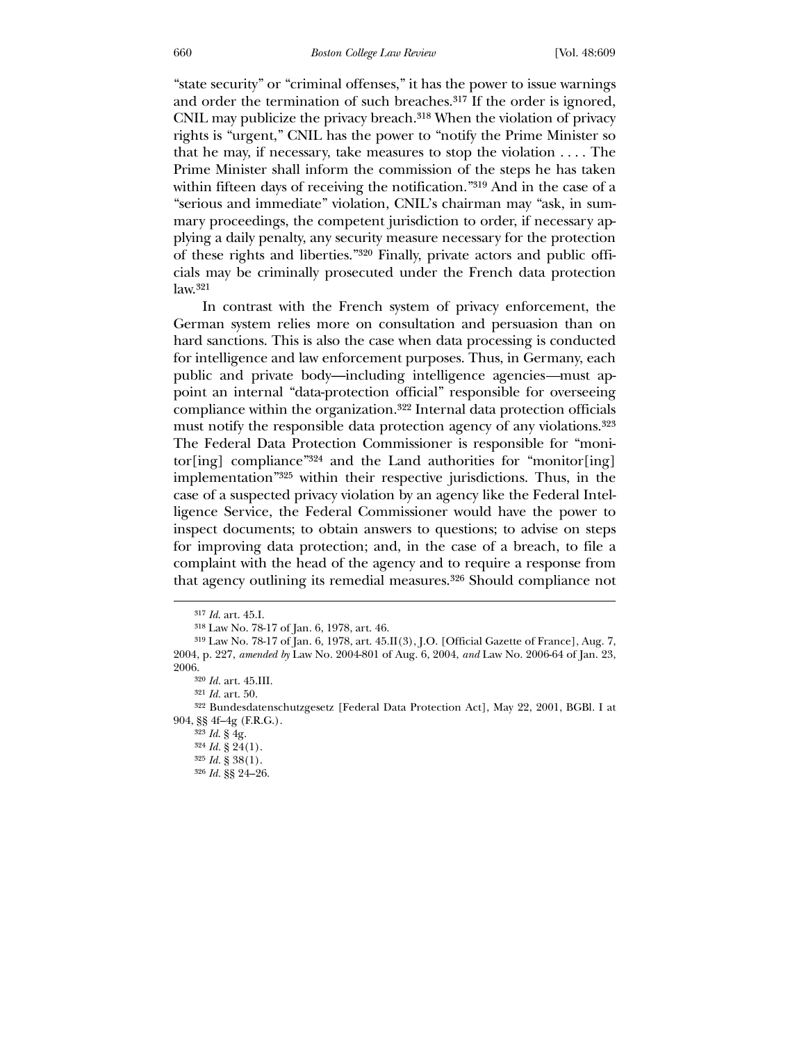"state security" or "criminal offenses," it has the power to issue warnings and order the termination of such breaches.[317] If the order is ignored, CNIL may publicize the privacy breach.[318] When the violation of privacy rights is "urgent," CNIL has the power to "notify the Prime Minister so that he may, if necessary, take measures to stop the violation . . . . The Prime Minister shall inform the commission of the steps he has taken within fifteen days of receiving the notification."[319] And in the case of a "serious and immediate" violation, CNIL's chairman may "ask, in summary proceedings, the competent jurisdiction to order, if necessary applying a daily penalty, any security measure necessary for the protection of these rights and liberties."[320] Finally, private actors and public officials may be criminally prosecuted under the French data protection law.[321]

In contrast with the French system of privacy enforcement, the German system relies more on consultation and persuasion than on hard sanctions. This is also the case when data processing is conducted for intelligence and law enforcement purposes. Thus, in Germany, each public and private body—including intelligence agencies—must appoint an internal "data-protection official" responsible for overseeing compliance within the organization.[322] Internal data protection officials must notify the responsible data protection agency of any violations.[323] The Federal Data Protection Commissioner is responsible for "monitor[ing] compliance"[324] and the Land authorities for "monitor[ing] implementation"[325] within their respective jurisdictions. Thus, in the case of a suspected privacy violation by an agency like the Federal Intelligence Service, the Federal Commissioner would have the power to inspect documents; to obtain answers to questions; to advise on steps for improving data protection; and, in the case of a breach, to file a complaint with the head of the agency and to require a response from that agency outlining its remedial measures.[326] Should compliance not

---

[317] *Id.* art. 45.I.

[318] Law No. 78-17 of Jan. 6, 1978, art. 46.

[319] Law No. 78-17 of Jan. 6, 1978, art. 45.II(3), J.O. [Official Gazette of France], Aug. 7, 2004, p. 227, *amended by* Law No. 2004-801 of Aug. 6, 2004, *and* Law No. 2006-64 of Jan. 23, 2006.

[320] *Id.* art. 45.III.

[321] *Id.* art. 50.

[322] Bundesdatenschutzgesetz [Federal Data Protection Act], May 22, 2001, BGBl. I at 904, §§ 4f–4g (F.R.G.).

[323] *Id.* § 4g.

[324] *Id.* § 24(1).

[325] *Id.* § 38(1).

[326] *Id.* §§ 24–26.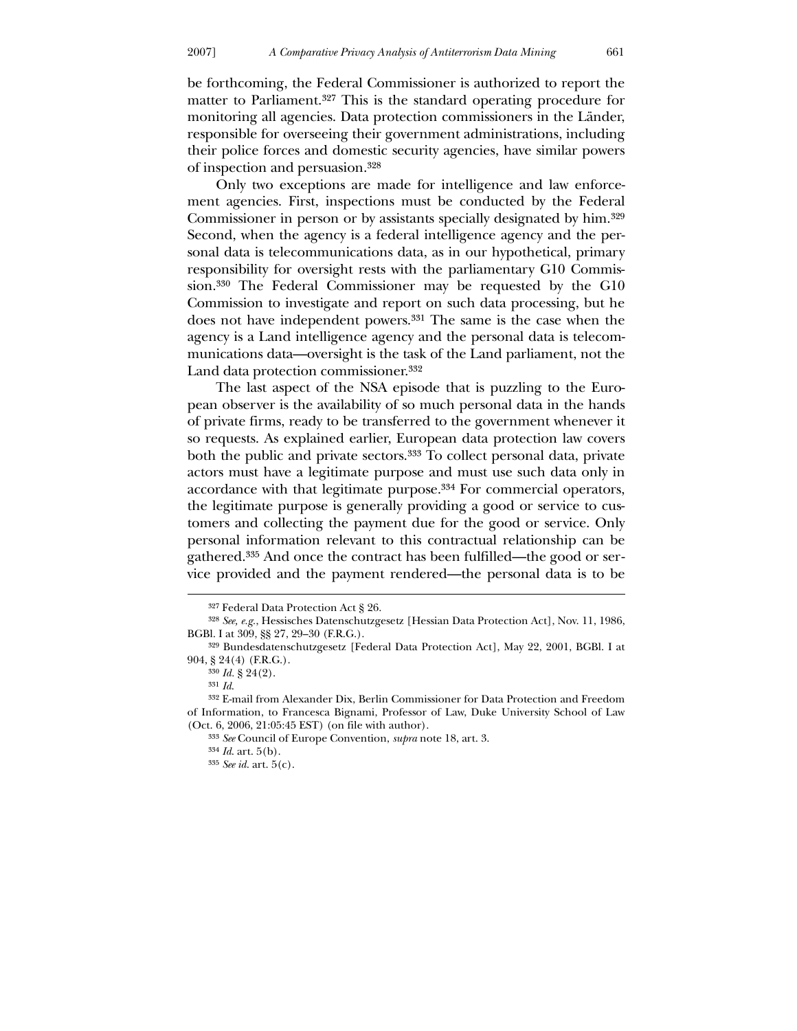be forthcoming, the Federal Commissioner is authorized to report the matter to Parliament.[327] This is the standard operating procedure for monitoring all agencies. Data protection commissioners in the Länder, responsible for overseeing their government administrations, including their police forces and domestic security agencies, have similar powers of inspection and persuasion.[328]

Only two exceptions are made for intelligence and law enforcement agencies. First, inspections must be conducted by the Federal Commissioner in person or by assistants specially designated by him.[329] Second, when the agency is a federal intelligence agency and the personal data is telecommunications data, as in our hypothetical, primary responsibility for oversight rests with the parliamentary G10 Commission.[330] The Federal Commissioner may be requested by the G10 Commission to investigate and report on such data processing, but he does not have independent powers.[331] The same is the case when the agency is a Land intelligence agency and the personal data is telecommunications data—oversight is the task of the Land parliament, not the Land data protection commissioner.[332]

The last aspect of the NSA episode that is puzzling to the European observer is the availability of so much personal data in the hands of private firms, ready to be transferred to the government whenever it so requests. As explained earlier, European data protection law covers both the public and private sectors.[333] To collect personal data, private actors must have a legitimate purpose and must use such data only in accordance with that legitimate purpose.[334] For commercial operators, the legitimate purpose is generally providing a good or service to customers and collecting the payment due for the good or service. Only personal information relevant to this contractual relationship can be gathered.[335] And once the contract has been fulfilled—the good or service provided and the payment rendered—the personal data is to be

---

[327] Federal Data Protection Act § 26.

[328] *See, e.g.*, Hessisches Datenschutzgesetz [Hessian Data Protection Act], Nov. 11, 1986, BGBl. I at 309, §§ 27, 29–30 (F.R.G.).

[329] Bundesdatenschutzgesetz [Federal Data Protection Act], May 22, 2001, BGBl. I at 904, § 24(4) (F.R.G.).

[330] *Id.* § 24(2).

[331] *Id.*

[332] E-mail from Alexander Dix, Berlin Commissioner for Data Protection and Freedom of Information, to Francesca Bignami, Professor of Law, Duke University School of Law (Oct. 6, 2006, 21:05:45 EST) (on file with author).

[333] *See* Council of Europe Convention, *supra* note 18, art. 3.

[334] *Id.* art. 5(b).

[335] *See id.* art. 5(c).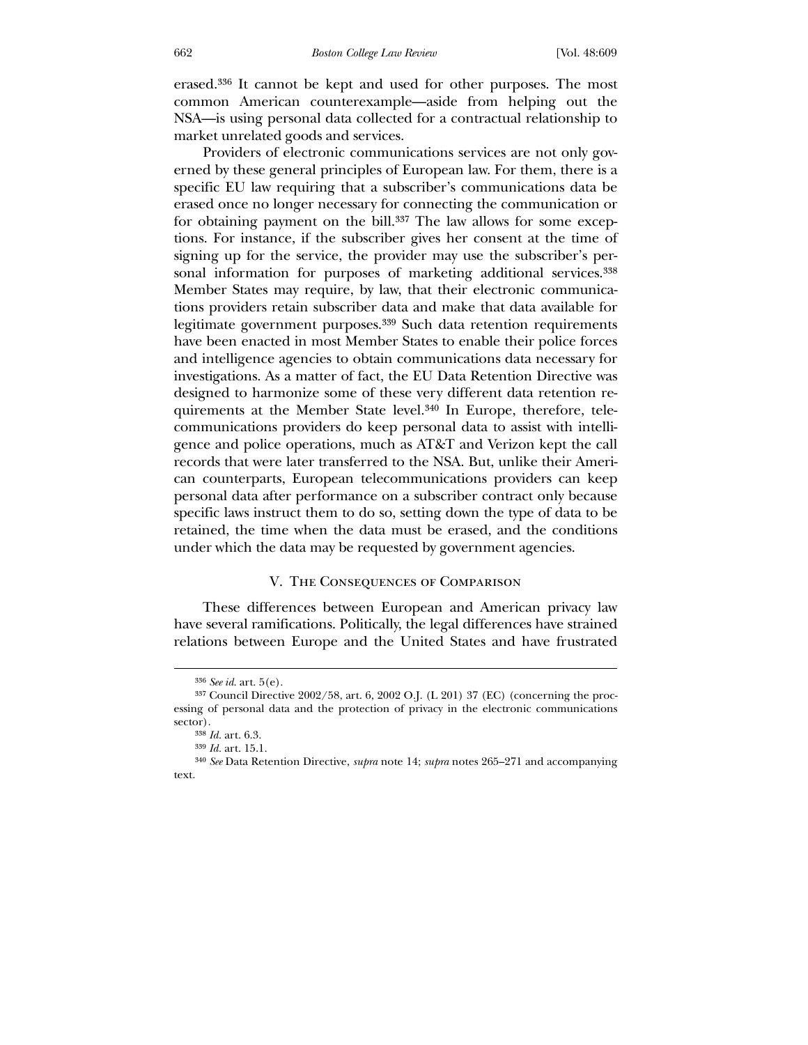erased.[336] It cannot be kept and used for other purposes. The most common American counterexample—aside from helping out the NSA—is using personal data collected for a contractual relationship to market unrelated goods and services.

Providers of electronic communications services are not only governed by these general principles of European law. For them, there is a specific EU law requiring that a subscriber's communications data be erased once no longer necessary for connecting the communication or for obtaining payment on the bill.[337] The law allows for some exceptions. For instance, if the subscriber gives her consent at the time of signing up for the service, the provider may use the subscriber's personal information for purposes of marketing additional services.[338] Member States may require, by law, that their electronic communications providers retain subscriber data and make that data available for legitimate government purposes.[339] Such data retention requirements have been enacted in most Member States to enable their police forces and intelligence agencies to obtain communications data necessary for investigations. As a matter of fact, the EU Data Retention Directive was designed to harmonize some of these very different data retention requirements at the Member State level.[340] In Europe, therefore, telecommunications providers do keep personal data to assist with intelligence and police operations, much as AT&T and Verizon kept the call records that were later transferred to the NSA. But, unlike their American counterparts, European telecommunications providers can keep personal data after performance on a subscriber contract only because specific laws instruct them to do so, setting down the type of data to be retained, the time when the data must be erased, and the conditions under which the data may be requested by government agencies.

## V. The Consequences of Comparison

These differences between European and American privacy law have several ramifications. Politically, the legal differences have strained relations between Europe and the United States and have frustrated

---

[336] *See id.* art. 5(e).

[337] Council Directive 2002/58, art. 6, 2002 O.J. (L 201) 37 (EC) (concerning the processing of personal data and the protection of privacy in the electronic communications sector).

[338] *Id.* art. 6.3.

[339] *Id.* art. 15.1.

[340] *See* Data Retention Directive, *supra* note 14; *supra* notes 265–271 and accompanying text.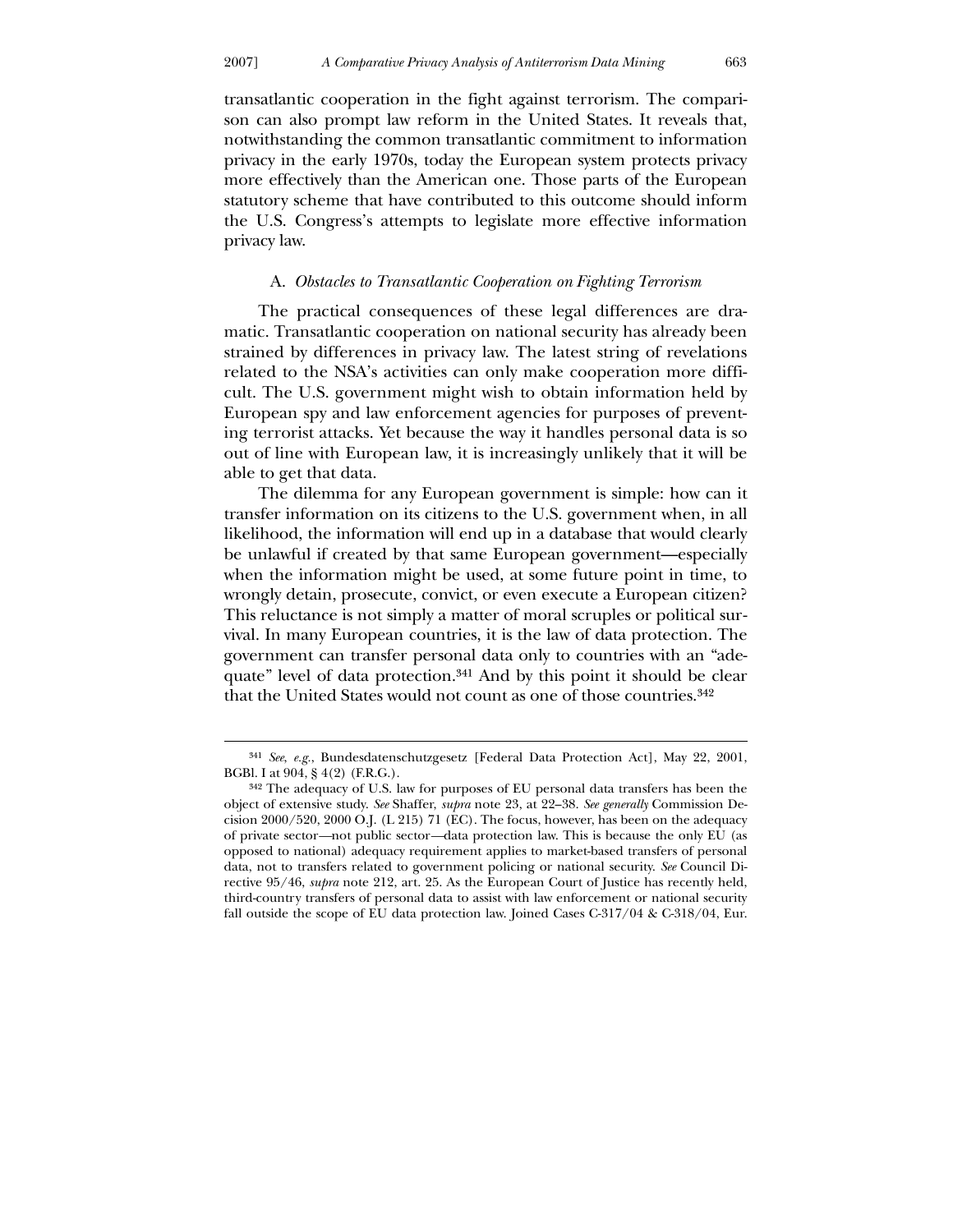transatlantic cooperation in the fight against terrorism. The comparison can also prompt law reform in the United States. It reveals that, notwithstanding the common transatlantic commitment to information privacy in the early 1970s, today the European system protects privacy more effectively than the American one. Those parts of the European statutory scheme that have contributed to this outcome should inform the U.S. Congress's attempts to legislate more effective information privacy law.

### A. *Obstacles to Transatlantic Cooperation on Fighting Terrorism*

The practical consequences of these legal differences are dramatic. Transatlantic cooperation on national security has already been strained by differences in privacy law. The latest string of revelations related to the NSA's activities can only make cooperation more difficult. The U.S. government might wish to obtain information held by European spy and law enforcement agencies for purposes of preventing terrorist attacks. Yet because the way it handles personal data is so out of line with European law, it is increasingly unlikely that it will be able to get that data.

The dilemma for any European government is simple: how can it transfer information on its citizens to the U.S. government when, in all likelihood, the information will end up in a database that would clearly be unlawful if created by that same European government—especially when the information might be used, at some future point in time, to wrongly detain, prosecute, convict, or even execute a European citizen? This reluctance is not simply a matter of moral scruples or political survival. In many European countries, it is the law of data protection. The government can transfer personal data only to countries with an "adequate" level of data protection.[341] And by this point it should be clear that the United States would not count as one of those countries.[342]

---

[341] *See, e.g.*, Bundesdatenschutzgesetz [Federal Data Protection Act], May 22, 2001, BGBl. I at 904, § 4(2) (F.R.G.).

[342] The adequacy of U.S. law for purposes of EU personal data transfers has been the object of extensive study. *See* Shaffer, *supra* note 23, at 22–38. *See generally* Commission Decision 2000/520, 2000 O.J. (L 215) 71 (EC). The focus, however, has been on the adequacy of private sector—not public sector—data protection law. This is because the only EU (as opposed to national) adequacy requirement applies to market-based transfers of personal data, not to transfers related to government policing or national security. *See* Council Directive 95/46, *supra* note 212, art. 25. As the European Court of Justice has recently held, third-country transfers of personal data to assist with law enforcement or national security fall outside the scope of EU data protection law. Joined Cases C-317/04 & C-318/04, Eur.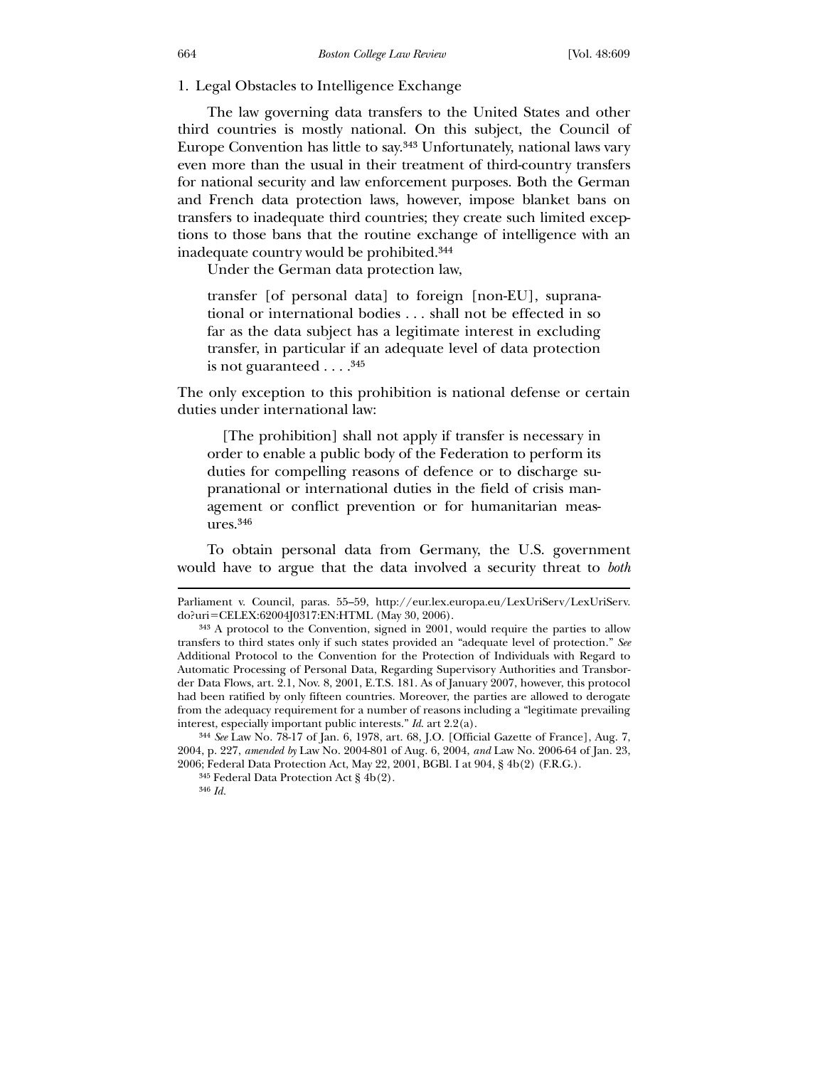### 1. Legal Obstacles to Intelligence Exchange

The law governing data transfers to the United States and other third countries is mostly national. On this subject, the Council of Europe Convention has little to say.[343] Unfortunately, national laws vary even more than the usual in their treatment of third-country transfers for national security and law enforcement purposes. Both the German and French data protection laws, however, impose blanket bans on transfers to inadequate third countries; they create such limited exceptions to those bans that the routine exchange of intelligence with an inadequate country would be prohibited.[344]

Under the German data protection law,

> transfer [of personal data] to foreign [non-EU], supranational or international bodies . . . shall not be effected in so far as the data subject has a legitimate interest in excluding transfer, in particular if an adequate level of data protection is not guaranteed . . . .[345]

The only exception to this prohibition is national defense or certain duties under international law:

> [The prohibition] shall not apply if transfer is necessary in order to enable a public body of the Federation to perform its duties for compelling reasons of defence or to discharge supranational or international duties in the field of crisis management or conflict prevention or for humanitarian measures.[346]

To obtain personal data from Germany, the U.S. government would have to argue that the data involved a security threat to *both*

---

Parliament v. Council, paras. 55–59, http://eur.lex.europa.eu/LexUriServ/LexUriServ.do?uri=CELEX:62004J0317:EN:HTML (May 30, 2006).

[343] A protocol to the Convention, signed in 2001, would require the parties to allow transfers to third states only if such states provided an "adequate level of protection." *See* Additional Protocol to the Convention for the Protection of Individuals with Regard to Automatic Processing of Personal Data, Regarding Supervisory Authorities and Transborder Data Flows, art. 2.1, Nov. 8, 2001, E.T.S. 181. As of January 2007, however, this protocol had been ratified by only fifteen countries. Moreover, the parties are allowed to derogate from the adequacy requirement for a number of reasons including a "legitimate prevailing interest, especially important public interests." *Id.* art 2.2(a).

[344] *See* Law No. 78-17 of Jan. 6, 1978, art. 68, J.O. [Official Gazette of France], Aug. 7, 2004, p. 227, *amended by* Law No. 2004-801 of Aug. 6, 2004, *and* Law No. 2006-64 of Jan. 23, 2006; Federal Data Protection Act, May 22, 2001, BGBl. I at 904, § 4b(2) (F.R.G.).

[345] Federal Data Protection Act § 4b(2).

[346] *Id.*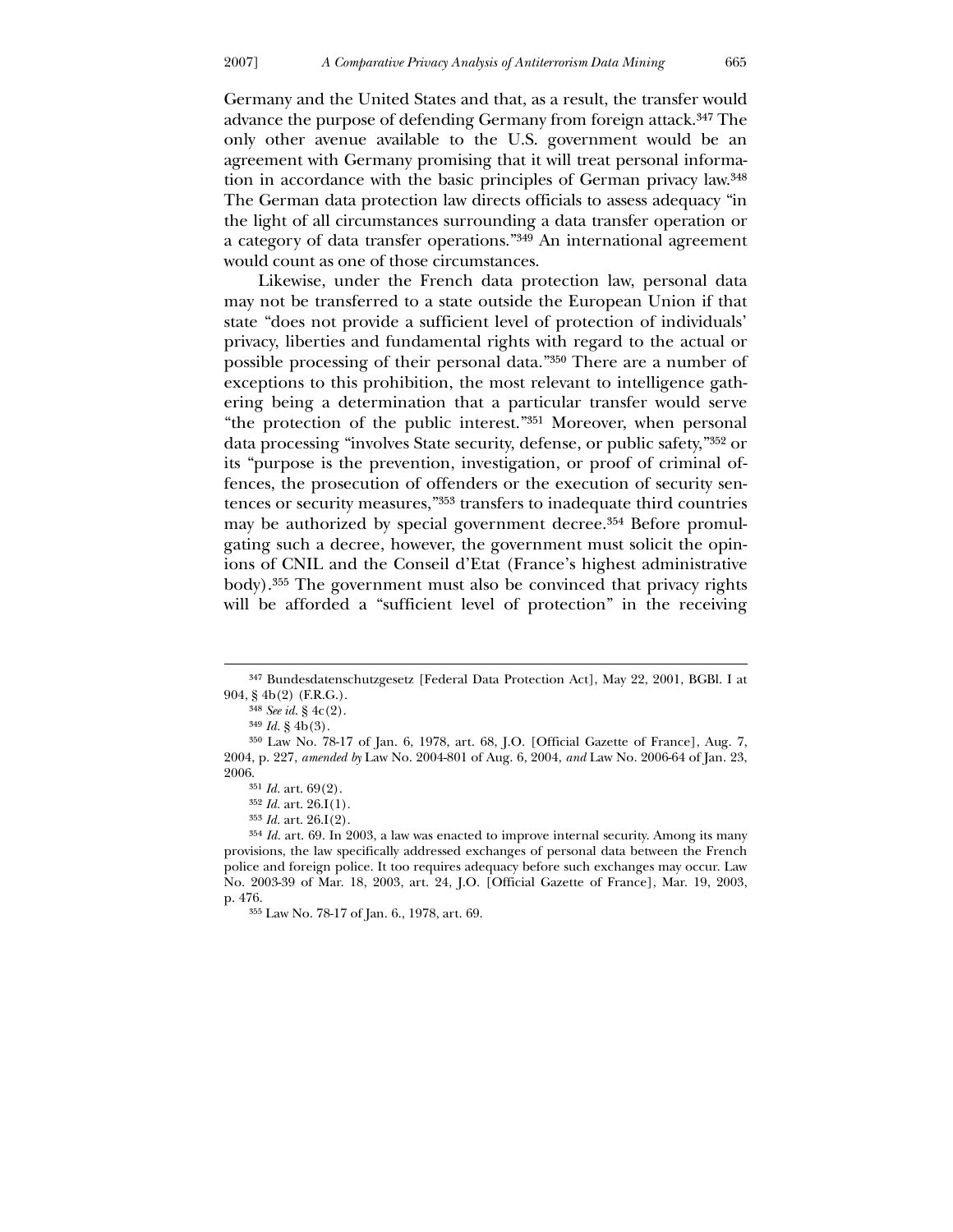Germany and the United States and that, as a result, the transfer would advance the purpose of defending Germany from foreign attack.[347] The only other avenue available to the U.S. government would be an agreement with Germany promising that it will treat personal information in accordance with the basic principles of German privacy law.[348] The German data protection law directs officials to assess adequacy "in the light of all circumstances surrounding a data transfer operation or a category of data transfer operations."[349] An international agreement would count as one of those circumstances.

Likewise, under the French data protection law, personal data may not be transferred to a state outside the European Union if that state "does not provide a sufficient level of protection of individuals' privacy, liberties and fundamental rights with regard to the actual or possible processing of their personal data."[350] There are a number of exceptions to this prohibition, the most relevant to intelligence gathering being a determination that a particular transfer would serve "the protection of the public interest."[351] Moreover, when personal data processing "involves State security, defense, or public safety,"[352] or its "purpose is the prevention, investigation, or proof of criminal offences, the prosecution of offenders or the execution of security sentences or security measures,"[353] transfers to inadequate third countries may be authorized by special government decree.[354] Before promulgating such a decree, however, the government must solicit the opinions of CNIL and the Conseil d'Etat (France's highest administrative body).[355] The government must also be convinced that privacy rights will be afforded a "sufficient level of protection" in the receiving

---

[347] Bundesdatenschutzgesetz [Federal Data Protection Act], May 22, 2001, BGBl. I at 904, § 4b(2) (F.R.G.).

[348] *See id.* § 4c(2).

[349] *Id.* § 4b(3).

[350] Law No. 78-17 of Jan. 6, 1978, art. 68, J.O. [Official Gazette of France], Aug. 7, 2004, p. 227, *amended by* Law No. 2004-801 of Aug. 6, 2004, *and* Law No. 2006-64 of Jan. 23, 2006.

[351] *Id.* art. 69(2).

[352] *Id.* art. 26.I(1).

[353] *Id.* art. 26.I(2).

[354] *Id.* art. 69. In 2003, a law was enacted to improve internal security. Among its many provisions, the law specifically addressed exchanges of personal data between the French police and foreign police. It too requires adequacy before such exchanges may occur. Law No. 2003-39 of Mar. 18, 2003, art. 24, J.O. [Official Gazette of France], Mar. 19, 2003, p. 476.

[355] Law No. 78-17 of Jan. 6., 1978, art. 69.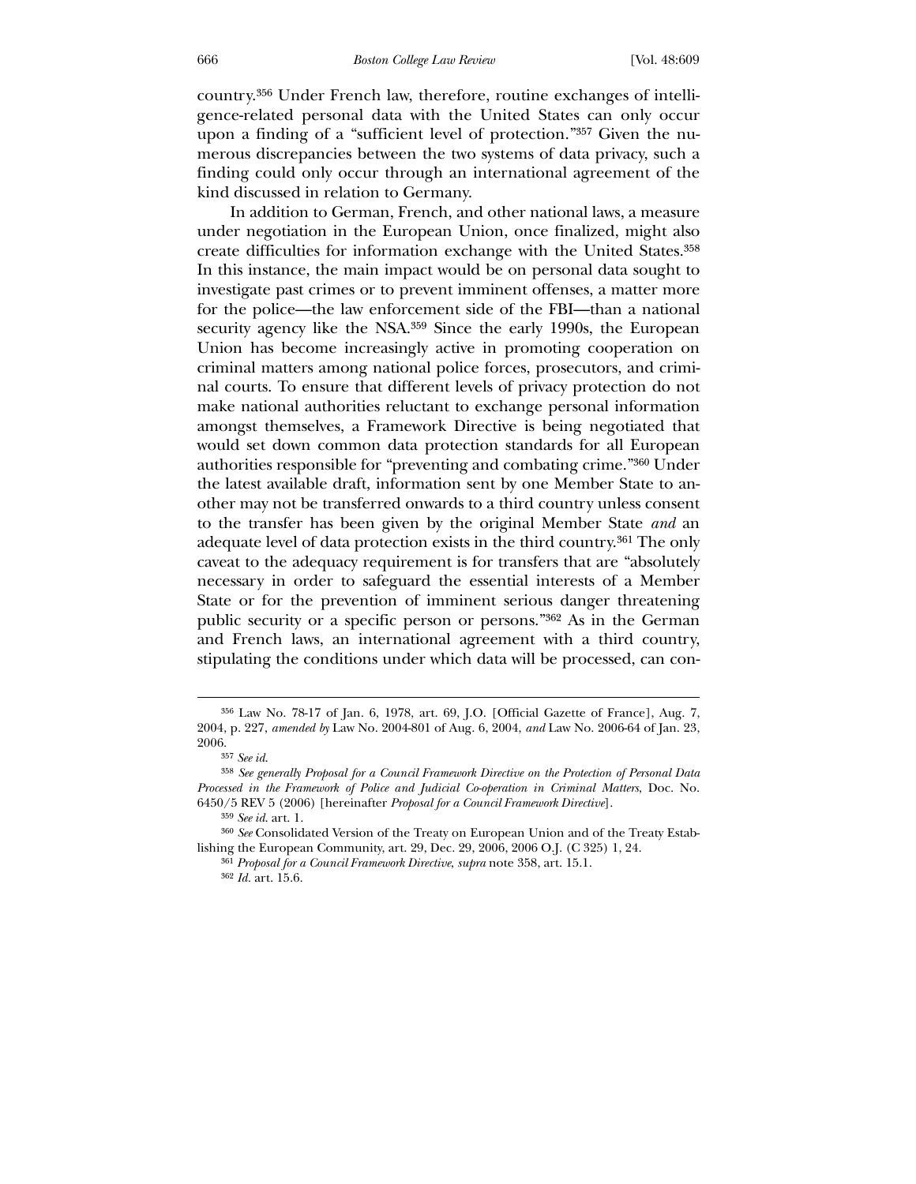country.[356] Under French law, therefore, routine exchanges of intelligence-related personal data with the United States can only occur upon a finding of a "sufficient level of protection."[357] Given the numerous discrepancies between the two systems of data privacy, such a finding could only occur through an international agreement of the kind discussed in relation to Germany.

In addition to German, French, and other national laws, a measure under negotiation in the European Union, once finalized, might also create difficulties for information exchange with the United States.[358] In this instance, the main impact would be on personal data sought to investigate past crimes or to prevent imminent offenses, a matter more for the police—the law enforcement side of the FBI—than a national security agency like the NSA.[359] Since the early 1990s, the European Union has become increasingly active in promoting cooperation on criminal matters among national police forces, prosecutors, and criminal courts. To ensure that different levels of privacy protection do not make national authorities reluctant to exchange personal information amongst themselves, a Framework Directive is being negotiated that would set down common data protection standards for all European authorities responsible for "preventing and combating crime."[360] Under the latest available draft, information sent by one Member State to another may not be transferred onwards to a third country unless consent to the transfer has been given by the original Member State *and* an adequate level of data protection exists in the third country.[361] The only caveat to the adequacy requirement is for transfers that are "absolutely necessary in order to safeguard the essential interests of a Member State or for the prevention of imminent serious danger threatening public security or a specific person or persons."[362] As in the German and French laws, an international agreement with a third country, stipulating the conditions under which data will be processed, can con-

---

[356] Law No. 78-17 of Jan. 6, 1978, art. 69, J.O. [Official Gazette of France], Aug. 7, 2004, p. 227, *amended by* Law No. 2004-801 of Aug. 6, 2004, *and* Law No. 2006-64 of Jan. 23, 2006.

[357] *See id.*

[358] *See generally Proposal for a Council Framework Directive on the Protection of Personal Data Processed in the Framework of Police and Judicial Co-operation in Criminal Matters*, Doc. No. 6450/5 REV 5 (2006) [hereinafter *Proposal for a Council Framework Directive*].

[359] *See id.* art. 1.

[360] *See* Consolidated Version of the Treaty on European Union and of the Treaty Establishing the European Community, art. 29, Dec. 29, 2006, 2006 O.J. (C 325) 1, 24.

[361] *Proposal for a Council Framework Directive*, *supra* note 358, art. 15.1.

[362] *Id.* art. 15.6.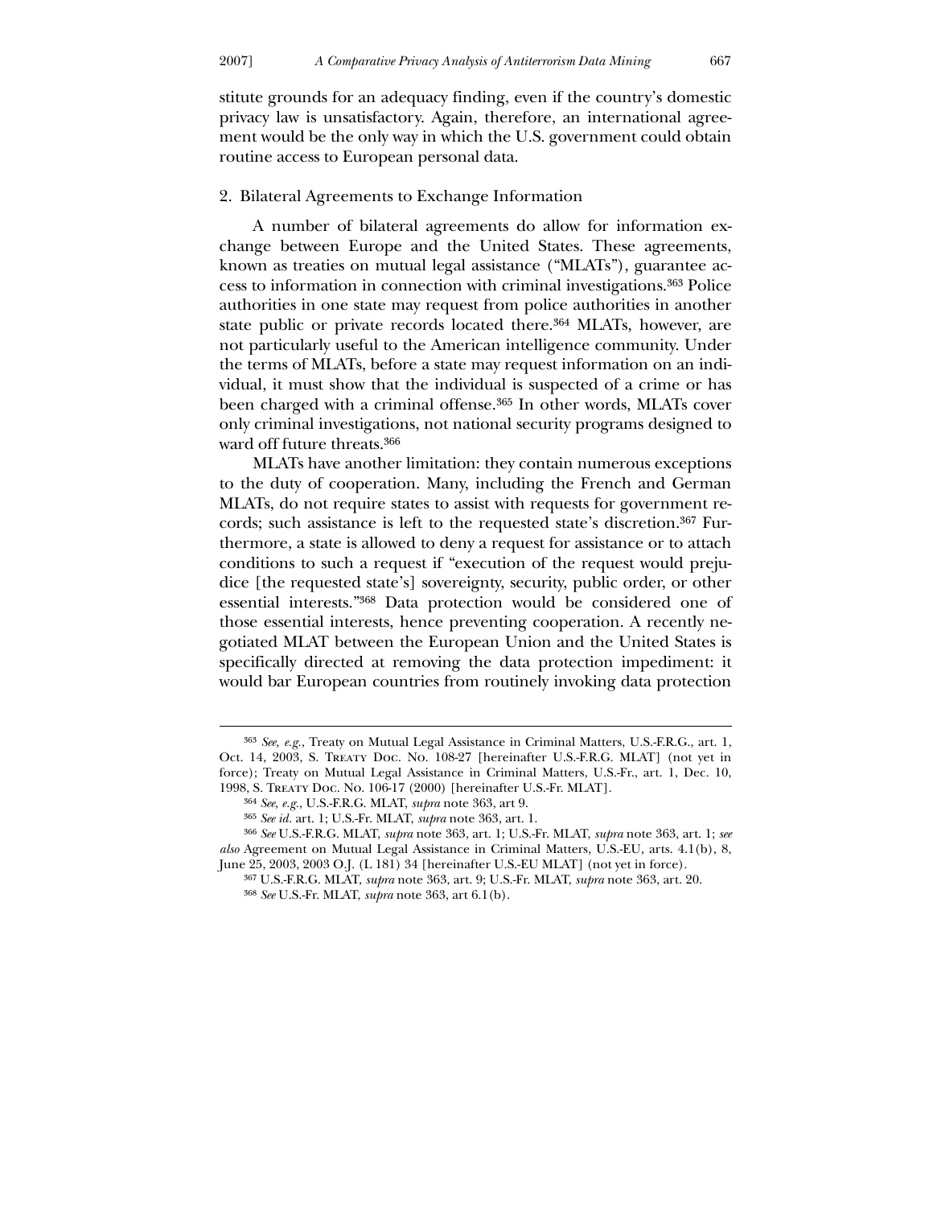stitute grounds for an adequacy finding, even if the country's domestic privacy law is unsatisfactory. Again, therefore, an international agreement would be the only way in which the U.S. government could obtain routine access to European personal data.

### 2. Bilateral Agreements to Exchange Information

A number of bilateral agreements do allow for information exchange between Europe and the United States. These agreements, known as treaties on mutual legal assistance ("MLATs"), guarantee access to information in connection with criminal investigations.[363] Police authorities in one state may request from police authorities in another state public or private records located there.[364] MLATs, however, are not particularly useful to the American intelligence community. Under the terms of MLATs, before a state may request information on an individual, it must show that the individual is suspected of a crime or has been charged with a criminal offense.[365] In other words, MLATs cover only criminal investigations, not national security programs designed to ward off future threats.[366]

MLATs have another limitation: they contain numerous exceptions to the duty of cooperation. Many, including the French and German MLATs, do not require states to assist with requests for government records; such assistance is left to the requested state's discretion.[367] Furthermore, a state is allowed to deny a request for assistance or to attach conditions to such a request if "execution of the request would prejudice [the requested state's] sovereignty, security, public order, or other essential interests."[368] Data protection would be considered one of those essential interests, hence preventing cooperation. A recently negotiated MLAT between the European Union and the United States is specifically directed at removing the data protection impediment: it would bar European countries from routinely invoking data protection

---

[363] *See, e.g.*, Treaty on Mutual Legal Assistance in Criminal Matters, U.S.-F.R.G., art. 1, Oct. 14, 2003, S. TREATY DOC. NO. 108-27 [hereinafter U.S.-F.R.G. MLAT] (not yet in force); Treaty on Mutual Legal Assistance in Criminal Matters, U.S.-Fr., art. 1, Dec. 10, 1998, S. TREATY DOC. NO. 106-17 (2000) [hereinafter U.S.-Fr. MLAT].

[364] *See, e.g.*, U.S.-F.R.G. MLAT, *supra* note 363, art 9.

[365] *See id.* art. 1; U.S.-Fr. MLAT, *supra* note 363, art. 1.

[366] *See* U.S.-F.R.G. MLAT, *supra* note 363, art. 1; U.S.-Fr. MLAT, *supra* note 363, art. 1; *see also* Agreement on Mutual Legal Assistance in Criminal Matters, U.S.-EU, arts. 4.1(b), 8, June 25, 2003, 2003 O.J. (L 181) 34 [hereinafter U.S.-EU MLAT] (not yet in force).

[367] U.S.-F.R.G. MLAT, *supra* note 363, art. 9; U.S.-Fr. MLAT, *supra* note 363, art. 20.

[368] *See* U.S.-Fr. MLAT, *supra* note 363, art 6.1(b).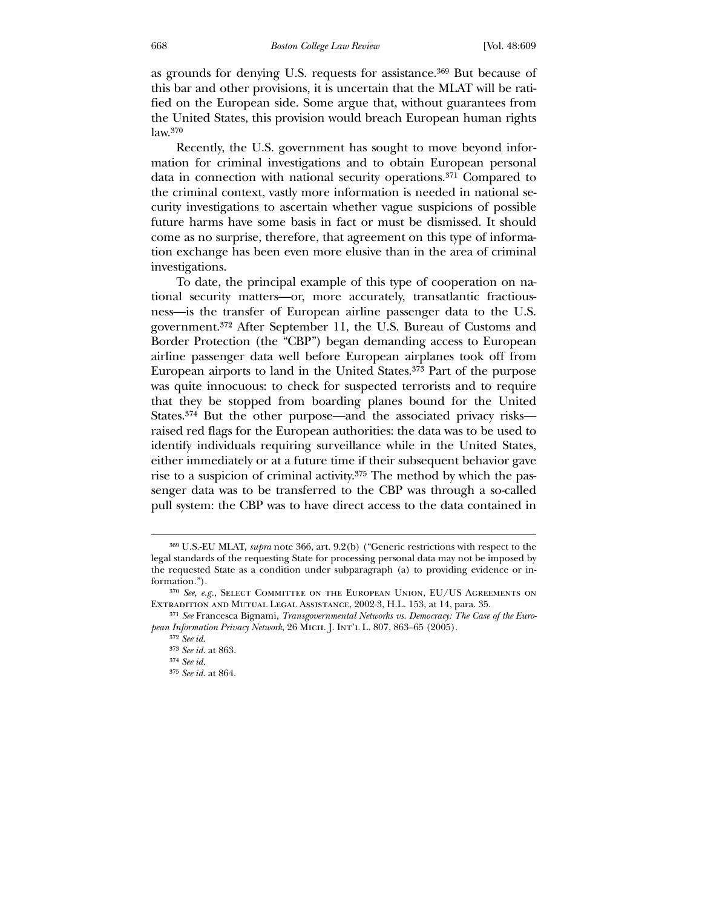as grounds for denying U.S. requests for assistance.[369] But because of this bar and other provisions, it is uncertain that the MLAT will be ratified on the European side. Some argue that, without guarantees from the United States, this provision would breach European human rights law.[370]

Recently, the U.S. government has sought to move beyond information for criminal investigations and to obtain European personal data in connection with national security operations.[371] Compared to the criminal context, vastly more information is needed in national security investigations to ascertain whether vague suspicions of possible future harms have some basis in fact or must be dismissed. It should come as no surprise, therefore, that agreement on this type of information exchange has been even more elusive than in the area of criminal investigations.

To date, the principal example of this type of cooperation on national security matters—or, more accurately, transatlantic fractiousness—is the transfer of European airline passenger data to the U.S. government.[372] After September 11, the U.S. Bureau of Customs and Border Protection (the "CBP") began demanding access to European airline passenger data well before European airplanes took off from European airports to land in the United States.[373] Part of the purpose was quite innocuous: to check for suspected terrorists and to require that they be stopped from boarding planes bound for the United States.[374] But the other purpose—and the associated privacy risks—raised red flags for the European authorities: the data was to be used to identify individuals requiring surveillance while in the United States, either immediately or at a future time if their subsequent behavior gave rise to a suspicion of criminal activity.[375] The method by which the passenger data was to be transferred to the CBP was through a so-called pull system: the CBP was to have direct access to the data contained in

---

[369] U.S.-EU MLAT, *supra* note 366, art. 9.2(b) ("Generic restrictions with respect to the legal standards of the requesting State for processing personal data may not be imposed by the requested State as a condition under subparagraph (a) to providing evidence or information.").

[370] *See, e.g.*, Select Committee on the European Union, EU/US Agreements on Extradition and Mutual Legal Assistance, 2002-3, H.L. 153, at 14, para. 35.

[371] *See* Francesca Bignami, *Transgovernmental Networks vs. Democracy: The Case of the European Information Privacy Network*, 26 Mich. J. Int'l L. 807, 863–65 (2005).

[372] *See id.*

[373] *See id.* at 863.

[374] *See id.*

[375] *See id.* at 864.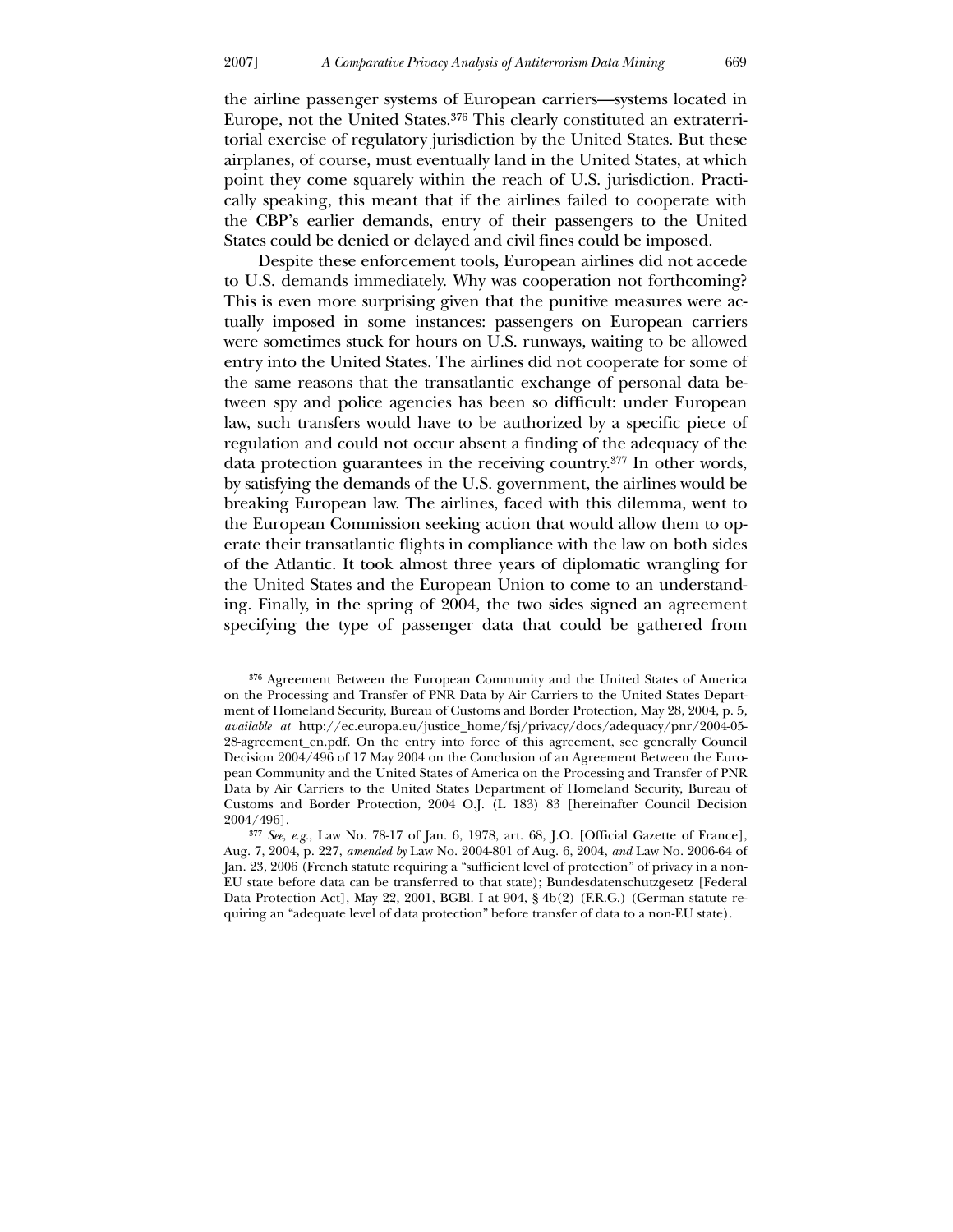the airline passenger systems of European carriers—systems located in Europe, not the United States.[376] This clearly constituted an extraterritorial exercise of regulatory jurisdiction by the United States. But these airplanes, of course, must eventually land in the United States, at which point they come squarely within the reach of U.S. jurisdiction. Practically speaking, this meant that if the airlines failed to cooperate with the CBP's earlier demands, entry of their passengers to the United States could be denied or delayed and civil fines could be imposed.

Despite these enforcement tools, European airlines did not accede to U.S. demands immediately. Why was cooperation not forthcoming? This is even more surprising given that the punitive measures were actually imposed in some instances: passengers on European carriers were sometimes stuck for hours on U.S. runways, waiting to be allowed entry into the United States. The airlines did not cooperate for some of the same reasons that the transatlantic exchange of personal data between spy and police agencies has been so difficult: under European law, such transfers would have to be authorized by a specific piece of regulation and could not occur absent a finding of the adequacy of the data protection guarantees in the receiving country.[377] In other words, by satisfying the demands of the U.S. government, the airlines would be breaking European law. The airlines, faced with this dilemma, went to the European Commission seeking action that would allow them to operate their transatlantic flights in compliance with the law on both sides of the Atlantic. It took almost three years of diplomatic wrangling for the United States and the European Union to come to an understanding. Finally, in the spring of 2004, the two sides signed an agreement specifying the type of passenger data that could be gathered from

---

[376] Agreement Between the European Community and the United States of America on the Processing and Transfer of PNR Data by Air Carriers to the United States Department of Homeland Security, Bureau of Customs and Border Protection, May 28, 2004, p. 5, *available at* http://ec.europa.eu/justice_home/fsj/privacy/docs/adequacy/pnr/2004-05-28-agreement_en.pdf. On the entry into force of this agreement, see generally Council Decision 2004/496 of 17 May 2004 on the Conclusion of an Agreement Between the European Community and the United States of America on the Processing and Transfer of PNR Data by Air Carriers to the United States Department of Homeland Security, Bureau of Customs and Border Protection, 2004 O.J. (L 183) 83 [hereinafter Council Decision 2004/496].

[377] *See, e.g.*, Law No. 78-17 of Jan. 6, 1978, art. 68, J.O. [Official Gazette of France], Aug. 7, 2004, p. 227, *amended by* Law No. 2004-801 of Aug. 6, 2004, *and* Law No. 2006-64 of Jan. 23, 2006 (French statute requiring a "sufficient level of protection" of privacy in a non-EU state before data can be transferred to that state); Bundesdatenschutzgesetz [Federal Data Protection Act], May 22, 2001, BGBl. I at 904, § 4b(2) (F.R.G.) (German statute requiring an "adequate level of data protection" before transfer of data to a non-EU state).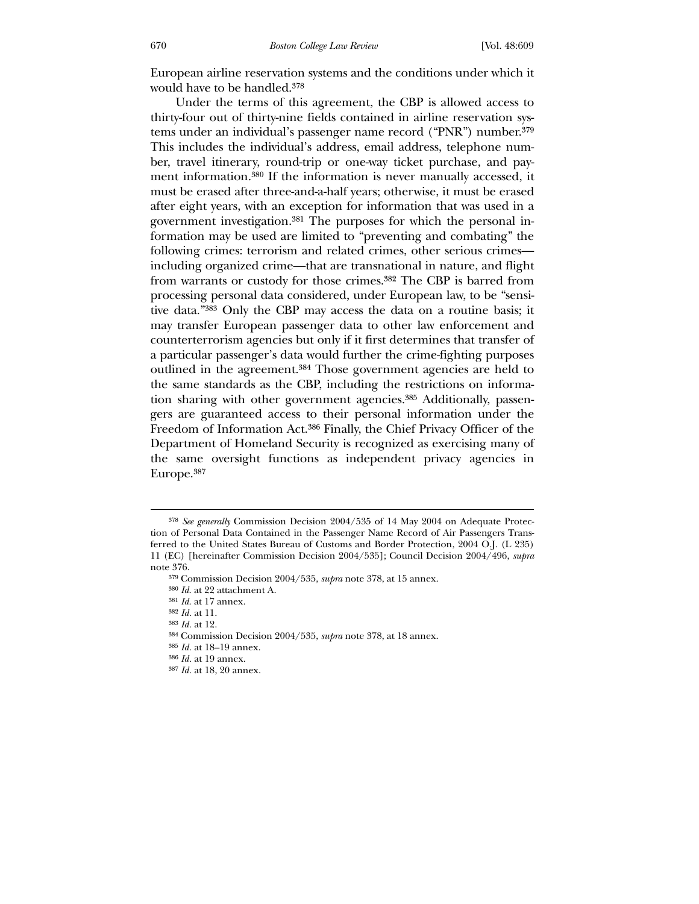European airline reservation systems and the conditions under which it would have to be handled.[378]

Under the terms of this agreement, the CBP is allowed access to thirty-four out of thirty-nine fields contained in airline reservation systems under an individual's passenger name record ("PNR") number.[379] This includes the individual's address, email address, telephone number, travel itinerary, round-trip or one-way ticket purchase, and payment information.[380] If the information is never manually accessed, it must be erased after three-and-a-half years; otherwise, it must be erased after eight years, with an exception for information that was used in a government investigation.[381] The purposes for which the personal information may be used are limited to "preventing and combating" the following crimes: terrorism and related crimes, other serious crimes—including organized crime—that are transnational in nature, and flight from warrants or custody for those crimes.[382] The CBP is barred from processing personal data considered, under European law, to be "sensitive data."[383] Only the CBP may access the data on a routine basis; it may transfer European passenger data to other law enforcement and counterterrorism agencies but only if it first determines that transfer of a particular passenger's data would further the crime-fighting purposes outlined in the agreement.[384] Those government agencies are held to the same standards as the CBP, including the restrictions on information sharing with other government agencies.[385] Additionally, passengers are guaranteed access to their personal information under the Freedom of Information Act.[386] Finally, the Chief Privacy Officer of the Department of Homeland Security is recognized as exercising many of the same oversight functions as independent privacy agencies in Europe.[387]

---

[378] *See generally* Commission Decision 2004/535 of 14 May 2004 on Adequate Protection of Personal Data Contained in the Passenger Name Record of Air Passengers Transferred to the United States Bureau of Customs and Border Protection, 2004 O.J. (L 235) 11 (EC) [hereinafter Commission Decision 2004/535]; Council Decision 2004/496, *supra* note 376.

[379] Commission Decision 2004/535, *supra* note 378, at 15 annex.

[380] *Id.* at 22 attachment A.

[381] *Id.* at 17 annex.

[382] *Id.* at 11.

[383] *Id.* at 12.

[384] Commission Decision 2004/535, *supra* note 378, at 18 annex.

[385] *Id.* at 18–19 annex.

[386] *Id.* at 19 annex.

[387] *Id.* at 18, 20 annex.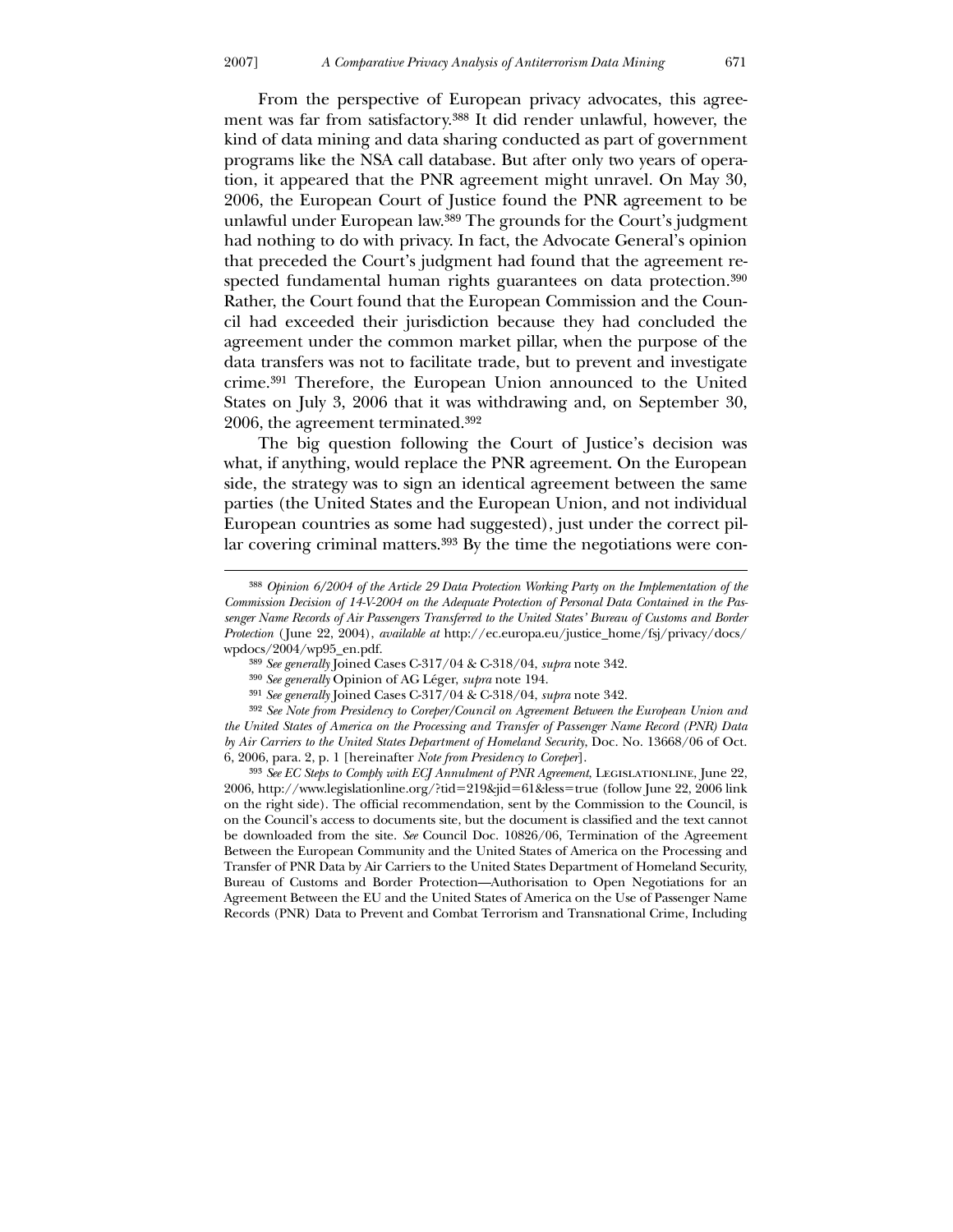From the perspective of European privacy advocates, this agreement was far from satisfactory.[388] It did render unlawful, however, the kind of data mining and data sharing conducted as part of government programs like the NSA call database. But after only two years of operation, it appeared that the PNR agreement might unravel. On May 30, 2006, the European Court of Justice found the PNR agreement to be unlawful under European law.[389] The grounds for the Court's judgment had nothing to do with privacy. In fact, the Advocate General's opinion that preceded the Court's judgment had found that the agreement respected fundamental human rights guarantees on data protection.[390] Rather, the Court found that the European Commission and the Council had exceeded their jurisdiction because they had concluded the agreement under the common market pillar, when the purpose of the data transfers was not to facilitate trade, but to prevent and investigate crime.[391] Therefore, the European Union announced to the United States on July 3, 2006 that it was withdrawing and, on September 30, 2006, the agreement terminated.[392]

The big question following the Court of Justice's decision was what, if anything, would replace the PNR agreement. On the European side, the strategy was to sign an identical agreement between the same parties (the United States and the European Union, and not individual European countries as some had suggested), just under the correct pillar covering criminal matters.[393] By the time the negotiations were con-

---

[388] *Opinion 6/2004 of the Article 29 Data Protection Working Party on the Implementation of the Commission Decision of 14-V-2004 on the Adequate Protection of Personal Data Contained in the Passenger Name Records of Air Passengers Transferred to the United States' Bureau of Customs and Border Protection* (June 22, 2004), *available at* http://ec.europa.eu/justice_home/fsj/privacy/docs/wpdocs/2004/wp95_en.pdf.

[389] *See generally* Joined Cases C-317/04 & C-318/04, *supra* note 342.

[390] *See generally* Opinion of AG Léger, *supra* note 194.

[391] *See generally* Joined Cases C-317/04 & C-318/04, *supra* note 342.

[392] *See Note from Presidency to Coreper/Council on Agreement Between the European Union and the United States of America on the Processing and Transfer of Passenger Name Record (PNR) Data by Air Carriers to the United States Department of Homeland Security*, Doc. No. 13668/06 of Oct. 6, 2006, para. 2, p. 1 [hereinafter *Note from Presidency to Coreper*].

[393] *See EC Steps to Comply with ECJ Annulment of PNR Agreement*, Legislationline, June 22, 2006, http://www.legislationline.org/?tid=219&jid=61&less=true (follow June 22, 2006 link on the right side). The official recommendation, sent by the Commission to the Council, is on the Council's access to documents site, but the document is classified and the text cannot be downloaded from the site. *See* Council Doc. 10826/06, Termination of the Agreement Between the European Community and the United States of America on the Processing and Transfer of PNR Data by Air Carriers to the United States Department of Homeland Security, Bureau of Customs and Border Protection—Authorisation to Open Negotiations for an Agreement Between the EU and the United States of America on the Use of Passenger Name Records (PNR) Data to Prevent and Combat Terrorism and Transnational Crime, Including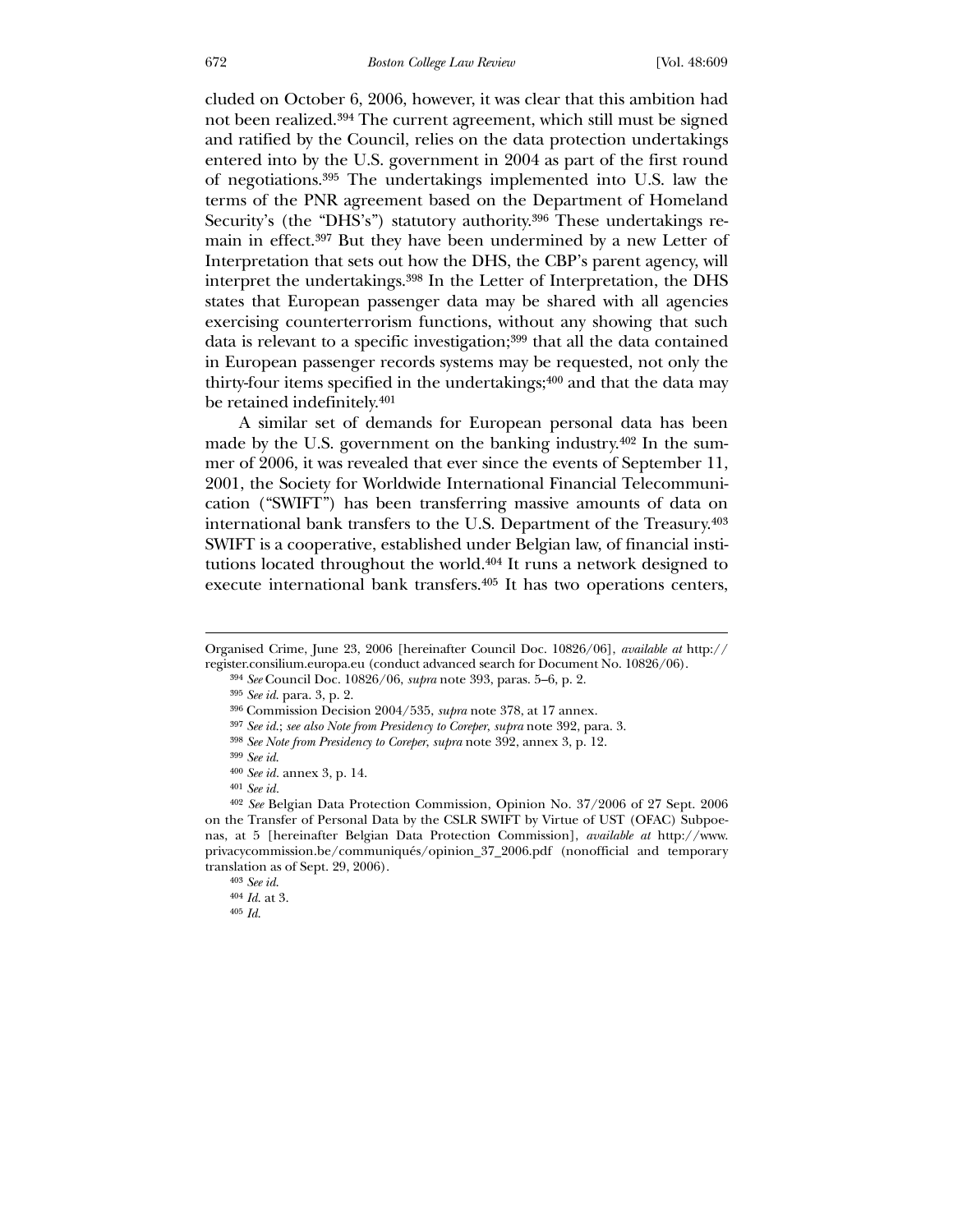cluded on October 6, 2006, however, it was clear that this ambition had not been realized.[394] The current agreement, which still must be signed and ratified by the Council, relies on the data protection undertakings entered into by the U.S. government in 2004 as part of the first round of negotiations.[395] The undertakings implemented into U.S. law the terms of the PNR agreement based on the Department of Homeland Security's (the "DHS's") statutory authority.[396] These undertakings remain in effect.[397] But they have been undermined by a new Letter of Interpretation that sets out how the DHS, the CBP's parent agency, will interpret the undertakings.[398] In the Letter of Interpretation, the DHS states that European passenger data may be shared with all agencies exercising counterterrorism functions, without any showing that such data is relevant to a specific investigation;[399] that all the data contained in European passenger records systems may be requested, not only the thirty-four items specified in the undertakings;[400] and that the data may be retained indefinitely.[401]

A similar set of demands for European personal data has been made by the U.S. government on the banking industry.[402] In the summer of 2006, it was revealed that ever since the events of September 11, 2001, the Society for Worldwide International Financial Telecommunication ("SWIFT") has been transferring massive amounts of data on international bank transfers to the U.S. Department of the Treasury.[403] SWIFT is a cooperative, established under Belgian law, of financial institutions located throughout the world.[404] It runs a network designed to execute international bank transfers.[405] It has two operations centers,

---

Organised Crime, June 23, 2006 [hereinafter Council Doc. 10826/06], *available at* http://register.consilium.europa.eu (conduct advanced search for Document No. 10826/06).

[394] *See* Council Doc. 10826/06, *supra* note 393, paras. 5–6, p. 2.

[395] *See id.* para. 3, p. 2.

[396] Commission Decision 2004/535, *supra* note 378, at 17 annex.

[397] *See id.*; *see also Note from Presidency to Coreper*, *supra* note 392, para. 3.

[398] *See Note from Presidency to Coreper*, *supra* note 392, annex 3, p. 12.

[399] *See id.*

[400] *See id.* annex 3, p. 14.

[401] *See id.*

[402] *See* Belgian Data Protection Commission, Opinion No. 37/2006 of 27 Sept. 2006 on the Transfer of Personal Data by the CSLR SWIFT by Virtue of UST (OFAC) Subpoenas, at 5 [hereinafter Belgian Data Protection Commission], *available at* http://www.privacycommission.be/communiqués/opinion_37_2006.pdf (nonofficial and temporary translation as of Sept. 29, 2006).

[403] *See id.*

[404] *Id.* at 3.

[405] *Id.*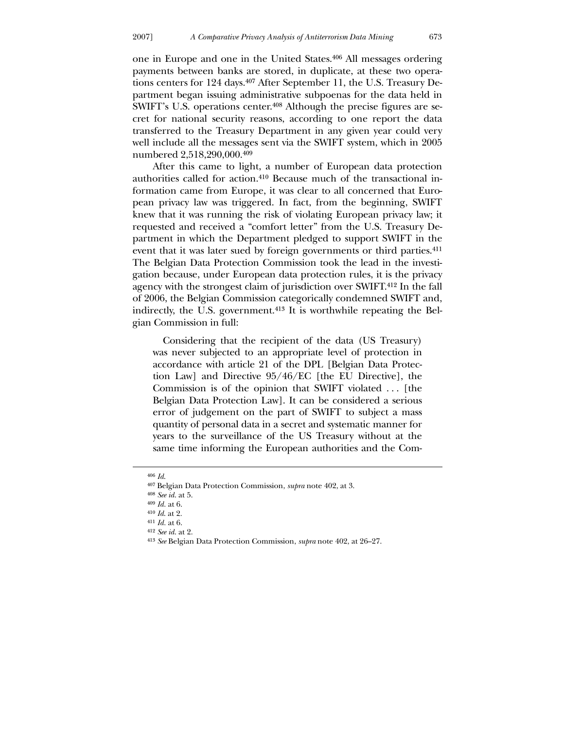one in Europe and one in the United States.[406] All messages ordering payments between banks are stored, in duplicate, at these two operations centers for 124 days.[407] After September 11, the U.S. Treasury Department began issuing administrative subpoenas for the data held in SWIFT's U.S. operations center.[408] Although the precise figures are secret for national security reasons, according to one report the data transferred to the Treasury Department in any given year could very well include all the messages sent via the SWIFT system, which in 2005 numbered 2,518,290,000.[409]

After this came to light, a number of European data protection authorities called for action.[410] Because much of the transactional information came from Europe, it was clear to all concerned that European privacy law was triggered. In fact, from the beginning, SWIFT knew that it was running the risk of violating European privacy law; it requested and received a "comfort letter" from the U.S. Treasury Department in which the Department pledged to support SWIFT in the event that it was later sued by foreign governments or third parties.[411] The Belgian Data Protection Commission took the lead in the investigation because, under European data protection rules, it is the privacy agency with the strongest claim of jurisdiction over SWIFT.[412] In the fall of 2006, the Belgian Commission categorically condemned SWIFT and, indirectly, the U.S. government.[413] It is worthwhile repeating the Belgian Commission in full:

> Considering that the recipient of the data (US Treasury) was never subjected to an appropriate level of protection in accordance with article 21 of the DPL [Belgian Data Protection Law] and Directive 95/46/EC [the EU Directive], the Commission is of the opinion that SWIFT violated . . . [the Belgian Data Protection Law]. It can be considered a serious error of judgement on the part of SWIFT to subject a mass quantity of personal data in a secret and systematic manner for years to the surveillance of the US Treasury without at the same time informing the European authorities and the Com-

---

[406] *Id.*

[407] Belgian Data Protection Commission, *supra* note 402, at 3.

[408] *See id.* at 5.

[409] *Id.* at 6.

[410] *Id.* at 2.

[411] *Id.* at 6.

[412] *See id.* at 2.

[413] *See* Belgian Data Protection Commission, *supra* note 402, at 26–27.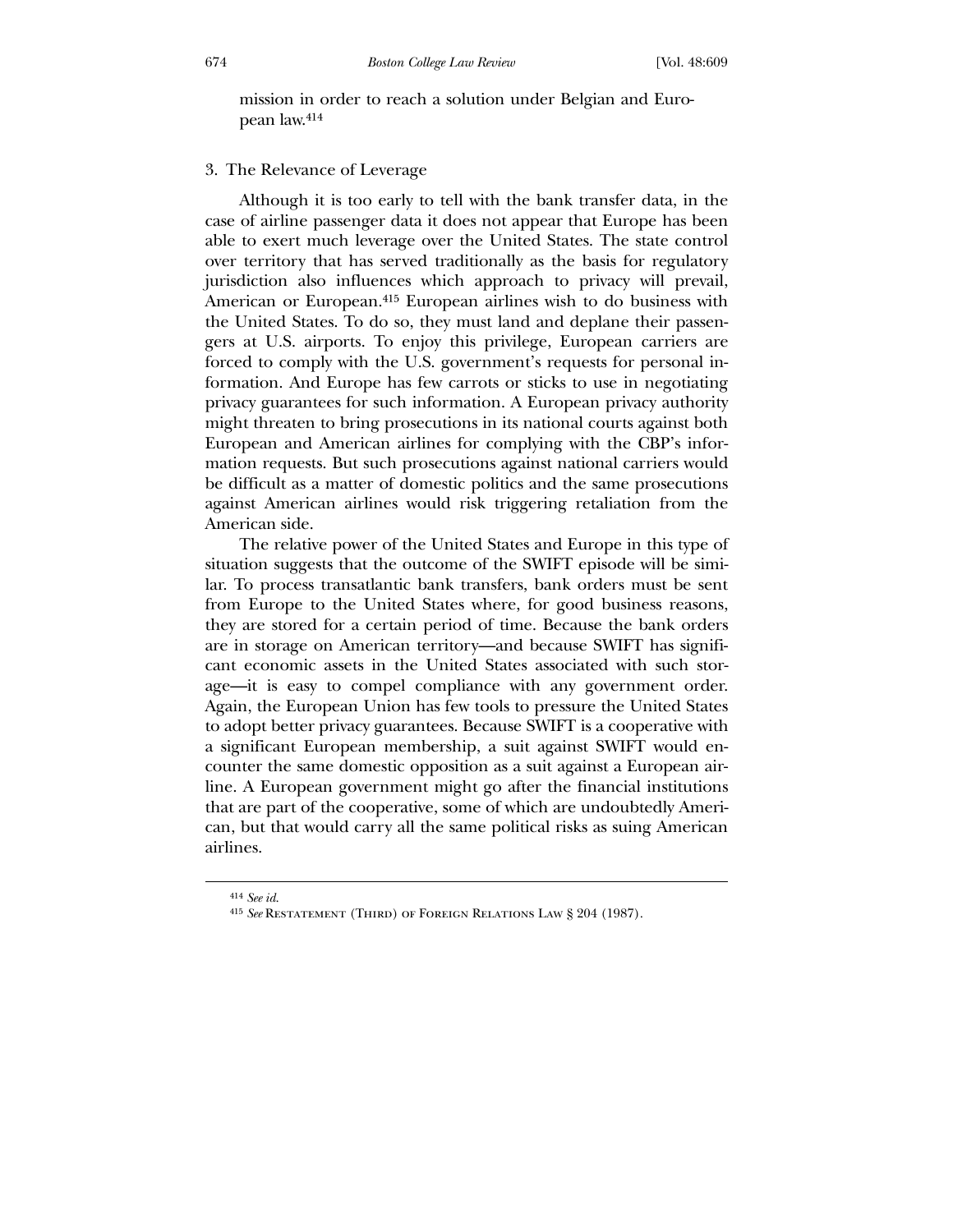mission in order to reach a solution under Belgian and European law.[414]

### 3. The Relevance of Leverage

Although it is too early to tell with the bank transfer data, in the case of airline passenger data it does not appear that Europe has been able to exert much leverage over the United States. The state control over territory that has served traditionally as the basis for regulatory jurisdiction also influences which approach to privacy will prevail, American or European.[415] European airlines wish to do business with the United States. To do so, they must land and deplane their passengers at U.S. airports. To enjoy this privilege, European carriers are forced to comply with the U.S. government's requests for personal information. And Europe has few carrots or sticks to use in negotiating privacy guarantees for such information. A European privacy authority might threaten to bring prosecutions in its national courts against both European and American airlines for complying with the CBP's information requests. But such prosecutions against national carriers would be difficult as a matter of domestic politics and the same prosecutions against American airlines would risk triggering retaliation from the American side.

The relative power of the United States and Europe in this type of situation suggests that the outcome of the SWIFT episode will be similar. To process transatlantic bank transfers, bank orders must be sent from Europe to the United States where, for good business reasons, they are stored for a certain period of time. Because the bank orders are in storage on American territory—and because SWIFT has significant economic assets in the United States associated with such storage—it is easy to compel compliance with any government order. Again, the European Union has few tools to pressure the United States to adopt better privacy guarantees. Because SWIFT is a cooperative with a significant European membership, a suit against SWIFT would encounter the same domestic opposition as a suit against a European airline. A European government might go after the financial institutions that are part of the cooperative, some of which are undoubtedly American, but that would carry all the same political risks as suing American airlines.

---

[414] *See id.*

[415] *See* Restatement (Third) of Foreign Relations Law § 204 (1987).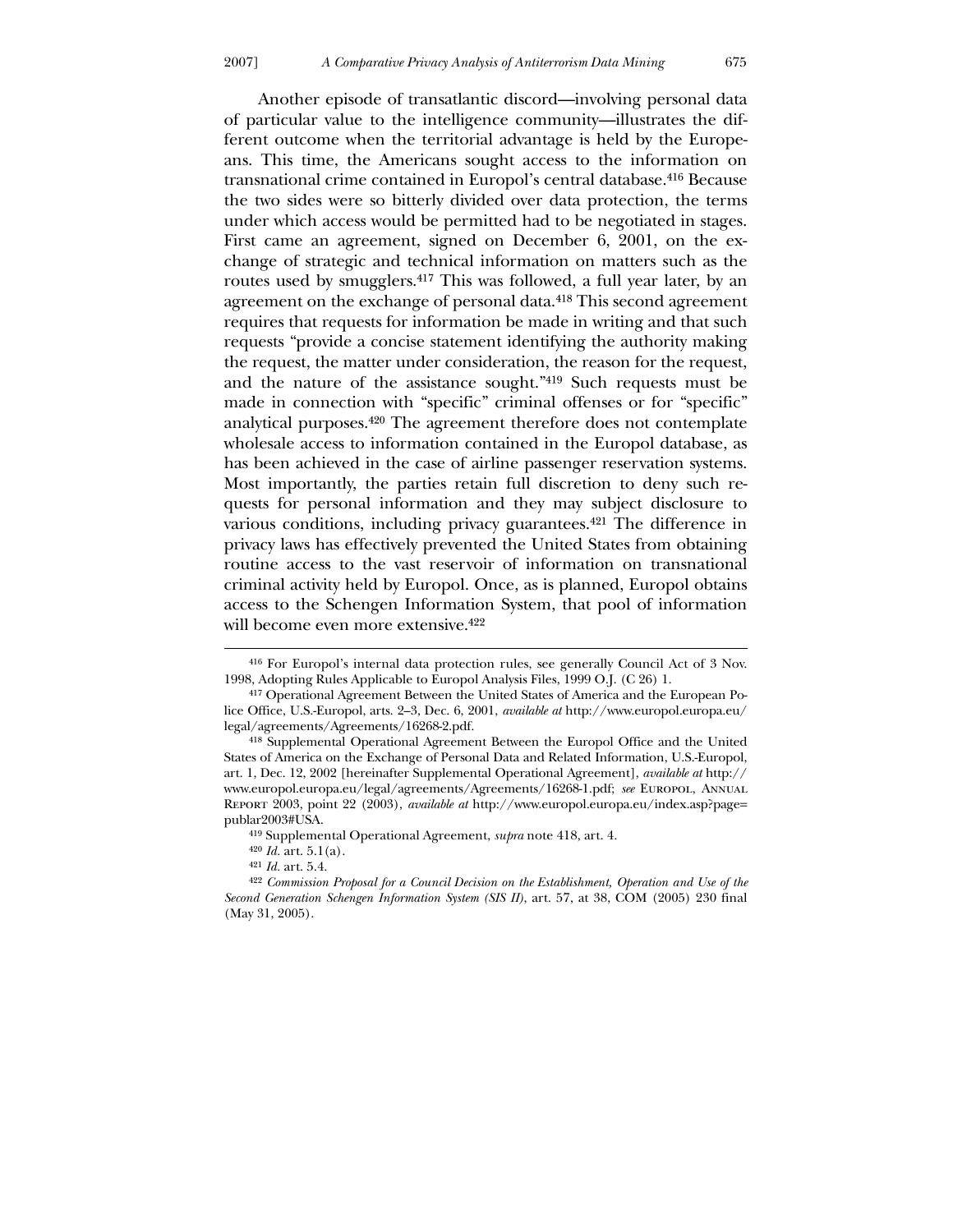Another episode of transatlantic discord—involving personal data of particular value to the intelligence community—illustrates the different outcome when the territorial advantage is held by the Europeans. This time, the Americans sought access to the information on transnational crime contained in Europol's central database.[416] Because the two sides were so bitterly divided over data protection, the terms under which access would be permitted had to be negotiated in stages. First came an agreement, signed on December 6, 2001, on the exchange of strategic and technical information on matters such as the routes used by smugglers.[417] This was followed, a full year later, by an agreement on the exchange of personal data.[418] This second agreement requires that requests for information be made in writing and that such requests "provide a concise statement identifying the authority making the request, the matter under consideration, the reason for the request, and the nature of the assistance sought."[419] Such requests must be made in connection with "specific" criminal offenses or for "specific" analytical purposes.[420] The agreement therefore does not contemplate wholesale access to information contained in the Europol database, as has been achieved in the case of airline passenger reservation systems. Most importantly, the parties retain full discretion to deny such requests for personal information and they may subject disclosure to various conditions, including privacy guarantees.[421] The difference in privacy laws has effectively prevented the United States from obtaining routine access to the vast reservoir of information on transnational criminal activity held by Europol. Once, as is planned, Europol obtains access to the Schengen Information System, that pool of information will become even more extensive.[422]

---

[416] For Europol's internal data protection rules, see generally Council Act of 3 Nov. 1998, Adopting Rules Applicable to Europol Analysis Files, 1999 O.J. (C 26) 1.

[417] Operational Agreement Between the United States of America and the European Police Office, U.S.-Europol, arts. 2–3, Dec. 6, 2001, *available at* http://www.europol.europa.eu/legal/agreements/Agreements/16268-2.pdf.

[418] Supplemental Operational Agreement Between the Europol Office and the United States of America on the Exchange of Personal Data and Related Information, U.S.-Europol, art. 1, Dec. 12, 2002 [hereinafter Supplemental Operational Agreement], *available at* http://www.europol.europa.eu/legal/agreements/Agreements/16268-1.pdf; *see* Europol, Annual Report 2003, point 22 (2003), *available at* http://www.europol.europa.eu/index.asp?page=publar2003#USA.

[419] Supplemental Operational Agreement, *supra* note 418, art. 4.

[420] *Id.* art. 5.1(a).

[421] *Id.* art. 5.4.

[422] *Commission Proposal for a Council Decision on the Establishment, Operation and Use of the Second Generation Schengen Information System (SIS II)*, art. 57, at 38, COM (2005) 230 final (May 31, 2005).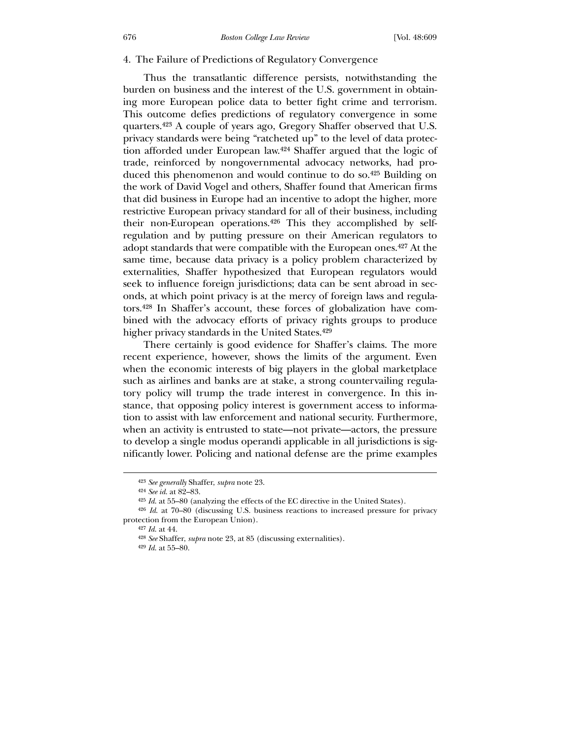#### 4. The Failure of Predictions of Regulatory Convergence

Thus the transatlantic difference persists, notwithstanding the burden on business and the interest of the U.S. government in obtaining more European police data to better fight crime and terrorism. This outcome defies predictions of regulatory convergence in some quarters.[423] A couple of years ago, Gregory Shaffer observed that U.S. privacy standards were being "ratcheted up" to the level of data protection afforded under European law.[424] Shaffer argued that the logic of trade, reinforced by nongovernmental advocacy networks, had produced this phenomenon and would continue to do so.[425] Building on the work of David Vogel and others, Shaffer found that American firms that did business in Europe had an incentive to adopt the higher, more restrictive European privacy standard for all of their business, including their non-European operations.[426] This they accomplished by self-regulation and by putting pressure on their American regulators to adopt standards that were compatible with the European ones.[427] At the same time, because data privacy is a policy problem characterized by externalities, Shaffer hypothesized that European regulators would seek to influence foreign jurisdictions; data can be sent abroad in seconds, at which point privacy is at the mercy of foreign laws and regulators.[428] In Shaffer's account, these forces of globalization have combined with the advocacy efforts of privacy rights groups to produce higher privacy standards in the United States.[429]

There certainly is good evidence for Shaffer's claims. The more recent experience, however, shows the limits of the argument. Even when the economic interests of big players in the global marketplace such as airlines and banks are at stake, a strong countervailing regulatory policy will trump the trade interest in convergence. In this instance, that opposing policy interest is government access to information to assist with law enforcement and national security. Furthermore, when an activity is entrusted to state—not private—actors, the pressure to develop a single modus operandi applicable in all jurisdictions is significantly lower. Policing and national defense are the prime examples

---

[423] *See generally* Shaffer, *supra* note 23.

[424] *See id.* at 82–83.

[425] *Id.* at 55–80 (analyzing the effects of the EC directive in the United States).

[426] *Id.* at 70–80 (discussing U.S. business reactions to increased pressure for privacy protection from the European Union).

[427] *Id.* at 44.

[428] *See* Shaffer, *supra* note 23, at 85 (discussing externalities).

[429] *Id.* at 55–80.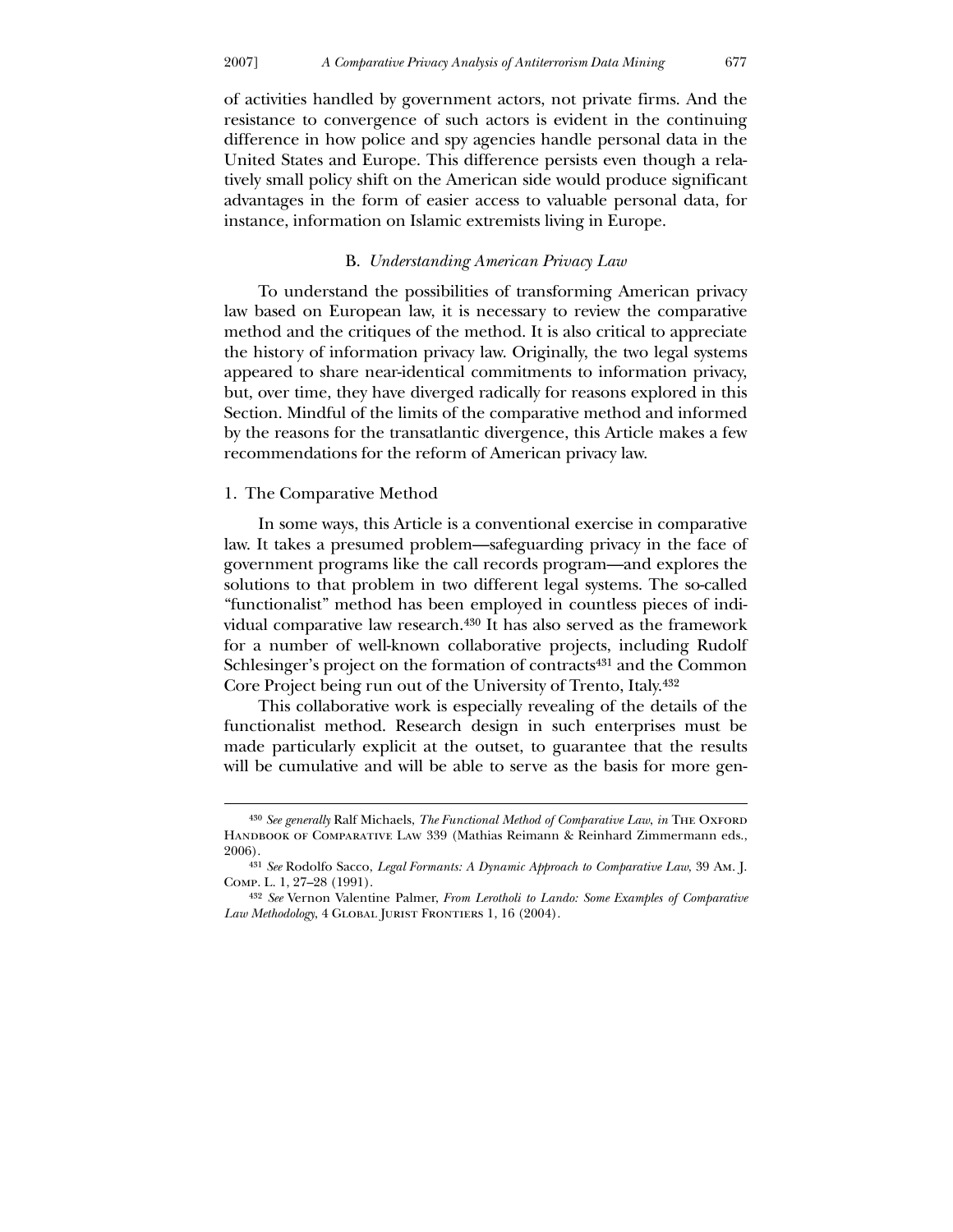of activities handled by government actors, not private firms. And the resistance to convergence of such actors is evident in the continuing difference in how police and spy agencies handle personal data in the United States and Europe. This difference persists even though a relatively small policy shift on the American side would produce significant advantages in the form of easier access to valuable personal data, for instance, information on Islamic extremists living in Europe.

### B. *Understanding American Privacy Law*

To understand the possibilities of transforming American privacy law based on European law, it is necessary to review the comparative method and the critiques of the method. It is also critical to appreciate the history of information privacy law. Originally, the two legal systems appeared to share near-identical commitments to information privacy, but, over time, they have diverged radically for reasons explored in this Section. Mindful of the limits of the comparative method and informed by the reasons for the transatlantic divergence, this Article makes a few recommendations for the reform of American privacy law.

#### 1. The Comparative Method

In some ways, this Article is a conventional exercise in comparative law. It takes a presumed problem—safeguarding privacy in the face of government programs like the call records program—and explores the solutions to that problem in two different legal systems. The so-called "functionalist" method has been employed in countless pieces of individual comparative law research.[430] It has also served as the framework for a number of well-known collaborative projects, including Rudolf Schlesinger's project on the formation of contracts[431] and the Common Core Project being run out of the University of Trento, Italy.[432]

This collaborative work is especially revealing of the details of the functionalist method. Research design in such enterprises must be made particularly explicit at the outset, to guarantee that the results will be cumulative and will be able to serve as the basis for more gen-

---

[430] *See generally* Ralf Michaels, *The Functional Method of Comparative Law*, *in* THE OXFORD HANDBOOK OF COMPARATIVE LAW 339 (Mathias Reimann & Reinhard Zimmermann eds., 2006).

[431] *See* Rodolfo Sacco, *Legal Formants: A Dynamic Approach to Comparative Law*, 39 AM. J. COMP. L. 1, 27–28 (1991).

[432] *See* Vernon Valentine Palmer, *From Lerotholi to Lando: Some Examples of Comparative Law Methodology*, 4 GLOBAL JURIST FRONTIERS 1, 16 (2004).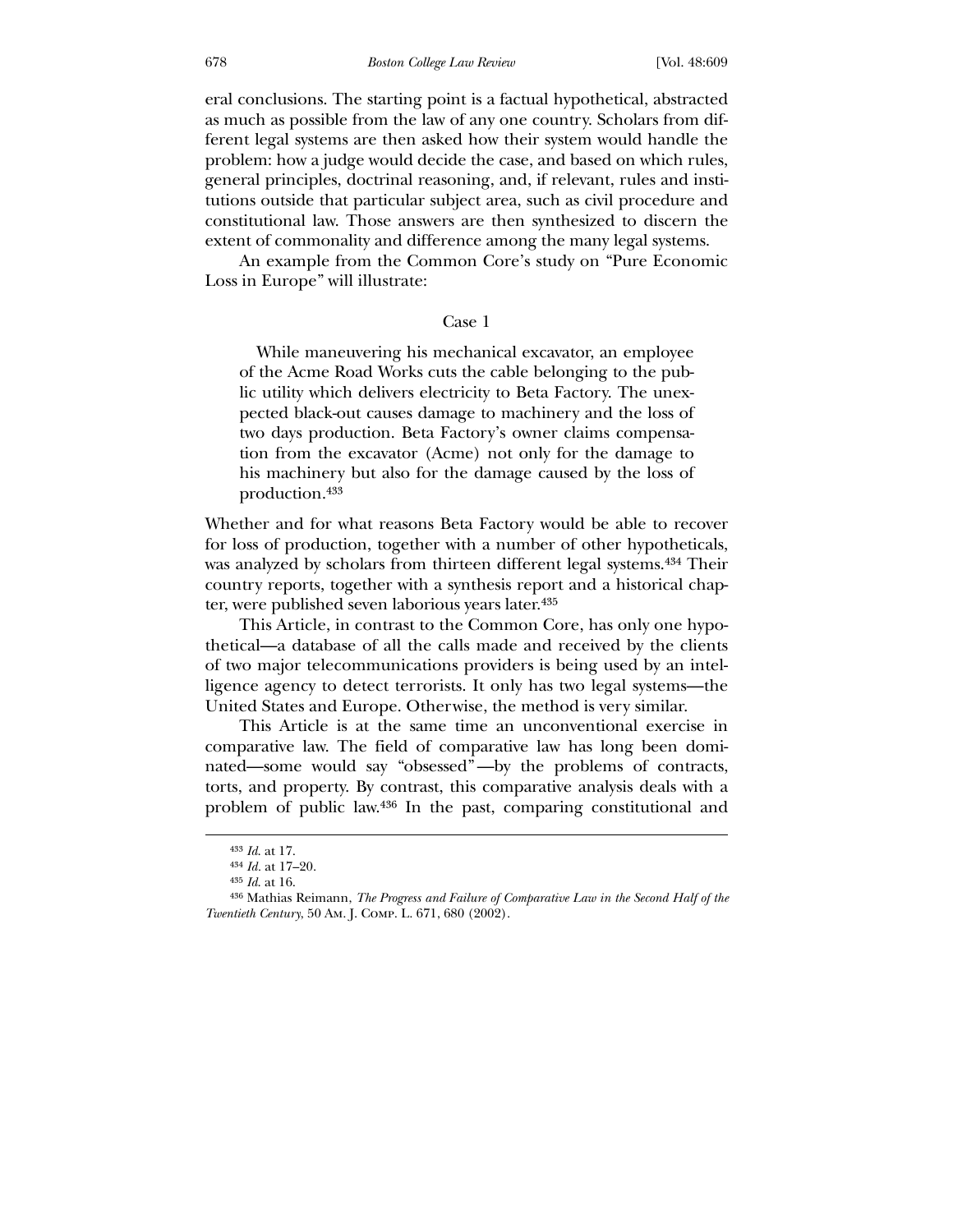eral conclusions. The starting point is a factual hypothetical, abstracted as much as possible from the law of any one country. Scholars from different legal systems are then asked how their system would handle the problem: how a judge would decide the case, and based on which rules, general principles, doctrinal reasoning, and, if relevant, rules and institutions outside that particular subject area, such as civil procedure and constitutional law. Those answers are then synthesized to discern the extent of commonality and difference among the many legal systems.

An example from the Common Core's study on "Pure Economic Loss in Europe" will illustrate:

Case 1

> While maneuvering his mechanical excavator, an employee of the Acme Road Works cuts the cable belonging to the public utility which delivers electricity to Beta Factory. The unexpected black-out causes damage to machinery and the loss of two days production. Beta Factory's owner claims compensation from the excavator (Acme) not only for the damage to his machinery but also for the damage caused by the loss of production.[433]

Whether and for what reasons Beta Factory would be able to recover for loss of production, together with a number of other hypotheticals, was analyzed by scholars from thirteen different legal systems.[434] Their country reports, together with a synthesis report and a historical chapter, were published seven laborious years later.[435]

This Article, in contrast to the Common Core, has only one hypothetical—a database of all the calls made and received by the clients of two major telecommunications providers is being used by an intelligence agency to detect terrorists. It only has two legal systems—the United States and Europe. Otherwise, the method is very similar.

This Article is at the same time an unconventional exercise in comparative law. The field of comparative law has long been dominated—some would say "obsessed"—by the problems of contracts, torts, and property. By contrast, this comparative analysis deals with a problem of public law.[436] In the past, comparing constitutional and

---

[433] *Id.* at 17.

[434] *Id.* at 17–20.

[435] *Id.* at 16.

[436] Mathias Reimann, *The Progress and Failure of Comparative Law in the Second Half of the Twentieth Century*, 50 Am. J. Comp. L. 671, 680 (2002).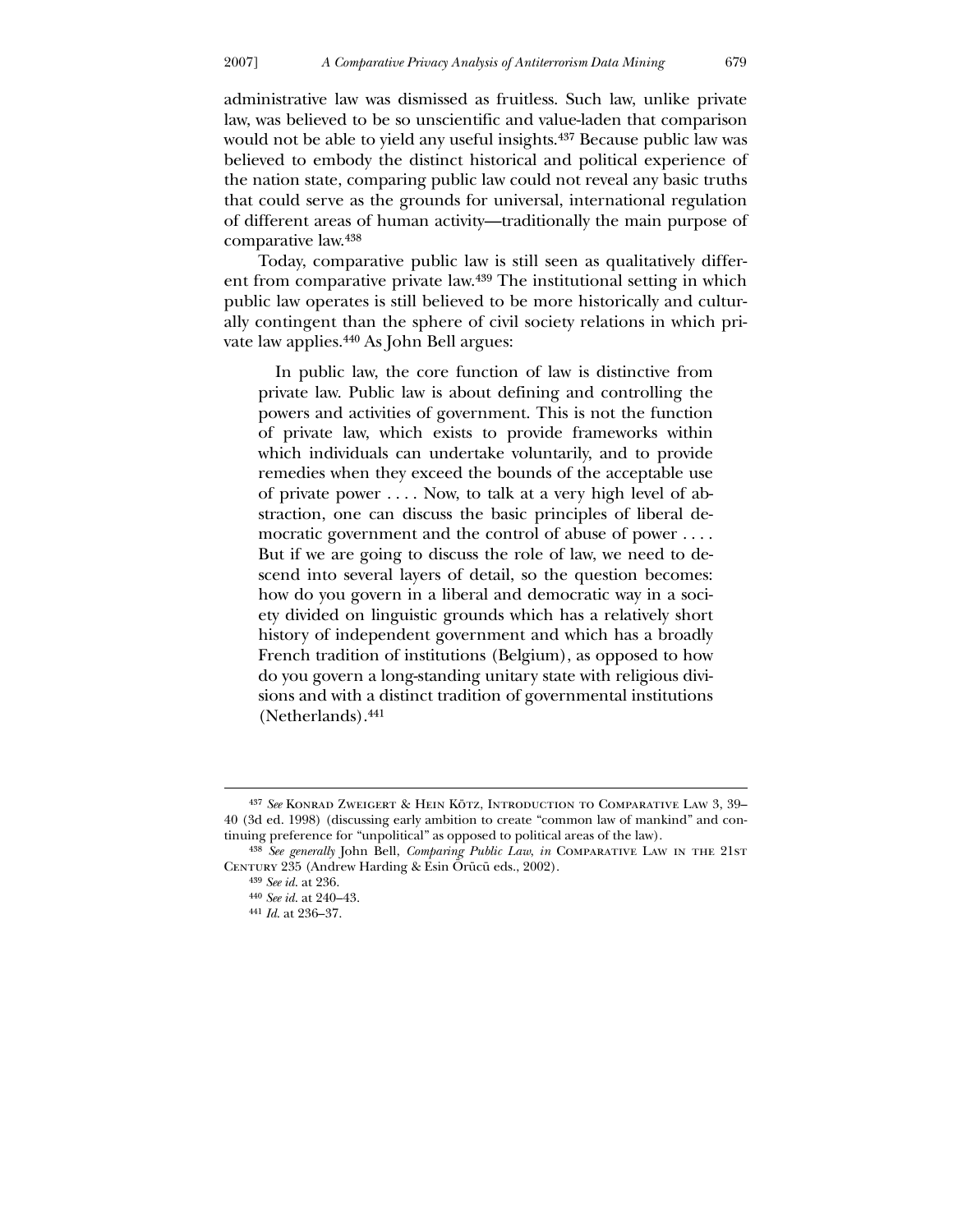administrative law was dismissed as fruitless. Such law, unlike private law, was believed to be so unscientific and value-laden that comparison would not be able to yield any useful insights.[437] Because public law was believed to embody the distinct historical and political experience of the nation state, comparing public law could not reveal any basic truths that could serve as the grounds for universal, international regulation of different areas of human activity—traditionally the main purpose of comparative law.[438]

Today, comparative public law is still seen as qualitatively different from comparative private law.[439] The institutional setting in which public law operates is still believed to be more historically and culturally contingent than the sphere of civil society relations in which private law applies.[440] As John Bell argues:

> In public law, the core function of law is distinctive from private law. Public law is about defining and controlling the powers and activities of government. This is not the function of private law, which exists to provide frameworks within which individuals can undertake voluntarily, and to provide remedies when they exceed the bounds of the acceptable use of private power . . . . Now, to talk at a very high level of abstraction, one can discuss the basic principles of liberal democratic government and the control of abuse of power . . . . But if we are going to discuss the role of law, we need to descend into several layers of detail, so the question becomes: how do you govern in a liberal and democratic way in a society divided on linguistic grounds which has a relatively short history of independent government and which has a broadly French tradition of institutions (Belgium), as opposed to how do you govern a long-standing unitary state with religious divisions and with a distinct tradition of governmental institutions (Netherlands).[441]

---

[437] *See* Konrad Zweigert & Hein Kötz, Introduction to Comparative Law 3, 39–40 (3d ed. 1998) (discussing early ambition to create "common law of mankind" and continuing preference for "unpolitical" as opposed to political areas of the law).

[438] *See generally* John Bell, *Comparing Public Law*, *in* Comparative Law in the 21st Century 235 (Andrew Harding & Esin Örücü eds., 2002).

[439] *See id.* at 236.

[440] *See id.* at 240–43.

[441] *Id.* at 236–37.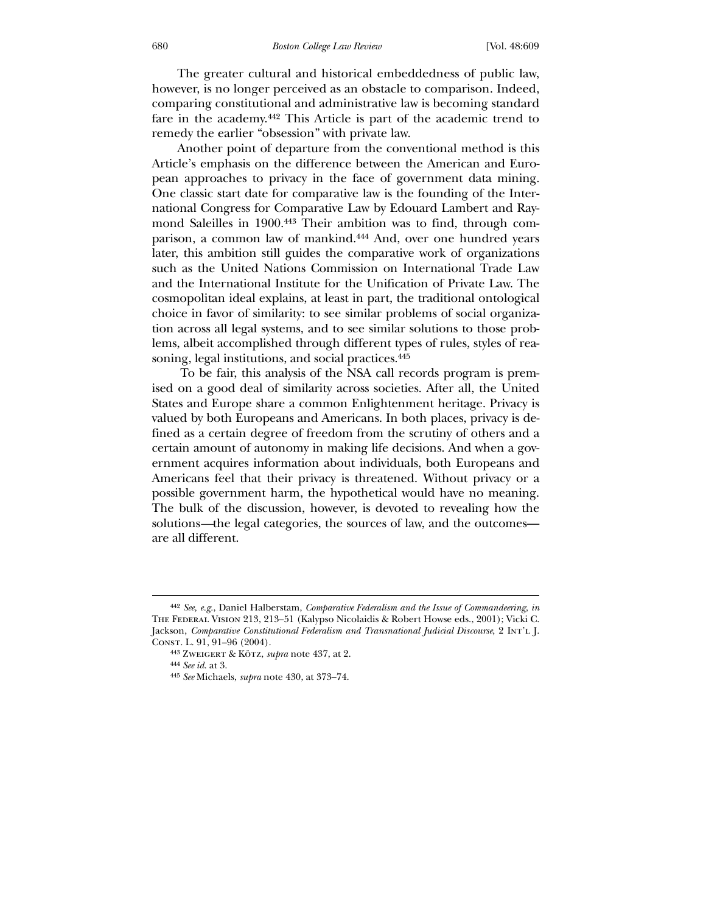The greater cultural and historical embeddedness of public law, however, is no longer perceived as an obstacle to comparison. Indeed, comparing constitutional and administrative law is becoming standard fare in the academy.[442] This Article is part of the academic trend to remedy the earlier "obsession" with private law.

Another point of departure from the conventional method is this Article's emphasis on the difference between the American and European approaches to privacy in the face of government data mining. One classic start date for comparative law is the founding of the International Congress for Comparative Law by Edouard Lambert and Raymond Saleilles in 1900.[443] Their ambition was to find, through comparison, a common law of mankind.[444] And, over one hundred years later, this ambition still guides the comparative work of organizations such as the United Nations Commission on International Trade Law and the International Institute for the Unification of Private Law. The cosmopolitan ideal explains, at least in part, the traditional ontological choice in favor of similarity: to see similar problems of social organization across all legal systems, and to see similar solutions to those problems, albeit accomplished through different types of rules, styles of reasoning, legal institutions, and social practices.[445]

To be fair, this analysis of the NSA call records program is premised on a good deal of similarity across societies. After all, the United States and Europe share a common Enlightenment heritage. Privacy is valued by both Europeans and Americans. In both places, privacy is defined as a certain degree of freedom from the scrutiny of others and a certain amount of autonomy in making life decisions. And when a government acquires information about individuals, both Europeans and Americans feel that their privacy is threatened. Without privacy or a possible government harm, the hypothetical would have no meaning. The bulk of the discussion, however, is devoted to revealing how the solutions—the legal categories, the sources of law, and the outcomes—are all different.

---

[442] *See, e.g.*, Daniel Halberstam, *Comparative Federalism and the Issue of Commandeering*, *in* The Federal Vision 213, 213–51 (Kalypso Nicolaidis & Robert Howse eds., 2001); Vicki C. Jackson, *Comparative Constitutional Federalism and Transnational Judicial Discourse*, 2 Int'l J. Const. L. 91, 91–96 (2004).

[443] Zweigert & Kötz, *supra* note 437, at 2.

[444] *See id.* at 3.

[445] *See* Michaels, *supra* note 430, at 373–74.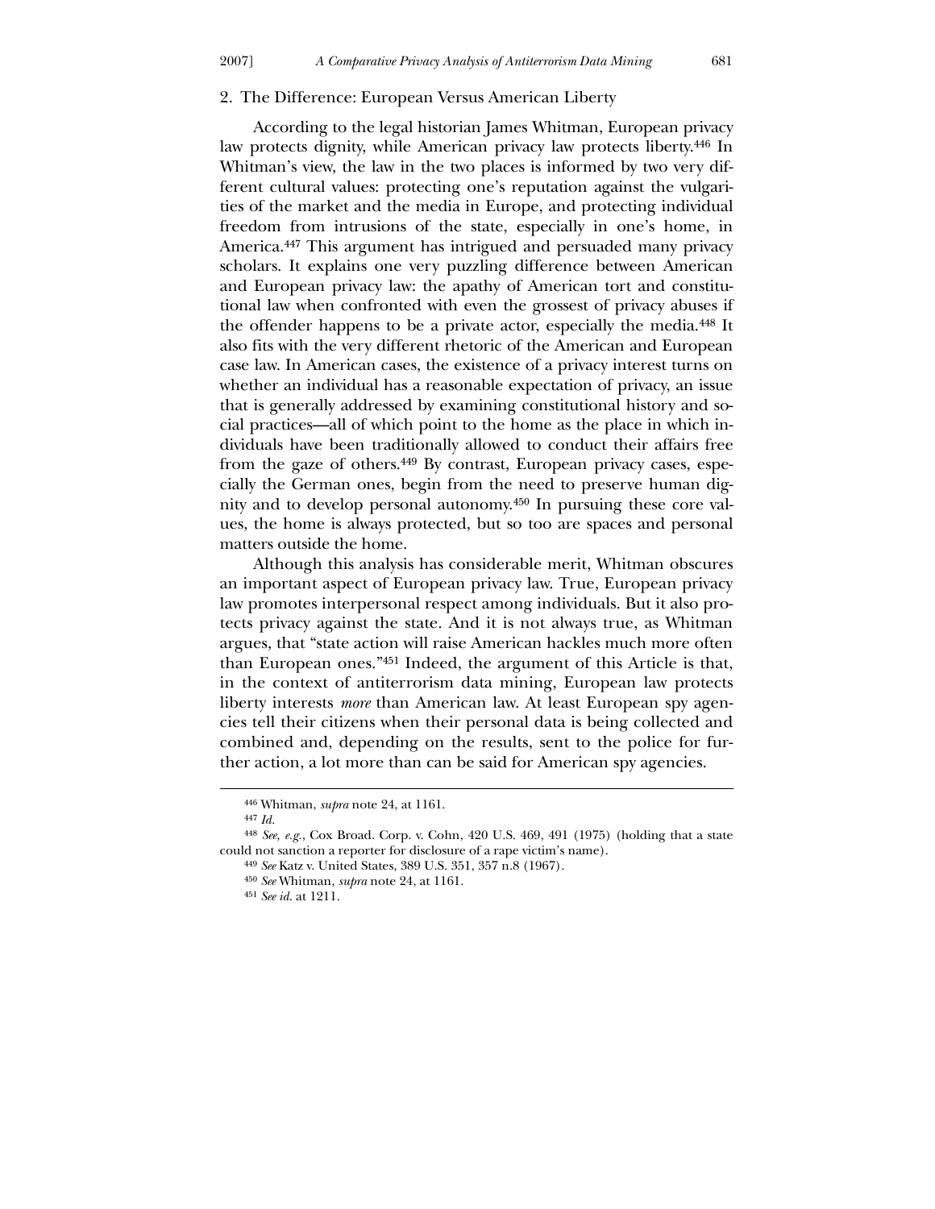### 2. The Difference: European Versus American Liberty

According to the legal historian James Whitman, European privacy law protects dignity, while American privacy law protects liberty.[446] In Whitman's view, the law in the two places is informed by two very different cultural values: protecting one's reputation against the vulgarities of the market and the media in Europe, and protecting individual freedom from intrusions of the state, especially in one's home, in America.[447] This argument has intrigued and persuaded many privacy scholars. It explains one very puzzling difference between American and European privacy law: the apathy of American tort and constitutional law when confronted with even the grossest of privacy abuses if the offender happens to be a private actor, especially the media.[448] It also fits with the very different rhetoric of the American and European case law. In American cases, the existence of a privacy interest turns on whether an individual has a reasonable expectation of privacy, an issue that is generally addressed by examining constitutional history and social practices—all of which point to the home as the place in which individuals have been traditionally allowed to conduct their affairs free from the gaze of others.[449] By contrast, European privacy cases, especially the German ones, begin from the need to preserve human dignity and to develop personal autonomy.[450] In pursuing these core values, the home is always protected, but so too are spaces and personal matters outside the home.

Although this analysis has considerable merit, Whitman obscures an important aspect of European privacy law. True, European privacy law promotes interpersonal respect among individuals. But it also protects privacy against the state. And it is not always true, as Whitman argues, that "state action will raise American hackles much more often than European ones."[451] Indeed, the argument of this Article is that, in the context of antiterrorism data mining, European law protects liberty interests *more* than American law. At least European spy agencies tell their citizens when their personal data is being collected and combined and, depending on the results, sent to the police for further action, a lot more than can be said for American spy agencies.

---

[446] Whitman, *supra* note 24, at 1161.

[447] *Id.*

[448] *See, e.g.*, Cox Broad. Corp. v. Cohn, 420 U.S. 469, 491 (1975) (holding that a state could not sanction a reporter for disclosure of a rape victim's name).

[449] *See* Katz v. United States, 389 U.S. 351, 357 n.8 (1967).

[450] *See* Whitman, *supra* note 24, at 1161.

[451] *See id.* at 1211.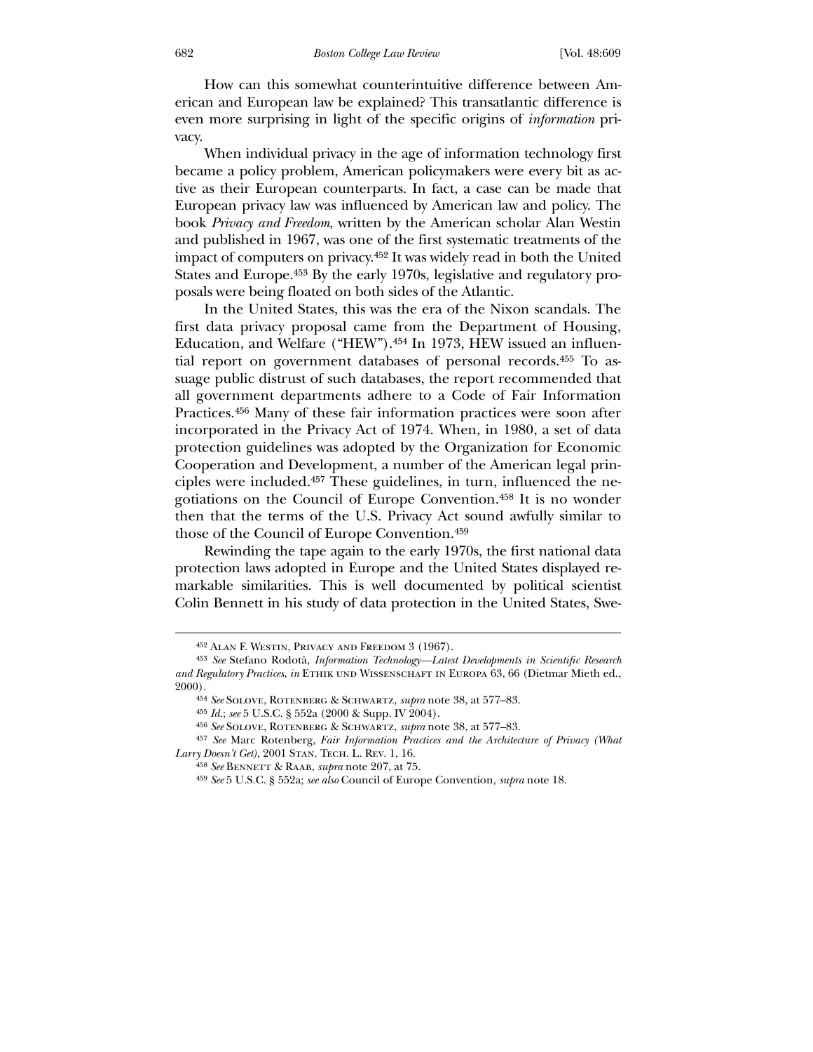How can this somewhat counterintuitive difference between American and European law be explained? This transatlantic difference is even more surprising in light of the specific origins of *information* privacy.

When individual privacy in the age of information technology first became a policy problem, American policymakers were every bit as active as their European counterparts. In fact, a case can be made that European privacy law was influenced by American law and policy. The book *Privacy and Freedom*, written by the American scholar Alan Westin and published in 1967, was one of the first systematic treatments of the impact of computers on privacy.[452] It was widely read in both the United States and Europe.[453] By the early 1970s, legislative and regulatory proposals were being floated on both sides of the Atlantic.

In the United States, this was the era of the Nixon scandals. The first data privacy proposal came from the Department of Housing, Education, and Welfare ("HEW").[454] In 1973, HEW issued an influential report on government databases of personal records.[455] To assuage public distrust of such databases, the report recommended that all government departments adhere to a Code of Fair Information Practices.[456] Many of these fair information practices were soon after incorporated in the Privacy Act of 1974. When, in 1980, a set of data protection guidelines was adopted by the Organization for Economic Cooperation and Development, a number of the American legal principles were included.[457] These guidelines, in turn, influenced the negotiations on the Council of Europe Convention.[458] It is no wonder then that the terms of the U.S. Privacy Act sound awfully similar to those of the Council of Europe Convention.[459]

Rewinding the tape again to the early 1970s, the first national data protection laws adopted in Europe and the United States displayed remarkable similarities. This is well documented by political scientist Colin Bennett in his study of data protection in the United States, Swe-

---

[452] Alan F. Westin, Privacy and Freedom 3 (1967).

[453] *See* Stefano Rodotà, *Information Technology—Latest Developments in Scientific Research and Regulatory Practices*, *in* Ethik und Wissenschaft in Europa 63, 66 (Dietmar Mieth ed., 2000).

[454] *See* Solove, Rotenberg & Schwartz, *supra* note 38, at 577–83.

[455] *Id.*; *see* 5 U.S.C. § 552a (2000 & Supp. IV 2004).

[456] *See* Solove, Rotenberg & Schwartz, *supra* note 38, at 577–83.

[457] *See* Marc Rotenberg, *Fair Information Practices and the Architecture of Privacy (What Larry Doesn't Get)*, 2001 Stan. Tech. L. Rev. 1, 16.

[458] *See* Bennett & Raab, *supra* note 207, at 75.

[459] *See* 5 U.S.C. § 552a; *see also* Council of Europe Convention, *supra* note 18.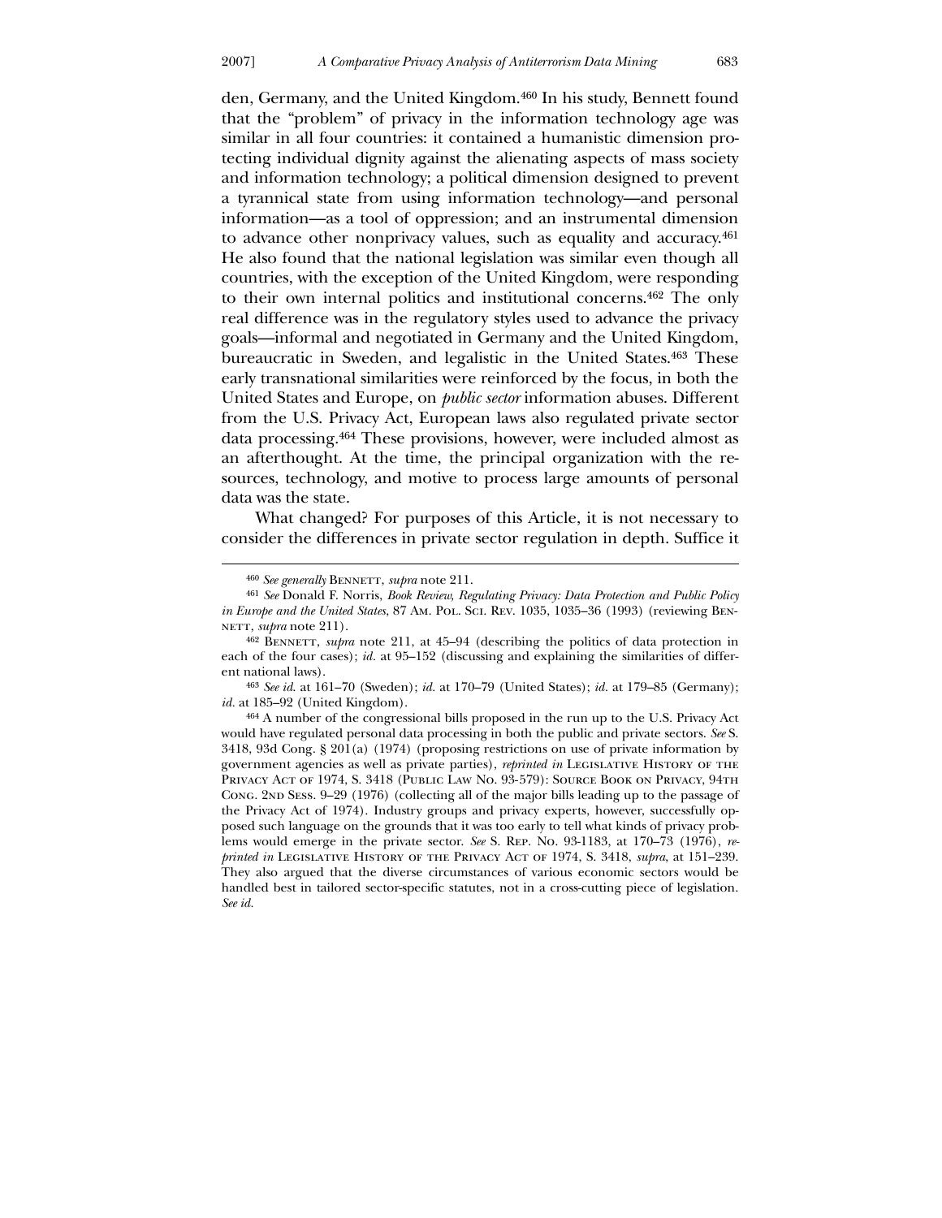den, Germany, and the United Kingdom.[460] In his study, Bennett found that the "problem" of privacy in the information technology age was similar in all four countries: it contained a humanistic dimension protecting individual dignity against the alienating aspects of mass society and information technology; a political dimension designed to prevent a tyrannical state from using information technology—and personal information—as a tool of oppression; and an instrumental dimension to advance other nonprivacy values, such as equality and accuracy.[461] He also found that the national legislation was similar even though all countries, with the exception of the United Kingdom, were responding to their own internal politics and institutional concerns.[462] The only real difference was in the regulatory styles used to advance the privacy goals—informal and negotiated in Germany and the United Kingdom, bureaucratic in Sweden, and legalistic in the United States.[463] These early transnational similarities were reinforced by the focus, in both the United States and Europe, on *public sector* information abuses. Different from the U.S. Privacy Act, European laws also regulated private sector data processing.[464] These provisions, however, were included almost as an afterthought. At the time, the principal organization with the resources, technology, and motive to process large amounts of personal data was the state.

What changed? For purposes of this Article, it is not necessary to consider the differences in private sector regulation in depth. Suffice it

---

[460] *See generally* BENNETT, *supra* note 211.

[461] *See* Donald F. Norris, *Book Review, Regulating Privacy: Data Protection and Public Policy in Europe and the United States*, 87 AM. POL. SCI. REV. 1035, 1035–36 (1993) (reviewing BENNETT, *supra* note 211).

[462] BENNETT, *supra* note 211, at 45–94 (describing the politics of data protection in each of the four cases); *id.* at 95–152 (discussing and explaining the similarities of different national laws).

[463] *See id.* at 161–70 (Sweden); *id.* at 170–79 (United States); *id.* at 179–85 (Germany); *id.* at 185–92 (United Kingdom).

[464] A number of the congressional bills proposed in the run up to the U.S. Privacy Act would have regulated personal data processing in both the public and private sectors. *See* S. 3418, 93d Cong. § 201(a) (1974) (proposing restrictions on use of private information by government agencies as well as private parties), *reprinted in* LEGISLATIVE HISTORY OF THE PRIVACY ACT OF 1974, S. 3418 (PUBLIC LAW NO. 93-579): SOURCE BOOK ON PRIVACY, 94TH CONG. 2ND SESS. 9–29 (1976) (collecting all of the major bills leading up to the passage of the Privacy Act of 1974). Industry groups and privacy experts, however, successfully opposed such language on the grounds that it was too early to tell what kinds of privacy problems would emerge in the private sector. *See* S. REP. NO. 93-1183, at 170–73 (1976), *reprinted in* LEGISLATIVE HISTORY OF THE PRIVACY ACT OF 1974, S. 3418, *supra*, at 151–239. They also argued that the diverse circumstances of various economic sectors would be handled best in tailored sector-specific statutes, not in a cross-cutting piece of legislation. *See id.*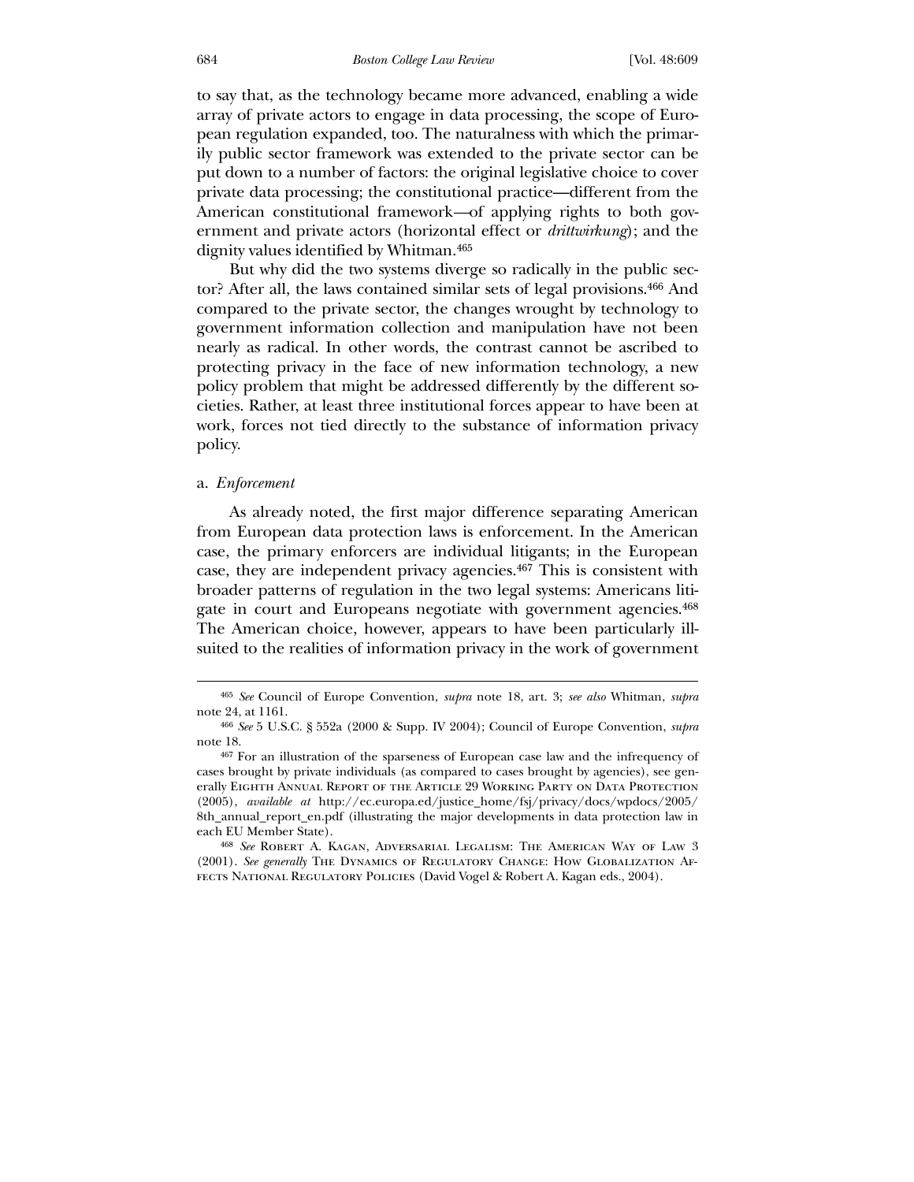to say that, as the technology became more advanced, enabling a wide array of private actors to engage in data processing, the scope of European regulation expanded, too. The naturalness with which the primarily public sector framework was extended to the private sector can be put down to a number of factors: the original legislative choice to cover private data processing; the constitutional practice—different from the American constitutional framework—of applying rights to both government and private actors (horizontal effect or *drittwirkung*); and the dignity values identified by Whitman.[465]

But why did the two systems diverge so radically in the public sector? After all, the laws contained similar sets of legal provisions.[466] And compared to the private sector, the changes wrought by technology to government information collection and manipulation have not been nearly as radical. In other words, the contrast cannot be ascribed to protecting privacy in the face of new information technology, a new policy problem that might be addressed differently by the different societies. Rather, at least three institutional forces appear to have been at work, forces not tied directly to the substance of information privacy policy.

a. *Enforcement*

As already noted, the first major difference separating American from European data protection laws is enforcement. In the American case, the primary enforcers are individual litigants; in the European case, they are independent privacy agencies.[467] This is consistent with broader patterns of regulation in the two legal systems: Americans litigate in court and Europeans negotiate with government agencies.[468] The American choice, however, appears to have been particularly ill-suited to the realities of information privacy in the work of government

---

[465] *See* Council of Europe Convention, *supra* note 18, art. 3; *see also* Whitman, *supra* note 24, at 1161.

[466] *See* 5 U.S.C. § 552a (2000 & Supp. IV 2004); Council of Europe Convention, *supra* note 18.

[467] For an illustration of the sparseness of European case law and the infrequency of cases brought by private individuals (as compared to cases brought by agencies), see generally Eighth Annual Report of the Article 29 Working Party on Data Protection (2005), *available at* http://ec.europa.ed/justice_home/fsj/privacy/docs/wpdocs/2005/8th_annual_report_en.pdf (illustrating the major developments in data protection law in each EU Member State).

[468] *See* Robert A. Kagan, Adversarial Legalism: The American Way of Law 3 (2001). *See generally* The Dynamics of Regulatory Change: How Globalization Affects National Regulatory Policies (David Vogel & Robert A. Kagan eds., 2004).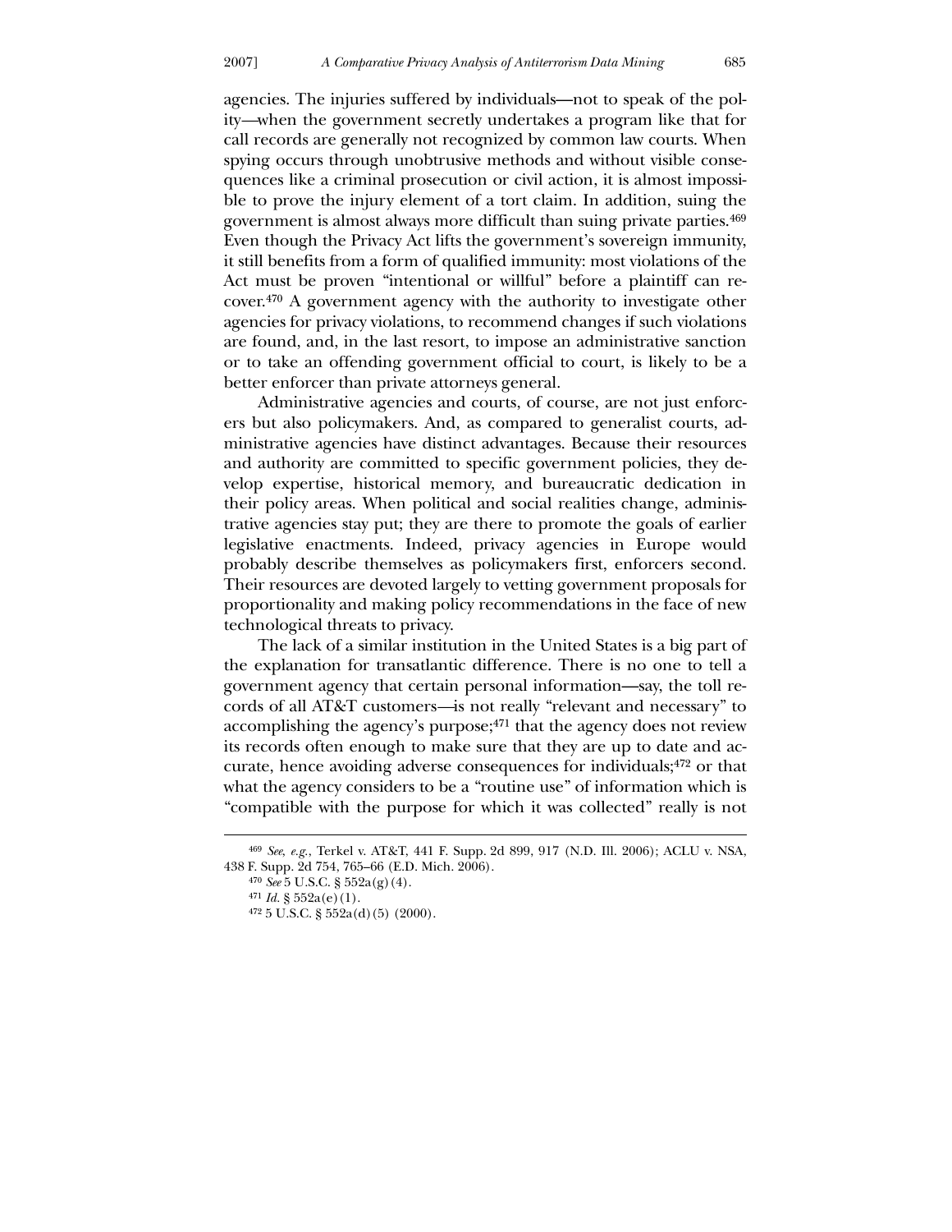agencies. The injuries suffered by individuals—not to speak of the polity—when the government secretly undertakes a program like that for call records are generally not recognized by common law courts. When spying occurs through unobtrusive methods and without visible consequences like a criminal prosecution or civil action, it is almost impossible to prove the injury element of a tort claim. In addition, suing the government is almost always more difficult than suing private parties.[469] Even though the Privacy Act lifts the government's sovereign immunity, it still benefits from a form of qualified immunity: most violations of the Act must be proven "intentional or willful" before a plaintiff can recover.[470] A government agency with the authority to investigate other agencies for privacy violations, to recommend changes if such violations are found, and, in the last resort, to impose an administrative sanction or to take an offending government official to court, is likely to be a better enforcer than private attorneys general.

Administrative agencies and courts, of course, are not just enforcers but also policymakers. And, as compared to generalist courts, administrative agencies have distinct advantages. Because their resources and authority are committed to specific government policies, they develop expertise, historical memory, and bureaucratic dedication in their policy areas. When political and social realities change, administrative agencies stay put; they are there to promote the goals of earlier legislative enactments. Indeed, privacy agencies in Europe would probably describe themselves as policymakers first, enforcers second. Their resources are devoted largely to vetting government proposals for proportionality and making policy recommendations in the face of new technological threats to privacy.

The lack of a similar institution in the United States is a big part of the explanation for transatlantic difference. There is no one to tell a government agency that certain personal information—say, the toll records of all AT&T customers—is not really "relevant and necessary" to accomplishing the agency's purpose;[471] that the agency does not review its records often enough to make sure that they are up to date and accurate, hence avoiding adverse consequences for individuals;[472] or that what the agency considers to be a "routine use" of information which is "compatible with the purpose for which it was collected" really is not

---

[469] *See, e.g.*, Terkel v. AT&T, 441 F. Supp. 2d 899, 917 (N.D. Ill. 2006); ACLU v. NSA, 438 F. Supp. 2d 754, 765–66 (E.D. Mich. 2006).

[470] *See* 5 U.S.C. § 552a(g)(4).

[471] *Id.* § 552a(e)(1).

[472] 5 U.S.C. § 552a(d)(5) (2000).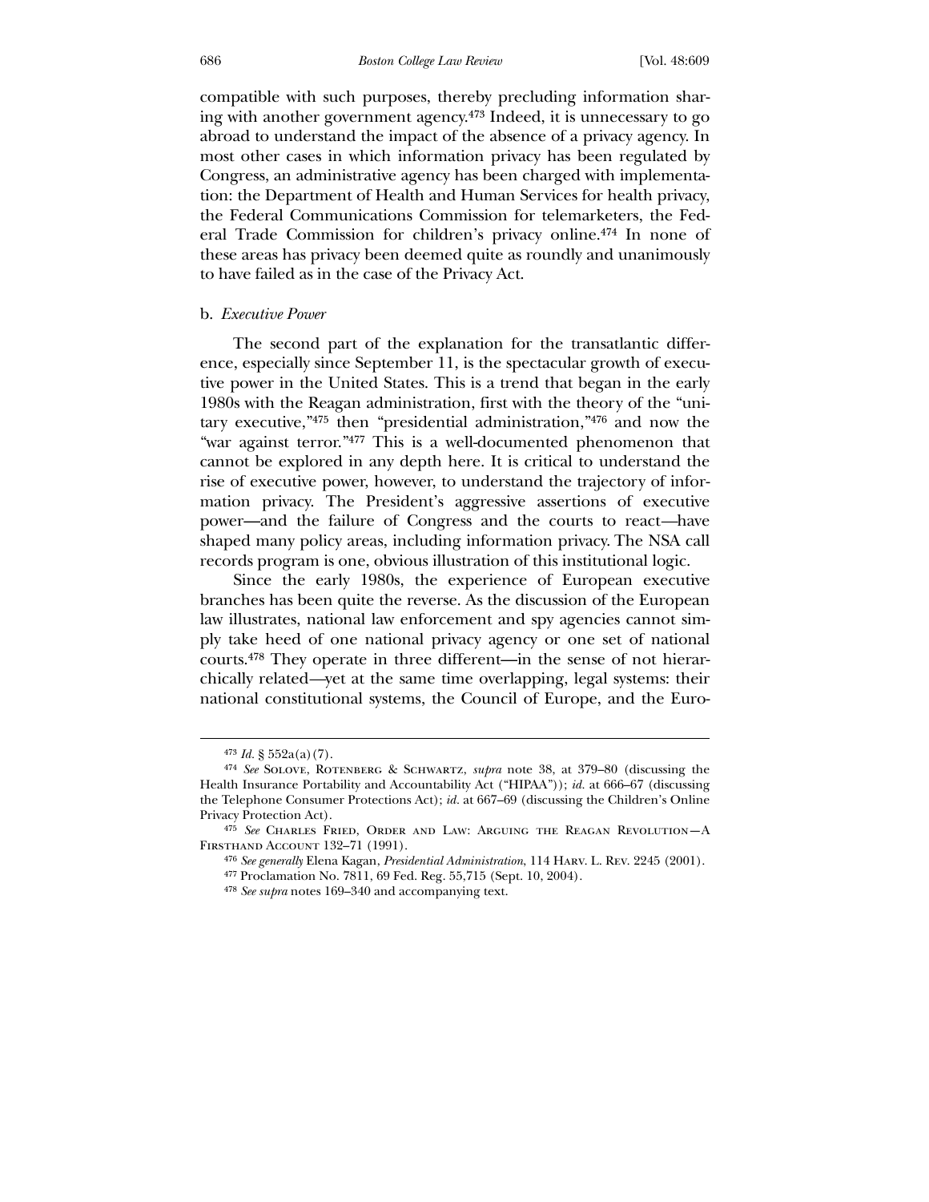compatible with such purposes, thereby precluding information sharing with another government agency.[473] Indeed, it is unnecessary to go abroad to understand the impact of the absence of a privacy agency. In most other cases in which information privacy has been regulated by Congress, an administrative agency has been charged with implementation: the Department of Health and Human Services for health privacy, the Federal Communications Commission for telemarketers, the Federal Trade Commission for children's privacy online.[474] In none of these areas has privacy been deemed quite as roundly and unanimously to have failed as in the case of the Privacy Act.

b. *Executive Power*

The second part of the explanation for the transatlantic difference, especially since September 11, is the spectacular growth of executive power in the United States. This is a trend that began in the early 1980s with the Reagan administration, first with the theory of the "unitary executive,"[475] then "presidential administration,"[476] and now the "war against terror."[477] This is a well-documented phenomenon that cannot be explored in any depth here. It is critical to understand the rise of executive power, however, to understand the trajectory of information privacy. The President's aggressive assertions of executive power—and the failure of Congress and the courts to react—have shaped many policy areas, including information privacy. The NSA call records program is one, obvious illustration of this institutional logic.

Since the early 1980s, the experience of European executive branches has been quite the reverse. As the discussion of the European law illustrates, national law enforcement and spy agencies cannot simply take heed of one national privacy agency or one set of national courts.[478] They operate in three different—in the sense of not hierarchically related—yet at the same time overlapping, legal systems: their national constitutional systems, the Council of Europe, and the Euro-

---

[473] *Id.* § 552a(a)(7).

[474] *See* Solove, Rotenberg & Schwartz, *supra* note 38, at 379–80 (discussing the Health Insurance Portability and Accountability Act ("HIPAA")); *id.* at 666–67 (discussing the Telephone Consumer Protections Act); *id.* at 667–69 (discussing the Children's Online Privacy Protection Act).

[475] *See* Charles Fried, Order and Law: Arguing the Reagan Revolution—A Firsthand Account 132–71 (1991).

[476] *See generally* Elena Kagan, *Presidential Administration*, 114 Harv. L. Rev. 2245 (2001).

[477] Proclamation No. 7811, 69 Fed. Reg. 55,715 (Sept. 10, 2004).

[478] *See supra* notes 169–340 and accompanying text.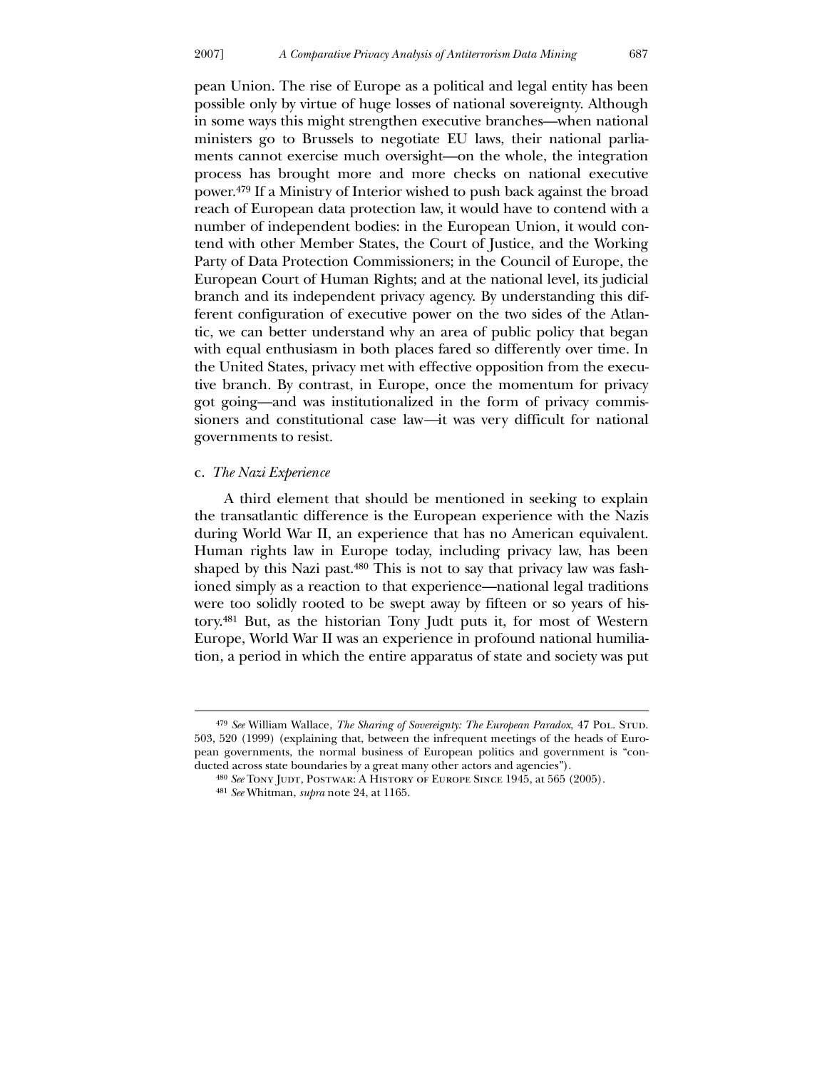pean Union. The rise of Europe as a political and legal entity has been possible only by virtue of huge losses of national sovereignty. Although in some ways this might strengthen executive branches—when national ministers go to Brussels to negotiate EU laws, their national parliaments cannot exercise much oversight—on the whole, the integration process has brought more and more checks on national executive power.[479] If a Ministry of Interior wished to push back against the broad reach of European data protection law, it would have to contend with a number of independent bodies: in the European Union, it would contend with other Member States, the Court of Justice, and the Working Party of Data Protection Commissioners; in the Council of Europe, the European Court of Human Rights; and at the national level, its judicial branch and its independent privacy agency. By understanding this different configuration of executive power on the two sides of the Atlantic, we can better understand why an area of public policy that began with equal enthusiasm in both places fared so differently over time. In the United States, privacy met with effective opposition from the executive branch. By contrast, in Europe, once the momentum for privacy got going—and was institutionalized in the form of privacy commissioners and constitutional case law—it was very difficult for national governments to resist.

#### c. *The Nazi Experience*

A third element that should be mentioned in seeking to explain the transatlantic difference is the European experience with the Nazis during World War II, an experience that has no American equivalent. Human rights law in Europe today, including privacy law, has been shaped by this Nazi past.[480] This is not to say that privacy law was fashioned simply as a reaction to that experience—national legal traditions were too solidly rooted to be swept away by fifteen or so years of history.[481] But, as the historian Tony Judt puts it, for most of Western Europe, World War II was an experience in profound national humiliation, a period in which the entire apparatus of state and society was put

---

[479] *See* William Wallace, *The Sharing of Sovereignty: The European Paradox*, 47 POL. STUD. 503, 520 (1999) (explaining that, between the infrequent meetings of the heads of European governments, the normal business of European politics and government is "conducted across state boundaries by a great many other actors and agencies").

[480] *See* TONY JUDT, POSTWAR: A HISTORY OF EUROPE SINCE 1945, at 565 (2005).

[481] *See* Whitman, *supra* note 24, at 1165.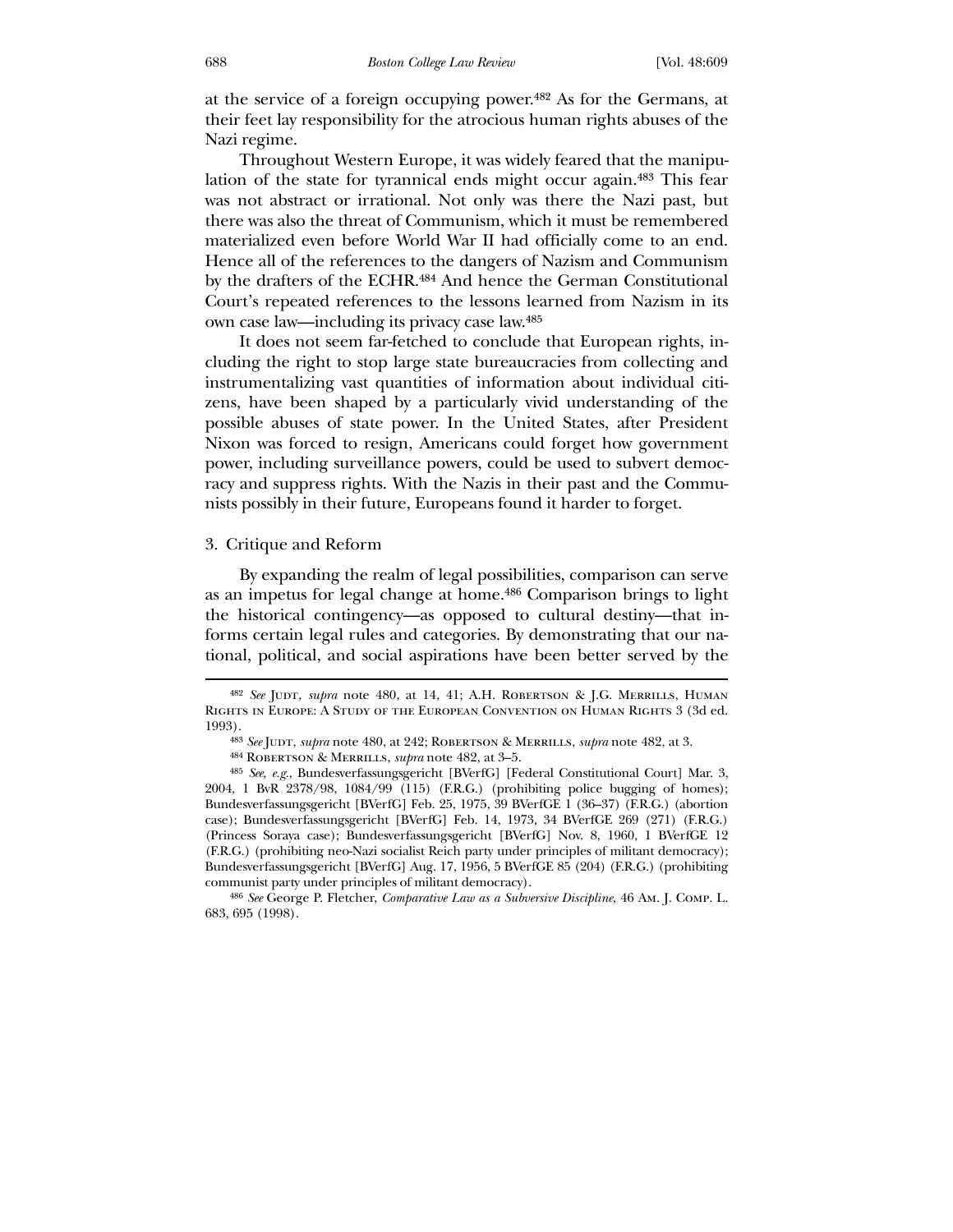at the service of a foreign occupying power.[482] As for the Germans, at their feet lay responsibility for the atrocious human rights abuses of the Nazi regime.

Throughout Western Europe, it was widely feared that the manipulation of the state for tyrannical ends might occur again.[483] This fear was not abstract or irrational. Not only was there the Nazi past, but there was also the threat of Communism, which it must be remembered materialized even before World War II had officially come to an end. Hence all of the references to the dangers of Nazism and Communism by the drafters of the ECHR.[484] And hence the German Constitutional Court's repeated references to the lessons learned from Nazism in its own case law—including its privacy case law.[485]

It does not seem far-fetched to conclude that European rights, including the right to stop large state bureaucracies from collecting and instrumentalizing vast quantities of information about individual citizens, have been shaped by a particularly vivid understanding of the possible abuses of state power. In the United States, after President Nixon was forced to resign, Americans could forget how government power, including surveillance powers, could be used to subvert democracy and suppress rights. With the Nazis in their past and the Communists possibly in their future, Europeans found it harder to forget.

### 3. Critique and Reform

By expanding the realm of legal possibilities, comparison can serve as an impetus for legal change at home.[486] Comparison brings to light the historical contingency—as opposed to cultural destiny—that informs certain legal rules and categories. By demonstrating that our national, political, and social aspirations have been better served by the

---

[482] *See* Judt, *supra* note 480, at 14, 41; A.H. Robertson & J.G. Merrills, Human Rights in Europe: A Study of the European Convention on Human Rights 3 (3d ed. 1993).

[483] *See* Judt, *supra* note 480, at 242; Robertson & Merrills, *supra* note 482, at 3.

[484] Robertson & Merrills, *supra* note 482, at 3–5.

[485] *See, e.g.*, Bundesverfassungsgericht [BVerfG] [Federal Constitutional Court] Mar. 3, 2004, 1 BvR 2378/98, 1084/99 (115) (F.R.G.) (prohibiting police bugging of homes); Bundesverfassungsgericht [BVerfG] Feb. 25, 1975, 39 BVerfGE 1 (36–37) (F.R.G.) (abortion case); Bundesverfassungsgericht [BVerfG] Feb. 14, 1973, 34 BVerfGE 269 (271) (F.R.G.) (Princess Soraya case); Bundesverfassungsgericht [BVerfG] Nov. 8, 1960, 1 BVerfGE 12 (F.R.G.) (prohibiting neo-Nazi socialist Reich party under principles of militant democracy); Bundesverfassungsgericht [BVerfG] Aug. 17, 1956, 5 BVerfGE 85 (204) (F.R.G.) (prohibiting communist party under principles of militant democracy).

[486] *See* George P. Fletcher, *Comparative Law as a Subversive Discipline*, 46 Am. J. Comp. L. 683, 695 (1998).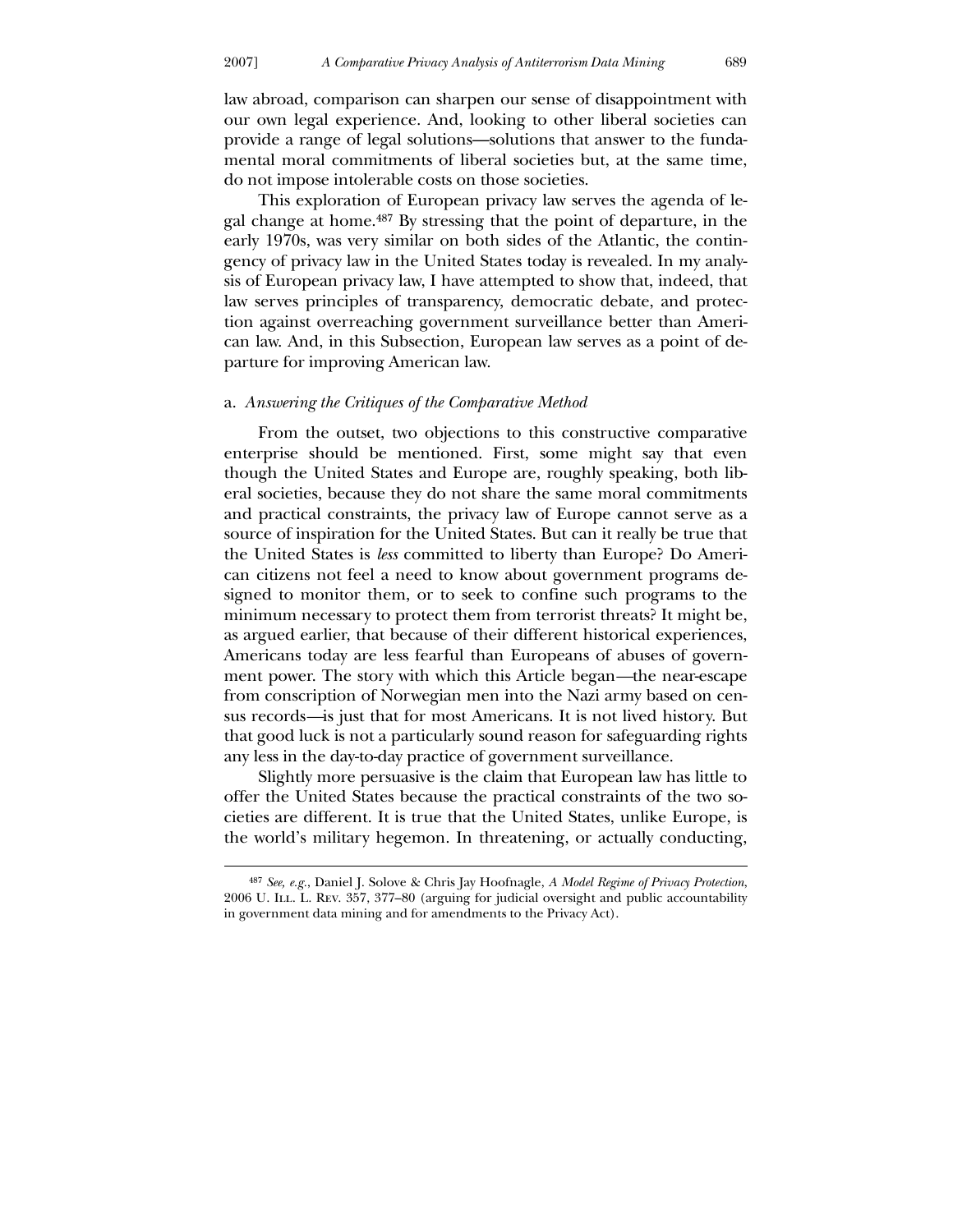law abroad, comparison can sharpen our sense of disappointment with our own legal experience. And, looking to other liberal societies can provide a range of legal solutions—solutions that answer to the fundamental moral commitments of liberal societies but, at the same time, do not impose intolerable costs on those societies.

This exploration of European privacy law serves the agenda of legal change at home.[487] By stressing that the point of departure, in the early 1970s, was very similar on both sides of the Atlantic, the contingency of privacy law in the United States today is revealed. In my analysis of European privacy law, I have attempted to show that, indeed, that law serves principles of transparency, democratic debate, and protection against overreaching government surveillance better than American law. And, in this Subsection, European law serves as a point of departure for improving American law.

a. *Answering the Critiques of the Comparative Method*

From the outset, two objections to this constructive comparative enterprise should be mentioned. First, some might say that even though the United States and Europe are, roughly speaking, both liberal societies, because they do not share the same moral commitments and practical constraints, the privacy law of Europe cannot serve as a source of inspiration for the United States. But can it really be true that the United States is *less* committed to liberty than Europe? Do American citizens not feel a need to know about government programs designed to monitor them, or to seek to confine such programs to the minimum necessary to protect them from terrorist threats? It might be, as argued earlier, that because of their different historical experiences, Americans today are less fearful than Europeans of abuses of government power. The story with which this Article began—the near-escape from conscription of Norwegian men into the Nazi army based on census records—is just that for most Americans. It is not lived history. But that good luck is not a particularly sound reason for safeguarding rights any less in the day-to-day practice of government surveillance.

Slightly more persuasive is the claim that European law has little to offer the United States because the practical constraints of the two societies are different. It is true that the United States, unlike Europe, is the world's military hegemon. In threatening, or actually conducting,

[487] *See, e.g.*, Daniel J. Solove & Chris Jay Hoofnagle, *A Model Regime of Privacy Protection*, 2006 U. ILL. L. REV. 357, 377–80 (arguing for judicial oversight and public accountability in government data mining and for amendments to the Privacy Act).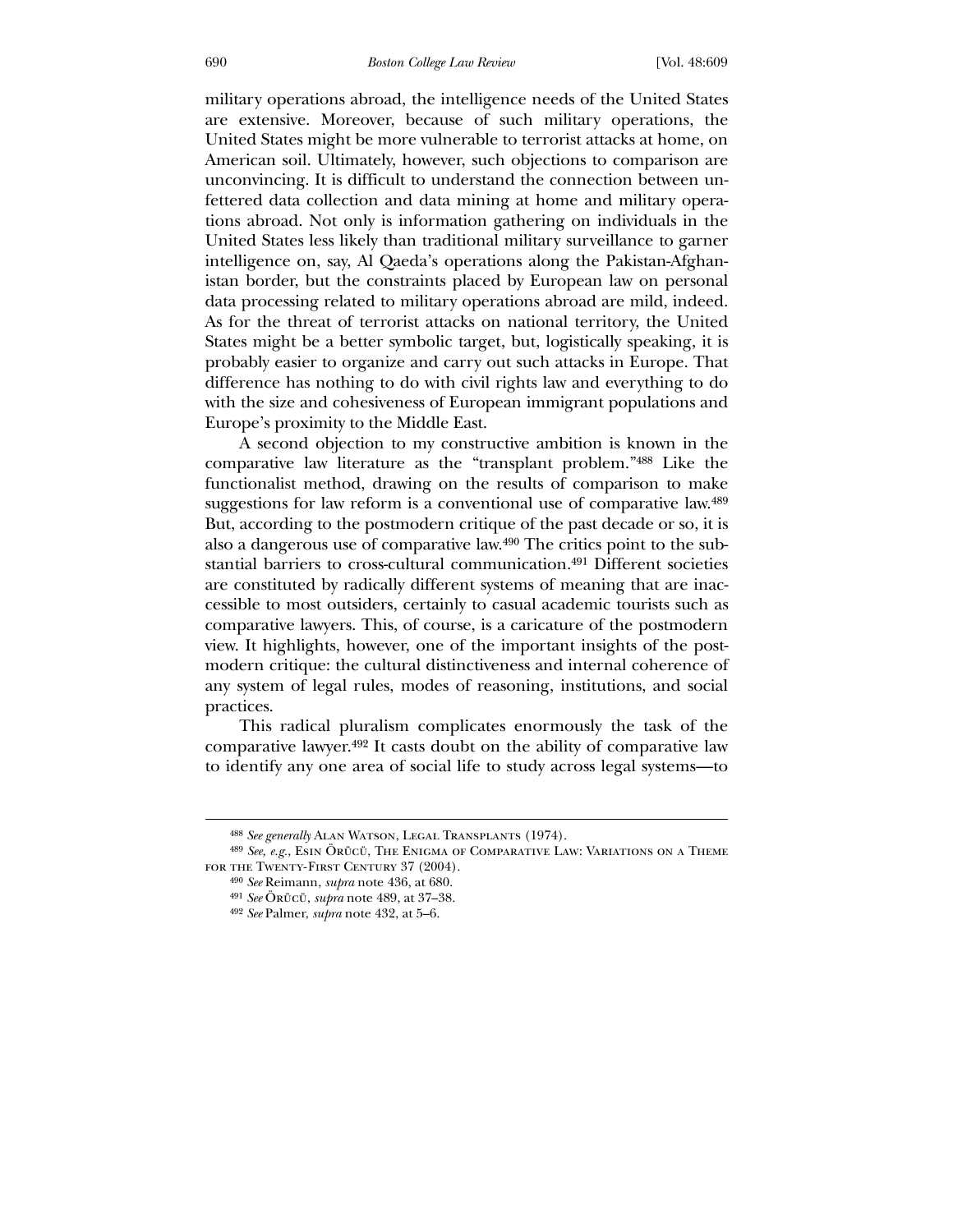military operations abroad, the intelligence needs of the United States are extensive. Moreover, because of such military operations, the United States might be more vulnerable to terrorist attacks at home, on American soil. Ultimately, however, such objections to comparison are unconvincing. It is difficult to understand the connection between unfettered data collection and data mining at home and military operations abroad. Not only is information gathering on individuals in the United States less likely than traditional military surveillance to garner intelligence on, say, Al Qaeda's operations along the Pakistan-Afghanistan border, but the constraints placed by European law on personal data processing related to military operations abroad are mild, indeed. As for the threat of terrorist attacks on national territory, the United States might be a better symbolic target, but, logistically speaking, it is probably easier to organize and carry out such attacks in Europe. That difference has nothing to do with civil rights law and everything to do with the size and cohesiveness of European immigrant populations and Europe's proximity to the Middle East.

A second objection to my constructive ambition is known in the comparative law literature as the "transplant problem."[488] Like the functionalist method, drawing on the results of comparison to make suggestions for law reform is a conventional use of comparative law.[489] But, according to the postmodern critique of the past decade or so, it is also a dangerous use of comparative law.[490] The critics point to the substantial barriers to cross-cultural communication.[491] Different societies are constituted by radically different systems of meaning that are inaccessible to most outsiders, certainly to casual academic tourists such as comparative lawyers. This, of course, is a caricature of the postmodern view. It highlights, however, one of the important insights of the postmodern critique: the cultural distinctiveness and internal coherence of any system of legal rules, modes of reasoning, institutions, and social practices.

This radical pluralism complicates enormously the task of the comparative lawyer.[492] It casts doubt on the ability of comparative law to identify any one area of social life to study across legal systems—to

---

[488] *See generally* Alan Watson, Legal Transplants (1974).

[489] *See, e.g.*, Esin Örücü, The Enigma of Comparative Law: Variations on a Theme for the Twenty-First Century 37 (2004).

[490] *See* Reimann, *supra* note 436, at 680.

[491] *See* Örücü, *supra* note 489, at 37–38.

[492] *See* Palmer, *supra* note 432, at 5–6.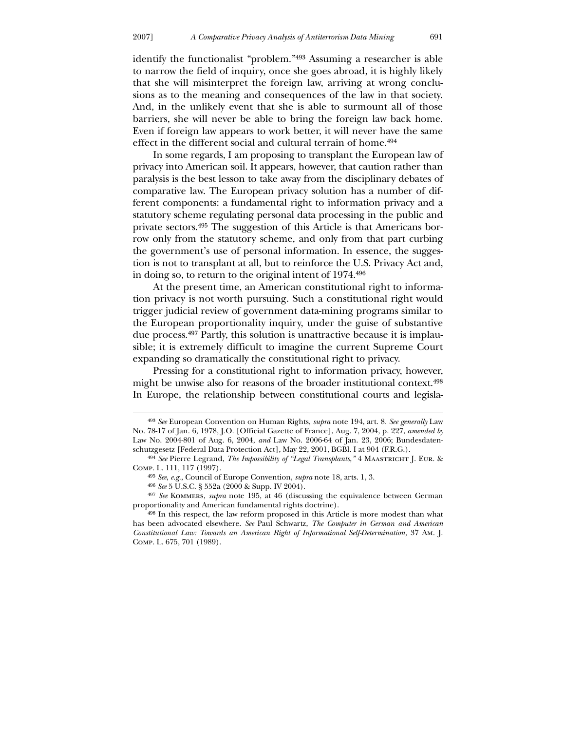identify the functionalist "problem."[493] Assuming a researcher is able to narrow the field of inquiry, once she goes abroad, it is highly likely that she will misinterpret the foreign law, arriving at wrong conclusions as to the meaning and consequences of the law in that society. And, in the unlikely event that she is able to surmount all of those barriers, she will never be able to bring the foreign law back home. Even if foreign law appears to work better, it will never have the same effect in the different social and cultural terrain of home.[494]

In some regards, I am proposing to transplant the European law of privacy into American soil. It appears, however, that caution rather than paralysis is the best lesson to take away from the disciplinary debates of comparative law. The European privacy solution has a number of different components: a fundamental right to information privacy and a statutory scheme regulating personal data processing in the public and private sectors.[495] The suggestion of this Article is that Americans borrow only from the statutory scheme, and only from that part curbing the government's use of personal information. In essence, the suggestion is not to transplant at all, but to reinforce the U.S. Privacy Act and, in doing so, to return to the original intent of 1974.[496]

At the present time, an American constitutional right to information privacy is not worth pursuing. Such a constitutional right would trigger judicial review of government data-mining programs similar to the European proportionality inquiry, under the guise of substantive due process.[497] Partly, this solution is unattractive because it is implausible; it is extremely difficult to imagine the current Supreme Court expanding so dramatically the constitutional right to privacy.

Pressing for a constitutional right to information privacy, however, might be unwise also for reasons of the broader institutional context.[498] In Europe, the relationship between constitutional courts and legisla-

---

[493] *See* European Convention on Human Rights, *supra* note 194, art. 8. *See generally* Law No. 78-17 of Jan. 6, 1978, J.O. [Official Gazette of France], Aug. 7, 2004, p. 227, *amended by* Law No. 2004-801 of Aug. 6, 2004, *and* Law No. 2006-64 of Jan. 23, 2006; Bundesdatenschutzgesetz [Federal Data Protection Act], May 22, 2001, BGBl. I at 904 (F.R.G.).

[494] *See* Pierre Legrand, *The Impossibility of "Legal Transplants,"* 4 MAASTRICHT J. EUR. & COMP. L. 111, 117 (1997).

[495] *See, e.g.*, Council of Europe Convention, *supra* note 18, arts. 1, 3.

[496] *See* 5 U.S.C. § 552a (2000 & Supp. IV 2004).

[497] *See* KOMMERS, *supra* note 195, at 46 (discussing the equivalence between German proportionality and American fundamental rights doctrine).

[498] In this respect, the law reform proposed in this Article is more modest than what has been advocated elsewhere. *See* Paul Schwartz, *The Computer in German and American Constitutional Law: Towards an American Right of Informational Self-Determination*, 37 AM. J. COMP. L. 675, 701 (1989).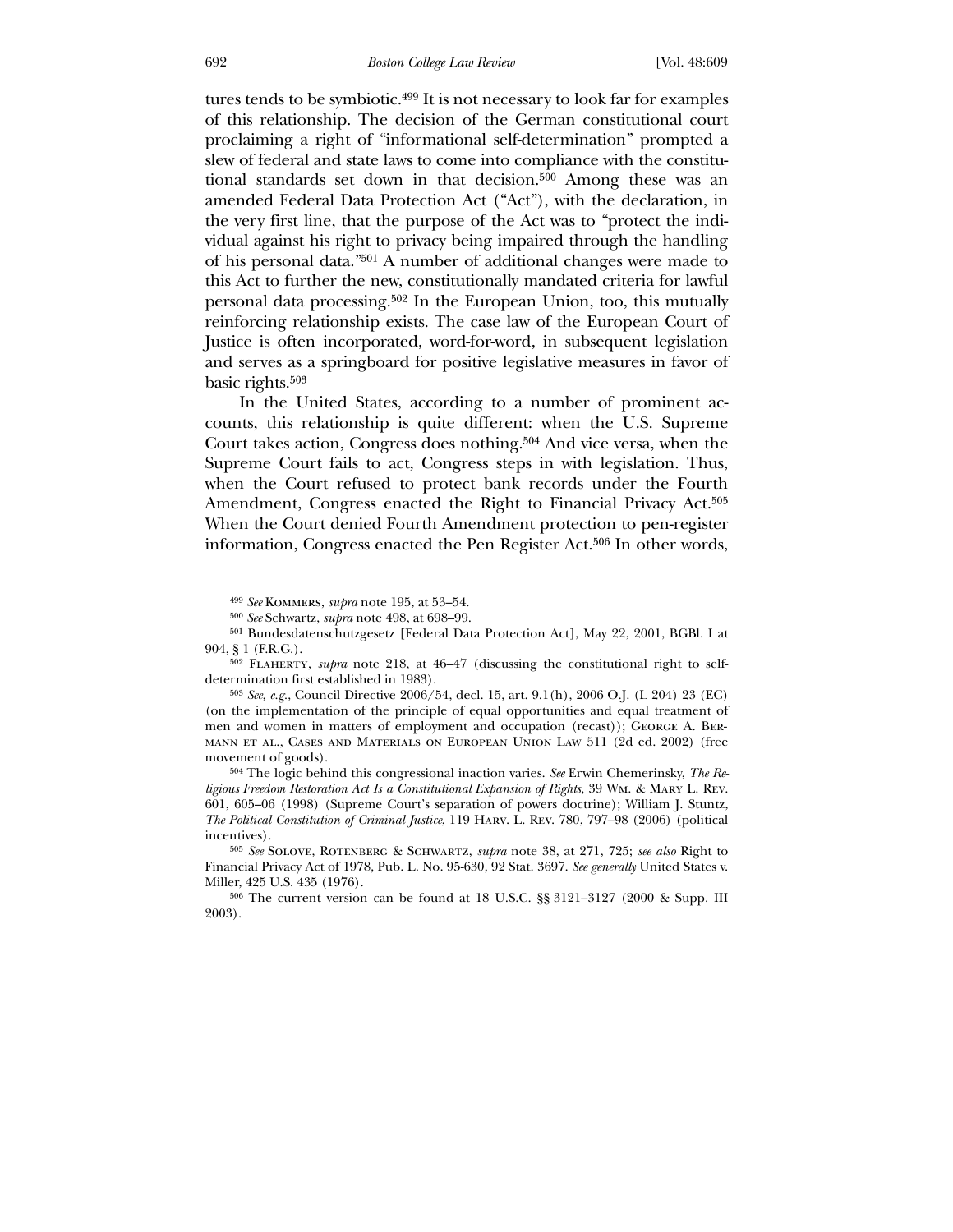tures tends to be symbiotic.[499] It is not necessary to look far for examples of this relationship. The decision of the German constitutional court proclaiming a right of "informational self-determination" prompted a slew of federal and state laws to come into compliance with the constitutional standards set down in that decision.[500] Among these was an amended Federal Data Protection Act ("Act"), with the declaration, in the very first line, that the purpose of the Act was to "protect the individual against his right to privacy being impaired through the handling of his personal data."[501] A number of additional changes were made to this Act to further the new, constitutionally mandated criteria for lawful personal data processing.[502] In the European Union, too, this mutually reinforcing relationship exists. The case law of the European Court of Justice is often incorporated, word-for-word, in subsequent legislation and serves as a springboard for positive legislative measures in favor of basic rights.[503]

In the United States, according to a number of prominent accounts, this relationship is quite different: when the U.S. Supreme Court takes action, Congress does nothing.[504] And vice versa, when the Supreme Court fails to act, Congress steps in with legislation. Thus, when the Court refused to protect bank records under the Fourth Amendment, Congress enacted the Right to Financial Privacy Act.[505] When the Court denied Fourth Amendment protection to pen-register information, Congress enacted the Pen Register Act.[506] In other words,

---

[499] *See* Kommers, *supra* note 195, at 53–54.

[500] *See* Schwartz, *supra* note 498, at 698–99.

[501] Bundesdatenschutzgesetz [Federal Data Protection Act], May 22, 2001, BGBl. I at 904, § 1 (F.R.G.).

[502] Flaherty, *supra* note 218, at 46–47 (discussing the constitutional right to self-determination first established in 1983).

[503] *See, e.g.*, Council Directive 2006/54, decl. 15, art. 9.1(h), 2006 O.J. (L 204) 23 (EC) (on the implementation of the principle of equal opportunities and equal treatment of men and women in matters of employment and occupation (recast)); George A. Bermann et al., Cases and Materials on European Union Law 511 (2d ed. 2002) (free movement of goods).

[504] The logic behind this congressional inaction varies. *See* Erwin Chemerinsky, *The Religious Freedom Restoration Act Is a Constitutional Expansion of Rights*, 39 Wm. & Mary L. Rev. 601, 605–06 (1998) (Supreme Court's separation of powers doctrine); William J. Stuntz, *The Political Constitution of Criminal Justice*, 119 Harv. L. Rev. 780, 797–98 (2006) (political incentives).

[505] *See* Solove, Rotenberg & Schwartz, *supra* note 38, at 271, 725; *see also* Right to Financial Privacy Act of 1978, Pub. L. No. 95-630, 92 Stat. 3697. *See generally* United States v. Miller, 425 U.S. 435 (1976).

[506] The current version can be found at 18 U.S.C. §§ 3121–3127 (2000 & Supp. III 2003).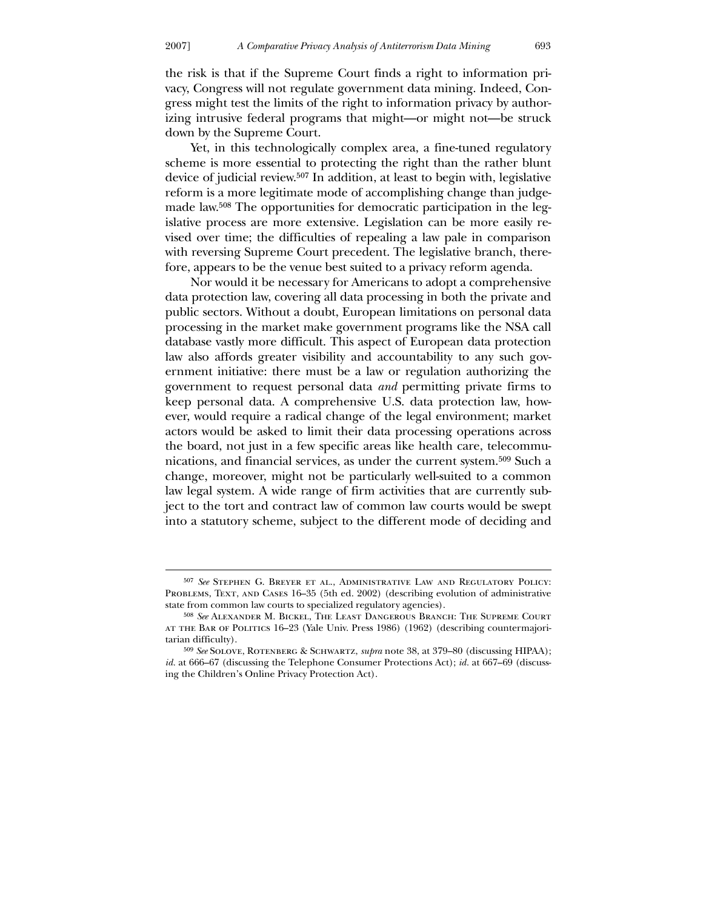the risk is that if the Supreme Court finds a right to information privacy, Congress will not regulate government data mining. Indeed, Congress might test the limits of the right to information privacy by authorizing intrusive federal programs that might—or might not—be struck down by the Supreme Court.

Yet, in this technologically complex area, a fine-tuned regulatory scheme is more essential to protecting the right than the rather blunt device of judicial review.[507] In addition, at least to begin with, legislative reform is a more legitimate mode of accomplishing change than judge-made law.[508] The opportunities for democratic participation in the legislative process are more extensive. Legislation can be more easily revised over time; the difficulties of repealing a law pale in comparison with reversing Supreme Court precedent. The legislative branch, therefore, appears to be the venue best suited to a privacy reform agenda.

Nor would it be necessary for Americans to adopt a comprehensive data protection law, covering all data processing in both the private and public sectors. Without a doubt, European limitations on personal data processing in the market make government programs like the NSA call database vastly more difficult. This aspect of European data protection law also affords greater visibility and accountability to any such government initiative: there must be a law or regulation authorizing the government to request personal data *and* permitting private firms to keep personal data. A comprehensive U.S. data protection law, however, would require a radical change of the legal environment; market actors would be asked to limit their data processing operations across the board, not just in a few specific areas like health care, telecommunications, and financial services, as under the current system.[509] Such a change, moreover, might not be particularly well-suited to a common law legal system. A wide range of firm activities that are currently subject to the tort and contract law of common law courts would be swept into a statutory scheme, subject to the different mode of deciding and

---

[507] *See* Stephen G. Breyer et al., Administrative Law and Regulatory Policy: Problems, Text, and Cases 16–35 (5th ed. 2002) (describing evolution of administrative state from common law courts to specialized regulatory agencies).

[508] *See* Alexander M. Bickel, The Least Dangerous Branch: The Supreme Court at the Bar of Politics 16–23 (Yale Univ. Press 1986) (1962) (describing countermajoritarian difficulty).

[509] *See* Solove, Rotenberg & Schwartz, *supra* note 38, at 379–80 (discussing HIPAA); *id.* at 666–67 (discussing the Telephone Consumer Protections Act); *id.* at 667–69 (discussing the Children's Online Privacy Protection Act).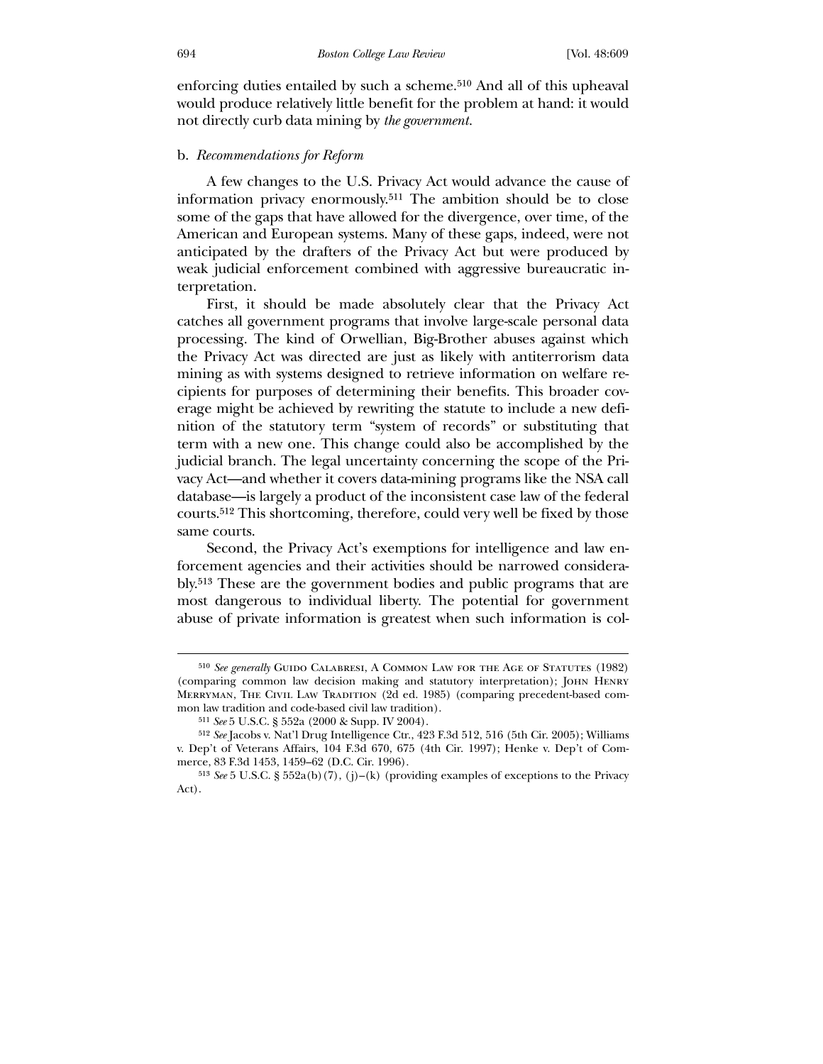enforcing duties entailed by such a scheme.[510] And all of this upheaval would produce relatively little benefit for the problem at hand: it would not directly curb data mining by *the government*.

b. *Recommendations for Reform*

A few changes to the U.S. Privacy Act would advance the cause of information privacy enormously.[511] The ambition should be to close some of the gaps that have allowed for the divergence, over time, of the American and European systems. Many of these gaps, indeed, were not anticipated by the drafters of the Privacy Act but were produced by weak judicial enforcement combined with aggressive bureaucratic interpretation.

First, it should be made absolutely clear that the Privacy Act catches all government programs that involve large-scale personal data processing. The kind of Orwellian, Big-Brother abuses against which the Privacy Act was directed are just as likely with antiterrorism data mining as with systems designed to retrieve information on welfare recipients for purposes of determining their benefits. This broader coverage might be achieved by rewriting the statute to include a new definition of the statutory term "system of records" or substituting that term with a new one. This change could also be accomplished by the judicial branch. The legal uncertainty concerning the scope of the Privacy Act—and whether it covers data-mining programs like the NSA call database—is largely a product of the inconsistent case law of the federal courts.[512] This shortcoming, therefore, could very well be fixed by those same courts.

Second, the Privacy Act's exemptions for intelligence and law enforcement agencies and their activities should be narrowed considerably.[513] These are the government bodies and public programs that are most dangerous to individual liberty. The potential for government abuse of private information is greatest when such information is col-

---

[510] *See generally* Guido Calabresi, A Common Law for the Age of Statutes (1982) (comparing common law decision making and statutory interpretation); John Henry Merryman, The Civil Law Tradition (2d ed. 1985) (comparing precedent-based common law tradition and code-based civil law tradition).

[511] *See* 5 U.S.C. § 552a (2000 & Supp. IV 2004).

[512] *See* Jacobs v. Nat'l Drug Intelligence Ctr., 423 F.3d 512, 516 (5th Cir. 2005); Williams v. Dep't of Veterans Affairs, 104 F.3d 670, 675 (4th Cir. 1997); Henke v. Dep't of Commerce, 83 F.3d 1453, 1459–62 (D.C. Cir. 1996).

[513] *See* 5 U.S.C. § 552a(b)(7), (j)–(k) (providing examples of exceptions to the Privacy Act).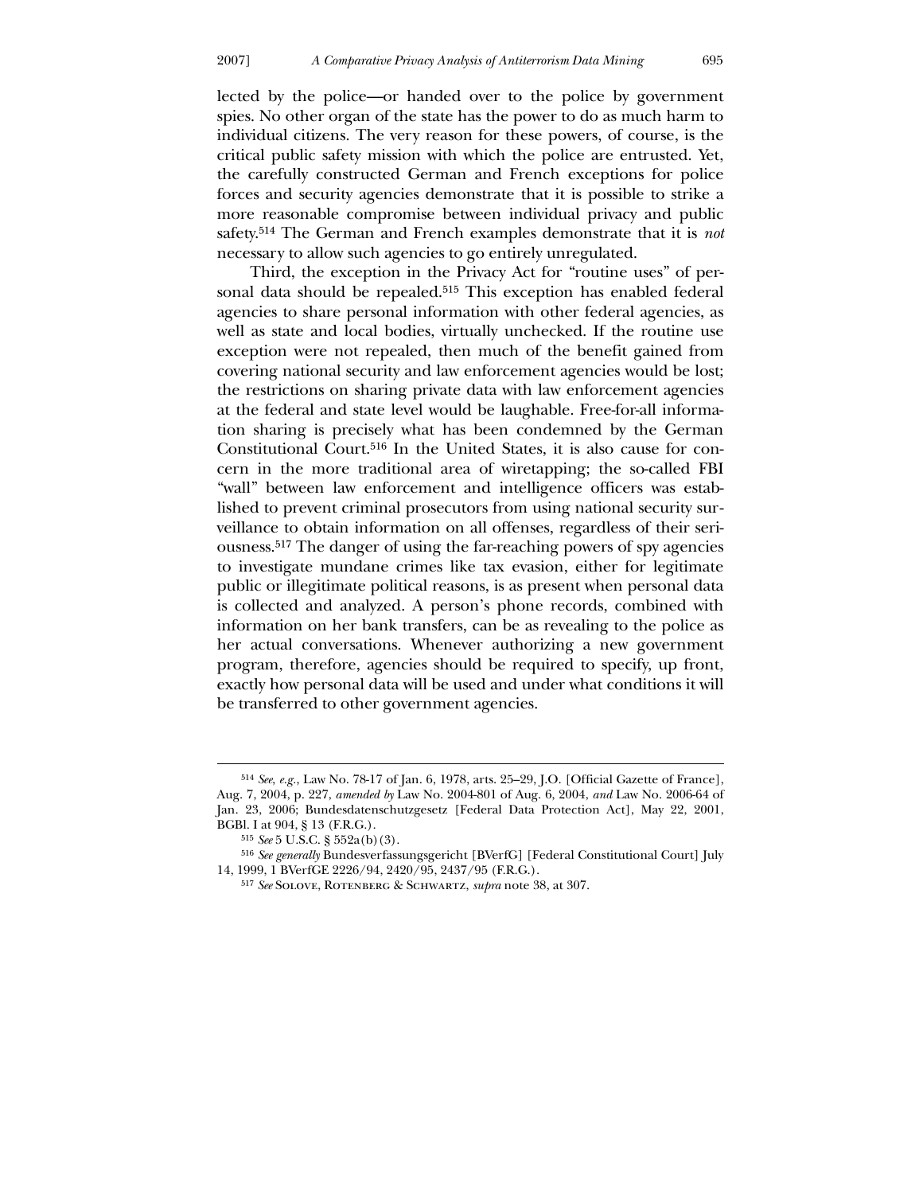lected by the police—or handed over to the police by government spies. No other organ of the state has the power to do as much harm to individual citizens. The very reason for these powers, of course, is the critical public safety mission with which the police are entrusted. Yet, the carefully constructed German and French exceptions for police forces and security agencies demonstrate that it is possible to strike a more reasonable compromise between individual privacy and public safety.[514] The German and French examples demonstrate that it is *not* necessary to allow such agencies to go entirely unregulated.

Third, the exception in the Privacy Act for "routine uses" of personal data should be repealed.[515] This exception has enabled federal agencies to share personal information with other federal agencies, as well as state and local bodies, virtually unchecked. If the routine use exception were not repealed, then much of the benefit gained from covering national security and law enforcement agencies would be lost; the restrictions on sharing private data with law enforcement agencies at the federal and state level would be laughable. Free-for-all information sharing is precisely what has been condemned by the German Constitutional Court.[516] In the United States, it is also cause for concern in the more traditional area of wiretapping; the so-called FBI "wall" between law enforcement and intelligence officers was established to prevent criminal prosecutors from using national security surveillance to obtain information on all offenses, regardless of their seriousness.[517] The danger of using the far-reaching powers of spy agencies to investigate mundane crimes like tax evasion, either for legitimate public or illegitimate political reasons, is as present when personal data is collected and analyzed. A person's phone records, combined with information on her bank transfers, can be as revealing to the police as her actual conversations. Whenever authorizing a new government program, therefore, agencies should be required to specify, up front, exactly how personal data will be used and under what conditions it will be transferred to other government agencies.

---

[514] *See, e.g.*, Law No. 78-17 of Jan. 6, 1978, arts. 25–29, J.O. [Official Gazette of France], Aug. 7, 2004, p. 227, *amended by* Law No. 2004-801 of Aug. 6, 2004, *and* Law No. 2006-64 of Jan. 23, 2006; Bundesdatenschutzgesetz [Federal Data Protection Act], May 22, 2001, BGBl. I at 904, § 13 (F.R.G.).

[515] *See* 5 U.S.C. § 552a(b)(3).

[516] *See generally* Bundesverfassungsgericht [BVerfG] [Federal Constitutional Court] July 14, 1999, 1 BVerfGE 2226/94, 2420/95, 2437/95 (F.R.G.).

[517] *See* SOLOVE, ROTENBERG & SCHWARTZ, *supra* note 38, at 307.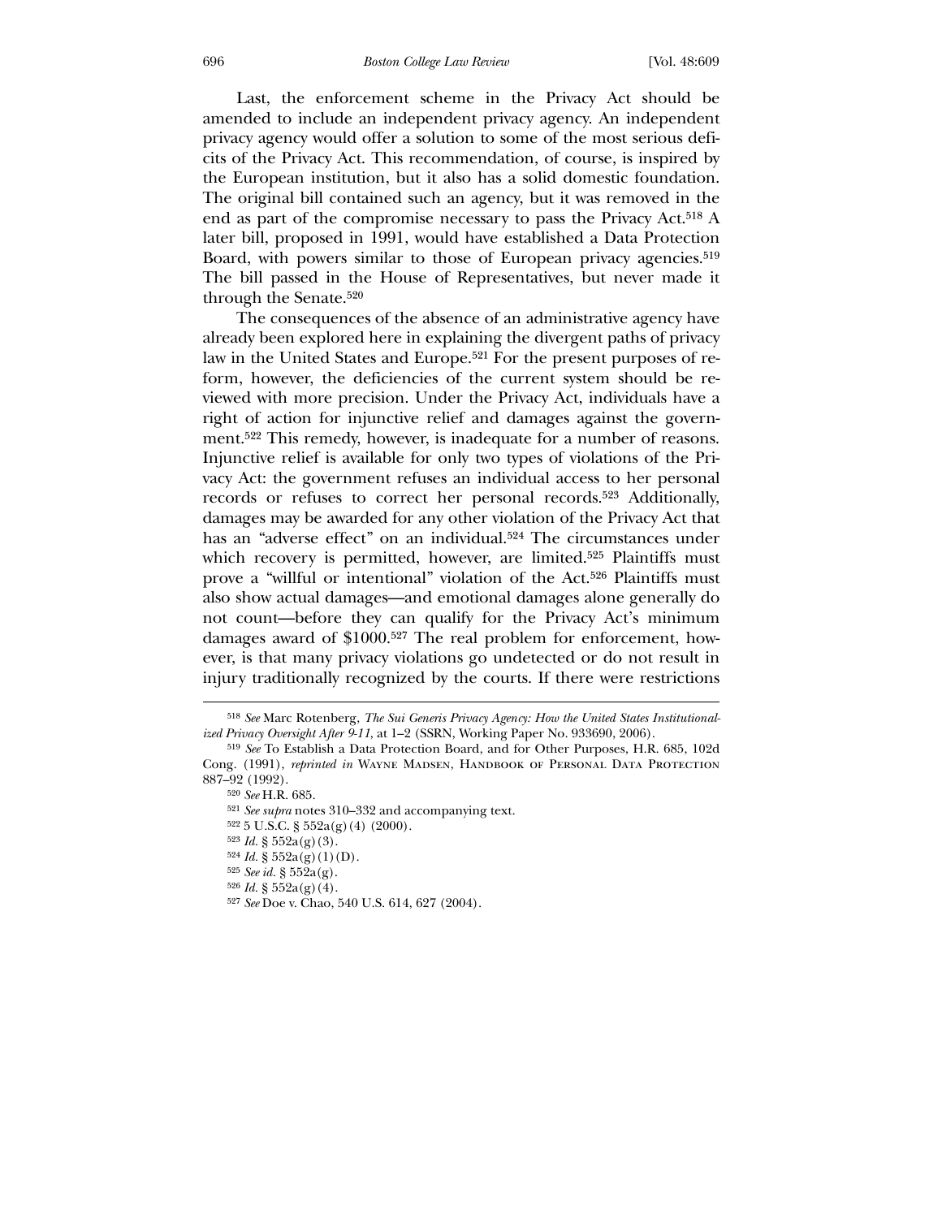Last, the enforcement scheme in the Privacy Act should be amended to include an independent privacy agency. An independent privacy agency would offer a solution to some of the most serious deficits of the Privacy Act. This recommendation, of course, is inspired by the European institution, but it also has a solid domestic foundation. The original bill contained such an agency, but it was removed in the end as part of the compromise necessary to pass the Privacy Act.[518] A later bill, proposed in 1991, would have established a Data Protection Board, with powers similar to those of European privacy agencies.[519] The bill passed in the House of Representatives, but never made it through the Senate.[520]

The consequences of the absence of an administrative agency have already been explored here in explaining the divergent paths of privacy law in the United States and Europe.[521] For the present purposes of reform, however, the deficiencies of the current system should be reviewed with more precision. Under the Privacy Act, individuals have a right of action for injunctive relief and damages against the government.[522] This remedy, however, is inadequate for a number of reasons. Injunctive relief is available for only two types of violations of the Privacy Act: the government refuses an individual access to her personal records or refuses to correct her personal records.[523] Additionally, damages may be awarded for any other violation of the Privacy Act that has an "adverse effect" on an individual.[524] The circumstances under which recovery is permitted, however, are limited.[525] Plaintiffs must prove a "willful or intentional" violation of the Act.[526] Plaintiffs must also show actual damages—and emotional damages alone generally do not count—before they can qualify for the Privacy Act's minimum damages award of $1000.[527] The real problem for enforcement, however, is that many privacy violations go undetected or do not result in injury traditionally recognized by the courts. If there were restrictions

---

[518] *See* Marc Rotenberg, *The Sui Generis Privacy Agency: How the United States Institutionalized Privacy Oversight After 9-11*, at 1–2 (SSRN, Working Paper No. 933690, 2006).

[519] *See* To Establish a Data Protection Board, and for Other Purposes, H.R. 685, 102d Cong. (1991), *reprinted in* Wayne Madsen, Handbook of Personal Data Protection 887–92 (1992).

[520] *See* H.R. 685.

[521] *See supra* notes 310–332 and accompanying text.

[522] 5 U.S.C. § 552a(g)(4) (2000).

[523] *Id.* § 552a(g)(3).

[524] *Id.* § 552a(g)(1)(D).

[525] *See id.* § 552a(g).

[526] *Id.* § 552a(g)(4).

[527] *See* Doe v. Chao, 540 U.S. 614, 627 (2004).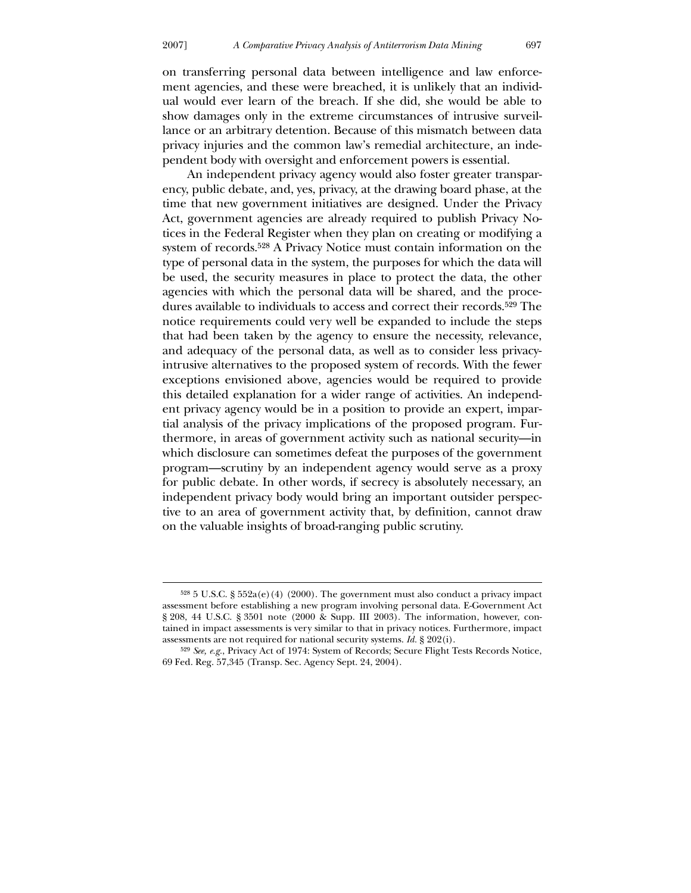on transferring personal data between intelligence and law enforcement agencies, and these were breached, it is unlikely that an individual would ever learn of the breach. If she did, she would be able to show damages only in the extreme circumstances of intrusive surveillance or an arbitrary detention. Because of this mismatch between data privacy injuries and the common law's remedial architecture, an independent body with oversight and enforcement powers is essential.

An independent privacy agency would also foster greater transparency, public debate, and, yes, privacy, at the drawing board phase, at the time that new government initiatives are designed. Under the Privacy Act, government agencies are already required to publish Privacy Notices in the Federal Register when they plan on creating or modifying a system of records.[528] A Privacy Notice must contain information on the type of personal data in the system, the purposes for which the data will be used, the security measures in place to protect the data, the other agencies with which the personal data will be shared, and the procedures available to individuals to access and correct their records.[529] The notice requirements could very well be expanded to include the steps that had been taken by the agency to ensure the necessity, relevance, and adequacy of the personal data, as well as to consider less privacy-intrusive alternatives to the proposed system of records. With the fewer exceptions envisioned above, agencies would be required to provide this detailed explanation for a wider range of activities. An independent privacy agency would be in a position to provide an expert, impartial analysis of the privacy implications of the proposed program. Furthermore, in areas of government activity such as national security—in which disclosure can sometimes defeat the purposes of the government program—scrutiny by an independent agency would serve as a proxy for public debate. In other words, if secrecy is absolutely necessary, an independent privacy body would bring an important outsider perspective to an area of government activity that, by definition, cannot draw on the valuable insights of broad-ranging public scrutiny.

---

[528] 5 U.S.C. § 552a(e)(4) (2000). The government must also conduct a privacy impact assessment before establishing a new program involving personal data. E-Government Act § 208, 44 U.S.C. § 3501 note (2000 & Supp. III 2003). The information, however, contained in impact assessments is very similar to that in privacy notices. Furthermore, impact assessments are not required for national security systems. *Id.* § 202(i).

[529] *See, e.g.*, Privacy Act of 1974: System of Records; Secure Flight Tests Records Notice, 69 Fed. Reg. 57,345 (Transp. Sec. Agency Sept. 24, 2004).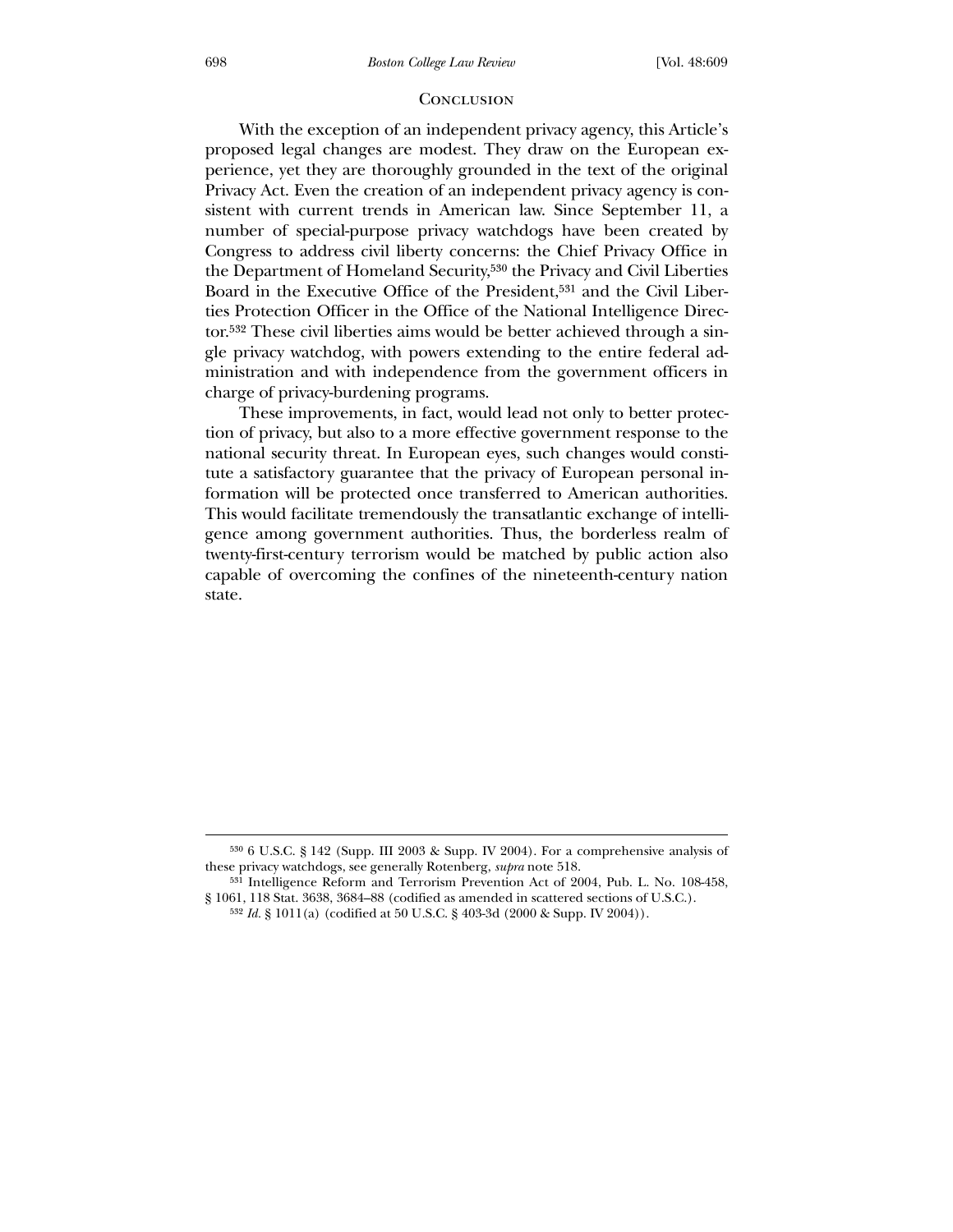## Conclusion

With the exception of an independent privacy agency, this Article's proposed legal changes are modest. They draw on the European experience, yet they are thoroughly grounded in the text of the original Privacy Act. Even the creation of an independent privacy agency is consistent with current trends in American law. Since September 11, a number of special-purpose privacy watchdogs have been created by Congress to address civil liberty concerns: the Chief Privacy Office in the Department of Homeland Security,[530] the Privacy and Civil Liberties Board in the Executive Office of the President,[531] and the Civil Liberties Protection Officer in the Office of the National Intelligence Director.[532] These civil liberties aims would be better achieved through a single privacy watchdog, with powers extending to the entire federal administration and with independence from the government officers in charge of privacy-burdening programs.

These improvements, in fact, would lead not only to better protection of privacy, but also to a more effective government response to the national security threat. In European eyes, such changes would constitute a satisfactory guarantee that the privacy of European personal information will be protected once transferred to American authorities. This would facilitate tremendously the transatlantic exchange of intelligence among government authorities. Thus, the borderless realm of twenty-first-century terrorism would be matched by public action also capable of overcoming the confines of the nineteenth-century nation state.

---

[530] 6 U.S.C. § 142 (Supp. III 2003 & Supp. IV 2004). For a comprehensive analysis of these privacy watchdogs, see generally Rotenberg, *supra* note 518.

[531] Intelligence Reform and Terrorism Prevention Act of 2004, Pub. L. No. 108-458, § 1061, 118 Stat. 3638, 3684–88 (codified as amended in scattered sections of U.S.C.).

[532] *Id.* § 1011(a) (codified at 50 U.S.C. § 403-3d (2000 & Supp. IV 2004)).